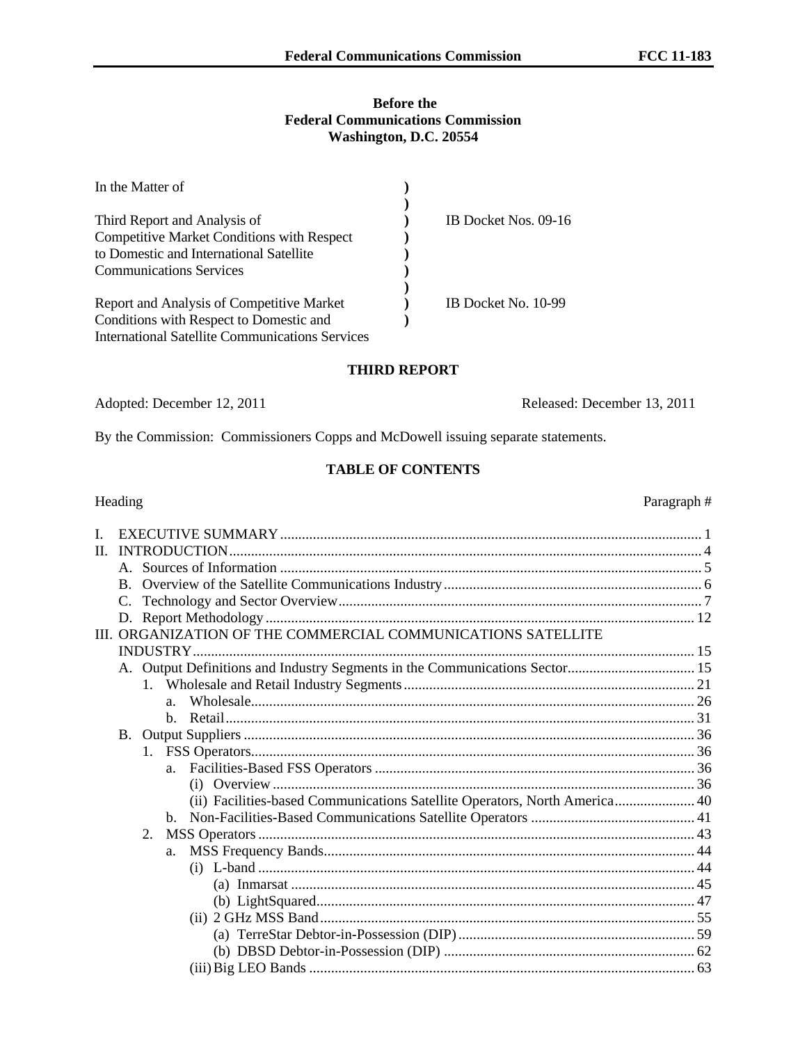**Before the**
**Federal Communications Commission**
**Washington, D.C. 20554**

| | | |
|---|---|---|
| In the Matter of | ) | |
| | ) | |
| Third Report and Analysis of Competitive Market Conditions with Respect to Domestic and International Satellite Communications Services | ) | IB Docket Nos. 09-16 |
| | ) | |
| Report and Analysis of Competitive Market Conditions with Respect to Domestic and International Satellite Communications Services | ) | IB Docket No. 10-99 |

**THIRD REPORT**

Adopted: December 12, 2011 Released: December 13, 2011

By the Commission: Commissioners Copps and McDowell issuing separate statements.

**TABLE OF CONTENTS**

| Heading | Paragraph # |
|---|---|
| I. EXECUTIVE SUMMARY | 1 |
| II. INTRODUCTION | 4 |
| A. Sources of Information | 5 |
| B. Overview of the Satellite Communications Industry | 6 |
| C. Technology and Sector Overview | 7 |
| D. Report Methodology | 12 |
| III. ORGANIZATION OF THE COMMERCIAL COMMUNICATIONS SATELLITE INDUSTRY | 15 |
| A. Output Definitions and Industry Segments in the Communications Sector | 15 |
| 1. Wholesale and Retail Industry Segments | 21 |
| a. Wholesale | 26 |
| b. Retail | 31 |
| B. Output Suppliers | 36 |
| 1. FSS Operators | 36 |
| a. Facilities-Based FSS Operators | 36 |
| (i) Overview | 36 |
| (ii) Facilities-based Communications Satellite Operators, North America | 40 |
| b. Non-Facilities-Based Communications Satellite Operators | 41 |
| 2. MSS Operators | 43 |
| a. MSS Frequency Bands | 44 |
| (i) L-band | 44 |
| (a) Inmarsat | 45 |
| (b) LightSquared | 47 |
| (ii) 2 GHz MSS Band | 55 |
| (a) TerreStar Debtor-in-Possession (DIP) | 59 |
| (b) DBSD Debtor-in-Possession (DIP) | 62 |
| (iii) Big LEO Bands | 63 |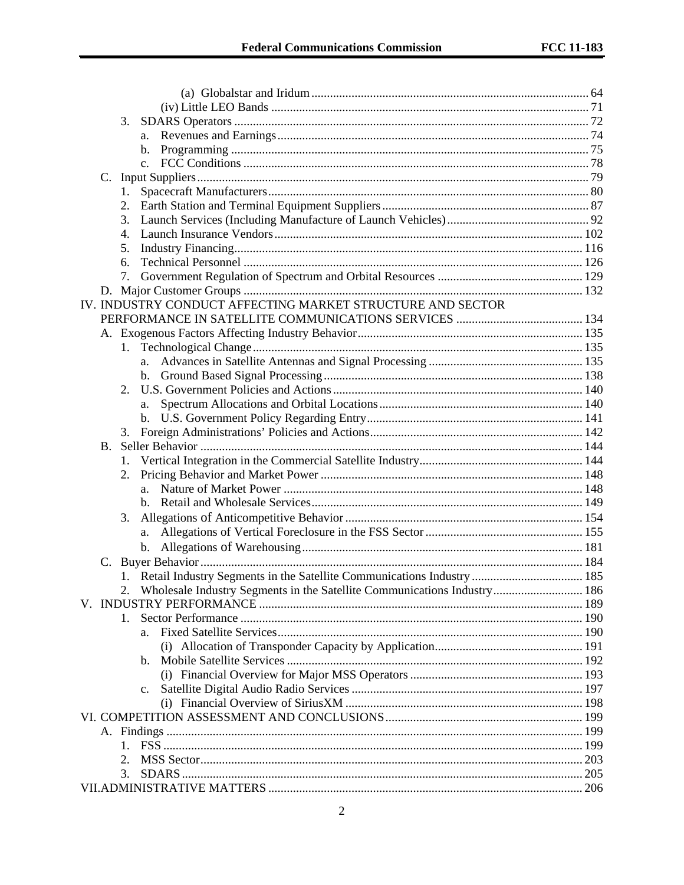(a) Globalstar and Iridum ... 64
(iv) Little LEO Bands ... 71
3. SDARS Operators ... 72
a. Revenues and Earnings ... 74
b. Programming ... 75
c. FCC Conditions ... 78
C. Input Suppliers ... 79
1. Spacecraft Manufacturers ... 80
2. Earth Station and Terminal Equipment Suppliers ... 87
3. Launch Services (Including Manufacture of Launch Vehicles) ... 92
4. Launch Insurance Vendors ... 102
5. Industry Financing ... 116
6. Technical Personnel ... 126
7. Government Regulation of Spectrum and Orbital Resources ... 129
D. Major Customer Groups ... 132
IV. INDUSTRY CONDUCT AFFECTING MARKET STRUCTURE AND SECTOR PERFORMANCE IN SATELLITE COMMUNICATIONS SERVICES ... 134
A. Exogenous Factors Affecting Industry Behavior ... 135
1. Technological Change ... 135
a. Advances in Satellite Antennas and Signal Processing ... 135
b. Ground Based Signal Processing ... 138
2. U.S. Government Policies and Actions ... 140
a. Spectrum Allocations and Orbital Locations ... 140
b. U.S. Government Policy Regarding Entry ... 141
3. Foreign Administrations' Policies and Actions ... 142
B. Seller Behavior ... 144
1. Vertical Integration in the Commercial Satellite Industry ... 144
2. Pricing Behavior and Market Power ... 148
a. Nature of Market Power ... 148
b. Retail and Wholesale Services ... 149
3. Allegations of Anticompetitive Behavior ... 154
a. Allegations of Vertical Foreclosure in the FSS Sector ... 155
b. Allegations of Warehousing ... 181
C. Buyer Behavior ... 184
1. Retail Industry Segments in the Satellite Communications Industry ... 185
2. Wholesale Industry Segments in the Satellite Communications Industry ... 186
V. INDUSTRY PERFORMANCE ... 189
1. Sector Performance ... 190
a. Fixed Satellite Services ... 190
(i) Allocation of Transponder Capacity by Application ... 191
b. Mobile Satellite Services ... 192
(i) Financial Overview for Major MSS Operators ... 193
c. Satellite Digital Audio Radio Services ... 197
(i) Financial Overview of SiriusXM ... 198
VI. COMPETITION ASSESSMENT AND CONCLUSIONS ... 199
A. Findings ... 199
1. FSS ... 199
2. MSS Sector ... 203
3. SDARS ... 205
VII. ADMINISTRATIVE MATTERS ... 206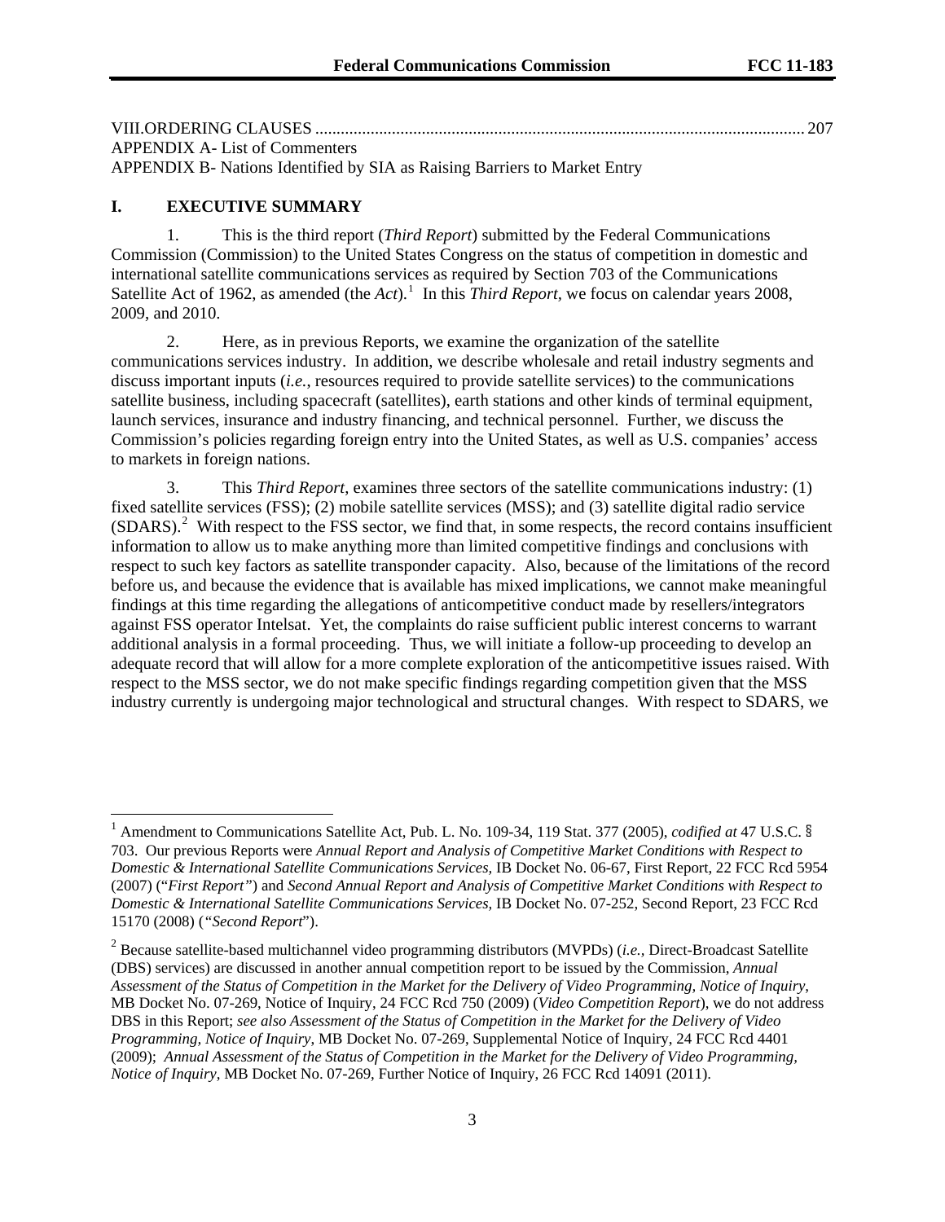VIII.ORDERING CLAUSES .................................................................................................................. 207
APPENDIX A- List of Commenters
APPENDIX B- Nations Identified by SIA as Raising Barriers to Market Entry

## I. EXECUTIVE SUMMARY

1. This is the third report (*Third Report*) submitted by the Federal Communications Commission (Commission) to the United States Congress on the status of competition in domestic and international satellite communications services as required by Section 703 of the Communications Satellite Act of 1962, as amended (the *Act*).[1] In this *Third Report*, we focus on calendar years 2008, 2009, and 2010.

2. Here, as in previous Reports, we examine the organization of the satellite communications services industry. In addition, we describe wholesale and retail industry segments and discuss important inputs (*i.e.*, resources required to provide satellite services) to the communications satellite business, including spacecraft (satellites), earth stations and other kinds of terminal equipment, launch services, insurance and industry financing, and technical personnel. Further, we discuss the Commission's policies regarding foreign entry into the United States, as well as U.S. companies' access to markets in foreign nations.

3. This *Third Report*, examines three sectors of the satellite communications industry: (1) fixed satellite services (FSS); (2) mobile satellite services (MSS); and (3) satellite digital radio service (SDARS).[2] With respect to the FSS sector, we find that, in some respects, the record contains insufficient information to allow us to make anything more than limited competitive findings and conclusions with respect to such key factors as satellite transponder capacity. Also, because of the limitations of the record before us, and because the evidence that is available has mixed implications, we cannot make meaningful findings at this time regarding the allegations of anticompetitive conduct made by resellers/integrators against FSS operator Intelsat. Yet, the complaints do raise sufficient public interest concerns to warrant additional analysis in a formal proceeding. Thus, we will initiate a follow-up proceeding to develop an adequate record that will allow for a more complete exploration of the anticompetitive issues raised. With respect to the MSS sector, we do not make specific findings regarding competition given that the MSS industry currently is undergoing major technological and structural changes. With respect to SDARS, we

---

[1] Amendment to Communications Satellite Act, Pub. L. No. 109-34, 119 Stat. 377 (2005), *codified at* 47 U.S.C. § 703. Our previous Reports were *Annual Report and Analysis of Competitive Market Conditions with Respect to Domestic & International Satellite Communications Services*, IB Docket No. 06-67, First Report, 22 FCC Rcd 5954 (2007) ("*First Report*") and *Second Annual Report and Analysis of Competitive Market Conditions with Respect to Domestic & International Satellite Communications Services*, IB Docket No. 07-252, Second Report, 23 FCC Rcd 15170 (2008) ("*Second Report*").

[2] Because satellite-based multichannel video programming distributors (MVPDs) (*i.e.,* Direct-Broadcast Satellite (DBS) services) are discussed in another annual competition report to be issued by the Commission, *Annual Assessment of the Status of Competition in the Market for the Delivery of Video Programming, Notice of Inquiry*, MB Docket No. 07-269, Notice of Inquiry, 24 FCC Rcd 750 (2009) (*Video Competition Report*), we do not address DBS in this Report; *see also Assessment of the Status of Competition in the Market for the Delivery of Video Programming, Notice of Inquiry*, MB Docket No. 07-269, Supplemental Notice of Inquiry, 24 FCC Rcd 4401 (2009); *Annual Assessment of the Status of Competition in the Market for the Delivery of Video Programming, Notice of Inquiry*, MB Docket No. 07-269, Further Notice of Inquiry, 26 FCC Rcd 14091 (2011).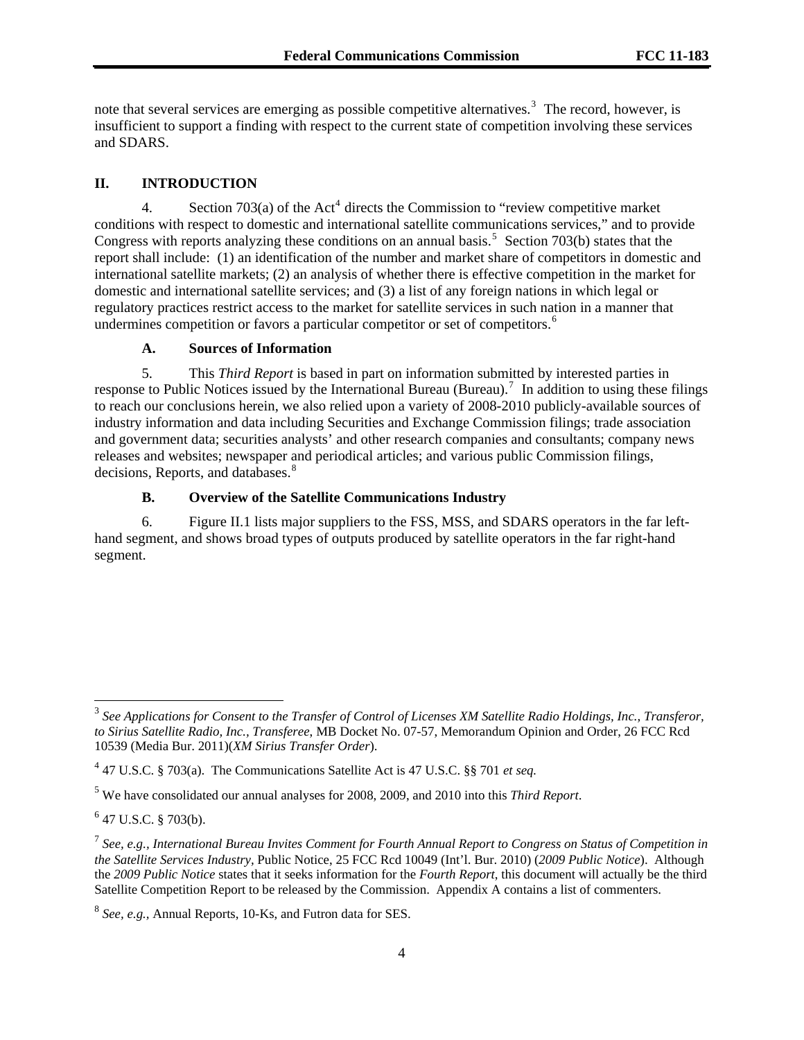note that several services are emerging as possible competitive alternatives.[3] The record, however, is insufficient to support a finding with respect to the current state of competition involving these services and SDARS.

## II. INTRODUCTION

4. Section 703(a) of the Act[4] directs the Commission to "review competitive market conditions with respect to domestic and international satellite communications services," and to provide Congress with reports analyzing these conditions on an annual basis.[5] Section 703(b) states that the report shall include: (1) an identification of the number and market share of competitors in domestic and international satellite markets; (2) an analysis of whether there is effective competition in the market for domestic and international satellite services; and (3) a list of any foreign nations in which legal or regulatory practices restrict access to the market for satellite services in such nation in a manner that undermines competition or favors a particular competitor or set of competitors.[6]

### A. Sources of Information

5. This *Third Report* is based in part on information submitted by interested parties in response to Public Notices issued by the International Bureau (Bureau).[7] In addition to using these filings to reach our conclusions herein, we also relied upon a variety of 2008-2010 publicly-available sources of industry information and data including Securities and Exchange Commission filings; trade association and government data; securities analysts' and other research companies and consultants; company news releases and websites; newspaper and periodical articles; and various public Commission filings, decisions, Reports, and databases.[8]

### B. Overview of the Satellite Communications Industry

6. Figure II.1 lists major suppliers to the FSS, MSS, and SDARS operators in the far left-hand segment, and shows broad types of outputs produced by satellite operators in the far right-hand segment.

---

[3] *See Applications for Consent to the Transfer of Control of Licenses XM Satellite Radio Holdings, Inc., Transferor, to Sirius Satellite Radio, Inc., Transferee*, MB Docket No. 07-57, Memorandum Opinion and Order, 26 FCC Rcd 10539 (Media Bur. 2011)(*XM Sirius Transfer Order*).

[4] 47 U.S.C. § 703(a). The Communications Satellite Act is 47 U.S.C. §§ 701 *et seq.*

[5] We have consolidated our annual analyses for 2008, 2009, and 2010 into this *Third Report*.

[6] 47 U.S.C. § 703(b).

[7] *See, e.g., International Bureau Invites Comment for Fourth Annual Report to Congress on Status of Competition in the Satellite Services Industry*, Public Notice, 25 FCC Rcd 10049 (Int'l. Bur. 2010) (*2009 Public Notice*). Although the *2009 Public Notice* states that it seeks information for the *Fourth Report*, this document will actually be the third Satellite Competition Report to be released by the Commission. Appendix A contains a list of commenters.

[8] *See, e.g.,* Annual Reports, 10-Ks, and Futron data for SES.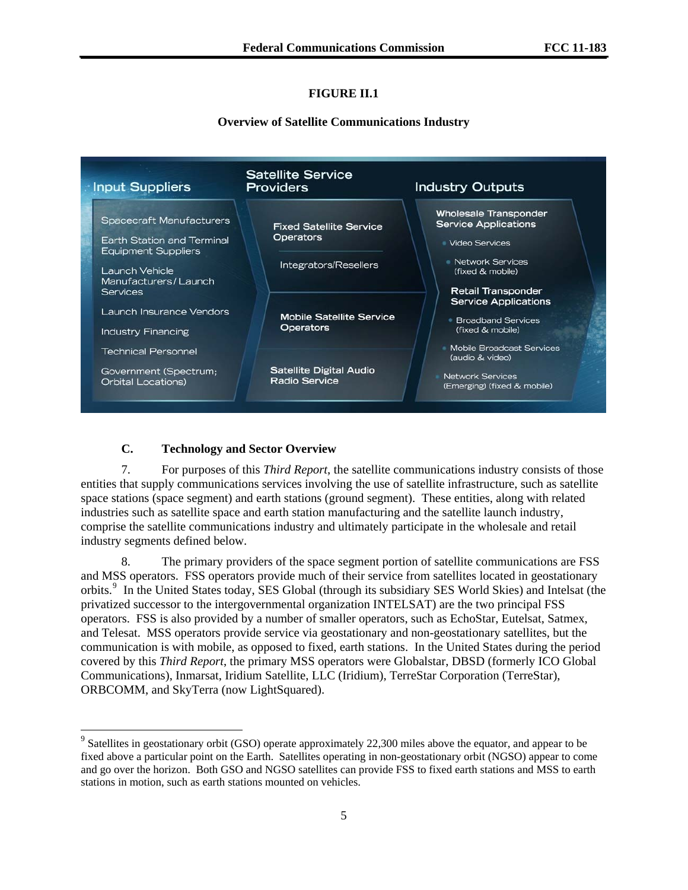**FIGURE II.1**

**Overview of Satellite Communications Industry**

| Input Suppliers | Satellite Service Providers | Industry Outputs |
|---|---|---|
| Spacecraft Manufacturers<br>Earth Station and Terminal Equipment Suppliers<br>Launch Vehicle Manufacturers/Launch Services<br>Launch Insurance Vendors<br>Industry Financing<br>Technical Personnel<br>Government (Spectrum; Orbital Locations) | **Fixed Satellite Service Operators**<br>Integrators/Resellers<br>**Mobile Satellite Service Operators**<br>**Satellite Digital Audio Radio Service** | **Wholesale Transponder Service Applications**<br>• Video Services<br>• Network Services (fixed & mobile)<br>**Retail Transponder Service Applications**<br>• Broadband Services (fixed & mobile)<br>• Mobile Broadcast Services (audio & video)<br>• Network Services (Emerging) (fixed & mobile) |

### C. Technology and Sector Overview

7. For purposes of this *Third Report*, the satellite communications industry consists of those entities that supply communications services involving the use of satellite infrastructure, such as satellite space stations (space segment) and earth stations (ground segment). These entities, along with related industries such as satellite space and earth station manufacturing and the satellite launch industry, comprise the satellite communications industry and ultimately participate in the wholesale and retail industry segments defined below.

8. The primary providers of the space segment portion of satellite communications are FSS and MSS operators. FSS operators provide much of their service from satellites located in geostationary orbits.[9] In the United States today, SES Global (through its subsidiary SES World Skies) and Intelsat (the privatized successor to the intergovernmental organization INTELSAT) are the two principal FSS operators. FSS is also provided by a number of smaller operators, such as EchoStar, Eutelsat, Satmex, and Telesat. MSS operators provide service via geostationary and non-geostationary satellites, but the communication is with mobile, as opposed to fixed, earth stations. In the United States during the period covered by this *Third Report*, the primary MSS operators were Globalstar, DBSD (formerly ICO Global Communications), Inmarsat, Iridium Satellite, LLC (Iridium), TerreStar Corporation (TerreStar), ORBCOMM, and SkyTerra (now LightSquared).

[9] Satellites in geostationary orbit (GSO) operate approximately 22,300 miles above the equator, and appear to be fixed above a particular point on the Earth. Satellites operating in non-geostationary orbit (NGSO) appear to come and go over the horizon. Both GSO and NGSO satellites can provide FSS to fixed earth stations and MSS to earth stations in motion, such as earth stations mounted on vehicles.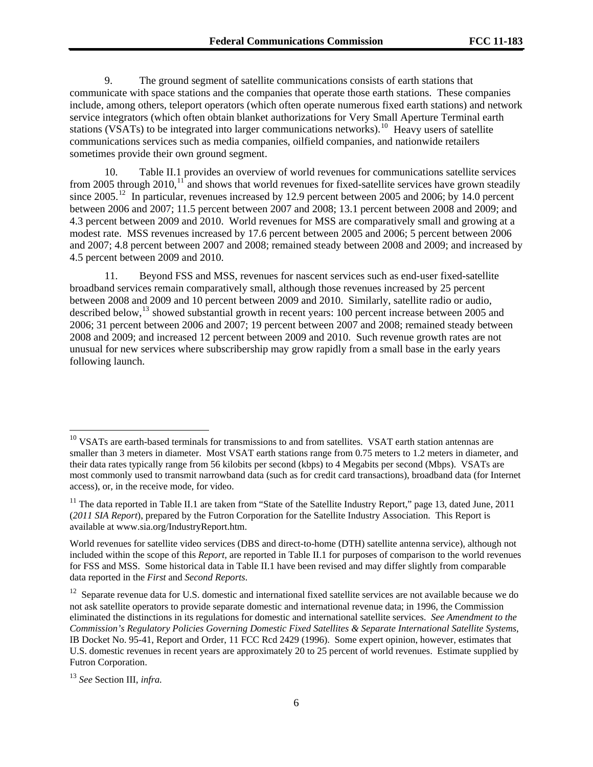9. The ground segment of satellite communications consists of earth stations that communicate with space stations and the companies that operate those earth stations. These companies include, among others, teleport operators (which often operate numerous fixed earth stations) and network service integrators (which often obtain blanket authorizations for Very Small Aperture Terminal earth stations (VSATs) to be integrated into larger communications networks).[10] Heavy users of satellite communications services such as media companies, oilfield companies, and nationwide retailers sometimes provide their own ground segment.

10. Table II.1 provides an overview of world revenues for communications satellite services from 2005 through 2010,[11] and shows that world revenues for fixed-satellite services have grown steadily since 2005.[12] In particular, revenues increased by 12.9 percent between 2005 and 2006; by 14.0 percent between 2006 and 2007; 11.5 percent between 2007 and 2008; 13.1 percent between 2008 and 2009; and 4.3 percent between 2009 and 2010. World revenues for MSS are comparatively small and growing at a modest rate. MSS revenues increased by 17.6 percent between 2005 and 2006; 5 percent between 2006 and 2007; 4.8 percent between 2007 and 2008; remained steady between 2008 and 2009; and increased by 4.5 percent between 2009 and 2010.

11. Beyond FSS and MSS, revenues for nascent services such as end-user fixed-satellite broadband services remain comparatively small, although those revenues increased by 25 percent between 2008 and 2009 and 10 percent between 2009 and 2010. Similarly, satellite radio or audio, described below,[13] showed substantial growth in recent years: 100 percent increase between 2005 and 2006; 31 percent between 2006 and 2007; 19 percent between 2007 and 2008; remained steady between 2008 and 2009; and increased 12 percent between 2009 and 2010. Such revenue growth rates are not unusual for new services where subscribership may grow rapidly from a small base in the early years following launch.

---

[10] VSATs are earth-based terminals for transmissions to and from satellites. VSAT earth station antennas are smaller than 3 meters in diameter. Most VSAT earth stations range from 0.75 meters to 1.2 meters in diameter, and their data rates typically range from 56 kilobits per second (kbps) to 4 Megabits per second (Mbps). VSATs are most commonly used to transmit narrowband data (such as for credit card transactions), broadband data (for Internet access), or, in the receive mode, for video.

[11] The data reported in Table II.1 are taken from "State of the Satellite Industry Report," page 13, dated June, 2011 (*2011 SIA Report*), prepared by the Futron Corporation for the Satellite Industry Association. This Report is available at www.sia.org/IndustryReport.htm.

World revenues for satellite video services (DBS and direct-to-home (DTH) satellite antenna service), although not included within the scope of this *Report*, are reported in Table II.1 for purposes of comparison to the world revenues for FSS and MSS. Some historical data in Table II.1 have been revised and may differ slightly from comparable data reported in the *First* and *Second Reports*.

[12] Separate revenue data for U.S. domestic and international fixed satellite services are not available because we do not ask satellite operators to provide separate domestic and international revenue data; in 1996, the Commission eliminated the distinctions in its regulations for domestic and international satellite services. *See Amendment to the Commission's Regulatory Policies Governing Domestic Fixed Satellites & Separate International Satellite Systems*, IB Docket No. 95-41, Report and Order, 11 FCC Rcd 2429 (1996). Some expert opinion, however, estimates that U.S. domestic revenues in recent years are approximately 20 to 25 percent of world revenues. Estimate supplied by Futron Corporation.

[13] *See* Section III, *infra.*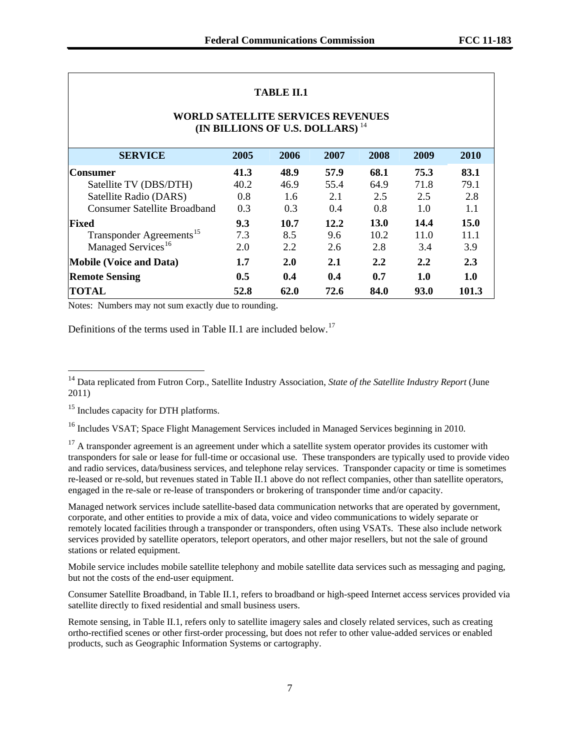**TABLE II.1**

**WORLD SATELLITE SERVICES REVENUES (IN BILLIONS OF U.S. DOLLARS)** [14]

| SERVICE | 2005 | 2006 | 2007 | 2008 | 2009 | 2010 |
|---|---|---|---|---|---|---|
| **Consumer** | **41.3** | **48.9** | **57.9** | **68.1** | **75.3** | **83.1** |
| Satellite TV (DBS/DTH) | 40.2 | 46.9 | 55.4 | 64.9 | 71.8 | 79.1 |
| Satellite Radio (DARS) | 0.8 | 1.6 | 2.1 | 2.5 | 2.5 | 2.8 |
| Consumer Satellite Broadband | 0.3 | 0.3 | 0.4 | 0.8 | 1.0 | 1.1 |
| **Fixed** | **9.3** | **10.7** | **12.2** | **13.0** | **14.4** | **15.0** |
| Transponder Agreements[15] | 7.3 | 8.5 | 9.6 | 10.2 | 11.0 | 11.1 |
| Managed Services[16] | 2.0 | 2.2 | 2.6 | 2.8 | 3.4 | 3.9 |
| **Mobile (Voice and Data)** | **1.7** | **2.0** | **2.1** | **2.2** | **2.2** | **2.3** |
| **Remote Sensing** | **0.5** | **0.4** | **0.4** | **0.7** | **1.0** | **1.0** |
| **TOTAL** | **52.8** | **62.0** | **72.6** | **84.0** | **93.0** | **101.3** |

Notes: Numbers may not sum exactly due to rounding.

Definitions of the terms used in Table II.1 are included below.[17]

---

[14] Data replicated from Futron Corp., Satellite Industry Association, *State of the Satellite Industry Report* (June 2011)

[15] Includes capacity for DTH platforms.

[16] Includes VSAT; Space Flight Management Services included in Managed Services beginning in 2010.

[17] A transponder agreement is an agreement under which a satellite system operator provides its customer with transponders for sale or lease for full-time or occasional use. These transponders are typically used to provide video and radio services, data/business services, and telephone relay services. Transponder capacity or time is sometimes re-leased or re-sold, but revenues stated in Table II.1 above do not reflect companies, other than satellite operators, engaged in the re-sale or re-lease of transponders or brokering of transponder time and/or capacity.

Managed network services include satellite-based data communication networks that are operated by government, corporate, and other entities to provide a mix of data, voice and video communications to widely separate or remotely located facilities through a transponder or transponders, often using VSATs. These also include network services provided by satellite operators, teleport operators, and other major resellers, but not the sale of ground stations or related equipment.

Mobile service includes mobile satellite telephony and mobile satellite data services such as messaging and paging, but not the costs of the end-user equipment.

Consumer Satellite Broadband, in Table II.1, refers to broadband or high-speed Internet access services provided via satellite directly to fixed residential and small business users.

Remote sensing, in Table II.1, refers only to satellite imagery sales and closely related services, such as creating ortho-rectified scenes or other first-order processing, but does not refer to other value-added services or enabled products, such as Geographic Information Systems or cartography.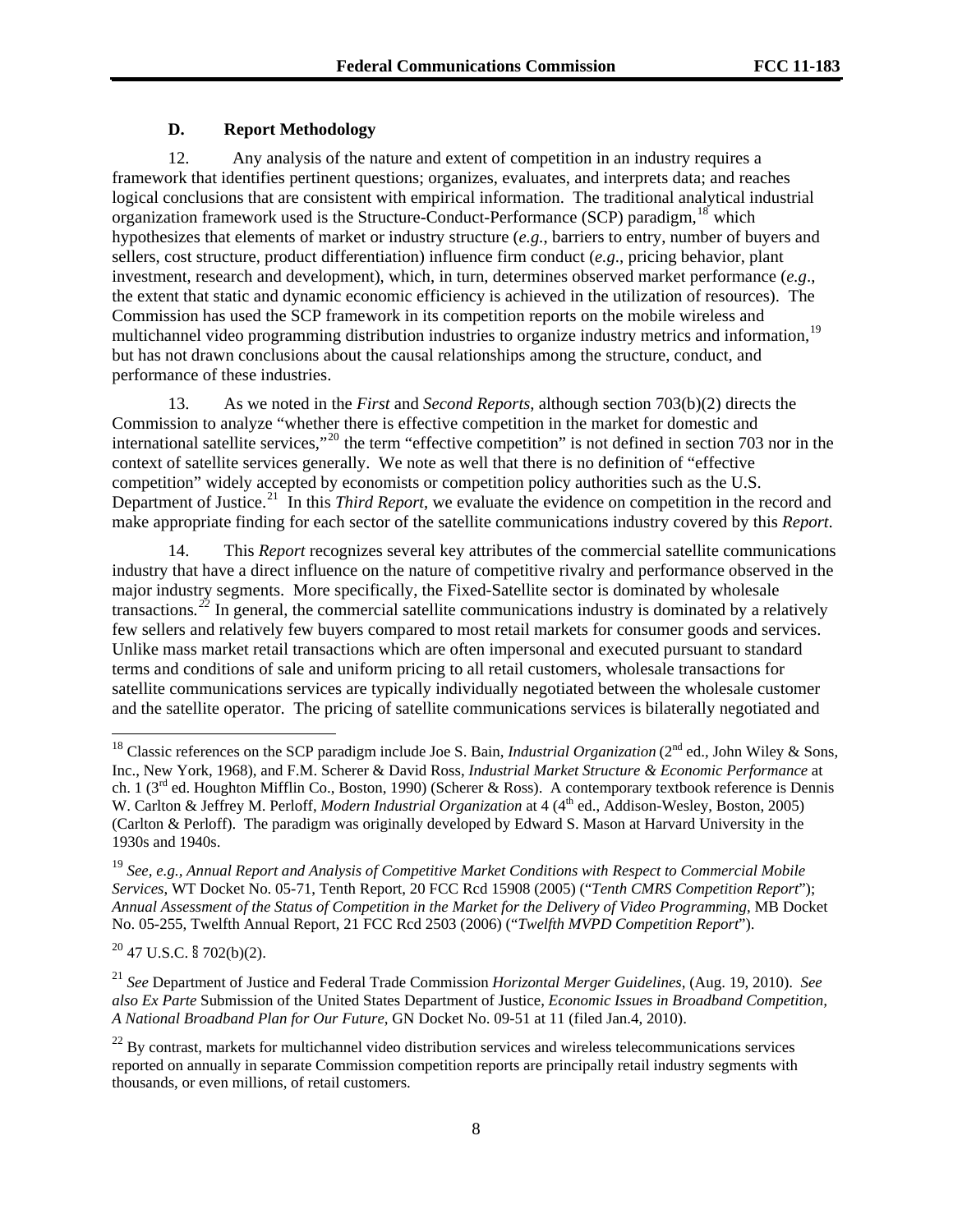### D. Report Methodology

12. Any analysis of the nature and extent of competition in an industry requires a framework that identifies pertinent questions; organizes, evaluates, and interprets data; and reaches logical conclusions that are consistent with empirical information. The traditional analytical industrial organization framework used is the Structure-Conduct-Performance (SCP) paradigm,[18] which hypothesizes that elements of market or industry structure (*e.g.*, barriers to entry, number of buyers and sellers, cost structure, product differentiation) influence firm conduct (*e.g*., pricing behavior, plant investment, research and development), which, in turn, determines observed market performance (*e.g*., the extent that static and dynamic economic efficiency is achieved in the utilization of resources). The Commission has used the SCP framework in its competition reports on the mobile wireless and multichannel video programming distribution industries to organize industry metrics and information,[19] but has not drawn conclusions about the causal relationships among the structure, conduct, and performance of these industries.

13. As we noted in the *First* and *Second Reports*, although section 703(b)(2) directs the Commission to analyze "whether there is effective competition in the market for domestic and international satellite services,"[20] the term "effective competition" is not defined in section 703 nor in the context of satellite services generally. We note as well that there is no definition of "effective competition" widely accepted by economists or competition policy authorities such as the U.S. Department of Justice.[21] In this *Third Report*, we evaluate the evidence on competition in the record and make appropriate finding for each sector of the satellite communications industry covered by this *Report*.

14. This *Report* recognizes several key attributes of the commercial satellite communications industry that have a direct influence on the nature of competitive rivalry and performance observed in the major industry segments. More specifically, the Fixed-Satellite sector is dominated by wholesale transactions.[22] In general, the commercial satellite communications industry is dominated by a relatively few sellers and relatively few buyers compared to most retail markets for consumer goods and services. Unlike mass market retail transactions which are often impersonal and executed pursuant to standard terms and conditions of sale and uniform pricing to all retail customers, wholesale transactions for satellite communications services are typically individually negotiated between the wholesale customer and the satellite operator. The pricing of satellite communications services is bilaterally negotiated and

---

[18] Classic references on the SCP paradigm include Joe S. Bain, *Industrial Organization* (2nd ed., John Wiley & Sons, Inc., New York, 1968), and F.M. Scherer & David Ross, *Industrial Market Structure & Economic Performance* at ch. 1 (3rd ed. Houghton Mifflin Co., Boston, 1990) (Scherer & Ross). A contemporary textbook reference is Dennis W. Carlton & Jeffrey M. Perloff, *Modern Industrial Organization* at 4 (4th ed., Addison-Wesley, Boston, 2005) (Carlton & Perloff). The paradigm was originally developed by Edward S. Mason at Harvard University in the 1930s and 1940s.

[19] *See, e.g., Annual Report and Analysis of Competitive Market Conditions with Respect to Commercial Mobile Services*, WT Docket No. 05-71, Tenth Report, 20 FCC Rcd 15908 (2005) ("*Tenth CMRS Competition Report*"); *Annual Assessment of the Status of Competition in the Market for the Delivery of Video Programming*, MB Docket No. 05-255, Twelfth Annual Report, 21 FCC Rcd 2503 (2006) ("*Twelfth MVPD Competition Report*").

[20] 47 U.S.C. § 702(b)(2).

[21] *See* Department of Justice and Federal Trade Commission *Horizontal Merger Guidelines*, (Aug. 19, 2010). *See also Ex Parte* Submission of the United States Department of Justice, *Economic Issues in Broadband Competition, A National Broadband Plan for Our Future*, GN Docket No. 09-51 at 11 (filed Jan.4, 2010).

[22] By contrast, markets for multichannel video distribution services and wireless telecommunications services reported on annually in separate Commission competition reports are principally retail industry segments with thousands, or even millions, of retail customers.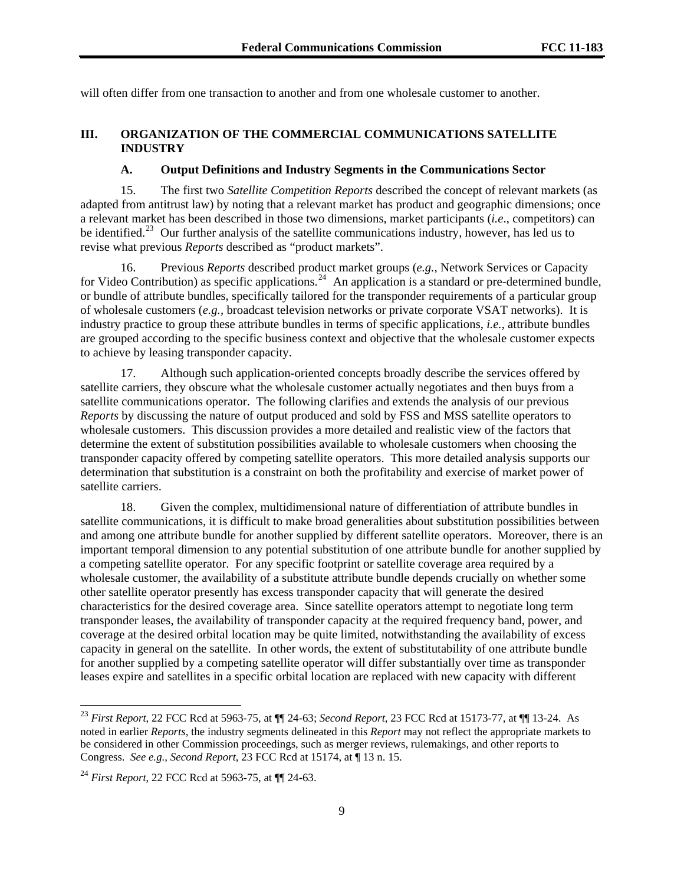will often differ from one transaction to another and from one wholesale customer to another.

## III. ORGANIZATION OF THE COMMERCIAL COMMUNICATIONS SATELLITE INDUSTRY

### A. Output Definitions and Industry Segments in the Communications Sector

15. The first two *Satellite Competition Reports* described the concept of relevant markets (as adapted from antitrust law) by noting that a relevant market has product and geographic dimensions; once a relevant market has been described in those two dimensions, market participants (*i.e*., competitors) can be identified.[23] Our further analysis of the satellite communications industry, however, has led us to revise what previous *Reports* described as "product markets".

16. Previous *Reports* described product market groups (*e.g.*, Network Services or Capacity for Video Contribution) as specific applications.[24] An application is a standard or pre-determined bundle, or bundle of attribute bundles, specifically tailored for the transponder requirements of a particular group of wholesale customers (*e.g.*, broadcast television networks or private corporate VSAT networks). It is industry practice to group these attribute bundles in terms of specific applications, *i.e.*, attribute bundles are grouped according to the specific business context and objective that the wholesale customer expects to achieve by leasing transponder capacity.

17. Although such application-oriented concepts broadly describe the services offered by satellite carriers, they obscure what the wholesale customer actually negotiates and then buys from a satellite communications operator. The following clarifies and extends the analysis of our previous *Reports* by discussing the nature of output produced and sold by FSS and MSS satellite operators to wholesale customers. This discussion provides a more detailed and realistic view of the factors that determine the extent of substitution possibilities available to wholesale customers when choosing the transponder capacity offered by competing satellite operators. This more detailed analysis supports our determination that substitution is a constraint on both the profitability and exercise of market power of satellite carriers.

18. Given the complex, multidimensional nature of differentiation of attribute bundles in satellite communications, it is difficult to make broad generalities about substitution possibilities between and among one attribute bundle for another supplied by different satellite operators. Moreover, there is an important temporal dimension to any potential substitution of one attribute bundle for another supplied by a competing satellite operator. For any specific footprint or satellite coverage area required by a wholesale customer, the availability of a substitute attribute bundle depends crucially on whether some other satellite operator presently has excess transponder capacity that will generate the desired characteristics for the desired coverage area. Since satellite operators attempt to negotiate long term transponder leases, the availability of transponder capacity at the required frequency band, power, and coverage at the desired orbital location may be quite limited, notwithstanding the availability of excess capacity in general on the satellite. In other words, the extent of substitutability of one attribute bundle for another supplied by a competing satellite operator will differ substantially over time as transponder leases expire and satellites in a specific orbital location are replaced with new capacity with different

---

[23] *First Report*, 22 FCC Rcd at 5963-75, at ¶¶ 24-63; *Second Report*, 23 FCC Rcd at 15173-77, at ¶¶ 13-24. As noted in earlier *Reports*, the industry segments delineated in this *Report* may not reflect the appropriate markets to be considered in other Commission proceedings, such as merger reviews, rulemakings, and other reports to Congress. *See e.g., Second Report*, 23 FCC Rcd at 15174, at ¶ 13 n. 15.

[24] *First Report*, 22 FCC Rcd at 5963-75, at ¶¶ 24-63.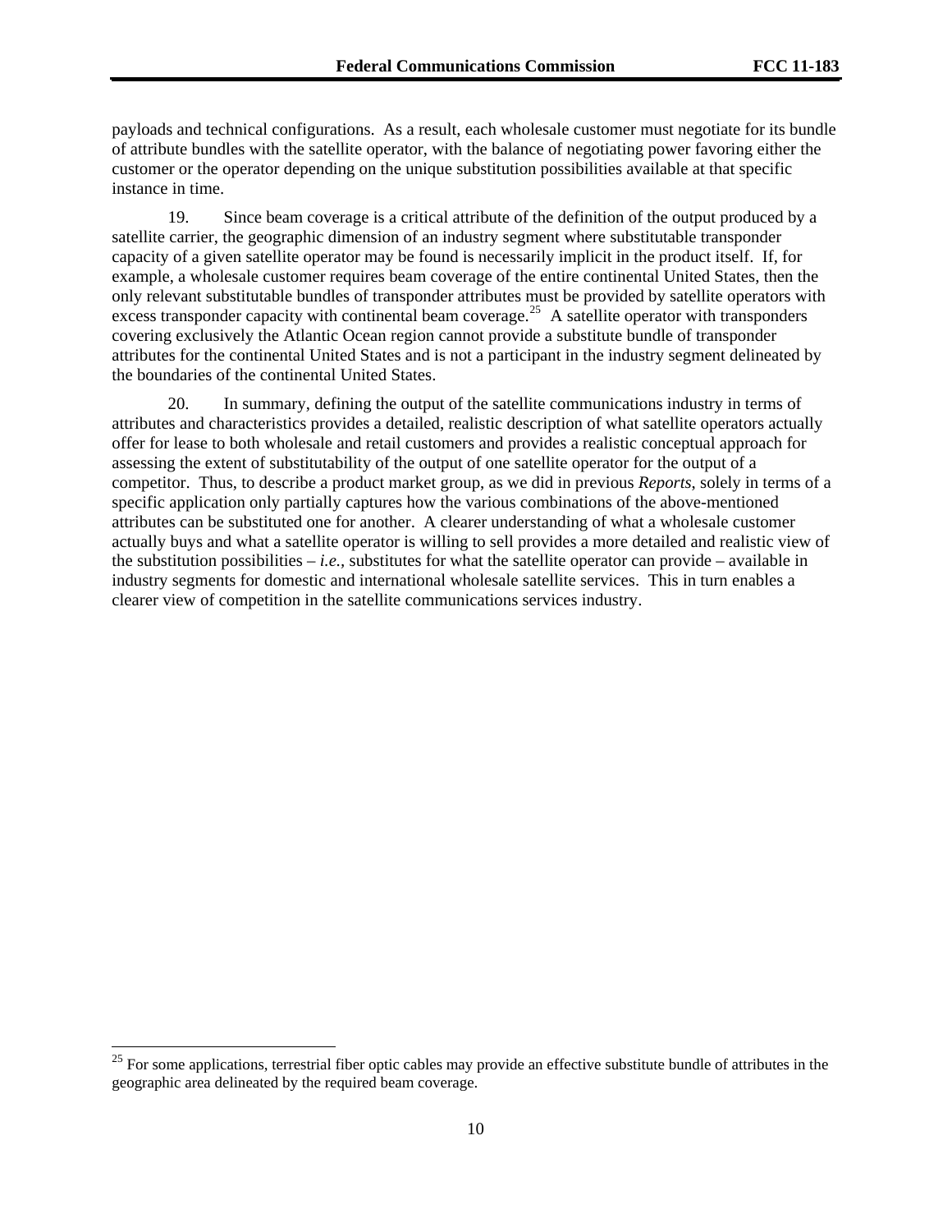payloads and technical configurations. As a result, each wholesale customer must negotiate for its bundle of attribute bundles with the satellite operator, with the balance of negotiating power favoring either the customer or the operator depending on the unique substitution possibilities available at that specific instance in time.

19. Since beam coverage is a critical attribute of the definition of the output produced by a satellite carrier, the geographic dimension of an industry segment where substitutable transponder capacity of a given satellite operator may be found is necessarily implicit in the product itself. If, for example, a wholesale customer requires beam coverage of the entire continental United States, then the only relevant substitutable bundles of transponder attributes must be provided by satellite operators with excess transponder capacity with continental beam coverage.[25] A satellite operator with transponders covering exclusively the Atlantic Ocean region cannot provide a substitute bundle of transponder attributes for the continental United States and is not a participant in the industry segment delineated by the boundaries of the continental United States.

20. In summary, defining the output of the satellite communications industry in terms of attributes and characteristics provides a detailed, realistic description of what satellite operators actually offer for lease to both wholesale and retail customers and provides a realistic conceptual approach for assessing the extent of substitutability of the output of one satellite operator for the output of a competitor. Thus, to describe a product market group, as we did in previous *Reports*, solely in terms of a specific application only partially captures how the various combinations of the above-mentioned attributes can be substituted one for another. A clearer understanding of what a wholesale customer actually buys and what a satellite operator is willing to sell provides a more detailed and realistic view of the substitution possibilities – *i.e.*, substitutes for what the satellite operator can provide – available in industry segments for domestic and international wholesale satellite services. This in turn enables a clearer view of competition in the satellite communications services industry.

[25] For some applications, terrestrial fiber optic cables may provide an effective substitute bundle of attributes in the geographic area delineated by the required beam coverage.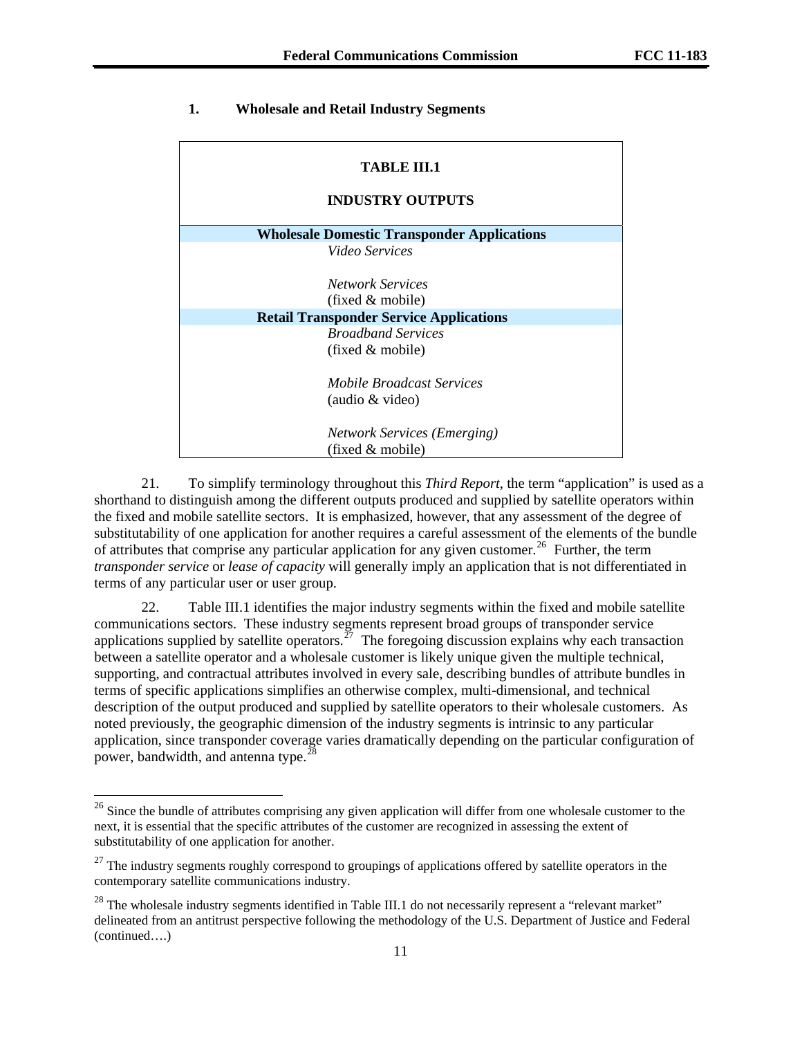### 1. Wholesale and Retail Industry Segments

| TABLE III.1<br><br>INDUSTRY OUTPUTS |
|---|
| **Wholesale Domestic Transponder Applications** |
| *Video Services* |
| *Network Services* (fixed & mobile) |
| **Retail Transponder Service Applications** |
| *Broadband Services* (fixed & mobile) |
| *Mobile Broadcast Services* (audio & video) |
| *Network Services (Emerging)* (fixed & mobile) |

21. To simplify terminology throughout this *Third Report*, the term "application" is used as a shorthand to distinguish among the different outputs produced and supplied by satellite operators within the fixed and mobile satellite sectors. It is emphasized, however, that any assessment of the degree of substitutability of one application for another requires a careful assessment of the elements of the bundle of attributes that comprise any particular application for any given customer.[26] Further, the term *transponder service* or *lease of capacity* will generally imply an application that is not differentiated in terms of any particular user or user group.

22. Table III.1 identifies the major industry segments within the fixed and mobile satellite communications sectors. These industry segments represent broad groups of transponder service applications supplied by satellite operators.[27] The foregoing discussion explains why each transaction between a satellite operator and a wholesale customer is likely unique given the multiple technical, supporting, and contractual attributes involved in every sale, describing bundles of attribute bundles in terms of specific applications simplifies an otherwise complex, multi-dimensional, and technical description of the output produced and supplied by satellite operators to their wholesale customers. As noted previously, the geographic dimension of the industry segments is intrinsic to any particular application, since transponder coverage varies dramatically depending on the particular configuration of power, bandwidth, and antenna type.[28]

---

[26] Since the bundle of attributes comprising any given application will differ from one wholesale customer to the next, it is essential that the specific attributes of the customer are recognized in assessing the extent of substitutability of one application for another.

[27] The industry segments roughly correspond to groupings of applications offered by satellite operators in the contemporary satellite communications industry.

[28] The wholesale industry segments identified in Table III.1 do not necessarily represent a "relevant market" delineated from an antitrust perspective following the methodology of the U.S. Department of Justice and Federal (continued….)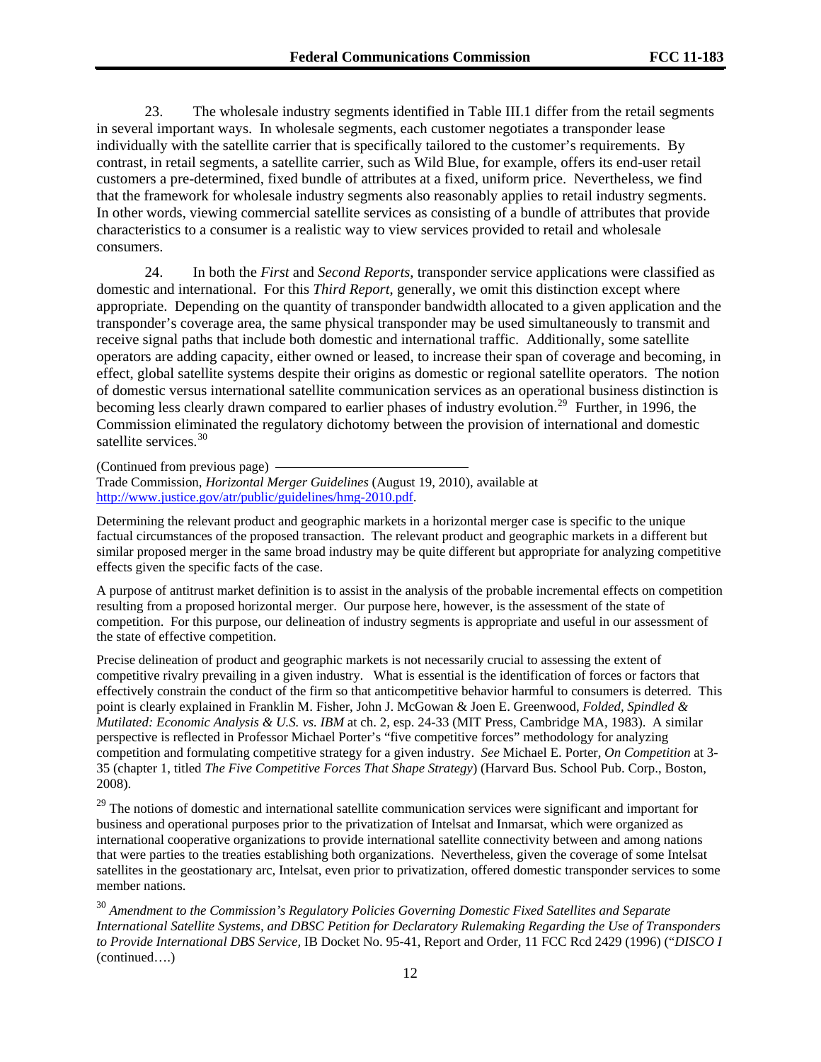23. The wholesale industry segments identified in Table III.1 differ from the retail segments in several important ways. In wholesale segments, each customer negotiates a transponder lease individually with the satellite carrier that is specifically tailored to the customer's requirements. By contrast, in retail segments, a satellite carrier, such as Wild Blue, for example, offers its end-user retail customers a pre-determined, fixed bundle of attributes at a fixed, uniform price. Nevertheless, we find that the framework for wholesale industry segments also reasonably applies to retail industry segments. In other words, viewing commercial satellite services as consisting of a bundle of attributes that provide characteristics to a consumer is a realistic way to view services provided to retail and wholesale consumers.

24. In both the *First* and *Second Reports*, transponder service applications were classified as domestic and international. For this *Third Report*, generally, we omit this distinction except where appropriate. Depending on the quantity of transponder bandwidth allocated to a given application and the transponder's coverage area, the same physical transponder may be used simultaneously to transmit and receive signal paths that include both domestic and international traffic. Additionally, some satellite operators are adding capacity, either owned or leased, to increase their span of coverage and becoming, in effect, global satellite systems despite their origins as domestic or regional satellite operators. The notion of domestic versus international satellite communication services as an operational business distinction is becoming less clearly drawn compared to earlier phases of industry evolution.[29] Further, in 1996, the Commission eliminated the regulatory dichotomy between the provision of international and domestic satellite services.[30]

(Continued from previous page) Trade Commission, *Horizontal Merger Guidelines* (August 19, 2010), available at http://www.justice.gov/atr/public/guidelines/hmg-2010.pdf.

Determining the relevant product and geographic markets in a horizontal merger case is specific to the unique factual circumstances of the proposed transaction. The relevant product and geographic markets in a different but similar proposed merger in the same broad industry may be quite different but appropriate for analyzing competitive effects given the specific facts of the case.

A purpose of antitrust market definition is to assist in the analysis of the probable incremental effects on competition resulting from a proposed horizontal merger. Our purpose here, however, is the assessment of the state of competition. For this purpose, our delineation of industry segments is appropriate and useful in our assessment of the state of effective competition.

Precise delineation of product and geographic markets is not necessarily crucial to assessing the extent of competitive rivalry prevailing in a given industry. What is essential is the identification of forces or factors that effectively constrain the conduct of the firm so that anticompetitive behavior harmful to consumers is deterred. This point is clearly explained in Franklin M. Fisher, John J. McGowan & Joen E. Greenwood, *Folded, Spindled & Mutilated: Economic Analysis & U.S. vs. IBM* at ch. 2, esp. 24-33 (MIT Press, Cambridge MA, 1983). A similar perspective is reflected in Professor Michael Porter's "five competitive forces" methodology for analyzing competition and formulating competitive strategy for a given industry. *See* Michael E. Porter, *On Competition* at 3-35 (chapter 1, titled *The Five Competitive Forces That Shape Strategy*) (Harvard Bus. School Pub. Corp., Boston, 2008).

[29] The notions of domestic and international satellite communication services were significant and important for business and operational purposes prior to the privatization of Intelsat and Inmarsat, which were organized as international cooperative organizations to provide international satellite connectivity between and among nations that were parties to the treaties establishing both organizations. Nevertheless, given the coverage of some Intelsat satellites in the geostationary arc, Intelsat, even prior to privatization, offered domestic transponder services to some member nations.

[30] *Amendment to the Commission's Regulatory Policies Governing Domestic Fixed Satellites and Separate International Satellite Systems, and DBSC Petition for Declaratory Rulemaking Regarding the Use of Transponders to Provide International DBS Service,* IB Docket No. 95-41, Report and Order, 11 FCC Rcd 2429 (1996) ("*DISCO I* (continued….)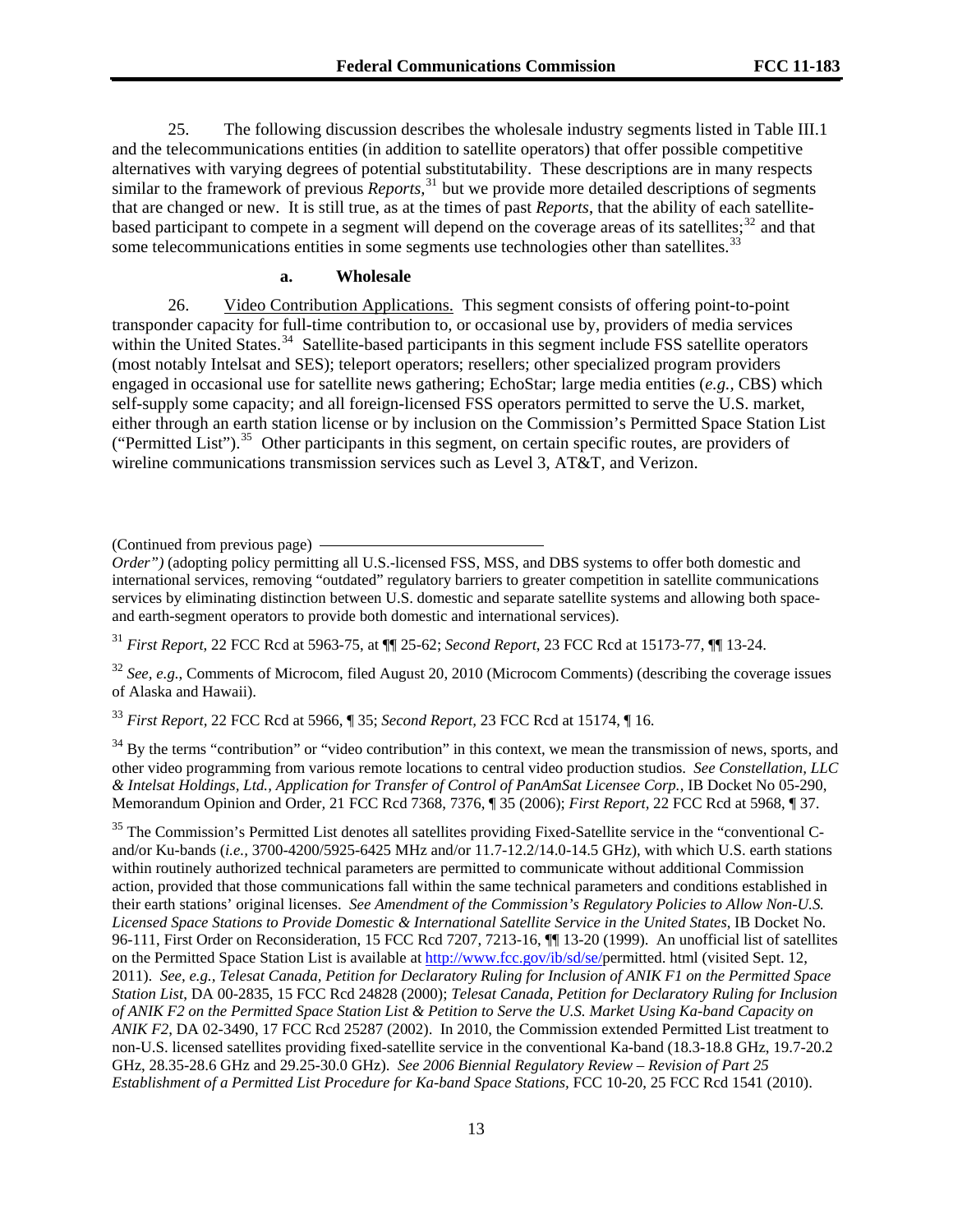25. The following discussion describes the wholesale industry segments listed in Table III.1 and the telecommunications entities (in addition to satellite operators) that offer possible competitive alternatives with varying degrees of potential substitutability. These descriptions are in many respects similar to the framework of previous *Reports*,[31] but we provide more detailed descriptions of segments that are changed or new. It is still true, as at the times of past *Reports*, that the ability of each satellite-based participant to compete in a segment will depend on the coverage areas of its satellites;[32] and that some telecommunications entities in some segments use technologies other than satellites.[33]

### a. Wholesale

26. Video Contribution Applications. This segment consists of offering point-to-point transponder capacity for full-time contribution to, or occasional use by, providers of media services within the United States.[34] Satellite-based participants in this segment include FSS satellite operators (most notably Intelsat and SES); teleport operators; resellers; other specialized program providers engaged in occasional use for satellite news gathering; EchoStar; large media entities (*e.g.*, CBS) which self-supply some capacity; and all foreign-licensed FSS operators permitted to serve the U.S. market, either through an earth station license or by inclusion on the Commission's Permitted Space Station List ("Permitted List").[35] Other participants in this segment, on certain specific routes, are providers of wireline communications transmission services such as Level 3, AT&T, and Verizon.

---

(Continued from previous page)

*Order")* (adopting policy permitting all U.S.-licensed FSS, MSS, and DBS systems to offer both domestic and international services, removing "outdated" regulatory barriers to greater competition in satellite communications services by eliminating distinction between U.S. domestic and separate satellite systems and allowing both space- and earth-segment operators to provide both domestic and international services).

[31] *First Report*, 22 FCC Rcd at 5963-75, at ¶¶ 25-62; *Second Report*, 23 FCC Rcd at 15173-77, ¶¶ 13-24.

[32] *See, e.g.*, Comments of Microcom, filed August 20, 2010 (Microcom Comments) (describing the coverage issues of Alaska and Hawaii).

[33] *First Report*, 22 FCC Rcd at 5966, ¶ 35; *Second Report*, 23 FCC Rcd at 15174, ¶ 16.

[34] By the terms "contribution" or "video contribution" in this context, we mean the transmission of news, sports, and other video programming from various remote locations to central video production studios. *See Constellation, LLC & Intelsat Holdings, Ltd., Application for Transfer of Control of PanAmSat Licensee Corp.*, IB Docket No 05-290, Memorandum Opinion and Order, 21 FCC Rcd 7368, 7376, ¶ 35 (2006); *First Report*, 22 FCC Rcd at 5968, ¶ 37.

[35] The Commission's Permitted List denotes all satellites providing Fixed-Satellite service in the "conventional C- and/or Ku-bands (*i.e.*, 3700-4200/5925-6425 MHz and/or 11.7-12.2/14.0-14.5 GHz), with which U.S. earth stations within routinely authorized technical parameters are permitted to communicate without additional Commission action, provided that those communications fall within the same technical parameters and conditions established in their earth stations' original licenses. *See Amendment of the Commission's Regulatory Policies to Allow Non-U.S. Licensed Space Stations to Provide Domestic & International Satellite Service in the United States*, IB Docket No. 96-111, First Order on Reconsideration, 15 FCC Rcd 7207, 7213-16, ¶¶ 13-20 (1999). An unofficial list of satellites on the Permitted Space Station List is available at http://www.fcc.gov/ib/sd/se/permitted. html (visited Sept. 12, 2011). *See, e.g., Telesat Canada, Petition for Declaratory Ruling for Inclusion of ANIK F1 on the Permitted Space Station List*, DA 00-2835, 15 FCC Rcd 24828 (2000); *Telesat Canada, Petition for Declaratory Ruling for Inclusion of ANIK F2 on the Permitted Space Station List & Petition to Serve the U.S. Market Using Ka-band Capacity on ANIK F2*, DA 02-3490, 17 FCC Rcd 25287 (2002). In 2010, the Commission extended Permitted List treatment to non-U.S. licensed satellites providing fixed-satellite service in the conventional Ka-band (18.3-18.8 GHz, 19.7-20.2 GHz, 28.35-28.6 GHz and 29.25-30.0 GHz). *See 2006 Biennial Regulatory Review – Revision of Part 25 Establishment of a Permitted List Procedure for Ka-band Space Stations*, FCC 10-20, 25 FCC Rcd 1541 (2010).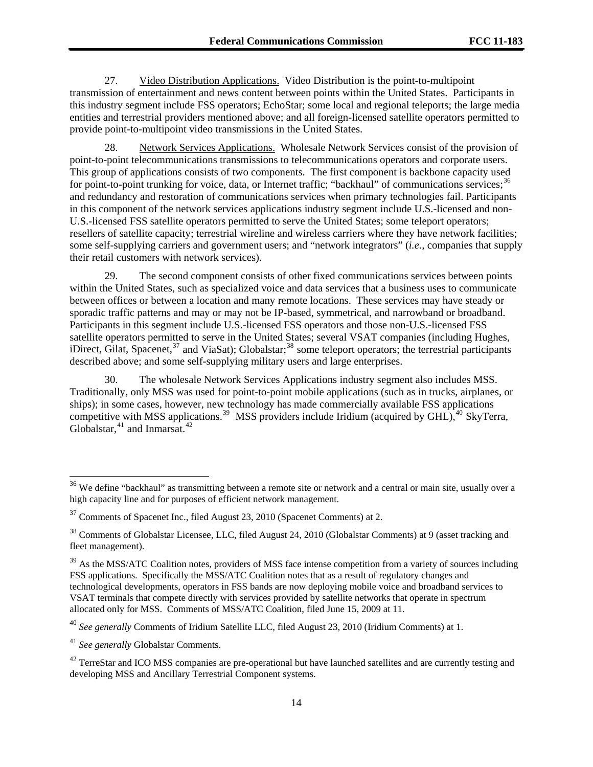27. Video Distribution Applications. Video Distribution is the point-to-multipoint transmission of entertainment and news content between points within the United States. Participants in this industry segment include FSS operators; EchoStar; some local and regional teleports; the large media entities and terrestrial providers mentioned above; and all foreign-licensed satellite operators permitted to provide point-to-multipoint video transmissions in the United States.

28. Network Services Applications. Wholesale Network Services consist of the provision of point-to-point telecommunications transmissions to telecommunications operators and corporate users. This group of applications consists of two components. The first component is backbone capacity used for point-to-point trunking for voice, data, or Internet traffic; "backhaul" of communications services;[36] and redundancy and restoration of communications services when primary technologies fail. Participants in this component of the network services applications industry segment include U.S.-licensed and non-U.S.-licensed FSS satellite operators permitted to serve the United States; some teleport operators; resellers of satellite capacity; terrestrial wireline and wireless carriers where they have network facilities; some self-supplying carriers and government users; and "network integrators" (*i.e.,* companies that supply their retail customers with network services).

29. The second component consists of other fixed communications services between points within the United States, such as specialized voice and data services that a business uses to communicate between offices or between a location and many remote locations. These services may have steady or sporadic traffic patterns and may or may not be IP-based, symmetrical, and narrowband or broadband. Participants in this segment include U.S.-licensed FSS operators and those non-U.S.-licensed FSS satellite operators permitted to serve in the United States; several VSAT companies (including Hughes, iDirect, Gilat, Spacenet,[37] and ViaSat); Globalstar;[38] some teleport operators; the terrestrial participants described above; and some self-supplying military users and large enterprises.

30. The wholesale Network Services Applications industry segment also includes MSS. Traditionally, only MSS was used for point-to-point mobile applications (such as in trucks, airplanes, or ships); in some cases, however, new technology has made commercially available FSS applications competitive with MSS applications.[39] MSS providers include Iridium (acquired by GHL),[40] SkyTerra, Globalstar,[41] and Inmarsat.[42]

---

[36] We define "backhaul" as transmitting between a remote site or network and a central or main site, usually over a high capacity line and for purposes of efficient network management.

[37] Comments of Spacenet Inc., filed August 23, 2010 (Spacenet Comments) at 2.

[38] Comments of Globalstar Licensee, LLC, filed August 24, 2010 (Globalstar Comments) at 9 (asset tracking and fleet management).

[39] As the MSS/ATC Coalition notes, providers of MSS face intense competition from a variety of sources including FSS applications. Specifically the MSS/ATC Coalition notes that as a result of regulatory changes and technological developments, operators in FSS bands are now deploying mobile voice and broadband services to VSAT terminals that compete directly with services provided by satellite networks that operate in spectrum allocated only for MSS. Comments of MSS/ATC Coalition, filed June 15, 2009 at 11.

[40] *See generally* Comments of Iridium Satellite LLC, filed August 23, 2010 (Iridium Comments) at 1.

[41] *See generally* Globalstar Comments.

[42] TerreStar and ICO MSS companies are pre-operational but have launched satellites and are currently testing and developing MSS and Ancillary Terrestrial Component systems.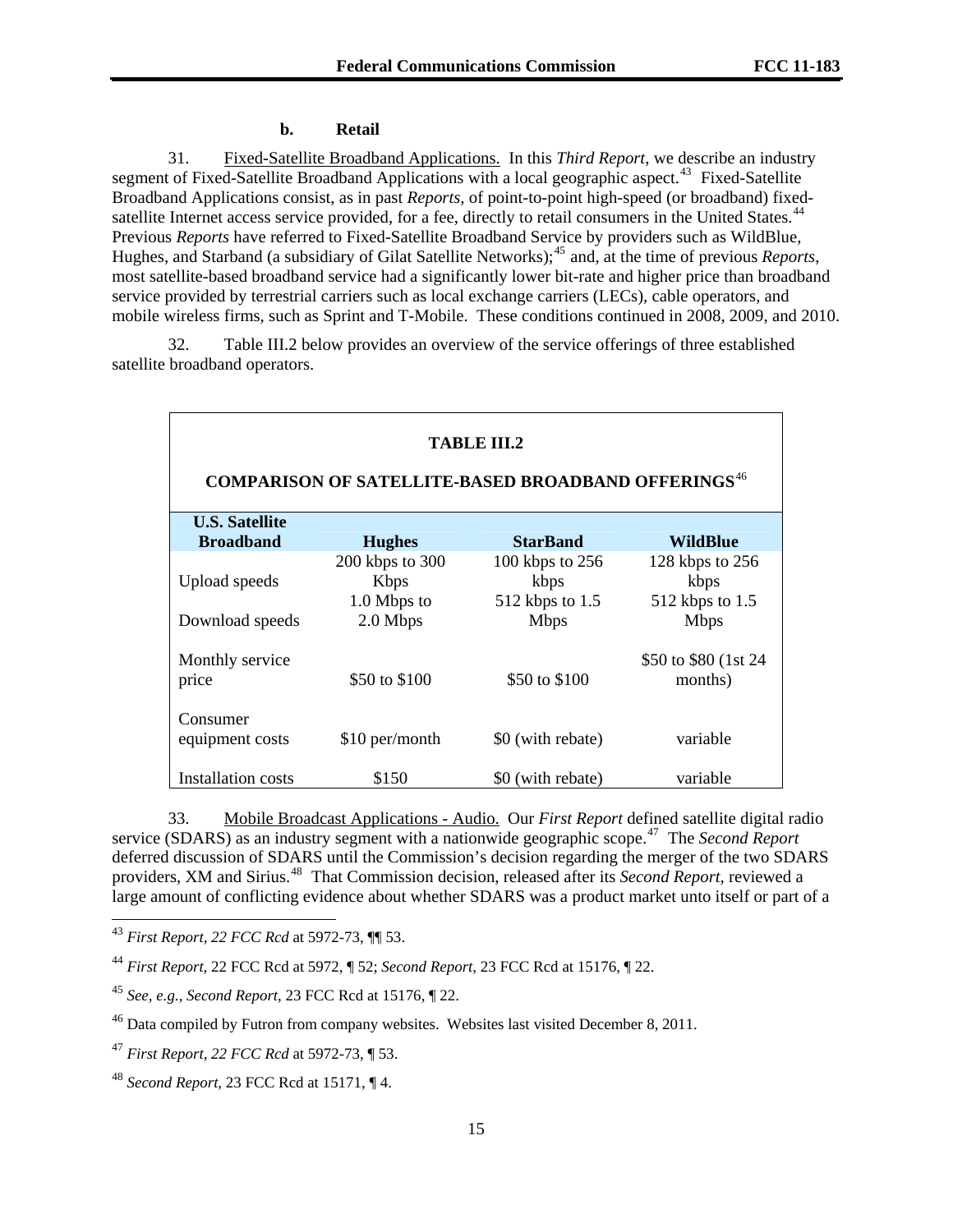#### b. Retail

31. Fixed-Satellite Broadband Applications. In this *Third Report*, we describe an industry segment of Fixed-Satellite Broadband Applications with a local geographic aspect.[43] Fixed-Satellite Broadband Applications consist, as in past *Reports,* of point-to-point high-speed (or broadband) fixed-satellite Internet access service provided, for a fee, directly to retail consumers in the United States.[44] Previous *Reports* have referred to Fixed-Satellite Broadband Service by providers such as WildBlue, Hughes, and Starband (a subsidiary of Gilat Satellite Networks);[45] and, at the time of previous *Reports*, most satellite-based broadband service had a significantly lower bit-rate and higher price than broadband service provided by terrestrial carriers such as local exchange carriers (LECs), cable operators, and mobile wireless firms, such as Sprint and T-Mobile. These conditions continued in 2008, 2009, and 2010.

32. Table III.2 below provides an overview of the service offerings of three established satellite broadband operators.

**TABLE III.2**

**COMPARISON OF SATELLITE-BASED BROADBAND OFFERINGS**[46]

| U.S. Satellite Broadband | Hughes | StarBand | WildBlue |
|---|---|---|---|
| Upload speeds | 200 kbps to 300 Kbps | 100 kbps to 256 kbps | 128 kbps to 256 kbps |
| Download speeds | 1.0 Mbps to 2.0 Mbps | 512 kbps to 1.5 Mbps | 512 kbps to 1.5 Mbps |
| Monthly service price | $50 to $100 | $50 to $100 | $50 to $80 (1st 24 months) |
| Consumer equipment costs | $10 per/month | $0 (with rebate) | variable |
| Installation costs | $150 | $0 (with rebate) | variable |

33. Mobile Broadcast Applications - Audio. Our *First Report* defined satellite digital radio service (SDARS) as an industry segment with a nationwide geographic scope.[47] The *Second Report* deferred discussion of SDARS until the Commission's decision regarding the merger of the two SDARS providers, XM and Sirius.[48] That Commission decision, released after its *Second Report*, reviewed a large amount of conflicting evidence about whether SDARS was a product market unto itself or part of a

---

[43] *First Report*, *22 FCC Rcd* at 5972-73, ¶¶ 53.

[44] *First Report*, 22 FCC Rcd at 5972, ¶ 52; *Second Report*, 23 FCC Rcd at 15176, ¶ 22.

[45] *See, e.g., Second Report*, 23 FCC Rcd at 15176, ¶ 22.

[46] Data compiled by Futron from company websites. Websites last visited December 8, 2011.

[47] *First Report, 22 FCC Rcd* at 5972-73, ¶ 53.

[48] *Second Report*, 23 FCC Rcd at 15171, ¶ 4.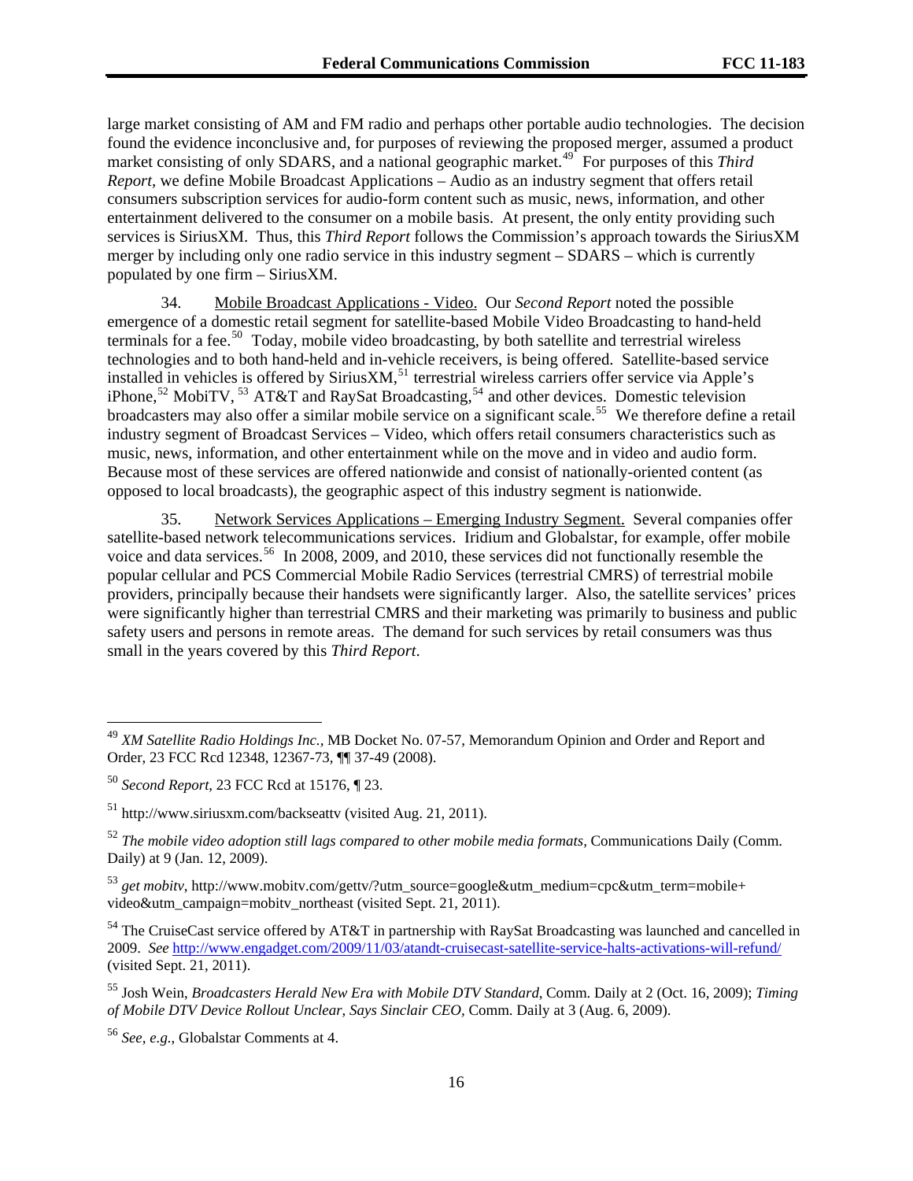large market consisting of AM and FM radio and perhaps other portable audio technologies. The decision found the evidence inconclusive and, for purposes of reviewing the proposed merger, assumed a product market consisting of only SDARS, and a national geographic market.[49] For purposes of this *Third Report*, we define Mobile Broadcast Applications – Audio as an industry segment that offers retail consumers subscription services for audio-form content such as music, news, information, and other entertainment delivered to the consumer on a mobile basis. At present, the only entity providing such services is SiriusXM. Thus, this *Third Report* follows the Commission's approach towards the SiriusXM merger by including only one radio service in this industry segment – SDARS – which is currently populated by one firm – SiriusXM.

34. Mobile Broadcast Applications - Video. Our *Second Report* noted the possible emergence of a domestic retail segment for satellite-based Mobile Video Broadcasting to hand-held terminals for a fee.[50] Today, mobile video broadcasting, by both satellite and terrestrial wireless technologies and to both hand-held and in-vehicle receivers, is being offered. Satellite-based service installed in vehicles is offered by SiriusXM,[51] terrestrial wireless carriers offer service via Apple's iPhone,[52] MobiTV,[53] AT&T and RaySat Broadcasting,[54] and other devices. Domestic television broadcasters may also offer a similar mobile service on a significant scale.[55] We therefore define a retail industry segment of Broadcast Services – Video, which offers retail consumers characteristics such as music, news, information, and other entertainment while on the move and in video and audio form. Because most of these services are offered nationwide and consist of nationally-oriented content (as opposed to local broadcasts), the geographic aspect of this industry segment is nationwide.

35. Network Services Applications – Emerging Industry Segment. Several companies offer satellite-based network telecommunications services. Iridium and Globalstar, for example, offer mobile voice and data services.[56] In 2008, 2009, and 2010, these services did not functionally resemble the popular cellular and PCS Commercial Mobile Radio Services (terrestrial CMRS) of terrestrial mobile providers, principally because their handsets were significantly larger. Also, the satellite services' prices were significantly higher than terrestrial CMRS and their marketing was primarily to business and public safety users and persons in remote areas. The demand for such services by retail consumers was thus small in the years covered by this *Third Report*.

---

[49] *XM Satellite Radio Holdings Inc.*, MB Docket No. 07-57, Memorandum Opinion and Order and Report and Order, 23 FCC Rcd 12348, 12367-73, ¶¶ 37-49 (2008).

[50] *Second Report*, 23 FCC Rcd at 15176, ¶ 23.

[51] http://www.siriusxm.com/backseattv (visited Aug. 21, 2011).

[52] *The mobile video adoption still lags compared to other mobile media formats*, Communications Daily (Comm. Daily) at 9 (Jan. 12, 2009).

[53] *get mobitv*, http://www.mobitv.com/gettv/?utm_source=google&utm_medium=cpc&utm_term=mobile+video&utm_campaign=mobitv_northeast (visited Sept. 21, 2011).

[54] The CruiseCast service offered by AT&T in partnership with RaySat Broadcasting was launched and cancelled in 2009. *See* http://www.engadget.com/2009/11/03/atandt-cruisecast-satellite-service-halts-activations-will-refund/ (visited Sept. 21, 2011).

[55] Josh Wein, *Broadcasters Herald New Era with Mobile DTV Standard*, Comm. Daily at 2 (Oct. 16, 2009); *Timing of Mobile DTV Device Rollout Unclear, Says Sinclair CEO*, Comm. Daily at 3 (Aug. 6, 2009).

[56] *See, e.g.*, Globalstar Comments at 4.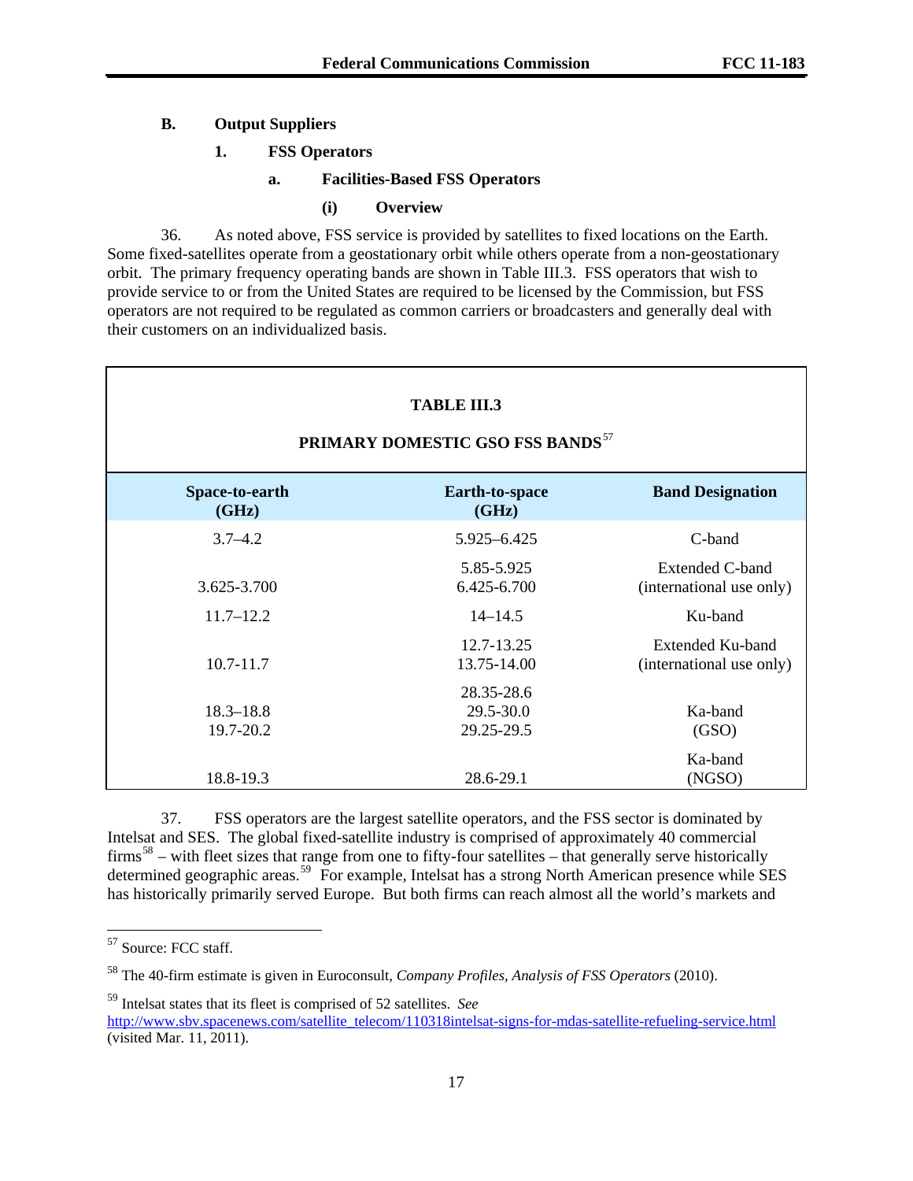### B. Output Suppliers

#### 1. FSS Operators

##### a. Facilities-Based FSS Operators

###### (i) Overview

36. As noted above, FSS service is provided by satellites to fixed locations on the Earth. Some fixed-satellites operate from a geostationary orbit while others operate from a non-geostationary orbit. The primary frequency operating bands are shown in Table III.3. FSS operators that wish to provide service to or from the United States are required to be licensed by the Commission, but FSS operators are not required to be regulated as common carriers or broadcasters and generally deal with their customers on an individualized basis.

**TABLE III.3**

**PRIMARY DOMESTIC GSO FSS BANDS**[57]

| Space-to-earth (GHz) | Earth-to-space (GHz) | Band Designation |
|---|---|---|
| 3.7–4.2 | 5.925–6.425 | C-band |
| 3.625-3.700 | 5.85-5.925<br>6.425-6.700 | Extended C-band (international use only) |
| 11.7–12.2 | 14–14.5 | Ku-band |
| 10.7-11.7 | 12.7-13.25<br>13.75-14.00 | Extended Ku-band (international use only) |
| 18.3–18.8<br>19.7-20.2 | 28.35-28.6<br>29.5-30.0<br>29.25-29.5 | Ka-band (GSO) |
| 18.8-19.3 | 28.6-29.1 | Ka-band (NGSO) |

37. FSS operators are the largest satellite operators, and the FSS sector is dominated by Intelsat and SES. The global fixed-satellite industry is comprised of approximately 40 commercial firms[58] – with fleet sizes that range from one to fifty-four satellites – that generally serve historically determined geographic areas.[59] For example, Intelsat has a strong North American presence while SES has historically primarily served Europe. But both firms can reach almost all the world's markets and

---

[57] Source: FCC staff.

[58] The 40-firm estimate is given in Euroconsult, *Company Profiles, Analysis of FSS Operators* (2010).

[59] Intelsat states that its fleet is comprised of 52 satellites. *See* http://www.sbv.spacenews.com/satellite_telecom/110318intelsat-signs-for-mdas-satellite-refueling-service.html (visited Mar. 11, 2011).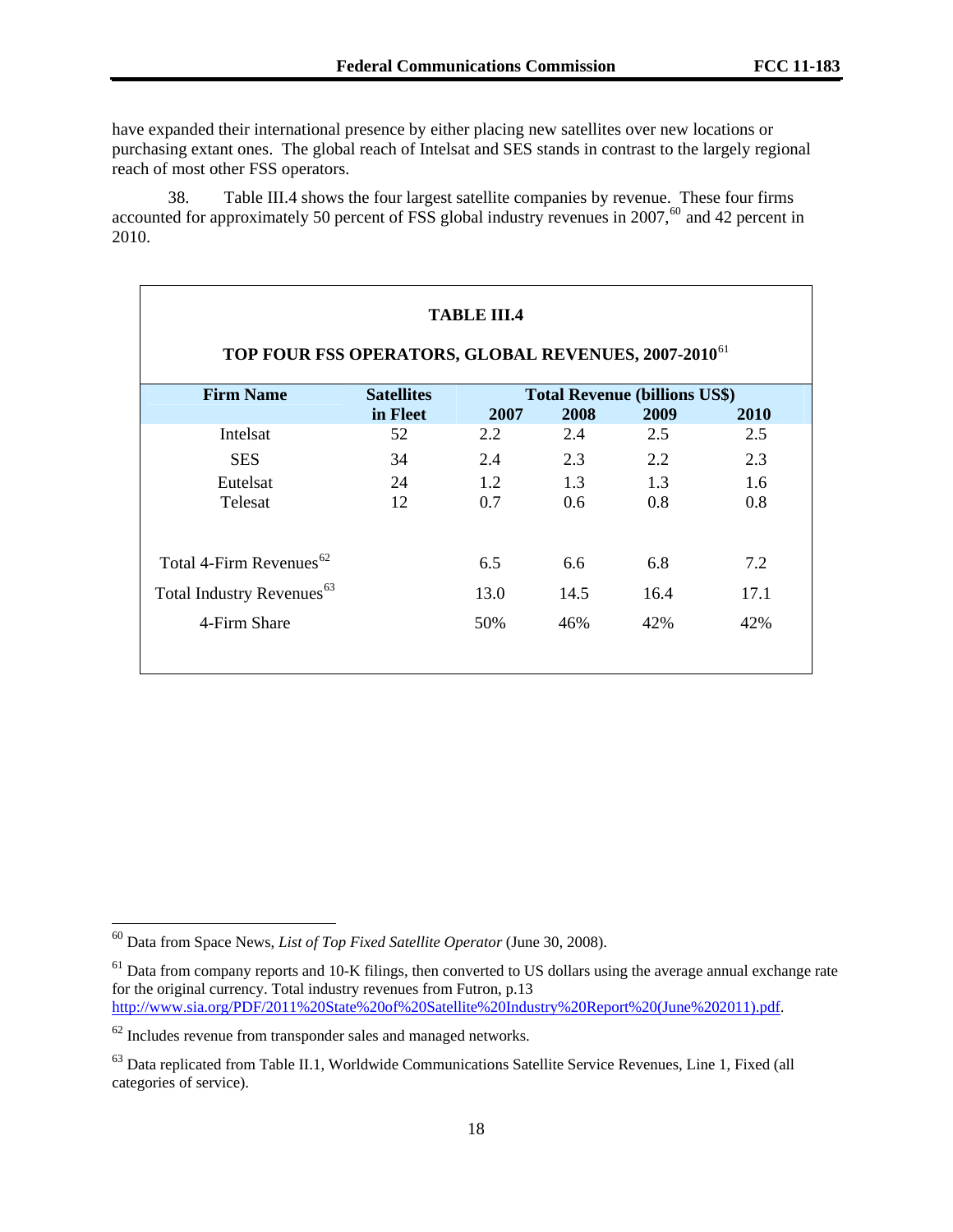have expanded their international presence by either placing new satellites over new locations or purchasing extant ones. The global reach of Intelsat and SES stands in contrast to the largely regional reach of most other FSS operators.

38. Table III.4 shows the four largest satellite companies by revenue. These four firms accounted for approximately 50 percent of FSS global industry revenues in 2007,[60] and 42 percent in 2010.

**TABLE III.4**

**TOP FOUR FSS OPERATORS, GLOBAL REVENUES, 2007-2010**[61]

| Firm Name | Satellites in Fleet | Total Revenue (billions US$) | | | |
|---|---|---|---|---|---|
| | | 2007 | 2008 | 2009 | 2010 |
| Intelsat | 52 | 2.2 | 2.4 | 2.5 | 2.5 |
| SES | 34 | 2.4 | 2.3 | 2.2 | 2.3 |
| Eutelsat | 24 | 1.2 | 1.3 | 1.3 | 1.6 |
| Telesat | 12 | 0.7 | 0.6 | 0.8 | 0.8 |
| Total 4-Firm Revenues[62] | | 6.5 | 6.6 | 6.8 | 7.2 |
| Total Industry Revenues[63] | | 13.0 | 14.5 | 16.4 | 17.1 |
| 4-Firm Share | | 50% | 46% | 42% | 42% |

---

[60] Data from Space News, *List of Top Fixed Satellite Operator* (June 30, 2008).

[61] Data from company reports and 10-K filings, then converted to US dollars using the average annual exchange rate for the original currency. Total industry revenues from Futron, p.13 http://www.sia.org/PDF/2011%20State%20of%20Satellite%20Industry%20Report%20(June%202011).pdf.

[62] Includes revenue from transponder sales and managed networks.

[63] Data replicated from Table II.1, Worldwide Communications Satellite Service Revenues, Line 1, Fixed (all categories of service).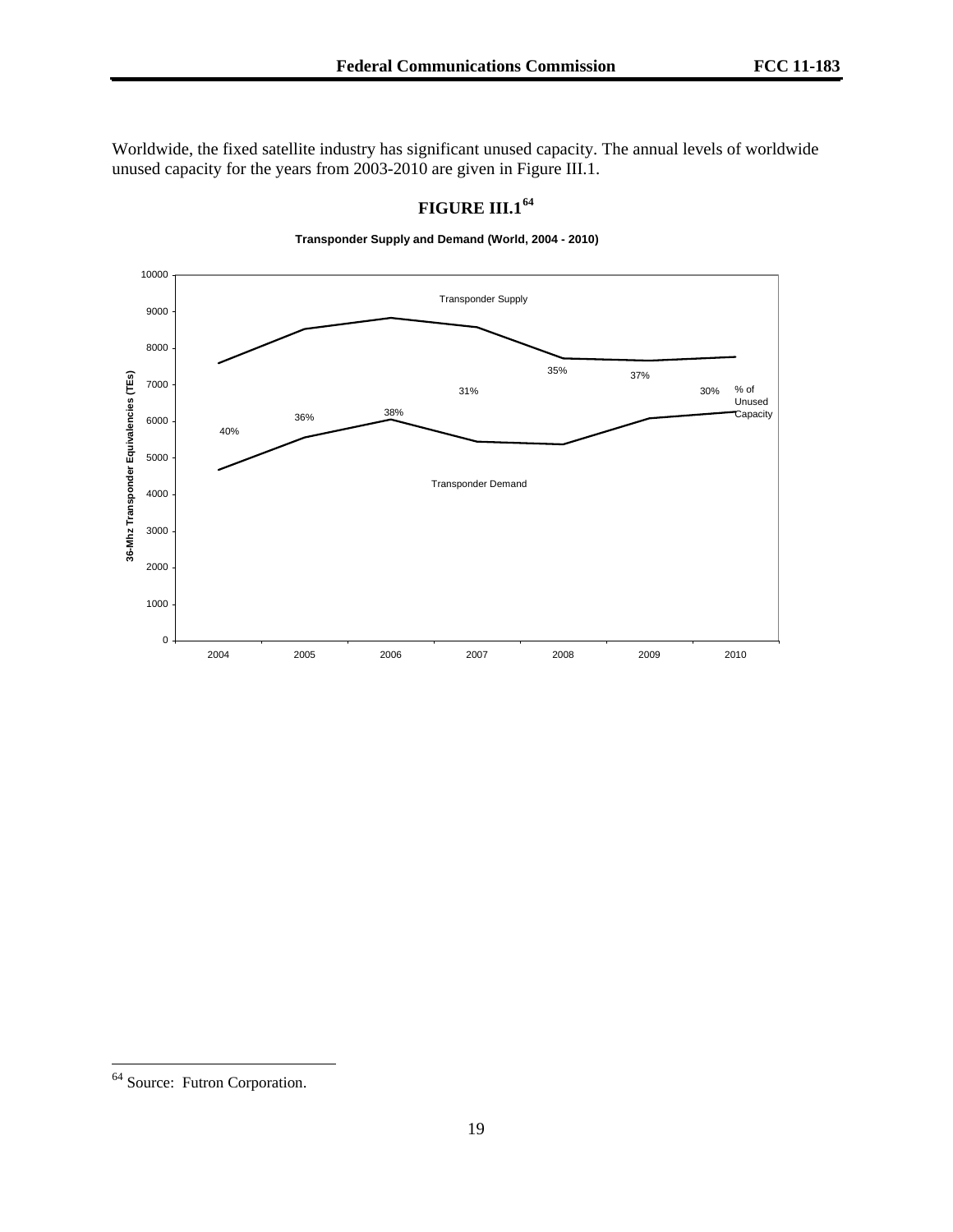Worldwide, the fixed satellite industry has significant unused capacity. The annual levels of worldwide unused capacity for the years from 2003-2010 are given in Figure III.1.

## FIGURE III.1[64]

**Transponder Supply and Demand (World, 2004 - 2010)**

Transponder Supply

Transponder Demand

% of Unused Capacity

| Year | % of Unused Capacity |
|---|---|
| 2004 | 40% |
| 2005 | 36% |
| 2006 | 38% |
| 2007 | 31% |
| 2008 | 35% |
| 2009 | 37% |
| 2010 | 30% |

Y-axis: 36-Mhz Transponder Equivalencies (TEs), 0–10000

---

[64] Source: Futron Corporation.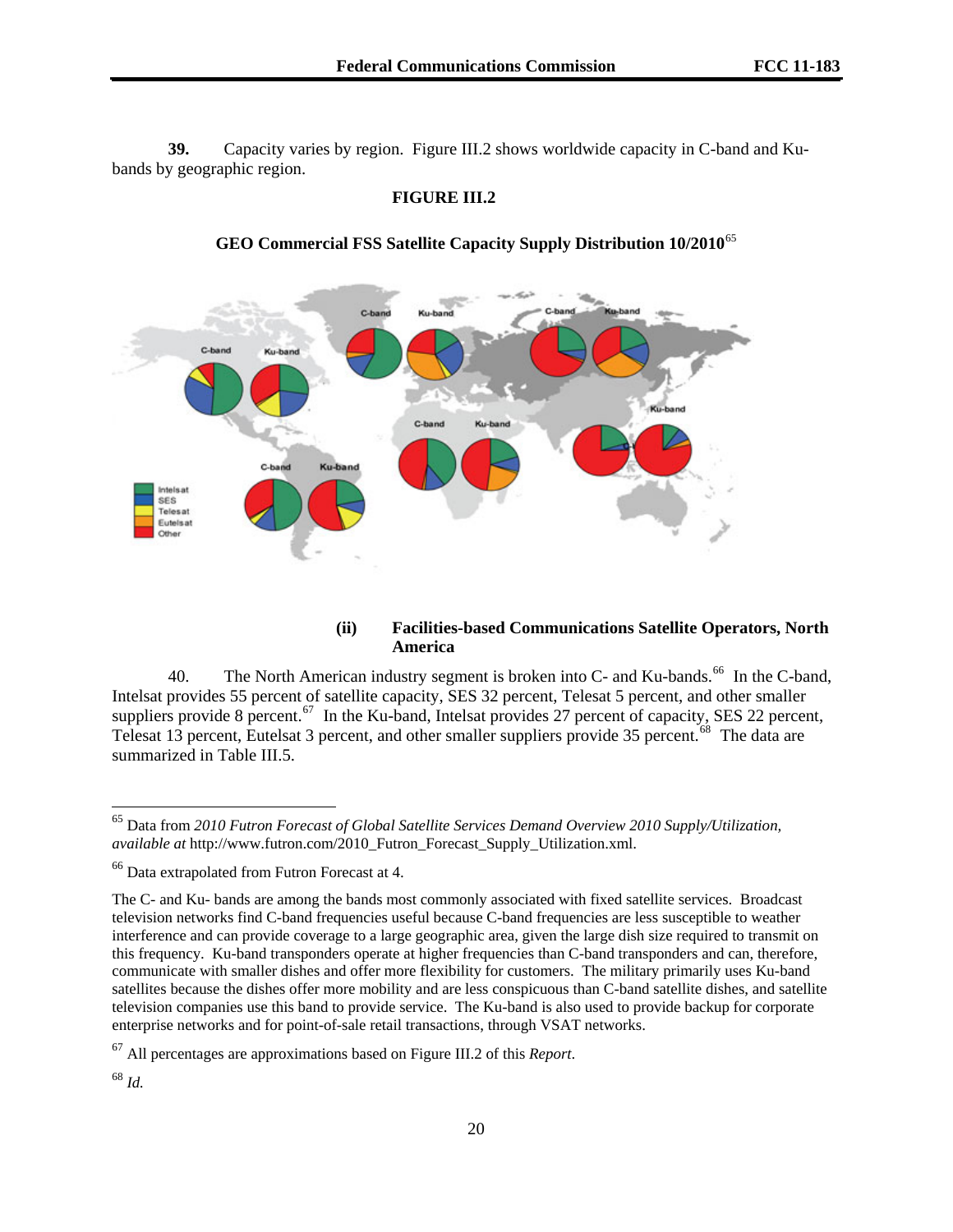**39.** Capacity varies by region. Figure III.2 shows worldwide capacity in C-band and Ku-bands by geographic region.

**FIGURE III.2**

**GEO Commercial FSS Satellite Capacity Supply Distribution 10/2010**[65]

### (ii) Facilities-based Communications Satellite Operators, North America

40. The North American industry segment is broken into C- and Ku-bands.[66] In the C-band, Intelsat provides 55 percent of satellite capacity, SES 32 percent, Telesat 5 percent, and other smaller suppliers provide 8 percent.[67] In the Ku-band, Intelsat provides 27 percent of capacity, SES 22 percent, Telesat 13 percent, Eutelsat 3 percent, and other smaller suppliers provide 35 percent.[68] The data are summarized in Table III.5.

---

[65] Data from *2010 Futron Forecast of Global Satellite Services Demand Overview 2010 Supply/Utilization, available at* http://www.futron.com/2010_Futron_Forecast_Supply_Utilization.xml.

[66] Data extrapolated from Futron Forecast at 4.

The C- and Ku- bands are among the bands most commonly associated with fixed satellite services. Broadcast television networks find C-band frequencies useful because C-band frequencies are less susceptible to weather interference and can provide coverage to a large geographic area, given the large dish size required to transmit on this frequency. Ku-band transponders operate at higher frequencies than C-band transponders and can, therefore, communicate with smaller dishes and offer more flexibility for customers. The military primarily uses Ku-band satellites because the dishes offer more mobility and are less conspicuous than C-band satellite dishes, and satellite television companies use this band to provide service. The Ku-band is also used to provide backup for corporate enterprise networks and for point-of-sale retail transactions, through VSAT networks.

[67] All percentages are approximations based on Figure III.2 of this *Report*.

[68] *Id.*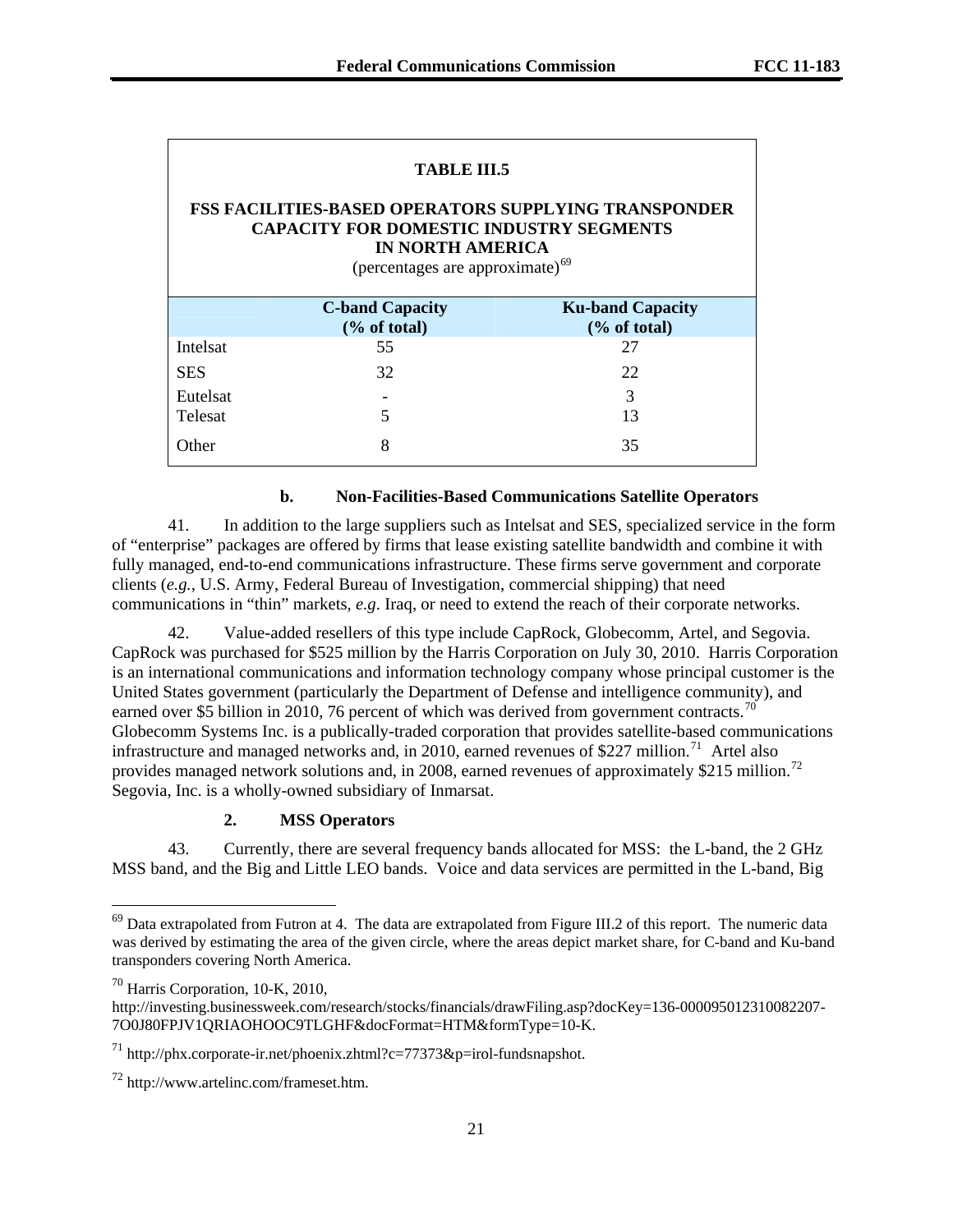**TABLE III.5**

**FSS FACILITIES-BASED OPERATORS SUPPLYING TRANSPONDER CAPACITY FOR DOMESTIC INDUSTRY SEGMENTS IN NORTH AMERICA**

(percentages are approximate)[69]

| | C-band Capacity (% of total) | Ku-band Capacity (% of total) |
|---|---|---|
| Intelsat | 55 | 27 |
| SES | 32 | 22 |
| Eutelsat | - | 3 |
| Telesat | 5 | 13 |
| Other | 8 | 35 |

#### b. Non-Facilities-Based Communications Satellite Operators

41. In addition to the large suppliers such as Intelsat and SES, specialized service in the form of "enterprise" packages are offered by firms that lease existing satellite bandwidth and combine it with fully managed, end-to-end communications infrastructure. These firms serve government and corporate clients (*e.g.*, U.S. Army, Federal Bureau of Investigation, commercial shipping) that need communications in "thin" markets, *e.g*. Iraq, or need to extend the reach of their corporate networks.

42. Value-added resellers of this type include CapRock, Globecomm, Artel, and Segovia. CapRock was purchased for $525 million by the Harris Corporation on July 30, 2010. Harris Corporation is an international communications and information technology company whose principal customer is the United States government (particularly the Department of Defense and intelligence community), and earned over $5 billion in 2010, 76 percent of which was derived from government contracts.[70] Globecomm Systems Inc. is a publically-traded corporation that provides satellite-based communications infrastructure and managed networks and, in 2010, earned revenues of $227 million.[71] Artel also provides managed network solutions and, in 2008, earned revenues of approximately $215 million.[72] Segovia, Inc. is a wholly-owned subsidiary of Inmarsat.

### 2. MSS Operators

43. Currently, there are several frequency bands allocated for MSS: the L-band, the 2 GHz MSS band, and the Big and Little LEO bands. Voice and data services are permitted in the L-band, Big

---

[69] Data extrapolated from Futron at 4. The data are extrapolated from Figure III.2 of this report. The numeric data was derived by estimating the area of the given circle, where the areas depict market share, for C-band and Ku-band transponders covering North America.

[70] Harris Corporation, 10-K, 2010, http://investing.businessweek.com/research/stocks/financials/drawFiling.asp?docKey=136-000095012310082207-7O0J80FPJV1QRIAOHOOC9TLGHF&docFormat=HTM&formType=10-K.

[71] http://phx.corporate-ir.net/phoenix.zhtml?c=77373&p=irol-fundsnapshot.

[72] http://www.artelinc.com/frameset.htm.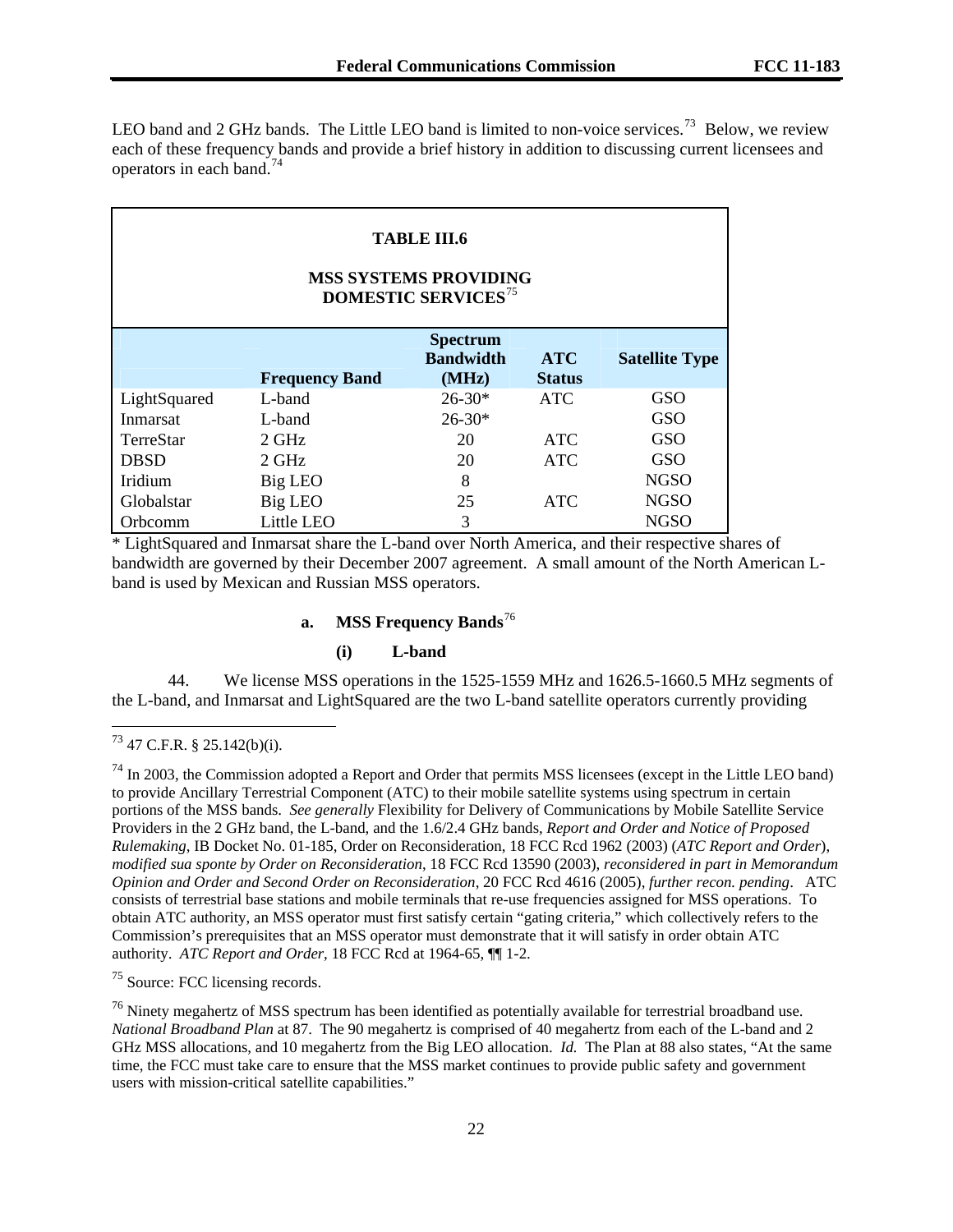LEO band and 2 GHz bands. The Little LEO band is limited to non-voice services.[73] Below, we review each of these frequency bands and provide a brief history in addition to discussing current licensees and operators in each band.[74]

**TABLE III.6**

**MSS SYSTEMS PROVIDING DOMESTIC SERVICES**[75]

| | Frequency Band | Spectrum Bandwidth (MHz) | ATC Status | Satellite Type |
|---|---|---|---|---|
| LightSquared | L-band | 26-30* | ATC | GSO |
| Inmarsat | L-band | 26-30* | | GSO |
| TerreStar | 2 GHz | 20 | ATC | GSO |
| DBSD | 2 GHz | 20 | ATC | GSO |
| Iridium | Big LEO | 8 | | NGSO |
| Globalstar | Big LEO | 25 | ATC | NGSO |
| Orbcomm | Little LEO | 3 | | NGSO |

* LightSquared and Inmarsat share the L-band over North America, and their respective shares of bandwidth are governed by their December 2007 agreement. A small amount of the North American L-band is used by Mexican and Russian MSS operators.

#### a. MSS Frequency Bands[76]

##### (i) L-band

44. We license MSS operations in the 1525-1559 MHz and 1626.5-1660.5 MHz segments of the L-band, and Inmarsat and LightSquared are the two L-band satellite operators currently providing

---

[73] 47 C.F.R. § 25.142(b)(i).

[74] In 2003, the Commission adopted a Report and Order that permits MSS licensees (except in the Little LEO band) to provide Ancillary Terrestrial Component (ATC) to their mobile satellite systems using spectrum in certain portions of the MSS bands. *See generally* Flexibility for Delivery of Communications by Mobile Satellite Service Providers in the 2 GHz band, the L-band, and the 1.6/2.4 GHz bands, *Report and Order and Notice of Proposed Rulemaking*, IB Docket No. 01-185, Order on Reconsideration, 18 FCC Rcd 1962 (2003) (*ATC Report and Order*), *modified sua sponte by Order on Reconsideration*, 18 FCC Rcd 13590 (2003), *reconsidered in part in Memorandum Opinion and Order and Second Order on Reconsideration*, 20 FCC Rcd 4616 (2005), *further recon. pending*. ATC consists of terrestrial base stations and mobile terminals that re-use frequencies assigned for MSS operations. To obtain ATC authority, an MSS operator must first satisfy certain "gating criteria," which collectively refers to the Commission's prerequisites that an MSS operator must demonstrate that it will satisfy in order obtain ATC authority. *ATC Report and Order*, 18 FCC Rcd at 1964-65, ¶¶ 1-2.

[75] Source: FCC licensing records.

[76] Ninety megahertz of MSS spectrum has been identified as potentially available for terrestrial broadband use. *National Broadband Plan* at 87. The 90 megahertz is comprised of 40 megahertz from each of the L-band and 2 GHz MSS allocations, and 10 megahertz from the Big LEO allocation. *Id.* The Plan at 88 also states, "At the same time, the FCC must take care to ensure that the MSS market continues to provide public safety and government users with mission-critical satellite capabilities."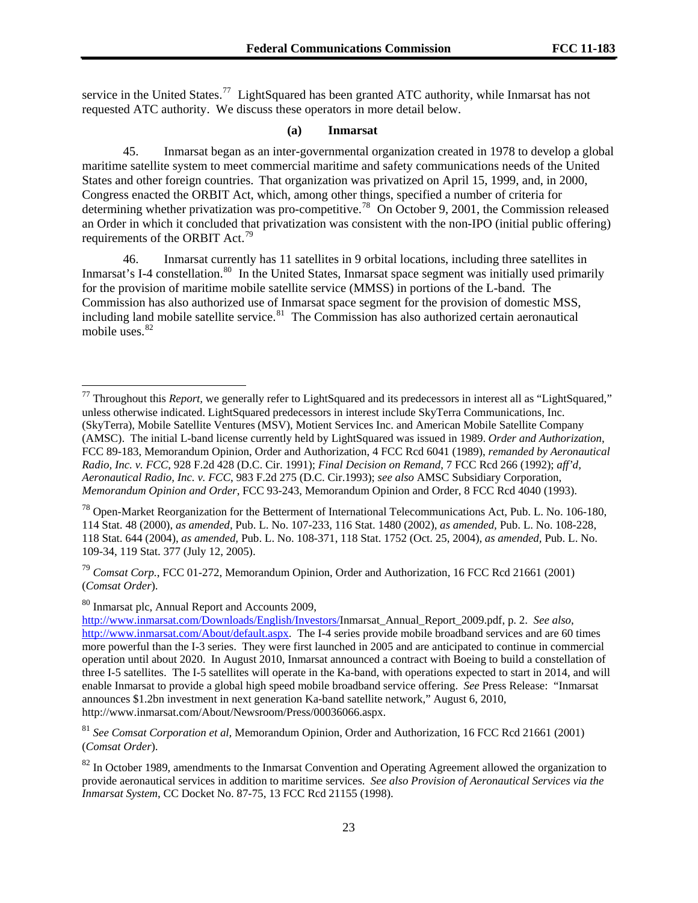service in the United States.[77] LightSquared has been granted ATC authority, while Inmarsat has not requested ATC authority. We discuss these operators in more detail below.

#### (a) Inmarsat

45. Inmarsat began as an inter-governmental organization created in 1978 to develop a global maritime satellite system to meet commercial maritime and safety communications needs of the United States and other foreign countries. That organization was privatized on April 15, 1999, and, in 2000, Congress enacted the ORBIT Act, which, among other things, specified a number of criteria for determining whether privatization was pro-competitive.[78] On October 9, 2001, the Commission released an Order in which it concluded that privatization was consistent with the non-IPO (initial public offering) requirements of the ORBIT Act.[79]

46. Inmarsat currently has 11 satellites in 9 orbital locations, including three satellites in Inmarsat's I-4 constellation.[80] In the United States, Inmarsat space segment was initially used primarily for the provision of maritime mobile satellite service (MMSS) in portions of the L-band. The Commission has also authorized use of Inmarsat space segment for the provision of domestic MSS, including land mobile satellite service.[81] The Commission has also authorized certain aeronautical mobile uses.[82]

---

[77] Throughout this *Report*, we generally refer to LightSquared and its predecessors in interest all as "LightSquared," unless otherwise indicated. LightSquared predecessors in interest include SkyTerra Communications, Inc. (SkyTerra), Mobile Satellite Ventures (MSV), Motient Services Inc. and American Mobile Satellite Company (AMSC). The initial L-band license currently held by LightSquared was issued in 1989. *Order and Authorization*, FCC 89-183, Memorandum Opinion, Order and Authorization, 4 FCC Rcd 6041 (1989), *remanded by Aeronautical Radio, Inc. v. FCC*, 928 F.2d 428 (D.C. Cir. 1991); *Final Decision on Remand*, 7 FCC Rcd 266 (1992); *aff'd, Aeronautical Radio, Inc. v. FCC*, 983 F.2d 275 (D.C. Cir.1993); *see also* AMSC Subsidiary Corporation, *Memorandum Opinion and Order*, FCC 93-243, Memorandum Opinion and Order, 8 FCC Rcd 4040 (1993).

[78] Open-Market Reorganization for the Betterment of International Telecommunications Act, Pub. L. No. 106-180, 114 Stat. 48 (2000), *as amended*, Pub. L. No. 107-233, 116 Stat. 1480 (2002), *as amended,* Pub. L. No. 108-228, 118 Stat. 644 (2004), *as amended,* Pub. L. No. 108-371, 118 Stat. 1752 (Oct. 25, 2004), *as amended*, Pub. L. No. 109-34, 119 Stat. 377 (July 12, 2005).

[79] *Comsat Corp.*, FCC 01-272, Memorandum Opinion, Order and Authorization, 16 FCC Rcd 21661 (2001) (*Comsat Order*).

[80] Inmarsat plc, Annual Report and Accounts 2009, http://www.inmarsat.com/Downloads/English/Investors/Inmarsat_Annual_Report_2009.pdf, p. 2. *See also*, http://www.inmarsat.com/About/default.aspx. The I-4 series provide mobile broadband services and are 60 times more powerful than the I-3 series. They were first launched in 2005 and are anticipated to continue in commercial operation until about 2020. In August 2010, Inmarsat announced a contract with Boeing to build a constellation of three I-5 satellites. The I-5 satellites will operate in the Ka-band, with operations expected to start in 2014, and will enable Inmarsat to provide a global high speed mobile broadband service offering. *See* Press Release: "Inmarsat announces $1.2bn investment in next generation Ka-band satellite network," August 6, 2010, http://www.inmarsat.com/About/Newsroom/Press/00036066.aspx.

[81] *See Comsat Corporation et al,* Memorandum Opinion, Order and Authorization, 16 FCC Rcd 21661 (2001) (*Comsat Order*).

[82] In October 1989, amendments to the Inmarsat Convention and Operating Agreement allowed the organization to provide aeronautical services in addition to maritime services. *See also Provision of Aeronautical Services via the Inmarsat System*, CC Docket No. 87-75, 13 FCC Rcd 21155 (1998).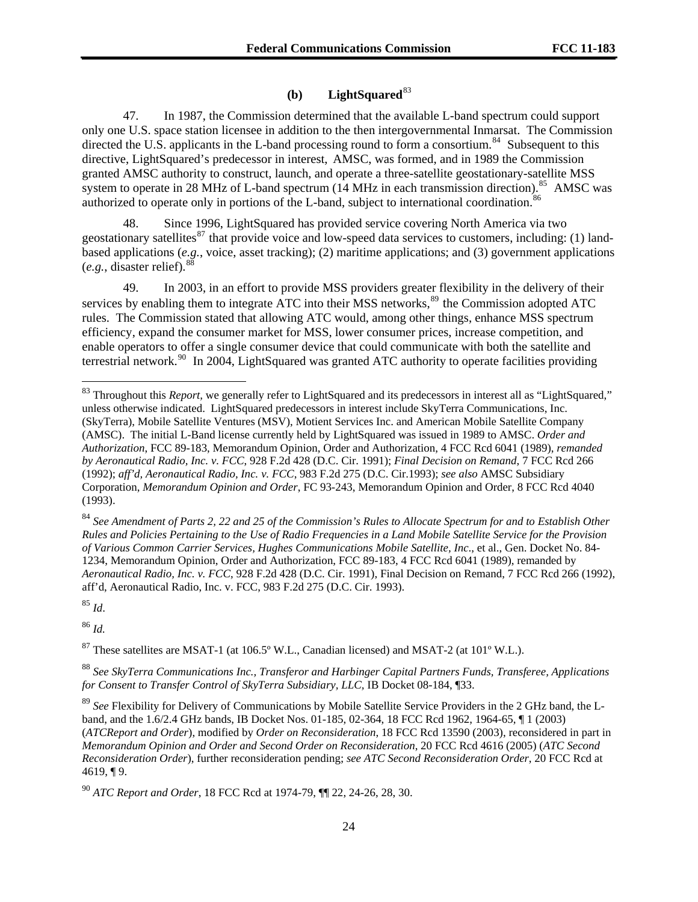### (b) LightSquared[83]

47. In 1987, the Commission determined that the available L-band spectrum could support only one U.S. space station licensee in addition to the then intergovernmental Inmarsat. The Commission directed the U.S. applicants in the L-band processing round to form a consortium.[84] Subsequent to this directive, LightSquared's predecessor in interest, AMSC, was formed, and in 1989 the Commission granted AMSC authority to construct, launch, and operate a three-satellite geostationary-satellite MSS system to operate in 28 MHz of L-band spectrum (14 MHz in each transmission direction).[85] AMSC was authorized to operate only in portions of the L-band, subject to international coordination.[86]

48. Since 1996, LightSquared has provided service covering North America via two geostationary satellites[87] that provide voice and low-speed data services to customers, including: (1) land-based applications (*e.g.*, voice, asset tracking); (2) maritime applications; and (3) government applications (*e.g.*, disaster relief).[88]

49. In 2003, in an effort to provide MSS providers greater flexibility in the delivery of their services by enabling them to integrate ATC into their MSS networks,[89] the Commission adopted ATC rules. The Commission stated that allowing ATC would, among other things, enhance MSS spectrum efficiency, expand the consumer market for MSS, lower consumer prices, increase competition, and enable operators to offer a single consumer device that could communicate with both the satellite and terrestrial network.[90] In 2004, LightSquared was granted ATC authority to operate facilities providing

---

[83] Throughout this *Report*, we generally refer to LightSquared and its predecessors in interest all as "LightSquared," unless otherwise indicated. LightSquared predecessors in interest include SkyTerra Communications, Inc. (SkyTerra), Mobile Satellite Ventures (MSV), Motient Services Inc. and American Mobile Satellite Company (AMSC). The initial L-Band license currently held by LightSquared was issued in 1989 to AMSC. *Order and Authorization*, FCC 89-183, Memorandum Opinion, Order and Authorization, 4 FCC Rcd 6041 (1989), *remanded by Aeronautical Radio, Inc. v. FCC*, 928 F.2d 428 (D.C. Cir. 1991); *Final Decision on Remand*, 7 FCC Rcd 266 (1992); *aff'd, Aeronautical Radio, Inc. v. FCC*, 983 F.2d 275 (D.C. Cir.1993); *see also* AMSC Subsidiary Corporation, *Memorandum Opinion and Order*, FC 93-243, Memorandum Opinion and Order, 8 FCC Rcd 4040 (1993).

[84] *See Amendment of Parts 2, 22 and 25 of the Commission's Rules to Allocate Spectrum for and to Establish Other Rules and Policies Pertaining to the Use of Radio Frequencies in a Land Mobile Satellite Service for the Provision of Various Common Carrier Services, Hughes Communications Mobile Satellite, Inc*., et al., Gen. Docket No. 84-1234, Memorandum Opinion, Order and Authorization, FCC 89-183, 4 FCC Rcd 6041 (1989), remanded by *Aeronautical Radio, Inc. v. FCC*, 928 F.2d 428 (D.C. Cir. 1991), Final Decision on Remand, 7 FCC Rcd 266 (1992), aff'd, Aeronautical Radio, Inc. v. FCC, 983 F.2d 275 (D.C. Cir. 1993).

[85] *Id*.

[86] *Id.*

[87] These satellites are MSAT-1 (at 106.5º W.L., Canadian licensed) and MSAT-2 (at 101º W.L.).

[88] *See SkyTerra Communications Inc., Transferor and Harbinger Capital Partners Funds, Transferee, Applications for Consent to Transfer Control of SkyTerra Subsidiary, LLC*, IB Docket 08-184, ¶33.

[89] *See* Flexibility for Delivery of Communications by Mobile Satellite Service Providers in the 2 GHz band, the L-band, and the 1.6/2.4 GHz bands, IB Docket Nos. 01-185, 02-364, 18 FCC Rcd 1962, 1964-65, ¶ 1 (2003) (*ATCReport and Order*), modified by *Order on Reconsideration*, 18 FCC Rcd 13590 (2003), reconsidered in part in *Memorandum Opinion and Order and Second Order on Reconsideration*, 20 FCC Rcd 4616 (2005) (*ATC Second Reconsideration Order*), further reconsideration pending; *see ATC Second Reconsideration Order*, 20 FCC Rcd at 4619, ¶ 9.

[90] *ATC Report and Order*, 18 FCC Rcd at 1974-79, ¶¶ 22, 24-26, 28, 30.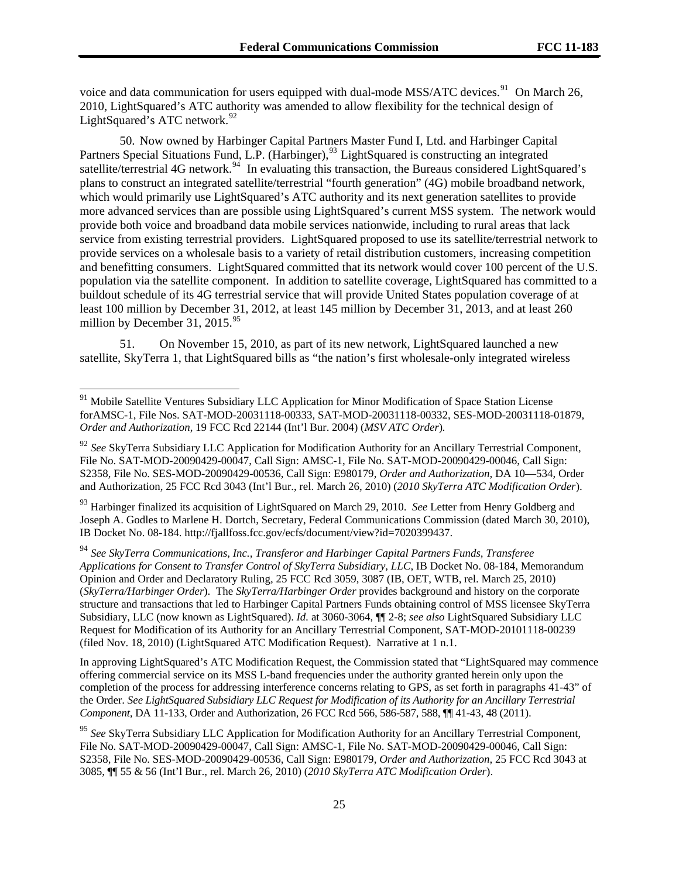voice and data communication for users equipped with dual-mode MSS/ATC devices.[91] On March 26, 2010, LightSquared's ATC authority was amended to allow flexibility for the technical design of LightSquared's ATC network.[92]

50. Now owned by Harbinger Capital Partners Master Fund I, Ltd. and Harbinger Capital Partners Special Situations Fund, L.P. (Harbinger),[93] LightSquared is constructing an integrated satellite/terrestrial 4G network.[94] In evaluating this transaction, the Bureaus considered LightSquared's plans to construct an integrated satellite/terrestrial "fourth generation" (4G) mobile broadband network, which would primarily use LightSquared's ATC authority and its next generation satellites to provide more advanced services than are possible using LightSquared's current MSS system. The network would provide both voice and broadband data mobile services nationwide, including to rural areas that lack service from existing terrestrial providers. LightSquared proposed to use its satellite/terrestrial network to provide services on a wholesale basis to a variety of retail distribution customers, increasing competition and benefitting consumers. LightSquared committed that its network would cover 100 percent of the U.S. population via the satellite component. In addition to satellite coverage, LightSquared has committed to a buildout schedule of its 4G terrestrial service that will provide United States population coverage of at least 100 million by December 31, 2012, at least 145 million by December 31, 2013, and at least 260 million by December 31, 2015.[95]

51. On November 15, 2010, as part of its new network, LightSquared launched a new satellite, SkyTerra 1, that LightSquared bills as "the nation's first wholesale-only integrated wireless

---

[91] Mobile Satellite Ventures Subsidiary LLC Application for Minor Modification of Space Station License forAMSC-1, File Nos. SAT-MOD-20031118-00333, SAT-MOD-20031118-00332, SES-MOD-20031118-01879, *Order and Authorization*, 19 FCC Rcd 22144 (Int'l Bur. 2004) (*MSV ATC Order*).

[92] *See* SkyTerra Subsidiary LLC Application for Modification Authority for an Ancillary Terrestrial Component, File No. SAT-MOD-20090429-00047, Call Sign: AMSC-1, File No. SAT-MOD-20090429-00046, Call Sign: S2358, File No. SES-MOD-20090429-00536, Call Sign: E980179, *Order and Authorization*, DA 10—534, Order and Authorization, 25 FCC Rcd 3043 (Int'l Bur., rel. March 26, 2010) (*2010 SkyTerra ATC Modification Order*).

[93] Harbinger finalized its acquisition of LightSquared on March 29, 2010. *See* Letter from Henry Goldberg and Joseph A. Godles to Marlene H. Dortch, Secretary, Federal Communications Commission (dated March 30, 2010), IB Docket No. 08-184. http://fjallfoss.fcc.gov/ecfs/document/view?id=7020399437.

[94] *See SkyTerra Communications, Inc., Transferor and Harbinger Capital Partners Funds, Transferee Applications for Consent to Transfer Control of SkyTerra Subsidiary, LLC*, IB Docket No. 08-184, Memorandum Opinion and Order and Declaratory Ruling, 25 FCC Rcd 3059, 3087 (IB, OET, WTB, rel. March 25, 2010) (*SkyTerra/Harbinger Order*). The *SkyTerra/Harbinger Order* provides background and history on the corporate structure and transactions that led to Harbinger Capital Partners Funds obtaining control of MSS licensee SkyTerra Subsidiary, LLC (now known as LightSquared). *Id.* at 3060-3064, ¶¶ 2-8; *see also* LightSquared Subsidiary LLC Request for Modification of its Authority for an Ancillary Terrestrial Component, SAT-MOD-20101118-00239 (filed Nov. 18, 2010) (LightSquared ATC Modification Request). Narrative at 1 n.1.

In approving LightSquared's ATC Modification Request, the Commission stated that "LightSquared may commence offering commercial service on its MSS L-band frequencies under the authority granted herein only upon the completion of the process for addressing interference concerns relating to GPS, as set forth in paragraphs 41-43" of the Order. *See LightSquared Subsidiary LLC Request for Modification of its Authority for an Ancillary Terrestrial Component*, DA 11-133, Order and Authorization, 26 FCC Rcd 566, 586-587, 588, ¶¶ 41-43, 48 (2011).

[95] *See* SkyTerra Subsidiary LLC Application for Modification Authority for an Ancillary Terrestrial Component, File No. SAT-MOD-20090429-00047, Call Sign: AMSC-1, File No. SAT-MOD-20090429-00046, Call Sign: S2358, File No. SES-MOD-20090429-00536, Call Sign: E980179, *Order and Authorization*, 25 FCC Rcd 3043 at 3085, ¶¶ 55 & 56 (Int'l Bur., rel. March 26, 2010) (*2010 SkyTerra ATC Modification Order*).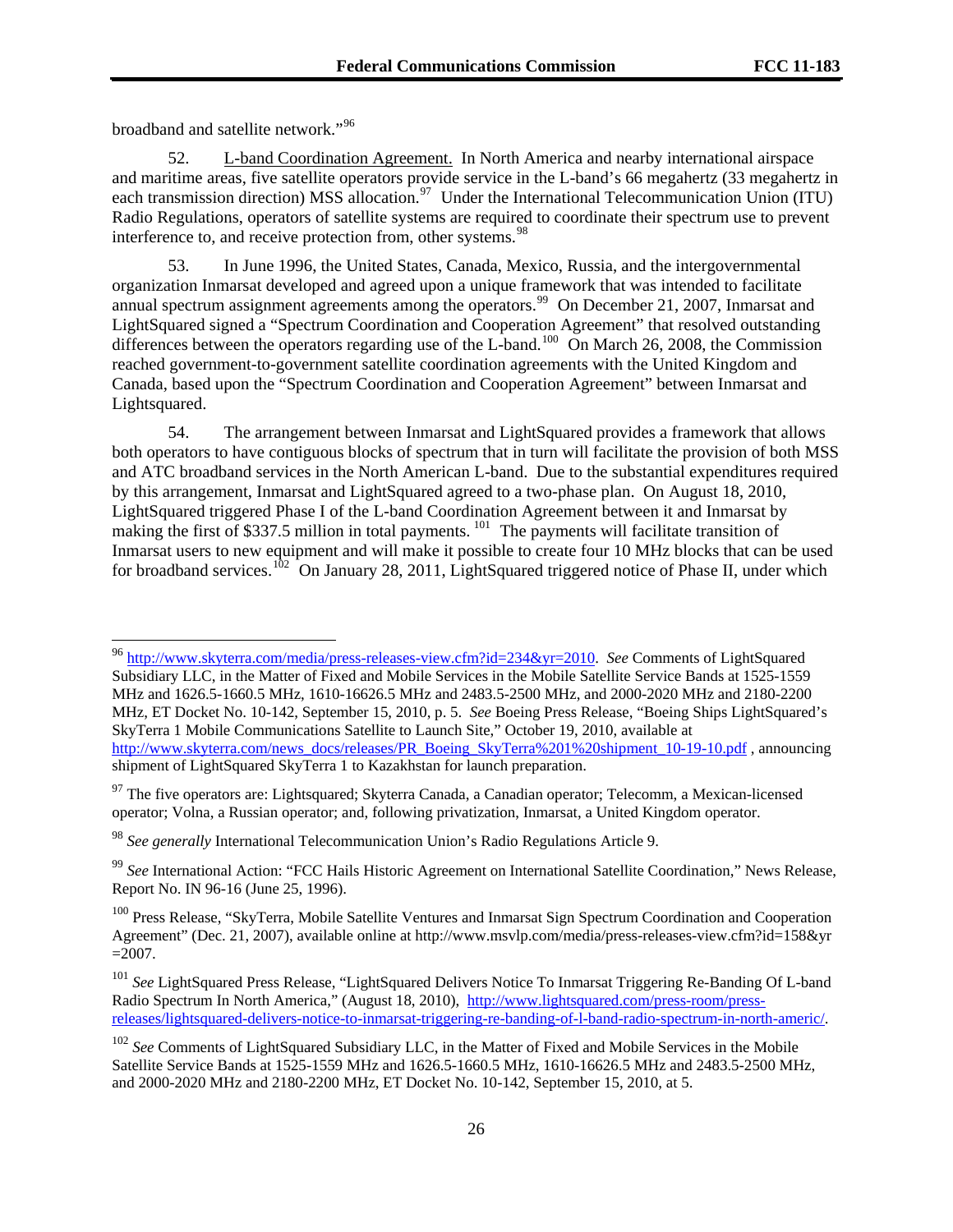broadband and satellite network."[96]

52. L-band Coordination Agreement. In North America and nearby international airspace and maritime areas, five satellite operators provide service in the L-band's 66 megahertz (33 megahertz in each transmission direction) MSS allocation.[97] Under the International Telecommunication Union (ITU) Radio Regulations, operators of satellite systems are required to coordinate their spectrum use to prevent interference to, and receive protection from, other systems.[98]

53. In June 1996, the United States, Canada, Mexico, Russia, and the intergovernmental organization Inmarsat developed and agreed upon a unique framework that was intended to facilitate annual spectrum assignment agreements among the operators.[99] On December 21, 2007, Inmarsat and LightSquared signed a "Spectrum Coordination and Cooperation Agreement" that resolved outstanding differences between the operators regarding use of the L-band.[100] On March 26, 2008, the Commission reached government-to-government satellite coordination agreements with the United Kingdom and Canada, based upon the "Spectrum Coordination and Cooperation Agreement" between Inmarsat and Lightsquared.

54. The arrangement between Inmarsat and LightSquared provides a framework that allows both operators to have contiguous blocks of spectrum that in turn will facilitate the provision of both MSS and ATC broadband services in the North American L-band. Due to the substantial expenditures required by this arrangement, Inmarsat and LightSquared agreed to a two-phase plan. On August 18, 2010, LightSquared triggered Phase I of the L-band Coordination Agreement between it and Inmarsat by making the first of $337.5 million in total payments.[101] The payments will facilitate transition of Inmarsat users to new equipment and will make it possible to create four 10 MHz blocks that can be used for broadband services.[102] On January 28, 2011, LightSquared triggered notice of Phase II, under which

---

[96] http://www.skyterra.com/media/press-releases-view.cfm?id=234&yr=2010. *See* Comments of LightSquared Subsidiary LLC, in the Matter of Fixed and Mobile Services in the Mobile Satellite Service Bands at 1525-1559 MHz and 1626.5-1660.5 MHz, 1610-16626.5 MHz and 2483.5-2500 MHz, and 2000-2020 MHz and 2180-2200 MHz, ET Docket No. 10-142, September 15, 2010, p. 5. *See* Boeing Press Release, "Boeing Ships LightSquared's SkyTerra 1 Mobile Communications Satellite to Launch Site," October 19, 2010, available at http://www.skyterra.com/news_docs/releases/PR_Boeing_SkyTerra%201%20shipment_10-19-10.pdf , announcing shipment of LightSquared SkyTerra 1 to Kazakhstan for launch preparation.

[97] The five operators are: Lightsquared; Skyterra Canada, a Canadian operator; Telecomm, a Mexican-licensed operator; Volna, a Russian operator; and, following privatization, Inmarsat, a United Kingdom operator.

[98] *See generally* International Telecommunication Union's Radio Regulations Article 9.

[99] *See* International Action: "FCC Hails Historic Agreement on International Satellite Coordination," News Release, Report No. IN 96-16 (June 25, 1996).

[100] Press Release, "SkyTerra, Mobile Satellite Ventures and Inmarsat Sign Spectrum Coordination and Cooperation Agreement" (Dec. 21, 2007), available online at http://www.msvlp.com/media/press-releases-view.cfm?id=158&yr=2007.

[101] *See* LightSquared Press Release, "LightSquared Delivers Notice To Inmarsat Triggering Re-Banding Of L-band Radio Spectrum In North America," (August 18, 2010), http://www.lightsquared.com/press-room/press-releases/lightsquared-delivers-notice-to-inmarsat-triggering-re-banding-of-l-band-radio-spectrum-in-north-americ/.

[102] *See* Comments of LightSquared Subsidiary LLC, in the Matter of Fixed and Mobile Services in the Mobile Satellite Service Bands at 1525-1559 MHz and 1626.5-1660.5 MHz, 1610-16626.5 MHz and 2483.5-2500 MHz, and 2000-2020 MHz and 2180-2200 MHz, ET Docket No. 10-142, September 15, 2010, at 5.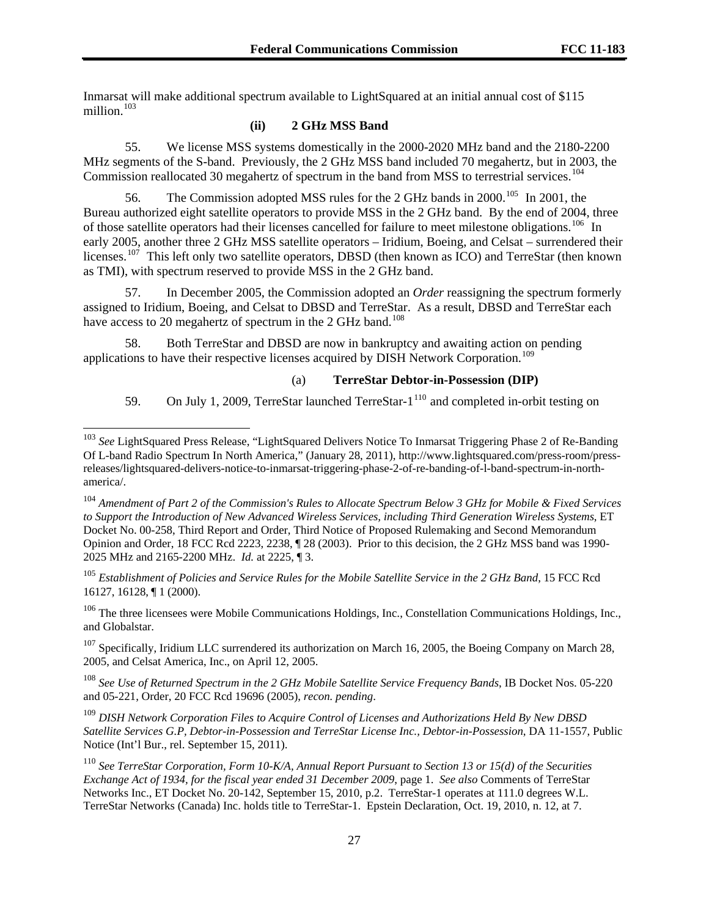Inmarsat will make additional spectrum available to LightSquared at an initial annual cost of $115 million.[103]

#### (ii) 2 GHz MSS Band

55. We license MSS systems domestically in the 2000-2020 MHz band and the 2180-2200 MHz segments of the S-band. Previously, the 2 GHz MSS band included 70 megahertz, but in 2003, the Commission reallocated 30 megahertz of spectrum in the band from MSS to terrestrial services.[104]

56. The Commission adopted MSS rules for the 2 GHz bands in 2000.[105] In 2001, the Bureau authorized eight satellite operators to provide MSS in the 2 GHz band. By the end of 2004, three of those satellite operators had their licenses cancelled for failure to meet milestone obligations.[106] In early 2005, another three 2 GHz MSS satellite operators – Iridium, Boeing, and Celsat – surrendered their licenses.[107] This left only two satellite operators, DBSD (then known as ICO) and TerreStar (then known as TMI), with spectrum reserved to provide MSS in the 2 GHz band.

57. In December 2005, the Commission adopted an *Order* reassigning the spectrum formerly assigned to Iridium, Boeing, and Celsat to DBSD and TerreStar. As a result, DBSD and TerreStar each have access to 20 megahertz of spectrum in the 2 GHz band.[108]

58. Both TerreStar and DBSD are now in bankruptcy and awaiting action on pending applications to have their respective licenses acquired by DISH Network Corporation.[109]

##### (a) TerreStar Debtor-in-Possession (DIP)

59. On July 1, 2009, TerreStar launched TerreStar-1[110] and completed in-orbit testing on

---

[103] *See* LightSquared Press Release, "LightSquared Delivers Notice To Inmarsat Triggering Phase 2 of Re-Banding Of L-band Radio Spectrum In North America," (January 28, 2011), http://www.lightsquared.com/press-room/press-releases/lightsquared-delivers-notice-to-inmarsat-triggering-phase-2-of-re-banding-of-l-band-spectrum-in-north-america/.

[104] *Amendment of Part 2 of the Commission's Rules to Allocate Spectrum Below 3 GHz for Mobile & Fixed Services to Support the Introduction of New Advanced Wireless Services, including Third Generation Wireless Systems*, ET Docket No. 00-258, Third Report and Order, Third Notice of Proposed Rulemaking and Second Memorandum Opinion and Order, 18 FCC Rcd 2223, 2238, ¶ 28 (2003). Prior to this decision, the 2 GHz MSS band was 1990-2025 MHz and 2165-2200 MHz. *Id.* at 2225, ¶ 3.

[105] *Establishment of Policies and Service Rules for the Mobile Satellite Service in the 2 GHz Band*, 15 FCC Rcd 16127, 16128, ¶ 1 (2000).

[106] The three licensees were Mobile Communications Holdings, Inc., Constellation Communications Holdings, Inc., and Globalstar.

[107] Specifically, Iridium LLC surrendered its authorization on March 16, 2005, the Boeing Company on March 28, 2005, and Celsat America, Inc., on April 12, 2005.

[108] *See Use of Returned Spectrum in the 2 GHz Mobile Satellite Service Frequency Bands*, IB Docket Nos. 05-220 and 05-221, Order, 20 FCC Rcd 19696 (2005), *recon. pending*.

[109] *DISH Network Corporation Files to Acquire Control of Licenses and Authorizations Held By New DBSD Satellite Services G.P, Debtor-in-Possession and TerreStar License Inc., Debtor-in-Possession*, DA 11-1557, Public Notice (Int'l Bur., rel. September 15, 2011).

[110] *See TerreStar Corporation, Form 10-K/A, Annual Report Pursuant to Section 13 or 15(d) of the Securities Exchange Act of 1934, for the fiscal year ended 31 December 2009*, page 1. *See also* Comments of TerreStar Networks Inc., ET Docket No. 20-142, September 15, 2010, p.2. TerreStar-1 operates at 111.0 degrees W.L. TerreStar Networks (Canada) Inc. holds title to TerreStar-1. Epstein Declaration, Oct. 19, 2010, n. 12, at 7.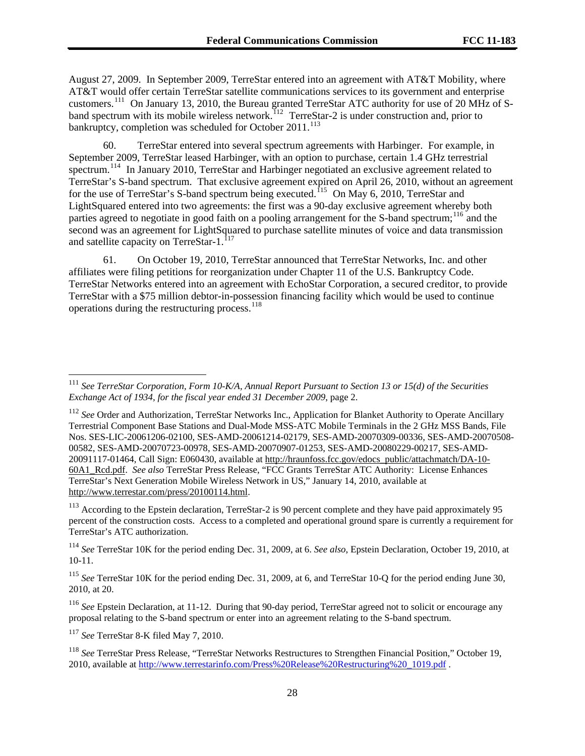August 27, 2009. In September 2009, TerreStar entered into an agreement with AT&T Mobility, where AT&T would offer certain TerreStar satellite communications services to its government and enterprise customers.[111] On January 13, 2010, the Bureau granted TerreStar ATC authority for use of 20 MHz of S-band spectrum with its mobile wireless network.[112] TerreStar-2 is under construction and, prior to bankruptcy, completion was scheduled for October 2011.[113]

60. TerreStar entered into several spectrum agreements with Harbinger. For example, in September 2009, TerreStar leased Harbinger, with an option to purchase, certain 1.4 GHz terrestrial spectrum.[114] In January 2010, TerreStar and Harbinger negotiated an exclusive agreement related to TerreStar's S-band spectrum. That exclusive agreement expired on April 26, 2010, without an agreement for the use of TerreStar's S-band spectrum being executed.[115] On May 6, 2010, TerreStar and LightSquared entered into two agreements: the first was a 90-day exclusive agreement whereby both parties agreed to negotiate in good faith on a pooling arrangement for the S-band spectrum;[116] and the second was an agreement for LightSquared to purchase satellite minutes of voice and data transmission and satellite capacity on TerreStar-1.[117]

61. On October 19, 2010, TerreStar announced that TerreStar Networks, Inc. and other affiliates were filing petitions for reorganization under Chapter 11 of the U.S. Bankruptcy Code. TerreStar Networks entered into an agreement with EchoStar Corporation, a secured creditor, to provide TerreStar with a $75 million debtor-in-possession financing facility which would be used to continue operations during the restructuring process.[118]

---

[111] *See TerreStar Corporation, Form 10-K/A, Annual Report Pursuant to Section 13 or 15(d) of the Securities Exchange Act of 1934, for the fiscal year ended 31 December 2009*, page 2.

[112] *See* Order and Authorization, TerreStar Networks Inc., Application for Blanket Authority to Operate Ancillary Terrestrial Component Base Stations and Dual-Mode MSS-ATC Mobile Terminals in the 2 GHz MSS Bands, File Nos. SES-LIC-20061206-02100, SES-AMD-20061214-02179, SES-AMD-20070309-00336, SES-AMD-20070508-00582, SES-AMD-20070723-00978, SES-AMD-20070907-01253, SES-AMD-20080229-00217, SES-AMD-20091117-01464, Call Sign: E060430, available at http://hraunfoss.fcc.gov/edocs_public/attachmatch/DA-10-60A1_Rcd.pdf. *See also* TerreStar Press Release, "FCC Grants TerreStar ATC Authority: License Enhances TerreStar's Next Generation Mobile Wireless Network in US," January 14, 2010, available at http://www.terrestar.com/press/20100114.html.

[113] According to the Epstein declaration, TerreStar-2 is 90 percent complete and they have paid approximately 95 percent of the construction costs. Access to a completed and operational ground spare is currently a requirement for TerreStar's ATC authorization.

[114] *See* TerreStar 10K for the period ending Dec. 31, 2009, at 6. *See also*, Epstein Declaration, October 19, 2010, at 10-11.

[115] *See* TerreStar 10K for the period ending Dec. 31, 2009, at 6, and TerreStar 10-Q for the period ending June 30, 2010, at 20.

[116] *See* Epstein Declaration, at 11-12. During that 90-day period, TerreStar agreed not to solicit or encourage any proposal relating to the S-band spectrum or enter into an agreement relating to the S-band spectrum.

[117] *See* TerreStar 8-K filed May 7, 2010.

[118] *See* TerreStar Press Release, "TerreStar Networks Restructures to Strengthen Financial Position," October 19, 2010, available at http://www.terrestarinfo.com/Press%20Release%20Restructuring%20_1019.pdf .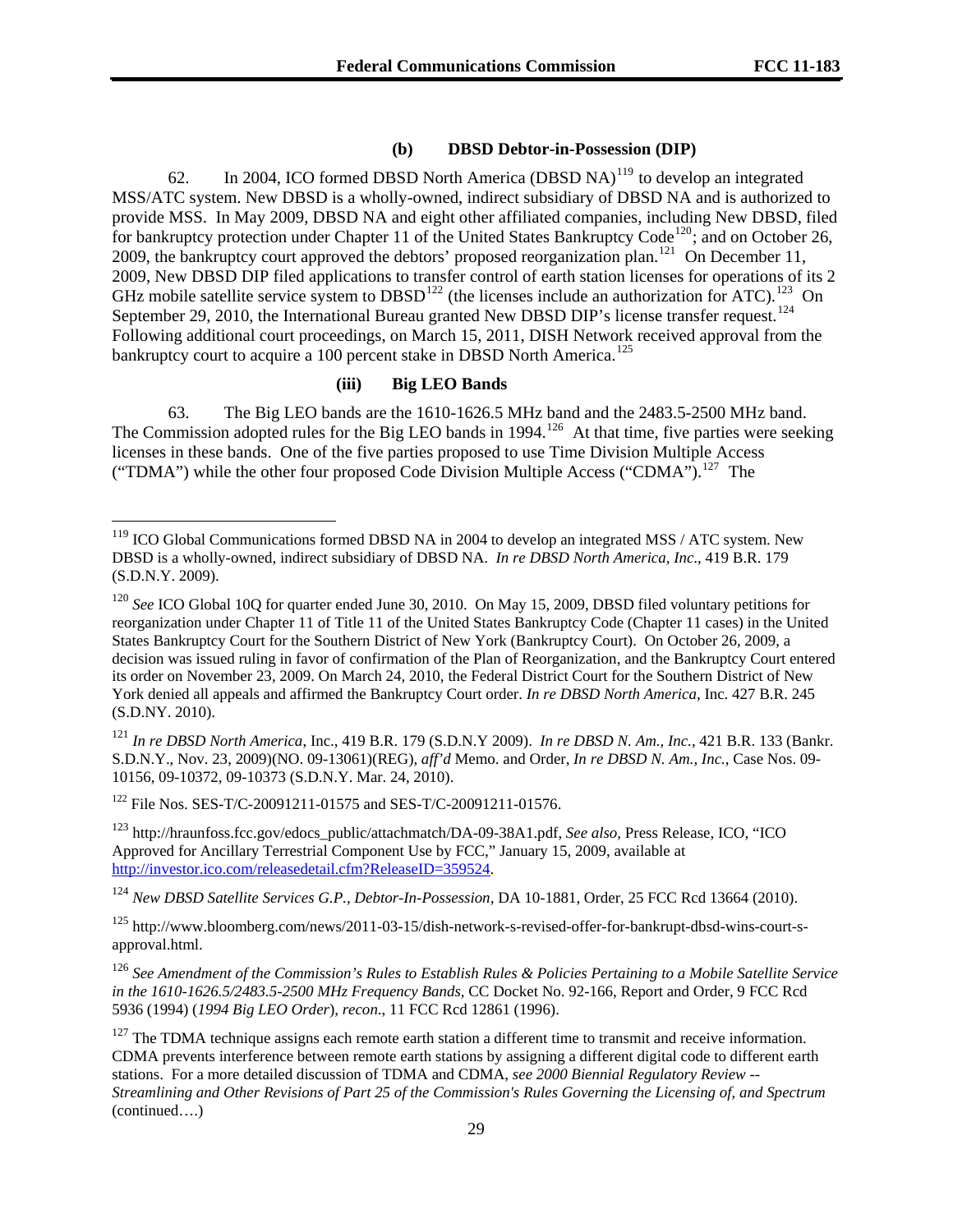#### (b) DBSD Debtor-in-Possession (DIP)

62. In 2004, ICO formed DBSD North America (DBSD NA)[119] to develop an integrated MSS/ATC system. New DBSD is a wholly-owned, indirect subsidiary of DBSD NA and is authorized to provide MSS. In May 2009, DBSD NA and eight other affiliated companies, including New DBSD, filed for bankruptcy protection under Chapter 11 of the United States Bankruptcy Code[120]; and on October 26, 2009, the bankruptcy court approved the debtors' proposed reorganization plan.[121] On December 11, 2009, New DBSD DIP filed applications to transfer control of earth station licenses for operations of its 2 GHz mobile satellite service system to DBSD[122] (the licenses include an authorization for ATC).[123] On September 29, 2010, the International Bureau granted New DBSD DIP's license transfer request.[124] Following additional court proceedings, on March 15, 2011, DISH Network received approval from the bankruptcy court to acquire a 100 percent stake in DBSD North America.[125]

#### (iii) Big LEO Bands

63. The Big LEO bands are the 1610-1626.5 MHz band and the 2483.5-2500 MHz band. The Commission adopted rules for the Big LEO bands in 1994.[126] At that time, five parties were seeking licenses in these bands. One of the five parties proposed to use Time Division Multiple Access ("TDMA") while the other four proposed Code Division Multiple Access ("CDMA").[127] The

---

[119] ICO Global Communications formed DBSD NA in 2004 to develop an integrated MSS / ATC system. New DBSD is a wholly-owned, indirect subsidiary of DBSD NA. *In re DBSD North America, Inc*., 419 B.R. 179 (S.D.N.Y. 2009).

[120] *See* ICO Global 10Q for quarter ended June 30, 2010. On May 15, 2009, DBSD filed voluntary petitions for reorganization under Chapter 11 of Title 11 of the United States Bankruptcy Code (Chapter 11 cases) in the United States Bankruptcy Court for the Southern District of New York (Bankruptcy Court). On October 26, 2009, a decision was issued ruling in favor of confirmation of the Plan of Reorganization, and the Bankruptcy Court entered its order on November 23, 2009. On March 24, 2010, the Federal District Court for the Southern District of New York denied all appeals and affirmed the Bankruptcy Court order. *In re DBSD North America*, Inc. 427 B.R. 245 (S.D.NY. 2010).

[121] *In re DBSD North America,* Inc., 419 B.R. 179 (S.D.N.Y 2009). *In re DBSD N. Am., Inc.*, 421 B.R. 133 (Bankr. S.D.N.Y., Nov. 23, 2009)(NO. 09-13061)(REG), *aff'd* Memo. and Order, *In re DBSD N. Am., Inc.*, Case Nos. 09-10156, 09-10372, 09-10373 (S.D.N.Y. Mar. 24, 2010).

[122] File Nos. SES-T/C-20091211-01575 and SES-T/C-20091211-01576.

[123] http://hraunfoss.fcc.gov/edocs_public/attachmatch/DA-09-38A1.pdf, *See also*, Press Release, ICO, "ICO Approved for Ancillary Terrestrial Component Use by FCC," January 15, 2009, available at http://investor.ico.com/releasedetail.cfm?ReleaseID=359524.

[124] *New DBSD Satellite Services G.P., Debtor-In-Possession*, DA 10-1881, Order, 25 FCC Rcd 13664 (2010).

[125] http://www.bloomberg.com/news/2011-03-15/dish-network-s-revised-offer-for-bankrupt-dbsd-wins-court-s-approval.html.

[126] *See Amendment of the Commission's Rules to Establish Rules & Policies Pertaining to a Mobile Satellite Service in the 1610-1626.5/2483.5-2500 MHz Frequency Bands*, CC Docket No. 92-166, Report and Order, 9 FCC Rcd 5936 (1994) (*1994 Big LEO Order*), *recon*., 11 FCC Rcd 12861 (1996).

[127] The TDMA technique assigns each remote earth station a different time to transmit and receive information. CDMA prevents interference between remote earth stations by assigning a different digital code to different earth stations. For a more detailed discussion of TDMA and CDMA, *see 2000 Biennial Regulatory Review -- Streamlining and Other Revisions of Part 25 of the Commission's Rules Governing the Licensing of, and Spectrum* (continued….)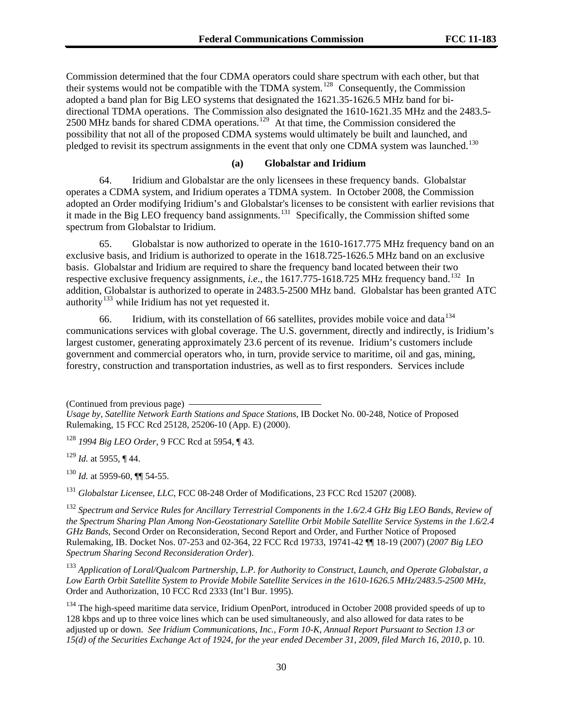Commission determined that the four CDMA operators could share spectrum with each other, but that their systems would not be compatible with the TDMA system.[128] Consequently, the Commission adopted a band plan for Big LEO systems that designated the 1621.35-1626.5 MHz band for bi-directional TDMA operations. The Commission also designated the 1610-1621.35 MHz and the 2483.5-2500 MHz bands for shared CDMA operations.[129] At that time, the Commission considered the possibility that not all of the proposed CDMA systems would ultimately be built and launched, and pledged to revisit its spectrum assignments in the event that only one CDMA system was launched.[130]

#### (a) Globalstar and Iridium

64. Iridium and Globalstar are the only licensees in these frequency bands. Globalstar operates a CDMA system, and Iridium operates a TDMA system. In October 2008, the Commission adopted an Order modifying Iridium's and Globalstar's licenses to be consistent with earlier revisions that it made in the Big LEO frequency band assignments.[131] Specifically, the Commission shifted some spectrum from Globalstar to Iridium.

65. Globalstar is now authorized to operate in the 1610-1617.775 MHz frequency band on an exclusive basis, and Iridium is authorized to operate in the 1618.725-1626.5 MHz band on an exclusive basis. Globalstar and Iridium are required to share the frequency band located between their two respective exclusive frequency assignments, *i.e*., the 1617.775-1618.725 MHz frequency band.[132] In addition, Globalstar is authorized to operate in 2483.5-2500 MHz band. Globalstar has been granted ATC authority[133] while Iridium has not yet requested it.

66. Iridium, with its constellation of 66 satellites, provides mobile voice and data[134] communications services with global coverage. The U.S. government, directly and indirectly, is Iridium's largest customer, generating approximately 23.6 percent of its revenue. Iridium's customers include government and commercial operators who, in turn, provide service to maritime, oil and gas, mining, forestry, construction and transportation industries, as well as to first responders. Services include

(Continued from previous page) *Usage by, Satellite Network Earth Stations and Space Stations*, IB Docket No. 00-248, Notice of Proposed Rulemaking, 15 FCC Rcd 25128, 25206-10 (App. E) (2000).

[128] *1994 Big LEO Order*, 9 FCC Rcd at 5954, ¶ 43.

[129] *Id.* at 5955, ¶ 44.

[130] *Id.* at 5959-60, ¶¶ 54-55.

[131] *Globalstar Licensee, LLC*, FCC 08-248 Order of Modifications, 23 FCC Rcd 15207 (2008).

[132] *Spectrum and Service Rules for Ancillary Terrestrial Components in the 1.6/2.4 GHz Big LEO Bands, Review of the Spectrum Sharing Plan Among Non-Geostationary Satellite Orbit Mobile Satellite Service Systems in the 1.6/2.4 GHz Bands,* Second Order on Reconsideration, Second Report and Order, and Further Notice of Proposed Rulemaking, IB. Docket Nos. 07-253 and 02-364, 22 FCC Rcd 19733, 19741-42 ¶¶ 18-19 (2007) (*2007 Big LEO Spectrum Sharing Second Reconsideration Order*).

[133] *Application of Loral/Qualcom Partnership, L.P. for Authority to Construct, Launch, and Operate Globalstar, a Low Earth Orbit Satellite System to Provide Mobile Satellite Services in the 1610-1626.5 MHz/2483.5-2500 MHz,* Order and Authorization, 10 FCC Rcd 2333 (Int'l Bur. 1995).

[134] The high-speed maritime data service, Iridium OpenPort, introduced in October 2008 provided speeds of up to 128 kbps and up to three voice lines which can be used simultaneously, and also allowed for data rates to be adjusted up or down. *See Iridium Communications, Inc., Form 10-K, Annual Report Pursuant to Section 13 or 15(d) of the Securities Exchange Act of 1924, for the year ended December 31, 2009, filed March 16, 2010*, p. 10.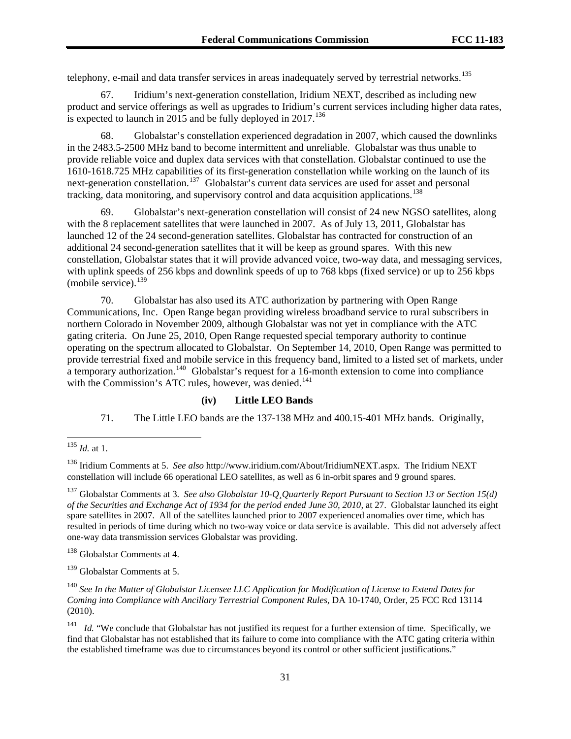telephony, e-mail and data transfer services in areas inadequately served by terrestrial networks.[135]

67. Iridium's next-generation constellation, Iridium NEXT, described as including new product and service offerings as well as upgrades to Iridium's current services including higher data rates, is expected to launch in 2015 and be fully deployed in 2017.[136]

68. Globalstar's constellation experienced degradation in 2007, which caused the downlinks in the 2483.5-2500 MHz band to become intermittent and unreliable. Globalstar was thus unable to provide reliable voice and duplex data services with that constellation. Globalstar continued to use the 1610-1618.725 MHz capabilities of its first-generation constellation while working on the launch of its next-generation constellation.[137] Globalstar's current data services are used for asset and personal tracking, data monitoring, and supervisory control and data acquisition applications.[138]

69. Globalstar's next-generation constellation will consist of 24 new NGSO satellites, along with the 8 replacement satellites that were launched in 2007. As of July 13, 2011, Globalstar has launched 12 of the 24 second-generation satellites. Globalstar has contracted for construction of an additional 24 second-generation satellites that it will be keep as ground spares. With this new constellation, Globalstar states that it will provide advanced voice, two-way data, and messaging services, with uplink speeds of 256 kbps and downlink speeds of up to 768 kbps (fixed service) or up to 256 kbps (mobile service).[139]

70. Globalstar has also used its ATC authorization by partnering with Open Range Communications, Inc. Open Range began providing wireless broadband service to rural subscribers in northern Colorado in November 2009, although Globalstar was not yet in compliance with the ATC gating criteria. On June 25, 2010, Open Range requested special temporary authority to continue operating on the spectrum allocated to Globalstar. On September 14, 2010, Open Range was permitted to provide terrestrial fixed and mobile service in this frequency band, limited to a listed set of markets, under a temporary authorization.[140] Globalstar's request for a 16-month extension to come into compliance with the Commission's ATC rules, however, was denied.[141]

**(iv) Little LEO Bands**

71. The Little LEO bands are the 137-138 MHz and 400.15-401 MHz bands. Originally,

---

[135] *Id.* at 1.

[136] Iridium Comments at 5. *See also* http://www.iridium.com/About/IridiumNEXT.aspx. The Iridium NEXT constellation will include 66 operational LEO satellites, as well as 6 in-orbit spares and 9 ground spares.

[137] Globalstar Comments at 3. *See also Globalstar 10-Q¸Quarterly Report Pursuant to Section 13 or Section 15(d) of the Securities and Exchange Act of 1934 for the period ended June 30, 2010,* at 27. Globalstar launched its eight spare satellites in 2007. All of the satellites launched prior to 2007 experienced anomalies over time, which has resulted in periods of time during which no two-way voice or data service is available. This did not adversely affect one-way data transmission services Globalstar was providing.

[138] Globalstar Comments at 4.

[139] Globalstar Comments at 5.

[140] *See In the Matter of Globalstar Licensee LLC Application for Modification of License to Extend Dates for Coming into Compliance with Ancillary Terrestrial Component Rules,* DA 10-1740, Order, 25 FCC Rcd 13114 (2010).

[141] *Id.* "We conclude that Globalstar has not justified its request for a further extension of time. Specifically, we find that Globalstar has not established that its failure to come into compliance with the ATC gating criteria within the established timeframe was due to circumstances beyond its control or other sufficient justifications."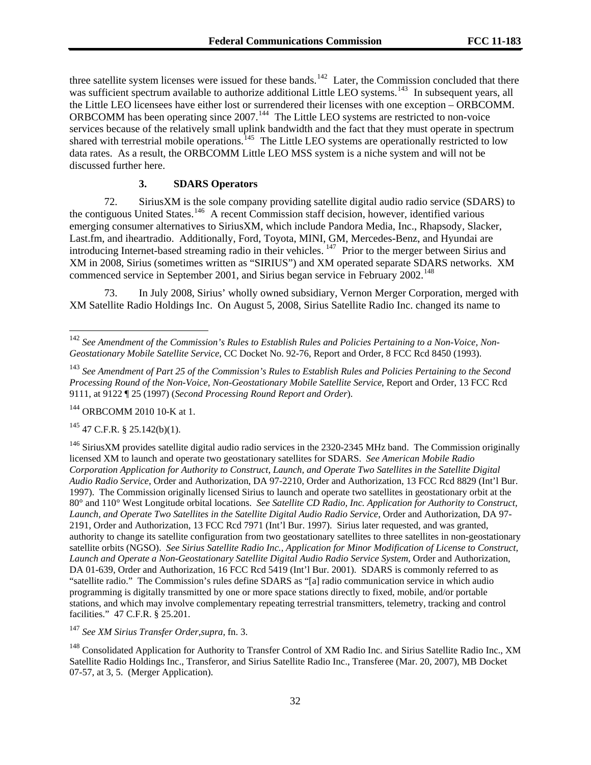three satellite system licenses were issued for these bands.[142] Later, the Commission concluded that there was sufficient spectrum available to authorize additional Little LEO systems.[143] In subsequent years, all the Little LEO licensees have either lost or surrendered their licenses with one exception – ORBCOMM. ORBCOMM has been operating since 2007.[144] The Little LEO systems are restricted to non-voice services because of the relatively small uplink bandwidth and the fact that they must operate in spectrum shared with terrestrial mobile operations.[145] The Little LEO systems are operationally restricted to low data rates. As a result, the ORBCOMM Little LEO MSS system is a niche system and will not be discussed further here.

### 3. SDARS Operators

72. SiriusXM is the sole company providing satellite digital audio radio service (SDARS) to the contiguous United States.[146] A recent Commission staff decision, however, identified various emerging consumer alternatives to SiriusXM, which include Pandora Media, Inc., Rhapsody, Slacker, Last.fm, and iheartradio. Additionally, Ford, Toyota, MINI, GM, Mercedes-Benz, and Hyundai are introducing Internet-based streaming radio in their vehicles.[147] Prior to the merger between Sirius and XM in 2008, Sirius (sometimes written as "SIRIUS") and XM operated separate SDARS networks. XM commenced service in September 2001, and Sirius began service in February 2002.[148]

73. In July 2008, Sirius' wholly owned subsidiary, Vernon Merger Corporation, merged with XM Satellite Radio Holdings Inc. On August 5, 2008, Sirius Satellite Radio Inc. changed its name to

---

[142] *See Amendment of the Commission's Rules to Establish Rules and Policies Pertaining to a Non-Voice, Non-Geostationary Mobile Satellite Service*, CC Docket No. 92-76, Report and Order, 8 FCC Rcd 8450 (1993).

[143] *See Amendment of Part 25 of the Commission's Rules to Establish Rules and Policies Pertaining to the Second Processing Round of the Non-Voice, Non-Geostationary Mobile Satellite Service*, Report and Order, 13 FCC Rcd 9111, at 9122 ¶ 25 (1997) (*Second Processing Round Report and Order*).

[144] ORBCOMM 2010 10-K at 1.

[145] 47 C.F.R. § 25.142(b)(1).

[146] SiriusXM provides satellite digital audio radio services in the 2320-2345 MHz band. The Commission originally licensed XM to launch and operate two geostationary satellites for SDARS. *See American Mobile Radio Corporation Application for Authority to Construct, Launch, and Operate Two Satellites in the Satellite Digital Audio Radio Service*, Order and Authorization, DA 97-2210, Order and Authorization, 13 FCC Rcd 8829 (Int'l Bur. 1997). The Commission originally licensed Sirius to launch and operate two satellites in geostationary orbit at the 80° and 110° West Longitude orbital locations. *See Satellite CD Radio, Inc. Application for Authority to Construct, Launch, and Operate Two Satellites in the Satellite Digital Audio Radio Service*, Order and Authorization, DA 97-2191, Order and Authorization, 13 FCC Rcd 7971 (Int'l Bur. 1997). Sirius later requested, and was granted, authority to change its satellite configuration from two geostationary satellites to three satellites in non-geostationary satellite orbits (NGSO). *See Sirius Satellite Radio Inc., Application for Minor Modification of License to Construct, Launch and Operate a Non-Geostationary Satellite Digital Audio Radio Service System*, Order and Authorization, DA 01-639, Order and Authorization, 16 FCC Rcd 5419 (Int'l Bur. 2001). SDARS is commonly referred to as "satellite radio." The Commission's rules define SDARS as "[a] radio communication service in which audio programming is digitally transmitted by one or more space stations directly to fixed, mobile, and/or portable stations, and which may involve complementary repeating terrestrial transmitters, telemetry, tracking and control facilities." 47 C.F.R. § 25.201.

[147] *See XM Sirius Transfer Order,supra,* fn. 3.

[148] Consolidated Application for Authority to Transfer Control of XM Radio Inc. and Sirius Satellite Radio Inc., XM Satellite Radio Holdings Inc., Transferor, and Sirius Satellite Radio Inc., Transferee (Mar. 20, 2007), MB Docket 07-57, at 3, 5. (Merger Application).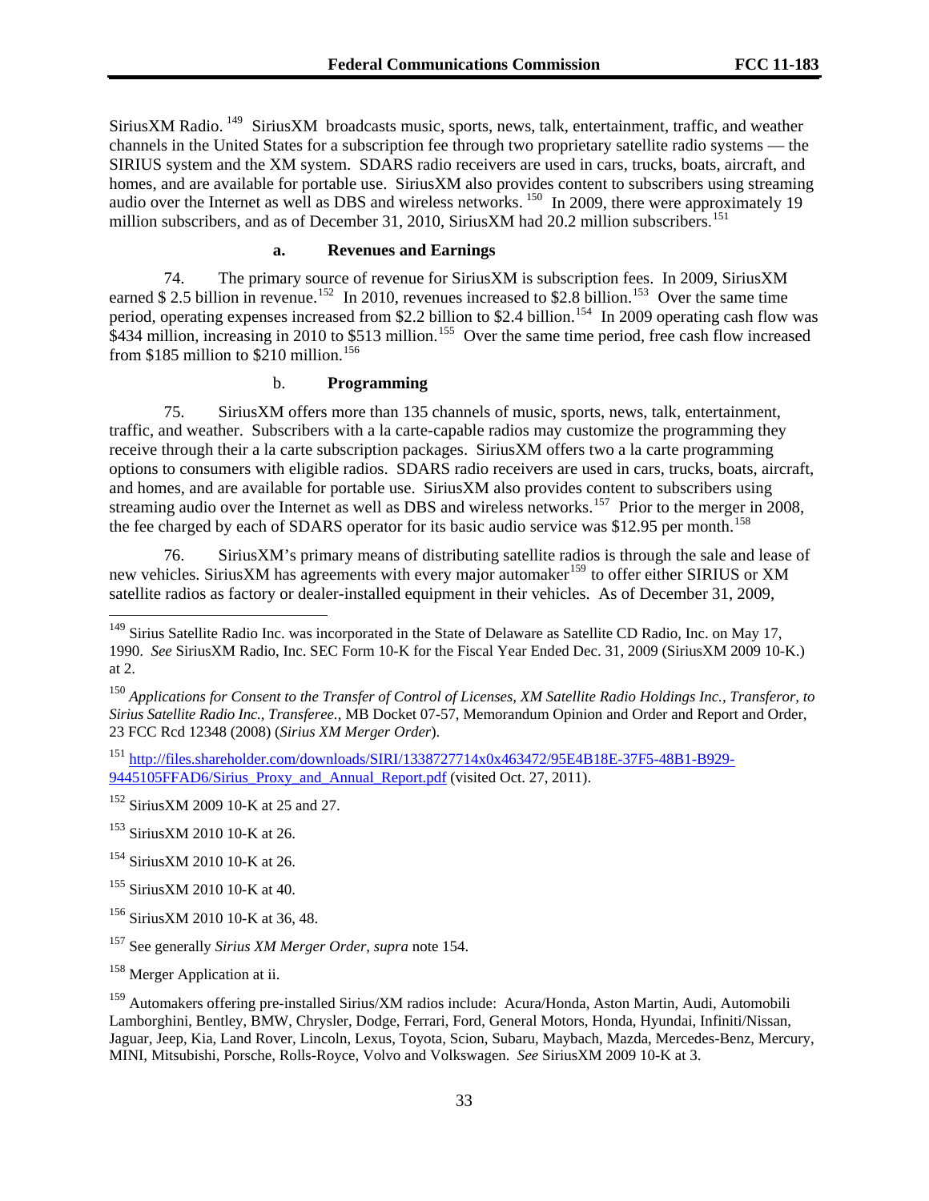SiriusXM Radio.[149] SiriusXM broadcasts music, sports, news, talk, entertainment, traffic, and weather channels in the United States for a subscription fee through two proprietary satellite radio systems — the SIRIUS system and the XM system. SDARS radio receivers are used in cars, trucks, boats, aircraft, and homes, and are available for portable use. SiriusXM also provides content to subscribers using streaming audio over the Internet as well as DBS and wireless networks.[150] In 2009, there were approximately 19 million subscribers, and as of December 31, 2010, SiriusXM had 20.2 million subscribers.[151]

#### a. Revenues and Earnings

74. The primary source of revenue for SiriusXM is subscription fees. In 2009, SiriusXM earned $ 2.5 billion in revenue.[152] In 2010, revenues increased to $2.8 billion.[153] Over the same time period, operating expenses increased from $2.2 billion to $2.4 billion.[154] In 2009 operating cash flow was $434 million, increasing in 2010 to $513 million.[155] Over the same time period, free cash flow increased from $185 million to $210 million.[156]

#### b. Programming

75. SiriusXM offers more than 135 channels of music, sports, news, talk, entertainment, traffic, and weather. Subscribers with a la carte-capable radios may customize the programming they receive through their a la carte subscription packages. SiriusXM offers two a la carte programming options to consumers with eligible radios. SDARS radio receivers are used in cars, trucks, boats, aircraft, and homes, and are available for portable use. SiriusXM also provides content to subscribers using streaming audio over the Internet as well as DBS and wireless networks.[157] Prior to the merger in 2008, the fee charged by each of SDARS operator for its basic audio service was $12.95 per month.[158]

76. SiriusXM's primary means of distributing satellite radios is through the sale and lease of new vehicles. SiriusXM has agreements with every major automaker[159] to offer either SIRIUS or XM satellite radios as factory or dealer-installed equipment in their vehicles. As of December 31, 2009,

---

[149] Sirius Satellite Radio Inc. was incorporated in the State of Delaware as Satellite CD Radio, Inc. on May 17, 1990. *See* SiriusXM Radio, Inc. SEC Form 10-K for the Fiscal Year Ended Dec. 31, 2009 (SiriusXM 2009 10-K.) at 2.

[150] *Applications for Consent to the Transfer of Control of Licenses, XM Satellite Radio Holdings Inc., Transferor, to Sirius Satellite Radio Inc., Transferee.*, MB Docket 07-57, Memorandum Opinion and Order and Report and Order, 23 FCC Rcd 12348 (2008) (*Sirius XM Merger Order*).

[151] http://files.shareholder.com/downloads/SIRI/1338727714x0x463472/95E4B18E-37F5-48B1-B929-9445105FFAD6/Sirius_Proxy_and_Annual_Report.pdf (visited Oct. 27, 2011).

[152] SiriusXM 2009 10-K at 25 and 27.

[153] SiriusXM 2010 10-K at 26.

[154] SiriusXM 2010 10-K at 26.

[155] SiriusXM 2010 10-K at 40.

[156] SiriusXM 2010 10-K at 36, 48.

[157] See generally *Sirius XM Merger Order*, *supra* note 154.

[158] Merger Application at ii.

[159] Automakers offering pre-installed Sirius/XM radios include: Acura/Honda, Aston Martin, Audi, Automobili Lamborghini, Bentley, BMW, Chrysler, Dodge, Ferrari, Ford, General Motors, Honda, Hyundai, Infiniti/Nissan, Jaguar, Jeep, Kia, Land Rover, Lincoln, Lexus, Toyota, Scion, Subaru, Maybach, Mazda, Mercedes-Benz, Mercury, MINI, Mitsubishi, Porsche, Rolls-Royce, Volvo and Volkswagen. *See* SiriusXM 2009 10-K at 3.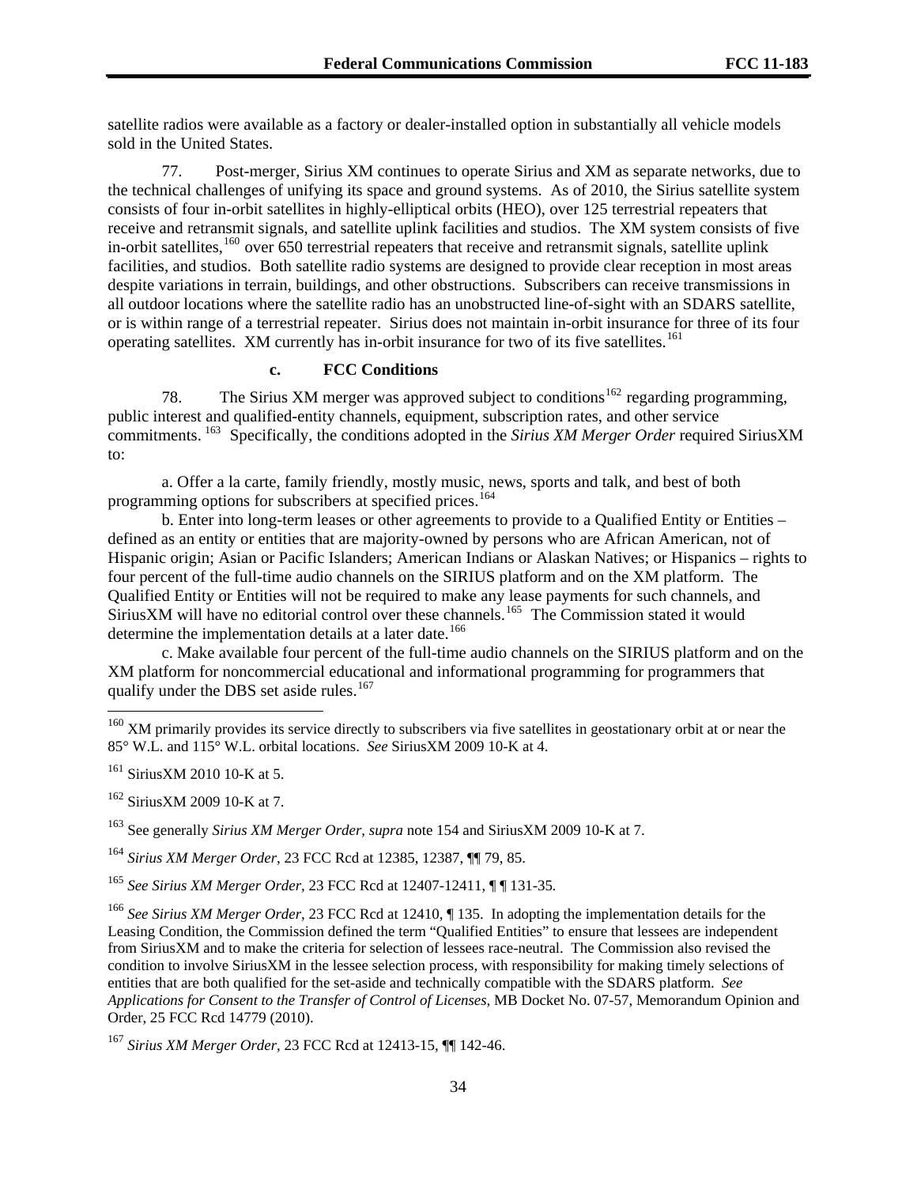satellite radios were available as a factory or dealer-installed option in substantially all vehicle models sold in the United States.

77. Post-merger, Sirius XM continues to operate Sirius and XM as separate networks, due to the technical challenges of unifying its space and ground systems. As of 2010, the Sirius satellite system consists of four in-orbit satellites in highly-elliptical orbits (HEO), over 125 terrestrial repeaters that receive and retransmit signals, and satellite uplink facilities and studios. The XM system consists of five in-orbit satellites,[160] over 650 terrestrial repeaters that receive and retransmit signals, satellite uplink facilities, and studios. Both satellite radio systems are designed to provide clear reception in most areas despite variations in terrain, buildings, and other obstructions. Subscribers can receive transmissions in all outdoor locations where the satellite radio has an unobstructed line-of-sight with an SDARS satellite, or is within range of a terrestrial repeater. Sirius does not maintain in-orbit insurance for three of its four operating satellites. XM currently has in-orbit insurance for two of its five satellites.[161]

#### c. FCC Conditions

78. The Sirius XM merger was approved subject to conditions[162] regarding programming, public interest and qualified-entity channels, equipment, subscription rates, and other service commitments.[163] Specifically, the conditions adopted in the *Sirius XM Merger Order* required SiriusXM to:

a. Offer a la carte, family friendly, mostly music, news, sports and talk, and best of both programming options for subscribers at specified prices.[164]

b. Enter into long-term leases or other agreements to provide to a Qualified Entity or Entities – defined as an entity or entities that are majority-owned by persons who are African American, not of Hispanic origin; Asian or Pacific Islanders; American Indians or Alaskan Natives; or Hispanics – rights to four percent of the full-time audio channels on the SIRIUS platform and on the XM platform. The Qualified Entity or Entities will not be required to make any lease payments for such channels, and SiriusXM will have no editorial control over these channels.[165] The Commission stated it would determine the implementation details at a later date.[166]

c. Make available four percent of the full-time audio channels on the SIRIUS platform and on the XM platform for noncommercial educational and informational programming for programmers that qualify under the DBS set aside rules.[167]

---

[160] XM primarily provides its service directly to subscribers via five satellites in geostationary orbit at or near the 85° W.L. and 115° W.L. orbital locations. *See* SiriusXM 2009 10-K at 4.

[161] SiriusXM 2010 10-K at 5.

[162] SiriusXM 2009 10-K at 7.

[163] See generally *Sirius XM Merger Order*, *supra* note 154 and SiriusXM 2009 10-K at 7.

[164] *Sirius XM Merger Order*, 23 FCC Rcd at 12385, 12387, ¶¶ 79, 85.

[165] *See Sirius XM Merger Order*, 23 FCC Rcd at 12407-12411, ¶ ¶ 131-35.

[166] *See Sirius XM Merger Order*, 23 FCC Rcd at 12410, ¶ 135. In adopting the implementation details for the Leasing Condition, the Commission defined the term "Qualified Entities" to ensure that lessees are independent from SiriusXM and to make the criteria for selection of lessees race-neutral. The Commission also revised the condition to involve SiriusXM in the lessee selection process, with responsibility for making timely selections of entities that are both qualified for the set-aside and technically compatible with the SDARS platform. *See Applications for Consent to the Transfer of Control of Licenses*, MB Docket No. 07-57, Memorandum Opinion and Order, 25 FCC Rcd 14779 (2010).

[167] *Sirius XM Merger Order*, 23 FCC Rcd at 12413-15, ¶¶ 142-46.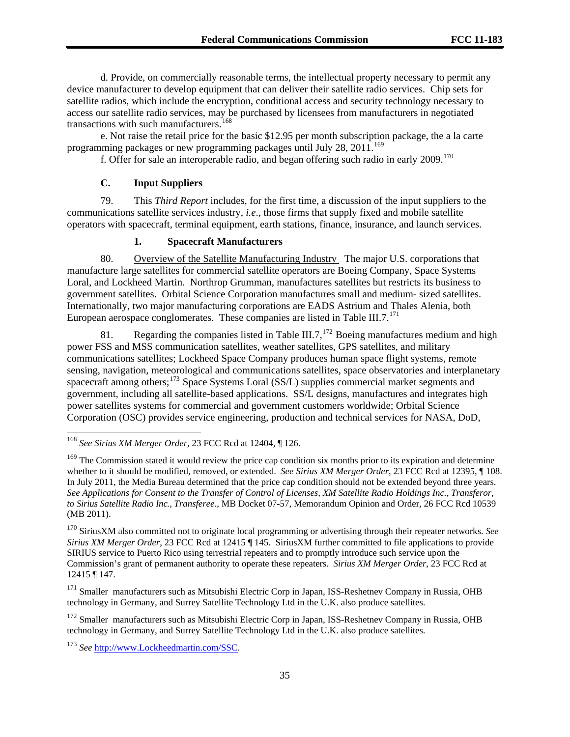d. Provide, on commercially reasonable terms, the intellectual property necessary to permit any device manufacturer to develop equipment that can deliver their satellite radio services. Chip sets for satellite radios, which include the encryption, conditional access and security technology necessary to access our satellite radio services, may be purchased by licensees from manufacturers in negotiated transactions with such manufacturers.[168]

e. Not raise the retail price for the basic $12.95 per month subscription package, the a la carte programming packages or new programming packages until July 28, 2011.[169]

f. Offer for sale an interoperable radio, and began offering such radio in early 2009.[170]

### C. Input Suppliers

79. This *Third Report* includes, for the first time, a discussion of the input suppliers to the communications satellite services industry, *i.e*., those firms that supply fixed and mobile satellite operators with spacecraft, terminal equipment, earth stations, finance, insurance, and launch services.

#### 1. Spacecraft Manufacturers

80. Overview of the Satellite Manufacturing Industry The major U.S. corporations that manufacture large satellites for commercial satellite operators are Boeing Company, Space Systems Loral, and Lockheed Martin. Northrop Grumman, manufactures satellites but restricts its business to government satellites. Orbital Science Corporation manufactures small and medium- sized satellites. Internationally, two major manufacturing corporations are EADS Astrium and Thales Alenia, both European aerospace conglomerates. These companies are listed in Table III.7.[171]

81. Regarding the companies listed in Table III.7,[172] Boeing manufactures medium and high power FSS and MSS communication satellites, weather satellites, GPS satellites, and military communications satellites; Lockheed Space Company produces human space flight systems, remote sensing, navigation, meteorological and communications satellites, space observatories and interplanetary spacecraft among others;[173] Space Systems Loral (SS/L) supplies commercial market segments and government, including all satellite-based applications. SS/L designs, manufactures and integrates high power satellites systems for commercial and government customers worldwide; Orbital Science Corporation (OSC) provides service engineering, production and technical services for NASA, DoD,

---

[168] *See Sirius XM Merger Order*, 23 FCC Rcd at 12404, ¶ 126.

[169] The Commission stated it would review the price cap condition six months prior to its expiration and determine whether to it should be modified, removed, or extended. *See Sirius XM Merger Order*, 23 FCC Rcd at 12395, ¶ 108. In July 2011, the Media Bureau determined that the price cap condition should not be extended beyond three years. *See Applications for Consent to the Transfer of Control of Licenses, XM Satellite Radio Holdings Inc., Transferor, to Sirius Satellite Radio Inc., Transferee.*, MB Docket 07-57, Memorandum Opinion and Order, 26 FCC Rcd 10539 (MB 2011).

[170] SiriusXM also committed not to originate local programming or advertising through their repeater networks. *See Sirius XM Merger Order*, 23 FCC Rcd at 12415 ¶ 145. SiriusXM further committed to file applications to provide SIRIUS service to Puerto Rico using terrestrial repeaters and to promptly introduce such service upon the Commission's grant of permanent authority to operate these repeaters. *Sirius XM Merger Order*, 23 FCC Rcd at 12415 ¶ 147.

[171] Smaller manufacturers such as Mitsubishi Electric Corp in Japan, ISS-Reshetnev Company in Russia, OHB technology in Germany, and Surrey Satellite Technology Ltd in the U.K. also produce satellites.

[172] Smaller manufacturers such as Mitsubishi Electric Corp in Japan, ISS-Reshetnev Company in Russia, OHB technology in Germany, and Surrey Satellite Technology Ltd in the U.K. also produce satellites.

[173] *See* http://www.Lockheedmartin.com/SSC.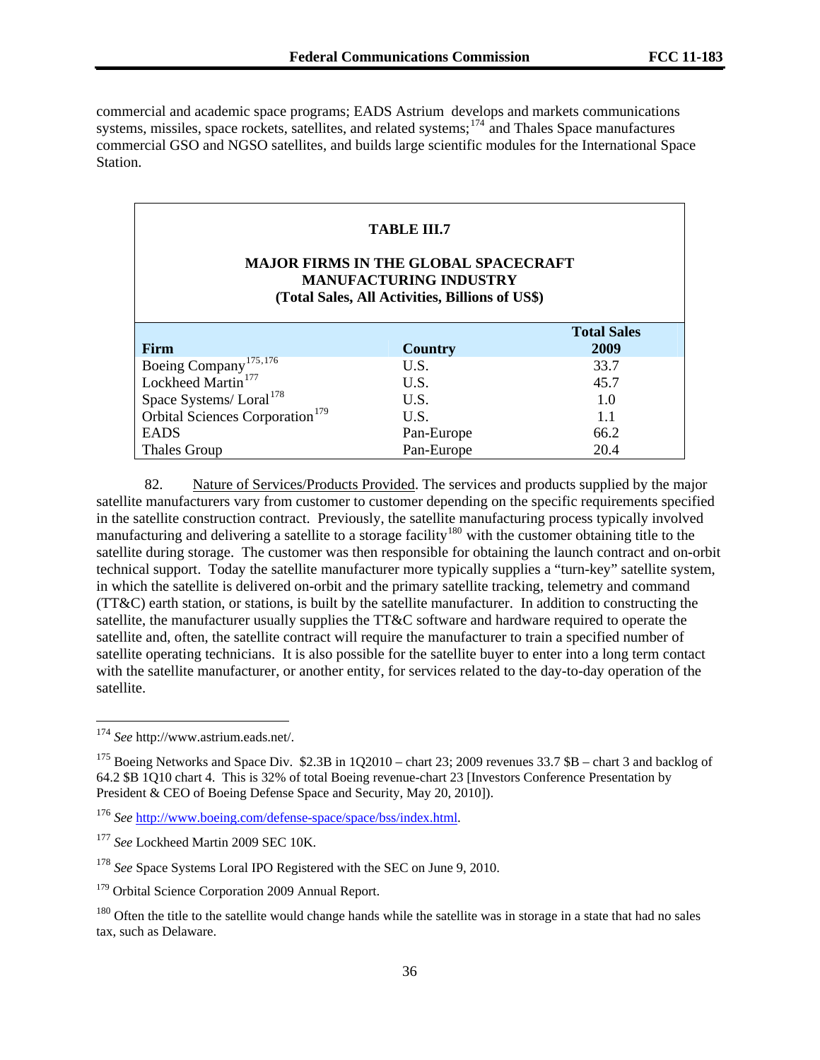commercial and academic space programs; EADS Astrium develops and markets communications systems, missiles, space rockets, satellites, and related systems;[174] and Thales Space manufactures commercial GSO and NGSO satellites, and builds large scientific modules for the International Space Station.

**TABLE III.7**

**MAJOR FIRMS IN THE GLOBAL SPACECRAFT MANUFACTURING INDUSTRY (Total Sales, All Activities, Billions of US$)**

| Firm | Country | Total Sales 2009 |
|---|---|---|
| Boeing Company[175,176] | U.S. | 33.7 |
| Lockheed Martin[177] | U.S. | 45.7 |
| Space Systems/ Loral[178] | U.S. | 1.0 |
| Orbital Sciences Corporation[179] | U.S. | 1.1 |
| EADS | Pan-Europe | 66.2 |
| Thales Group | Pan-Europe | 20.4 |

82. Nature of Services/Products Provided. The services and products supplied by the major satellite manufacturers vary from customer to customer depending on the specific requirements specified in the satellite construction contract. Previously, the satellite manufacturing process typically involved manufacturing and delivering a satellite to a storage facility[180] with the customer obtaining title to the satellite during storage. The customer was then responsible for obtaining the launch contract and on-orbit technical support. Today the satellite manufacturer more typically supplies a "turn-key" satellite system, in which the satellite is delivered on-orbit and the primary satellite tracking, telemetry and command (TT&C) earth station, or stations, is built by the satellite manufacturer. In addition to constructing the satellite, the manufacturer usually supplies the TT&C software and hardware required to operate the satellite and, often, the satellite contract will require the manufacturer to train a specified number of satellite operating technicians. It is also possible for the satellite buyer to enter into a long term contact with the satellite manufacturer, or another entity, for services related to the day-to-day operation of the satellite.

---

[174] *See* http://www.astrium.eads.net/.

[175] Boeing Networks and Space Div. $2.3B in 1Q2010 – chart 23; 2009 revenues 33.7 $B – chart 3 and backlog of 64.2 $B 1Q10 chart 4. This is 32% of total Boeing revenue-chart 23 [Investors Conference Presentation by President & CEO of Boeing Defense Space and Security, May 20, 2010]).

[176] *See* http://www.boeing.com/defense-space/space/bss/index.html.

[177] *See* Lockheed Martin 2009 SEC 10K.

[178] *See* Space Systems Loral IPO Registered with the SEC on June 9, 2010.

[179] Orbital Science Corporation 2009 Annual Report.

[180] Often the title to the satellite would change hands while the satellite was in storage in a state that had no sales tax, such as Delaware.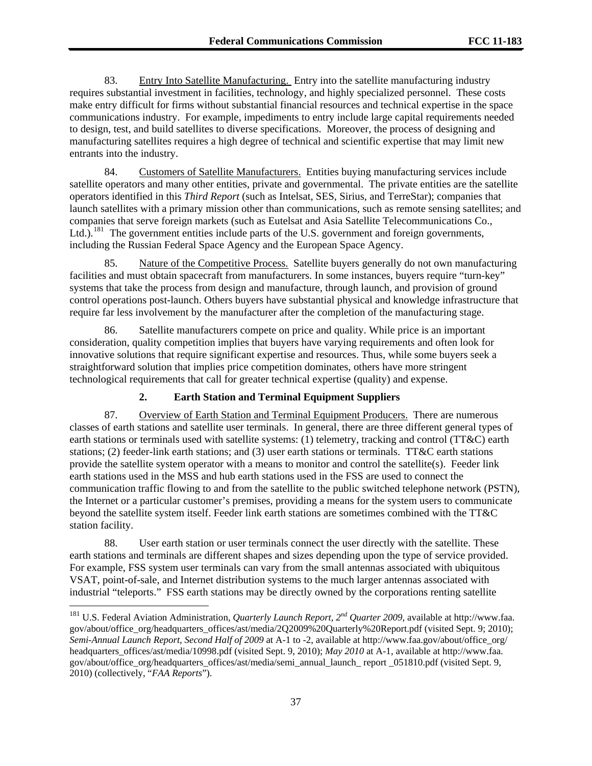83. Entry Into Satellite Manufacturing. Entry into the satellite manufacturing industry requires substantial investment in facilities, technology, and highly specialized personnel. These costs make entry difficult for firms without substantial financial resources and technical expertise in the space communications industry. For example, impediments to entry include large capital requirements needed to design, test, and build satellites to diverse specifications. Moreover, the process of designing and manufacturing satellites requires a high degree of technical and scientific expertise that may limit new entrants into the industry.

84. Customers of Satellite Manufacturers. Entities buying manufacturing services include satellite operators and many other entities, private and governmental. The private entities are the satellite operators identified in this *Third Report* (such as Intelsat, SES, Sirius, and TerreStar); companies that launch satellites with a primary mission other than communications, such as remote sensing satellites; and companies that serve foreign markets (such as Eutelsat and Asia Satellite Telecommunications Co., Ltd.).[181] The government entities include parts of the U.S. government and foreign governments, including the Russian Federal Space Agency and the European Space Agency.

85. Nature of the Competitive Process. Satellite buyers generally do not own manufacturing facilities and must obtain spacecraft from manufacturers. In some instances, buyers require "turn-key" systems that take the process from design and manufacture, through launch, and provision of ground control operations post-launch. Others buyers have substantial physical and knowledge infrastructure that require far less involvement by the manufacturer after the completion of the manufacturing stage.

86. Satellite manufacturers compete on price and quality. While price is an important consideration, quality competition implies that buyers have varying requirements and often look for innovative solutions that require significant expertise and resources. Thus, while some buyers seek a straightforward solution that implies price competition dominates, others have more stringent technological requirements that call for greater technical expertise (quality) and expense.

### 2. Earth Station and Terminal Equipment Suppliers

87. Overview of Earth Station and Terminal Equipment Producers. There are numerous classes of earth stations and satellite user terminals. In general, there are three different general types of earth stations or terminals used with satellite systems: (1) telemetry, tracking and control (TT&C) earth stations; (2) feeder-link earth stations; and (3) user earth stations or terminals. TT&C earth stations provide the satellite system operator with a means to monitor and control the satellite(s). Feeder link earth stations used in the MSS and hub earth stations used in the FSS are used to connect the communication traffic flowing to and from the satellite to the public switched telephone network (PSTN), the Internet or a particular customer's premises, providing a means for the system users to communicate beyond the satellite system itself. Feeder link earth stations are sometimes combined with the TT&C station facility.

88. User earth station or user terminals connect the user directly with the satellite. These earth stations and terminals are different shapes and sizes depending upon the type of service provided. For example, FSS system user terminals can vary from the small antennas associated with ubiquitous VSAT, point-of-sale, and Internet distribution systems to the much larger antennas associated with industrial "teleports." FSS earth stations may be directly owned by the corporations renting satellite

---

[181] U.S. Federal Aviation Administration, *Quarterly Launch Report, 2nd Quarter 2009*, available at http://www.faa.gov/about/office_org/headquarters_offices/ast/media/2Q2009%20Quarterly%20Report.pdf (visited Sept. 9; 2010); *Semi-Annual Launch Report, Second Half of 2009* at A-1 to -2, available at http://www.faa.gov/about/office_org/headquarters_offices/ast/media/10998.pdf (visited Sept. 9, 2010); *May 2010* at A-1, available at http://www.faa.gov/about/office_org/headquarters_offices/ast/media/semi_annual_launch_ report _051810.pdf (visited Sept. 9, 2010) (collectively, "*FAA Reports*").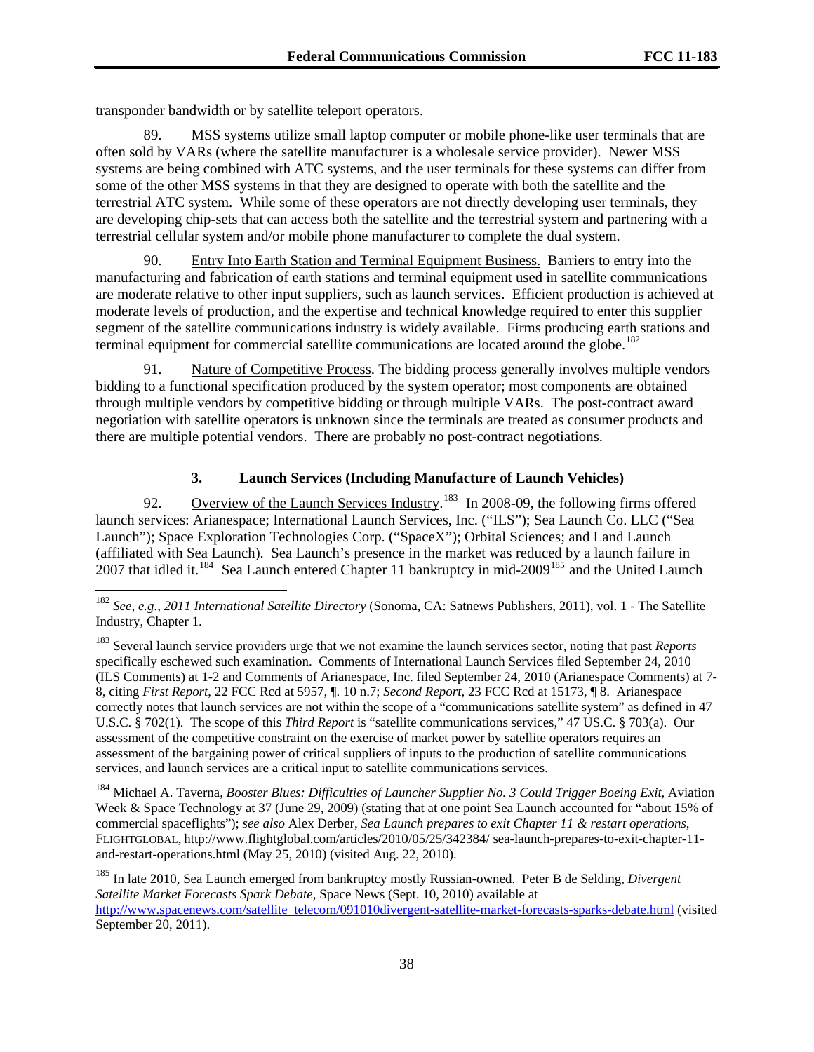transponder bandwidth or by satellite teleport operators.

89. MSS systems utilize small laptop computer or mobile phone-like user terminals that are often sold by VARs (where the satellite manufacturer is a wholesale service provider). Newer MSS systems are being combined with ATC systems, and the user terminals for these systems can differ from some of the other MSS systems in that they are designed to operate with both the satellite and the terrestrial ATC system. While some of these operators are not directly developing user terminals, they are developing chip-sets that can access both the satellite and the terrestrial system and partnering with a terrestrial cellular system and/or mobile phone manufacturer to complete the dual system.

90. Entry Into Earth Station and Terminal Equipment Business. Barriers to entry into the manufacturing and fabrication of earth stations and terminal equipment used in satellite communications are moderate relative to other input suppliers, such as launch services. Efficient production is achieved at moderate levels of production, and the expertise and technical knowledge required to enter this supplier segment of the satellite communications industry is widely available. Firms producing earth stations and terminal equipment for commercial satellite communications are located around the globe.[182]

91. Nature of Competitive Process. The bidding process generally involves multiple vendors bidding to a functional specification produced by the system operator; most components are obtained through multiple vendors by competitive bidding or through multiple VARs. The post-contract award negotiation with satellite operators is unknown since the terminals are treated as consumer products and there are multiple potential vendors. There are probably no post-contract negotiations.

### 3. Launch Services (Including Manufacture of Launch Vehicles)

92. Overview of the Launch Services Industry.[183] In 2008-09, the following firms offered launch services: Arianespace; International Launch Services, Inc. ("ILS"); Sea Launch Co. LLC ("Sea Launch"); Space Exploration Technologies Corp. ("SpaceX"); Orbital Sciences; and Land Launch (affiliated with Sea Launch). Sea Launch's presence in the market was reduced by a launch failure in 2007 that idled it.[184] Sea Launch entered Chapter 11 bankruptcy in mid-2009[185] and the United Launch

---

[182] *See, e.g*., *2011 International Satellite Directory* (Sonoma, CA: Satnews Publishers, 2011), vol. 1 - The Satellite Industry, Chapter 1.

[183] Several launch service providers urge that we not examine the launch services sector, noting that past *Reports* specifically eschewed such examination. Comments of International Launch Services filed September 24, 2010 (ILS Comments) at 1-2 and Comments of Arianespace, Inc. filed September 24, 2010 (Arianespace Comments) at 7-8, citing *First Report*, 22 FCC Rcd at 5957, ¶. 10 n.7; *Second Report,* 23 FCC Rcd at 15173, ¶ 8. Arianespace correctly notes that launch services are not within the scope of a "communications satellite system" as defined in 47 U.S.C. § 702(1). The scope of this *Third Report* is "satellite communications services," 47 U.S.C. § 703(a). Our assessment of the competitive constraint on the exercise of market power by satellite operators requires an assessment of the bargaining power of critical suppliers of inputs to the production of satellite communications services, and launch services are a critical input to satellite communications services.

[184] Michael A. Taverna, *Booster Blues: Difficulties of Launcher Supplier No. 3 Could Trigger Boeing Exit,* Aviation Week & Space Technology at 37 (June 29, 2009) (stating that at one point Sea Launch accounted for "about 15% of commercial spaceflights"); *see also* Alex Derber, *Sea Launch prepares to exit Chapter 11 & restart operations*, FLIGHTGLOBAL, http://www.flightglobal.com/articles/2010/05/25/342384/ sea-launch-prepares-to-exit-chapter-11-and-restart-operations.html (May 25, 2010) (visited Aug. 22, 2010).

[185] In late 2010, Sea Launch emerged from bankruptcy mostly Russian-owned. Peter B de Selding, *Divergent Satellite Market Forecasts Spark Debate*, Space News (Sept. 10, 2010) available at http://www.spacenews.com/satellite_telecom/091010divergent-satellite-market-forecasts-sparks-debate.html (visited September 20, 2011).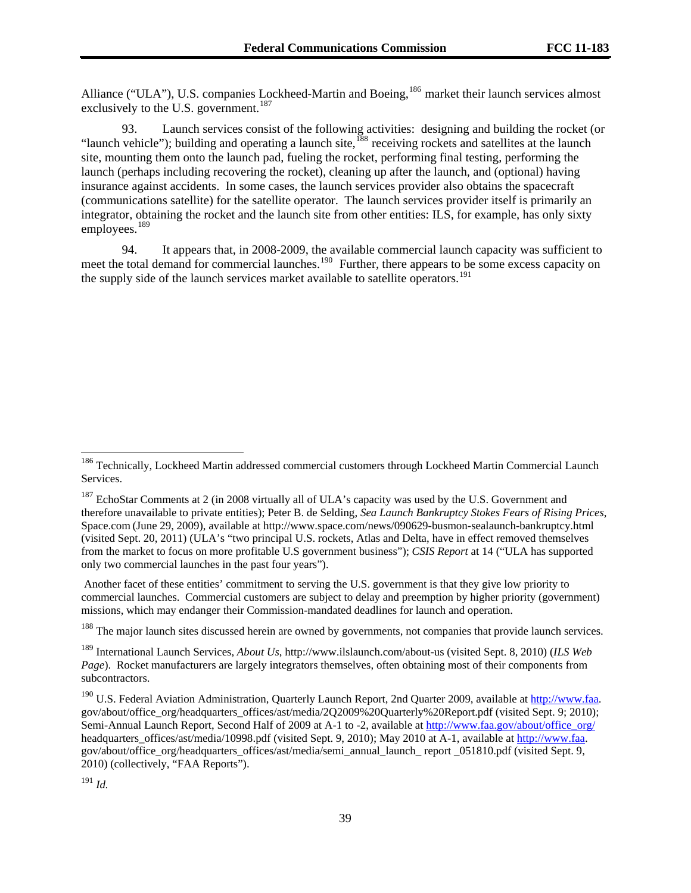Alliance ("ULA"), U.S. companies Lockheed-Martin and Boeing,[186] market their launch services almost exclusively to the U.S. government.[187]

93. Launch services consist of the following activities: designing and building the rocket (or "launch vehicle"); building and operating a launch site,[188] receiving rockets and satellites at the launch site, mounting them onto the launch pad, fueling the rocket, performing final testing, performing the launch (perhaps including recovering the rocket), cleaning up after the launch, and (optional) having insurance against accidents. In some cases, the launch services provider also obtains the spacecraft (communications satellite) for the satellite operator. The launch services provider itself is primarily an integrator, obtaining the rocket and the launch site from other entities: ILS, for example, has only sixty employees.[189]

94. It appears that, in 2008-2009, the available commercial launch capacity was sufficient to meet the total demand for commercial launches.[190] Further, there appears to be some excess capacity on the supply side of the launch services market available to satellite operators.[191]

---

[186] Technically, Lockheed Martin addressed commercial customers through Lockheed Martin Commercial Launch Services.

[187] EchoStar Comments at 2 (in 2008 virtually all of ULA's capacity was used by the U.S. Government and therefore unavailable to private entities); Peter B. de Selding, *Sea Launch Bankruptcy Stokes Fears of Rising Prices*, Space.com (June 29, 2009), available at http://www.space.com/news/090629-busmon-sealaunch-bankruptcy.html (visited Sept. 20, 2011) (ULA's "two principal U.S. rockets, Atlas and Delta, have in effect removed themselves from the market to focus on more profitable U.S government business"); *CSIS Report* at 14 ("ULA has supported only two commercial launches in the past four years").

Another facet of these entities' commitment to serving the U.S. government is that they give low priority to commercial launches. Commercial customers are subject to delay and preemption by higher priority (government) missions, which may endanger their Commission-mandated deadlines for launch and operation.

[188] The major launch sites discussed herein are owned by governments, not companies that provide launch services.

[189] International Launch Services, *About Us*, http://www.ilslaunch.com/about-us (visited Sept. 8, 2010) (*ILS Web Page*). Rocket manufacturers are largely integrators themselves, often obtaining most of their components from subcontractors.

[190] U.S. Federal Aviation Administration, Quarterly Launch Report, 2nd Quarter 2009, available at http://www.faa.gov/about/office_org/headquarters_offices/ast/media/2Q2009%20Quarterly%20Report.pdf (visited Sept. 9; 2010); Semi-Annual Launch Report, Second Half of 2009 at A-1 to -2, available at http://www.faa.gov/about/office_org/headquarters_offices/ast/media/10998.pdf (visited Sept. 9, 2010); May 2010 at A-1, available at http://www.faa.gov/about/office_org/headquarters_offices/ast/media/semi_annual_launch_ report _051810.pdf (visited Sept. 9, 2010) (collectively, "FAA Reports").

[191] *Id.*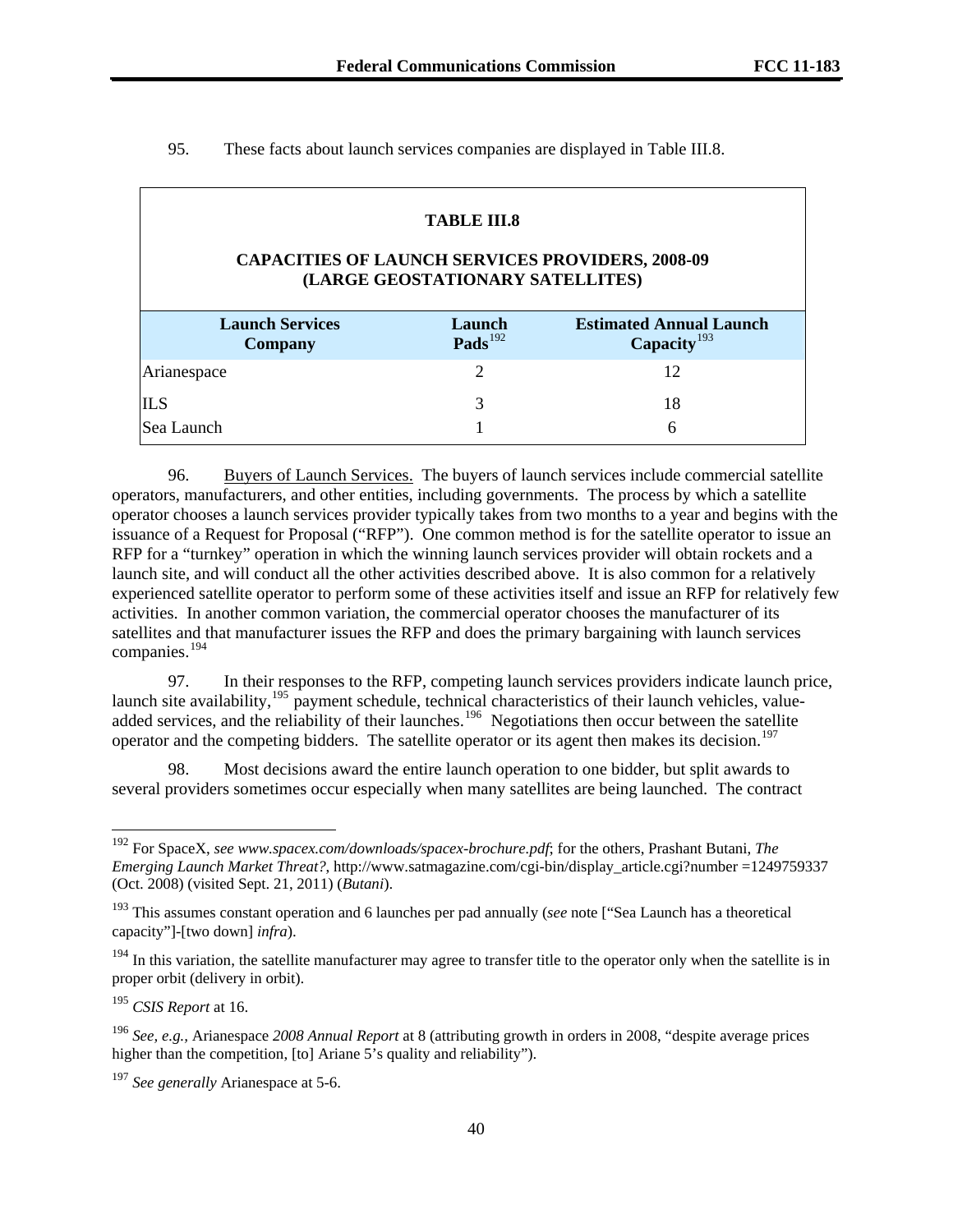95. These facts about launch services companies are displayed in Table III.8.

**TABLE III.8**

**CAPACITIES OF LAUNCH SERVICES PROVIDERS, 2008-09 (LARGE GEOSTATIONARY SATELLITES)**

| Launch Services Company | Launch Pads[192] | Estimated Annual Launch Capacity[193] |
|---|---|---|
| Arianespace | 2 | 12 |
| ILS | 3 | 18 |
| Sea Launch | 1 | 6 |

96. Buyers of Launch Services. The buyers of launch services include commercial satellite operators, manufacturers, and other entities, including governments. The process by which a satellite operator chooses a launch services provider typically takes from two months to a year and begins with the issuance of a Request for Proposal ("RFP"). One common method is for the satellite operator to issue an RFP for a "turnkey" operation in which the winning launch services provider will obtain rockets and a launch site, and will conduct all the other activities described above. It is also common for a relatively experienced satellite operator to perform some of these activities itself and issue an RFP for relatively few activities. In another common variation, the commercial operator chooses the manufacturer of its satellites and that manufacturer issues the RFP and does the primary bargaining with launch services companies.[194]

97. In their responses to the RFP, competing launch services providers indicate launch price, launch site availability,[195] payment schedule, technical characteristics of their launch vehicles, value-added services, and the reliability of their launches.[196] Negotiations then occur between the satellite operator and the competing bidders. The satellite operator or its agent then makes its decision.[197]

98. Most decisions award the entire launch operation to one bidder, but split awards to several providers sometimes occur especially when many satellites are being launched. The contract

---

[192] For SpaceX, *see www.spacex.com/downloads/spacex-brochure.pdf*; for the others, Prashant Butani, *The Emerging Launch Market Threat?*, http://www.satmagazine.com/cgi-bin/display_article.cgi?number =1249759337 (Oct. 2008) (visited Sept. 21, 2011) (*Butani*).

[193] This assumes constant operation and 6 launches per pad annually (*see* note ["Sea Launch has a theoretical capacity"]-[two down] *infra*).

[194] In this variation, the satellite manufacturer may agree to transfer title to the operator only when the satellite is in proper orbit (delivery in orbit).

[195] *CSIS Report* at 16.

[196] *See, e.g.,* Arianespace *2008 Annual Report* at 8 (attributing growth in orders in 2008, "despite average prices higher than the competition, [to] Ariane 5's quality and reliability").

[197] *See generally* Arianespace at 5-6.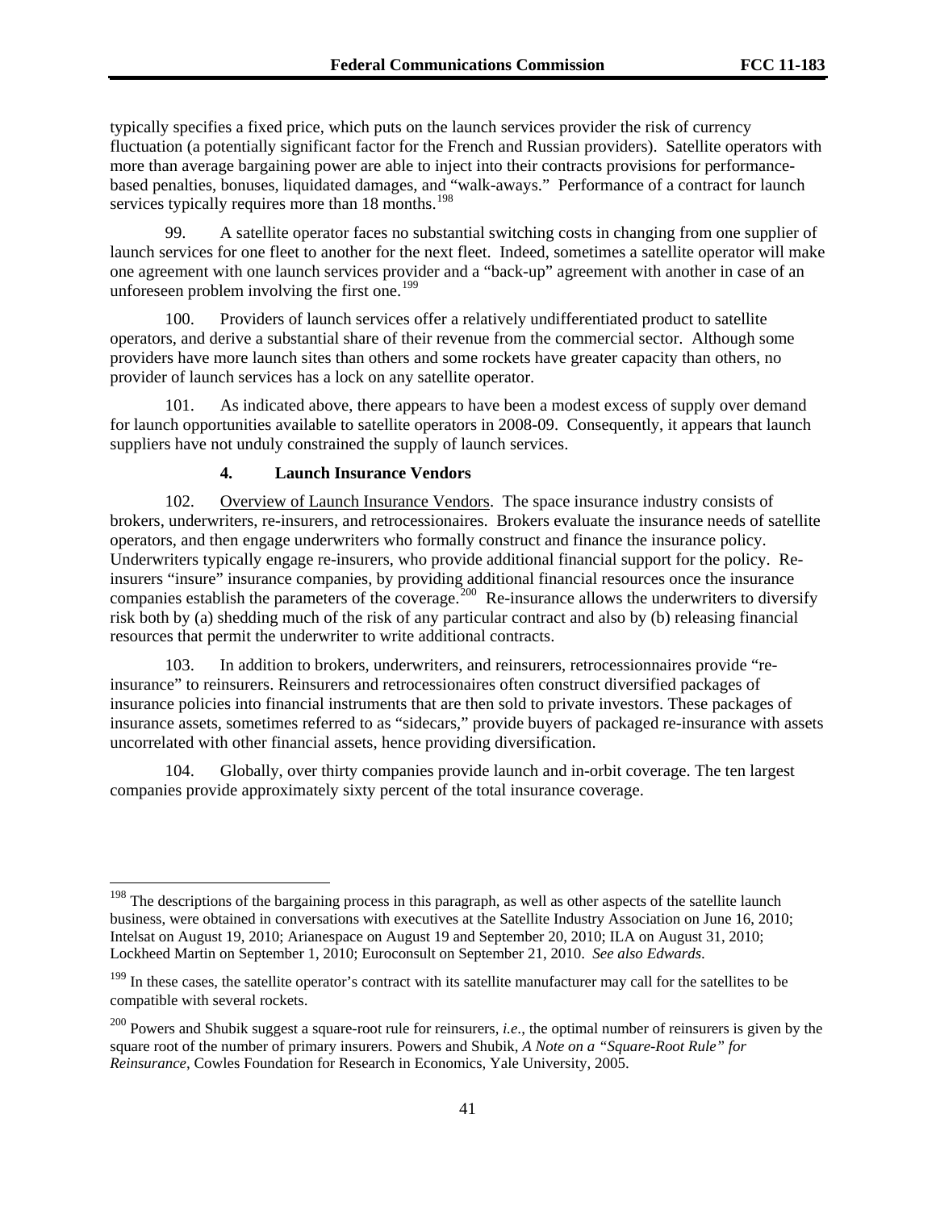typically specifies a fixed price, which puts on the launch services provider the risk of currency fluctuation (a potentially significant factor for the French and Russian providers). Satellite operators with more than average bargaining power are able to inject into their contracts provisions for performance-based penalties, bonuses, liquidated damages, and "walk-aways." Performance of a contract for launch services typically requires more than 18 months.[198]

99. A satellite operator faces no substantial switching costs in changing from one supplier of launch services for one fleet to another for the next fleet. Indeed, sometimes a satellite operator will make one agreement with one launch services provider and a "back-up" agreement with another in case of an unforeseen problem involving the first one.[199]

100. Providers of launch services offer a relatively undifferentiated product to satellite operators, and derive a substantial share of their revenue from the commercial sector. Although some providers have more launch sites than others and some rockets have greater capacity than others, no provider of launch services has a lock on any satellite operator.

101. As indicated above, there appears to have been a modest excess of supply over demand for launch opportunities available to satellite operators in 2008-09. Consequently, it appears that launch suppliers have not unduly constrained the supply of launch services.

### 4. Launch Insurance Vendors

102. Overview of Launch Insurance Vendors. The space insurance industry consists of brokers, underwriters, re-insurers, and retrocessionaires. Brokers evaluate the insurance needs of satellite operators, and then engage underwriters who formally construct and finance the insurance policy. Underwriters typically engage re-insurers, who provide additional financial support for the policy. Re-insurers "insure" insurance companies, by providing additional financial resources once the insurance companies establish the parameters of the coverage.[200] Re-insurance allows the underwriters to diversify risk both by (a) shedding much of the risk of any particular contract and also by (b) releasing financial resources that permit the underwriter to write additional contracts.

103. In addition to brokers, underwriters, and reinsurers, retrocessionnaires provide "re-insurance" to reinsurers. Reinsurers and retrocessionaires often construct diversified packages of insurance policies into financial instruments that are then sold to private investors. These packages of insurance assets, sometimes referred to as "sidecars," provide buyers of packaged re-insurance with assets uncorrelated with other financial assets, hence providing diversification.

104. Globally, over thirty companies provide launch and in-orbit coverage. The ten largest companies provide approximately sixty percent of the total insurance coverage.

---

[198] The descriptions of the bargaining process in this paragraph, as well as other aspects of the satellite launch business, were obtained in conversations with executives at the Satellite Industry Association on June 16, 2010; Intelsat on August 19, 2010; Arianespace on August 19 and September 20, 2010; ILA on August 31, 2010; Lockheed Martin on September 1, 2010; Euroconsult on September 21, 2010. *See also Edwards*.

[199] In these cases, the satellite operator's contract with its satellite manufacturer may call for the satellites to be compatible with several rockets.

[200] Powers and Shubik suggest a square-root rule for reinsurers, *i.e*., the optimal number of reinsurers is given by the square root of the number of primary insurers. Powers and Shubik, *A Note on a "Square-Root Rule" for Reinsurance*, Cowles Foundation for Research in Economics, Yale University, 2005.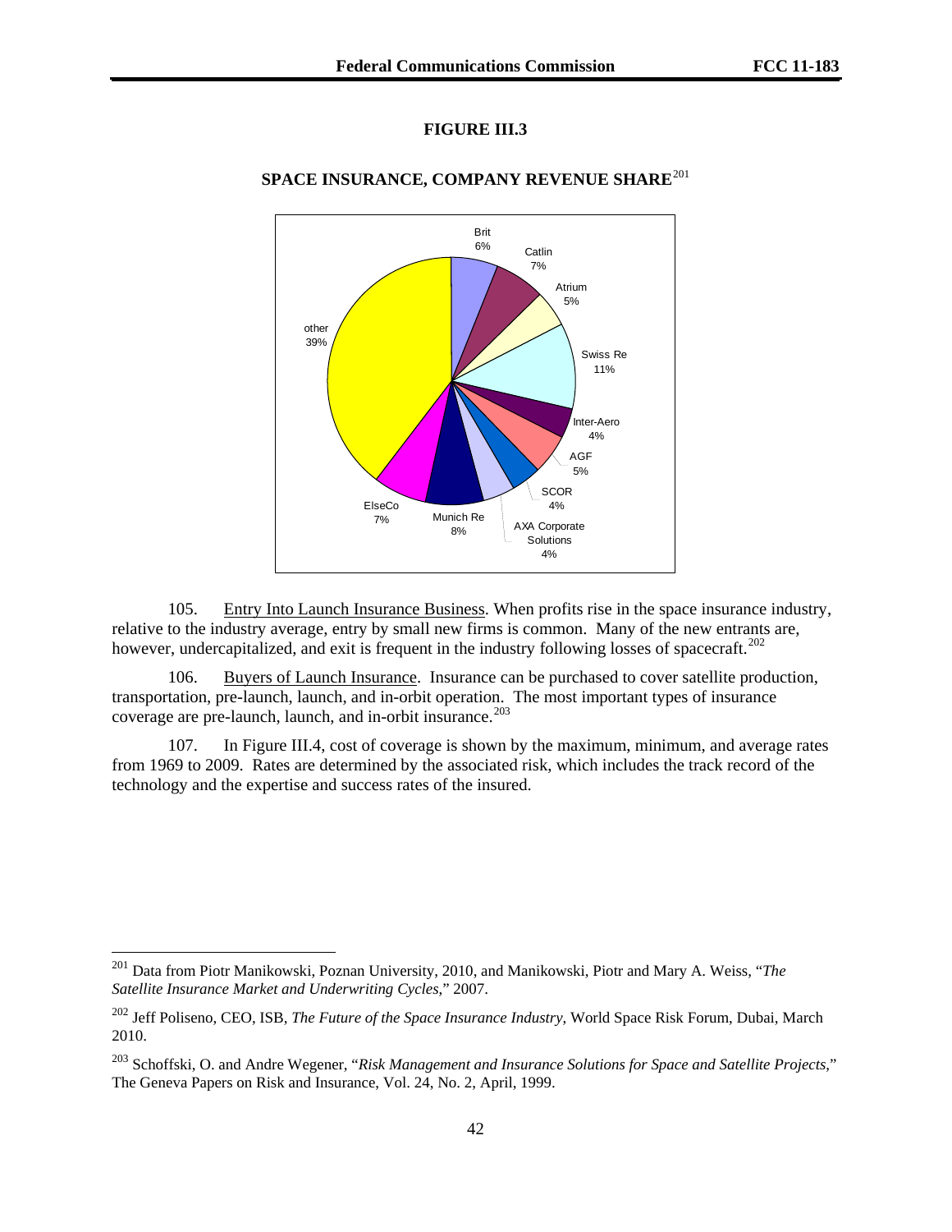**FIGURE III.3**

**SPACE INSURANCE, COMPANY REVENUE SHARE**[201]

| Company | Share |
| --- | --- |
| Brit | 6% |
| Catlin | 7% |
| Atrium | 5% |
| Swiss Re | 11% |
| Inter-Aero | 4% |
| AGF | 5% |
| SCOR | 4% |
| AXA Corporate Solutions | 4% |
| Munich Re | 8% |
| ElseCo | 7% |
| other | 39% |

105. Entry Into Launch Insurance Business. When profits rise in the space insurance industry, relative to the industry average, entry by small new firms is common. Many of the new entrants are, however, undercapitalized, and exit is frequent in the industry following losses of spacecraft.[202]

106. Buyers of Launch Insurance. Insurance can be purchased to cover satellite production, transportation, pre-launch, launch, and in-orbit operation. The most important types of insurance coverage are pre-launch, launch, and in-orbit insurance.[203]

107. In Figure III.4, cost of coverage is shown by the maximum, minimum, and average rates from 1969 to 2009. Rates are determined by the associated risk, which includes the track record of the technology and the expertise and success rates of the insured.

---

[201] Data from Piotr Manikowski, Poznan University, 2010, and Manikowski, Piotr and Mary A. Weiss, "*The Satellite Insurance Market and Underwriting Cycles*," 2007.

[202] Jeff Poliseno, CEO, ISB, *The Future of the Space Insurance Industry*, World Space Risk Forum, Dubai, March 2010.

[203] Schoffski, O. and Andre Wegener, "*Risk Management and Insurance Solutions for Space and Satellite Projects*," The Geneva Papers on Risk and Insurance, Vol. 24, No. 2, April, 1999.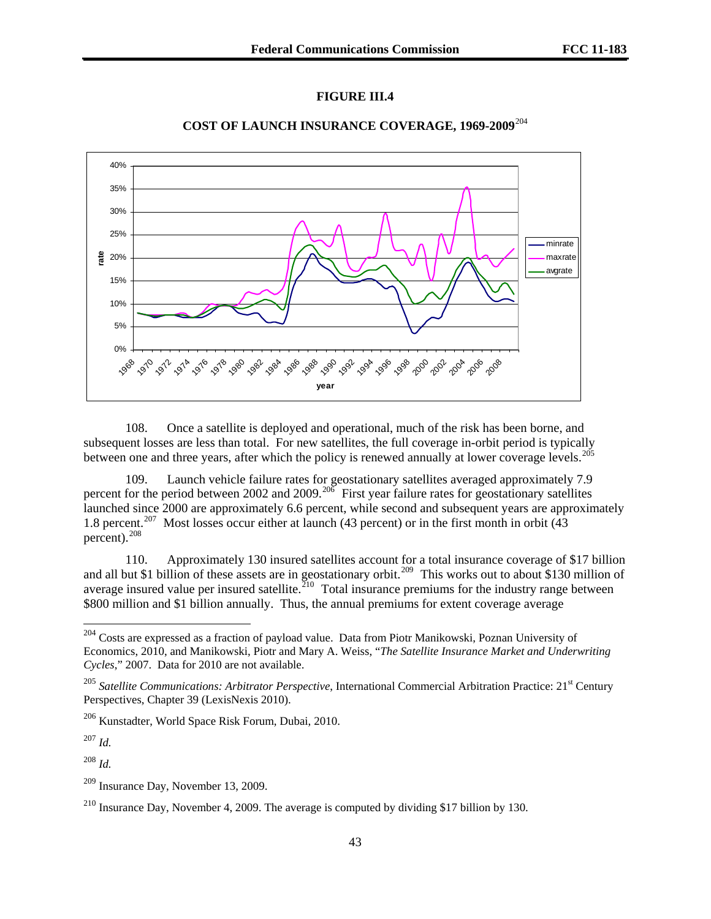**FIGURE III.4**

**COST OF LAUNCH INSURANCE COVERAGE, 1969-2009**[204]

108. Once a satellite is deployed and operational, much of the risk has been borne, and subsequent losses are less than total. For new satellites, the full coverage in-orbit period is typically between one and three years, after which the policy is renewed annually at lower coverage levels.[205]

109. Launch vehicle failure rates for geostationary satellites averaged approximately 7.9 percent for the period between 2002 and 2009.[206] First year failure rates for geostationary satellites launched since 2000 are approximately 6.6 percent, while second and subsequent years are approximately 1.8 percent.[207] Most losses occur either at launch (43 percent) or in the first month in orbit (43 percent).[208]

110. Approximately 130 insured satellites account for a total insurance coverage of $17 billion and all but $1 billion of these assets are in geostationary orbit.[209] This works out to about $130 million of average insured value per insured satellite.[210] Total insurance premiums for the industry range between $800 million and $1 billion annually. Thus, the annual premiums for extent coverage average

---

[204] Costs are expressed as a fraction of payload value. Data from Piotr Manikowski, Poznan University of Economics, 2010, and Manikowski, Piotr and Mary A. Weiss, "*The Satellite Insurance Market and Underwriting Cycles*," 2007. Data for 2010 are not available.

[205] *Satellite Communications: Arbitrator Perspective*, International Commercial Arbitration Practice: 21st Century Perspectives, Chapter 39 (LexisNexis 2010).

[206] Kunstadter, World Space Risk Forum, Dubai, 2010.

[207] *Id.*

[208] *Id.*

[209] Insurance Day, November 13, 2009.

[210] Insurance Day, November 4, 2009. The average is computed by dividing $17 billion by 130.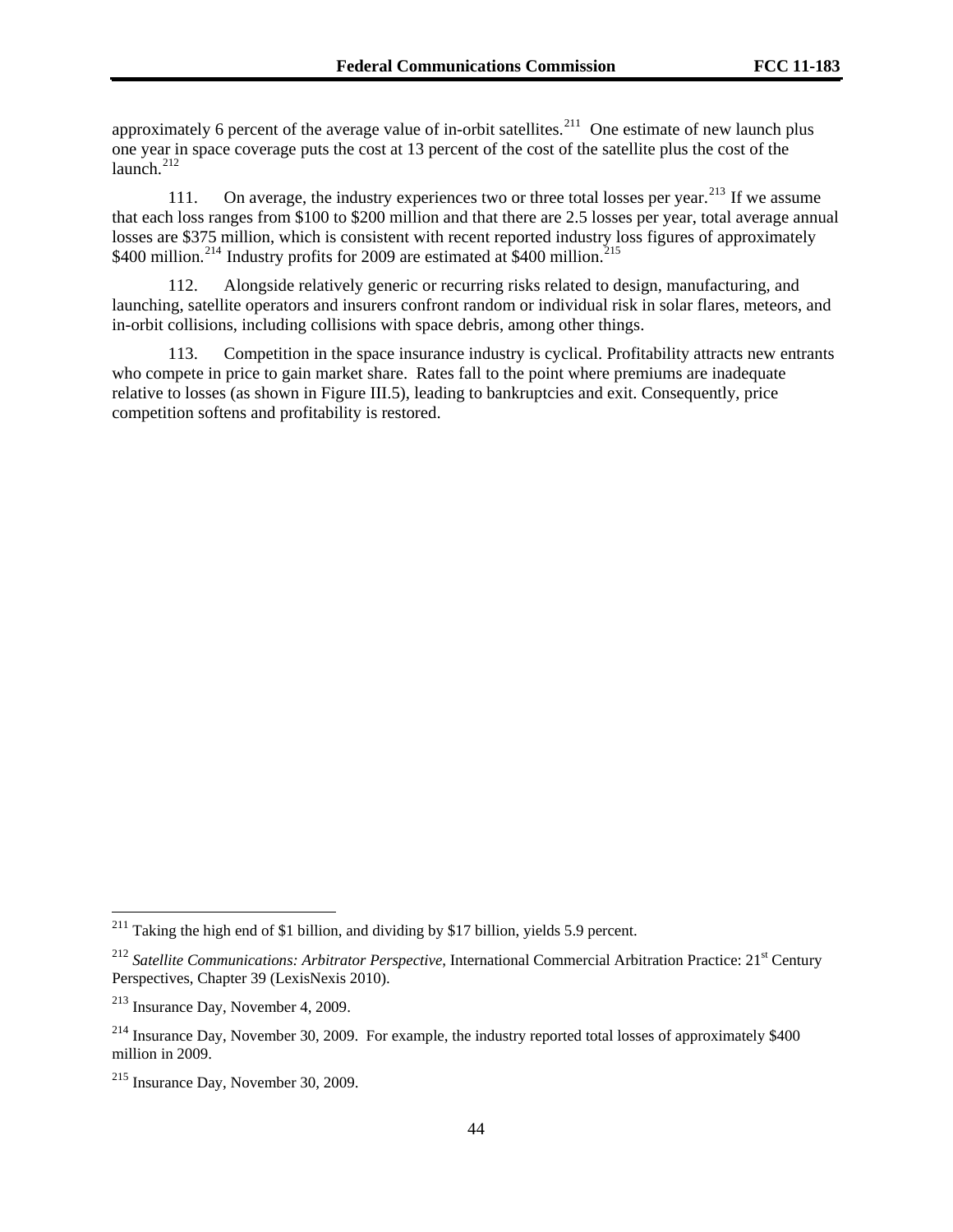approximately 6 percent of the average value of in-orbit satellites.[211] One estimate of new launch plus one year in space coverage puts the cost at 13 percent of the cost of the satellite plus the cost of the launch.[212]

111. On average, the industry experiences two or three total losses per year.[213] If we assume that each loss ranges from $100 to $200 million and that there are 2.5 losses per year, total average annual losses are $375 million, which is consistent with recent reported industry loss figures of approximately $400 million.[214] Industry profits for 2009 are estimated at $400 million.[215]

112. Alongside relatively generic or recurring risks related to design, manufacturing, and launching, satellite operators and insurers confront random or individual risk in solar flares, meteors, and in-orbit collisions, including collisions with space debris, among other things.

113. Competition in the space insurance industry is cyclical. Profitability attracts new entrants who compete in price to gain market share. Rates fall to the point where premiums are inadequate relative to losses (as shown in Figure III.5), leading to bankruptcies and exit. Consequently, price competition softens and profitability is restored.

---

[211] Taking the high end of $1 billion, and dividing by $17 billion, yields 5.9 percent.

[212] *Satellite Communications: Arbitrator Perspective*, International Commercial Arbitration Practice: 21st Century Perspectives, Chapter 39 (LexisNexis 2010).

[213] Insurance Day, November 4, 2009.

[214] Insurance Day, November 30, 2009. For example, the industry reported total losses of approximately $400 million in 2009.

[215] Insurance Day, November 30, 2009.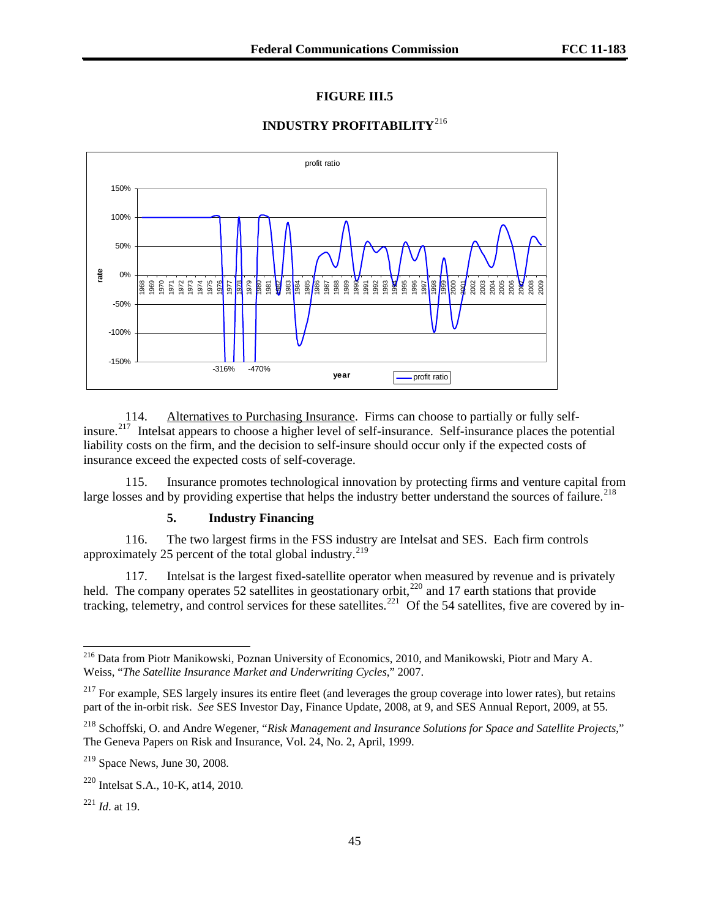**FIGURE III.5**

**INDUSTRY PROFITABILITY**[216]

114. Alternatives to Purchasing Insurance. Firms can choose to partially or fully self-insure.[217] Intelsat appears to choose a higher level of self-insurance. Self-insurance places the potential liability costs on the firm, and the decision to self-insure should occur only if the expected costs of insurance exceed the expected costs of self-coverage.

115. Insurance promotes technological innovation by protecting firms and venture capital from large losses and by providing expertise that helps the industry better understand the sources of failure.[218]

#### 5. Industry Financing

116. The two largest firms in the FSS industry are Intelsat and SES. Each firm controls approximately 25 percent of the total global industry.[219]

117. Intelsat is the largest fixed-satellite operator when measured by revenue and is privately held. The company operates 52 satellites in geostationary orbit,[220] and 17 earth stations that provide tracking, telemetry, and control services for these satellites.[221] Of the 54 satellites, five are covered by in-

---

[216] Data from Piotr Manikowski, Poznan University of Economics, 2010, and Manikowski, Piotr and Mary A. Weiss, "*The Satellite Insurance Market and Underwriting Cycles*," 2007.

[217] For example, SES largely insures its entire fleet (and leverages the group coverage into lower rates), but retains part of the in-orbit risk. *See* SES Investor Day, Finance Update, 2008, at 9, and SES Annual Report, 2009, at 55.

[218] Schoffski, O. and Andre Wegener, "*Risk Management and Insurance Solutions for Space and Satellite Projects*," The Geneva Papers on Risk and Insurance, Vol. 24, No. 2, April, 1999.

[219] Space News, June 30, 2008.

[220] Intelsat S.A., 10-K, at14, 2010.

[221] *Id*. at 19.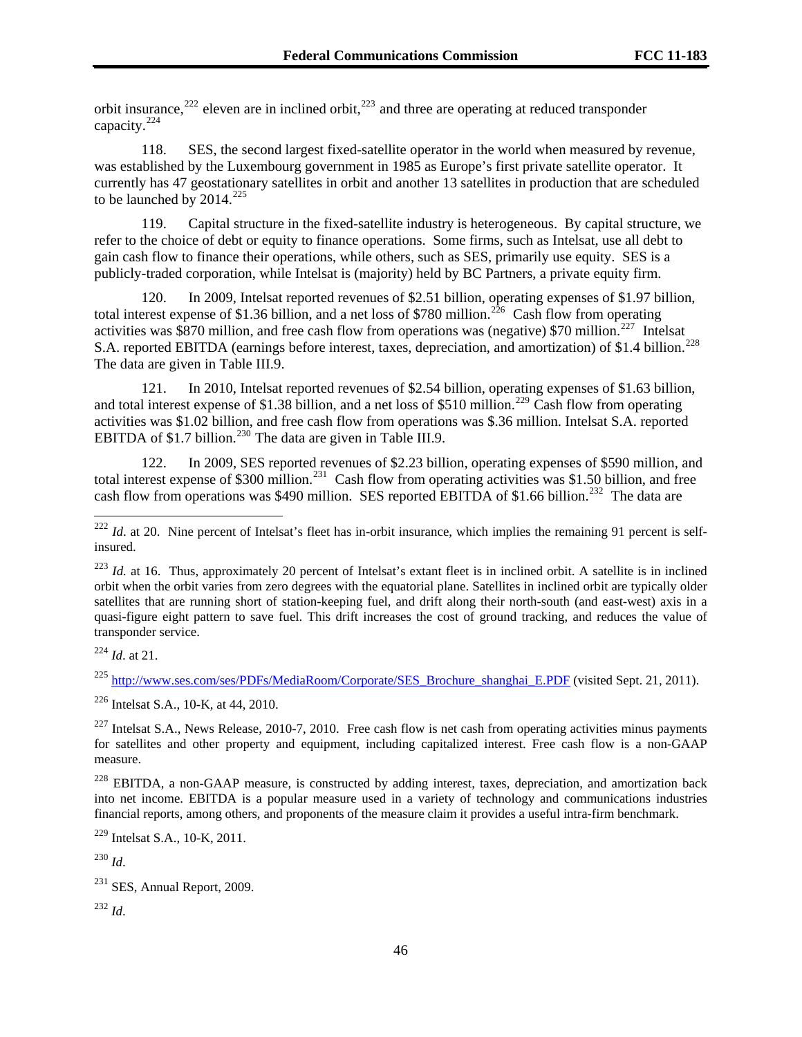orbit insurance,[222] eleven are in inclined orbit,[223] and three are operating at reduced transponder capacity.[224]

118. SES, the second largest fixed-satellite operator in the world when measured by revenue, was established by the Luxembourg government in 1985 as Europe's first private satellite operator. It currently has 47 geostationary satellites in orbit and another 13 satellites in production that are scheduled to be launched by 2014.[225]

119. Capital structure in the fixed-satellite industry is heterogeneous. By capital structure, we refer to the choice of debt or equity to finance operations. Some firms, such as Intelsat, use all debt to gain cash flow to finance their operations, while others, such as SES, primarily use equity. SES is a publicly-traded corporation, while Intelsat is (majority) held by BC Partners, a private equity firm.

120. In 2009, Intelsat reported revenues of $2.51 billion, operating expenses of $1.97 billion, total interest expense of $1.36 billion, and a net loss of $780 million.[226] Cash flow from operating activities was $870 million, and free cash flow from operations was (negative) $70 million.[227] Intelsat S.A. reported EBITDA (earnings before interest, taxes, depreciation, and amortization) of $1.4 billion.[228] The data are given in Table III.9.

121. In 2010, Intelsat reported revenues of $2.54 billion, operating expenses of $1.63 billion, and total interest expense of $1.38 billion, and a net loss of $510 million.[229] Cash flow from operating activities was $1.02 billion, and free cash flow from operations was $.36 million. Intelsat S.A. reported EBITDA of $1.7 billion.[230] The data are given in Table III.9.

122. In 2009, SES reported revenues of $2.23 billion, operating expenses of $590 million, and total interest expense of $300 million.[231] Cash flow from operating activities was $1.50 billion, and free cash flow from operations was $490 million. SES reported EBITDA of $1.66 billion.[232] The data are

---

[222] *Id*. at 20. Nine percent of Intelsat's fleet has in-orbit insurance, which implies the remaining 91 percent is self-insured.

[223] *Id.* at 16. Thus, approximately 20 percent of Intelsat's extant fleet is in inclined orbit. A satellite is in inclined orbit when the orbit varies from zero degrees with the equatorial plane. Satellites in inclined orbit are typically older satellites that are running short of station-keeping fuel, and drift along their north-south (and east-west) axis in a quasi-figure eight pattern to save fuel. This drift increases the cost of ground tracking, and reduces the value of transponder service.

[224] *Id*. at 21.

[225] http://www.ses.com/ses/PDFs/MediaRoom/Corporate/SES_Brochure_shanghai_E.PDF (visited Sept. 21, 2011).

[226] Intelsat S.A., 10-K, at 44, 2010.

[227] Intelsat S.A., News Release, 2010-7, 2010. Free cash flow is net cash from operating activities minus payments for satellites and other property and equipment, including capitalized interest. Free cash flow is a non-GAAP measure.

[228] EBITDA, a non-GAAP measure, is constructed by adding interest, taxes, depreciation, and amortization back into net income. EBITDA is a popular measure used in a variety of technology and communications industries financial reports, among others, and proponents of the measure claim it provides a useful intra-firm benchmark.

[229] Intelsat S.A., 10-K, 2011.

[230] *Id*.

[231] SES, Annual Report, 2009.

[232] *Id*.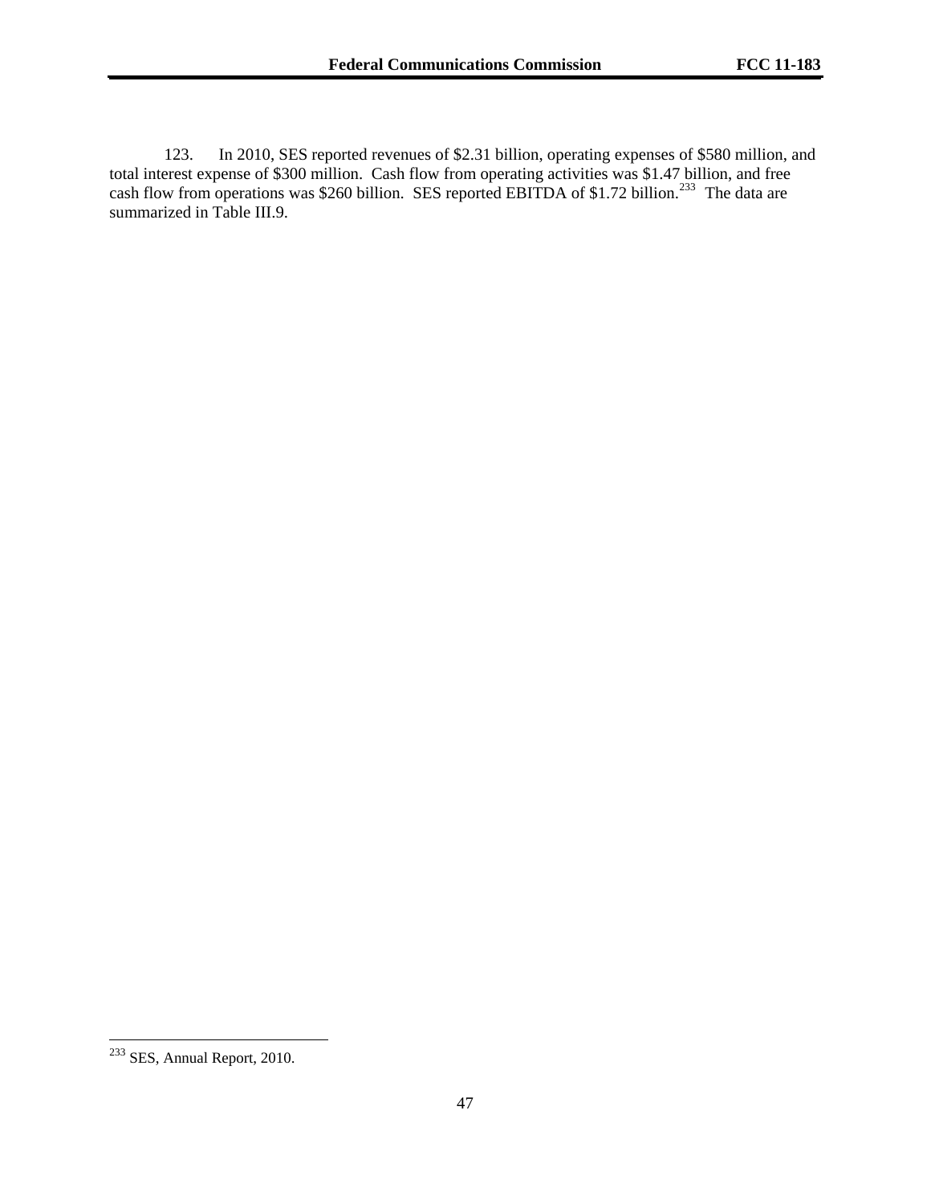123. In 2010, SES reported revenues of $2.31 billion, operating expenses of $580 million, and total interest expense of $300 million. Cash flow from operating activities was $1.47 billion, and free cash flow from operations was $260 billion. SES reported EBITDA of $1.72 billion.[233] The data are summarized in Table III.9.

---

[233] SES, Annual Report, 2010.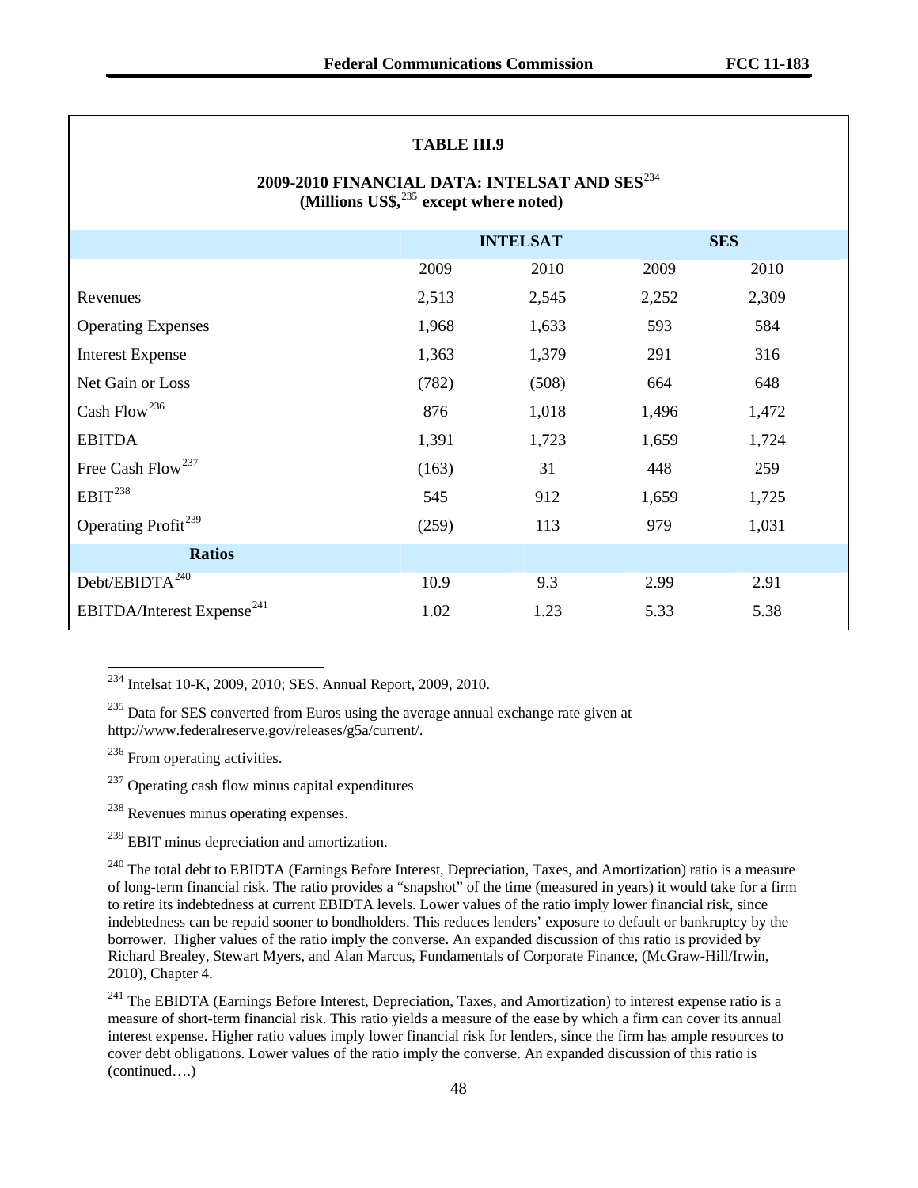**TABLE III.9**

**2009-2010 FINANCIAL DATA: INTELSAT AND SES**[234]
**(Millions US$,**[235] **except where noted)**

| | **INTELSAT** | | **SES** | |
|---|---|---|---|---|
| | 2009 | 2010 | 2009 | 2010 |
| Revenues | 2,513 | 2,545 | 2,252 | 2,309 |
| Operating Expenses | 1,968 | 1,633 | 593 | 584 |
| Interest Expense | 1,363 | 1,379 | 291 | 316 |
| Net Gain or Loss | (782) | (508) | 664 | 648 |
| Cash Flow[236] | 876 | 1,018 | 1,496 | 1,472 |
| EBITDA | 1,391 | 1,723 | 1,659 | 1,724 |
| Free Cash Flow[237] | (163) | 31 | 448 | 259 |
| EBIT[238] | 545 | 912 | 1,659 | 1,725 |
| Operating Profit[239] | (259) | 113 | 979 | 1,031 |
| **Ratios** | | | | |
| Debt/EBIDTA[240] | 10.9 | 9.3 | 2.99 | 2.91 |
| EBITDA/Interest Expense[241] | 1.02 | 1.23 | 5.33 | 5.38 |

[234] Intelsat 10-K, 2009, 2010; SES, Annual Report, 2009, 2010.

[235] Data for SES converted from Euros using the average annual exchange rate given at http://www.federalreserve.gov/releases/g5a/current/.

[236] From operating activities.

[237] Operating cash flow minus capital expenditures

[238] Revenues minus operating expenses.

[239] EBIT minus depreciation and amortization.

[240] The total debt to EBIDTA (Earnings Before Interest, Depreciation, Taxes, and Amortization) ratio is a measure of long-term financial risk. The ratio provides a "snapshot" of the time (measured in years) it would take for a firm to retire its indebtedness at current EBIDTA levels. Lower values of the ratio imply lower financial risk, since indebtedness can be repaid sooner to bondholders. This reduces lenders' exposure to default or bankruptcy by the borrower. Higher values of the ratio imply the converse. An expanded discussion of this ratio is provided by Richard Brealey, Stewart Myers, and Alan Marcus, Fundamentals of Corporate Finance, (McGraw-Hill/Irwin, 2010), Chapter 4.

[241] The EBIDTA (Earnings Before Interest, Depreciation, Taxes, and Amortization) to interest expense ratio is a measure of short-term financial risk. This ratio yields a measure of the ease by which a firm can cover its annual interest expense. Higher ratio values imply lower financial risk for lenders, since the firm has ample resources to cover debt obligations. Lower values of the ratio imply the converse. An expanded discussion of this ratio is (continued….)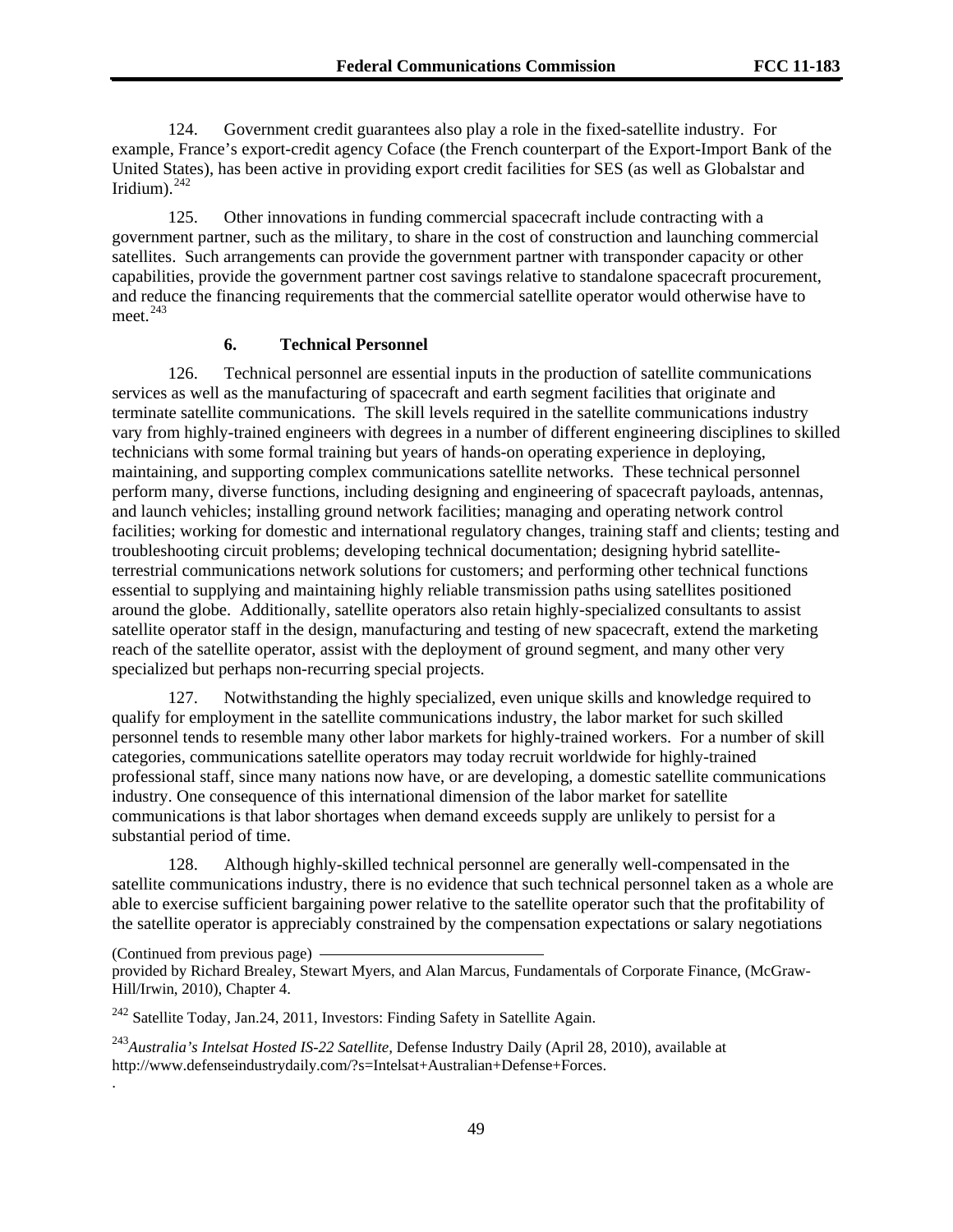124. Government credit guarantees also play a role in the fixed-satellite industry. For example, France's export-credit agency Coface (the French counterpart of the Export-Import Bank of the United States), has been active in providing export credit facilities for SES (as well as Globalstar and Iridium).[242]

125. Other innovations in funding commercial spacecraft include contracting with a government partner, such as the military, to share in the cost of construction and launching commercial satellites. Such arrangements can provide the government partner with transponder capacity or other capabilities, provide the government partner cost savings relative to standalone spacecraft procurement, and reduce the financing requirements that the commercial satellite operator would otherwise have to meet.[243]

### 6. Technical Personnel

126. Technical personnel are essential inputs in the production of satellite communications services as well as the manufacturing of spacecraft and earth segment facilities that originate and terminate satellite communications. The skill levels required in the satellite communications industry vary from highly-trained engineers with degrees in a number of different engineering disciplines to skilled technicians with some formal training but years of hands-on operating experience in deploying, maintaining, and supporting complex communications satellite networks. These technical personnel perform many, diverse functions, including designing and engineering of spacecraft payloads, antennas, and launch vehicles; installing ground network facilities; managing and operating network control facilities; working for domestic and international regulatory changes, training staff and clients; testing and troubleshooting circuit problems; developing technical documentation; designing hybrid satellite-terrestrial communications network solutions for customers; and performing other technical functions essential to supplying and maintaining highly reliable transmission paths using satellites positioned around the globe. Additionally, satellite operators also retain highly-specialized consultants to assist satellite operator staff in the design, manufacturing and testing of new spacecraft, extend the marketing reach of the satellite operator, assist with the deployment of ground segment, and many other very specialized but perhaps non-recurring special projects.

127. Notwithstanding the highly specialized, even unique skills and knowledge required to qualify for employment in the satellite communications industry, the labor market for such skilled personnel tends to resemble many other labor markets for highly-trained workers. For a number of skill categories, communications satellite operators may today recruit worldwide for highly-trained professional staff, since many nations now have, or are developing, a domestic satellite communications industry. One consequence of this international dimension of the labor market for satellite communications is that labor shortages when demand exceeds supply are unlikely to persist for a substantial period of time.

128. Although highly-skilled technical personnel are generally well-compensated in the satellite communications industry, there is no evidence that such technical personnel taken as a whole are able to exercise sufficient bargaining power relative to the satellite operator such that the profitability of the satellite operator is appreciably constrained by the compensation expectations or salary negotiations

---

(Continued from previous page) provided by Richard Brealey, Stewart Myers, and Alan Marcus, Fundamentals of Corporate Finance, (McGraw-Hill/Irwin, 2010), Chapter 4.

[242] Satellite Today, Jan.24, 2011, Investors: Finding Safety in Satellite Again.

[243] *Australia's Intelsat Hosted IS-22 Satellite*, Defense Industry Daily (April 28, 2010), available at http://www.defenseindustrydaily.com/?s=Intelsat+Australian+Defense+Forces.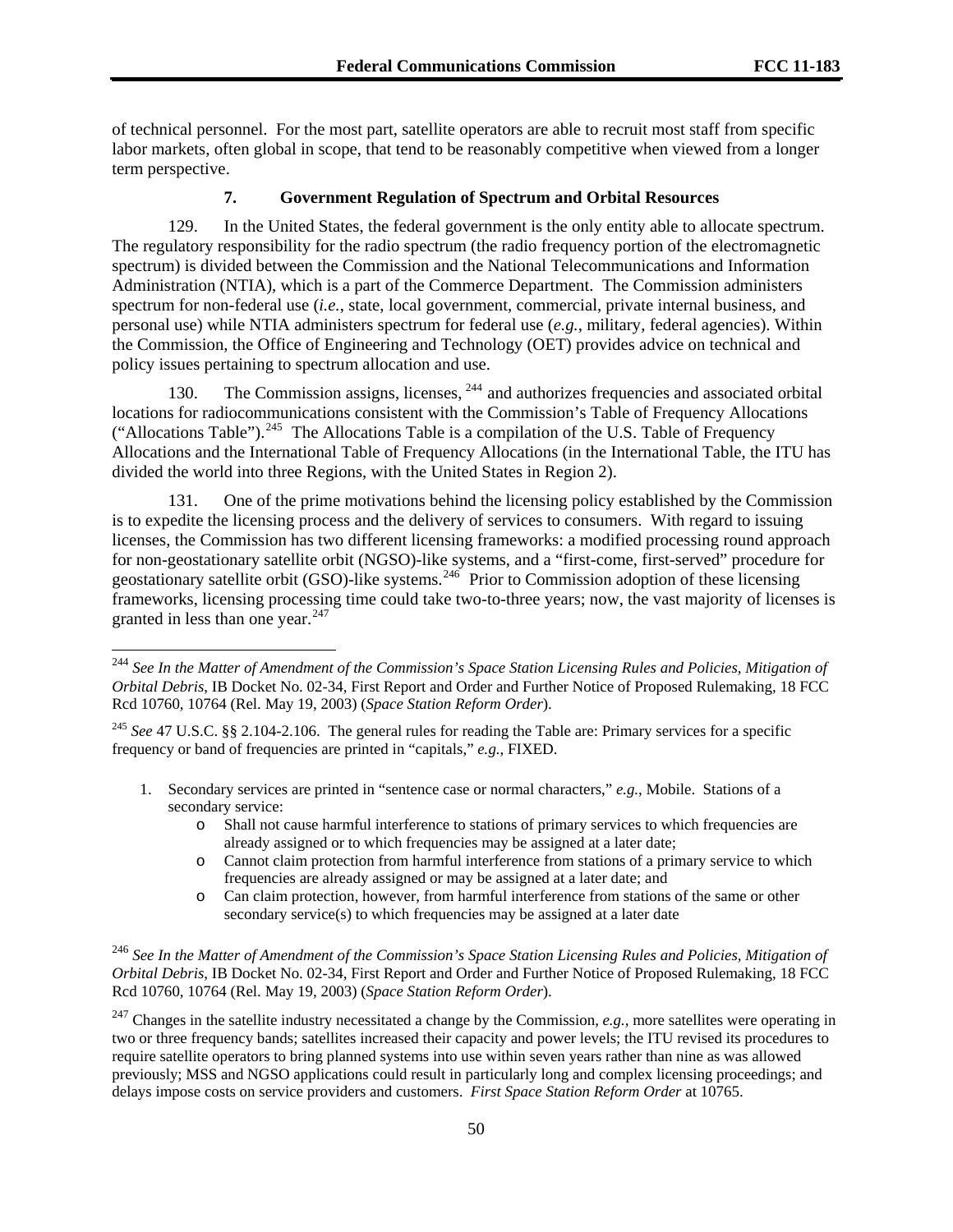of technical personnel. For the most part, satellite operators are able to recruit most staff from specific labor markets, often global in scope, that tend to be reasonably competitive when viewed from a longer term perspective.

### 7. Government Regulation of Spectrum and Orbital Resources

129. In the United States, the federal government is the only entity able to allocate spectrum. The regulatory responsibility for the radio spectrum (the radio frequency portion of the electromagnetic spectrum) is divided between the Commission and the National Telecommunications and Information Administration (NTIA), which is a part of the Commerce Department. The Commission administers spectrum for non-federal use (*i.e.*, state, local government, commercial, private internal business, and personal use) while NTIA administers spectrum for federal use (*e.g.*, military, federal agencies). Within the Commission, the Office of Engineering and Technology (OET) provides advice on technical and policy issues pertaining to spectrum allocation and use.

130. The Commission assigns, licenses, [244] and authorizes frequencies and associated orbital locations for radiocommunications consistent with the Commission's Table of Frequency Allocations ("Allocations Table").[245] The Allocations Table is a compilation of the U.S. Table of Frequency Allocations and the International Table of Frequency Allocations (in the International Table, the ITU has divided the world into three Regions, with the United States in Region 2).

131. One of the prime motivations behind the licensing policy established by the Commission is to expedite the licensing process and the delivery of services to consumers. With regard to issuing licenses, the Commission has two different licensing frameworks: a modified processing round approach for non-geostationary satellite orbit (NGSO)-like systems, and a "first-come, first-served" procedure for geostationary satellite orbit (GSO)-like systems.[246] Prior to Commission adoption of these licensing frameworks, licensing processing time could take two-to-three years; now, the vast majority of licenses is granted in less than one year.[247]

---

[244] *See In the Matter of Amendment of the Commission's Space Station Licensing Rules and Policies, Mitigation of Orbital Debris*, IB Docket No. 02-34, First Report and Order and Further Notice of Proposed Rulemaking, 18 FCC Rcd 10760, 10764 (Rel. May 19, 2003) (*Space Station Reform Order*).

[245] *See* 47 U.S.C. §§ 2.104-2.106. The general rules for reading the Table are: Primary services for a specific frequency or band of frequencies are printed in "capitals," *e.g.*, FIXED.

1. Secondary services are printed in "sentence case or normal characters," *e.g.*, Mobile. Stations of a secondary service:
   - Shall not cause harmful interference to stations of primary services to which frequencies are already assigned or to which frequencies may be assigned at a later date;
   - Cannot claim protection from harmful interference from stations of a primary service to which frequencies are already assigned or may be assigned at a later date; and
   - Can claim protection, however, from harmful interference from stations of the same or other secondary service(s) to which frequencies may be assigned at a later date

[246] *See In the Matter of Amendment of the Commission's Space Station Licensing Rules and Policies, Mitigation of Orbital Debris*, IB Docket No. 02-34, First Report and Order and Further Notice of Proposed Rulemaking, 18 FCC Rcd 10760, 10764 (Rel. May 19, 2003) (*Space Station Reform Order*).

[247] Changes in the satellite industry necessitated a change by the Commission, *e.g.*, more satellites were operating in two or three frequency bands; satellites increased their capacity and power levels; the ITU revised its procedures to require satellite operators to bring planned systems into use within seven years rather than nine as was allowed previously; MSS and NGSO applications could result in particularly long and complex licensing proceedings; and delays impose costs on service providers and customers. *First Space Station Reform Order* at 10765.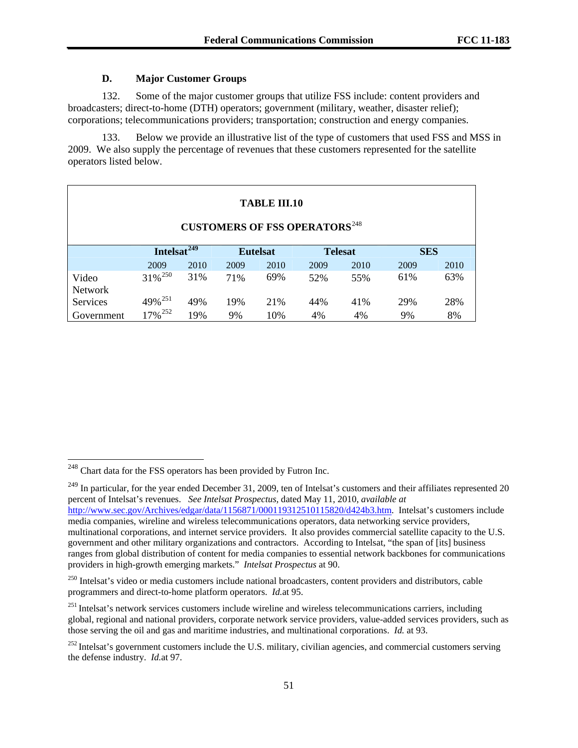### D. Major Customer Groups

132. Some of the major customer groups that utilize FSS include: content providers and broadcasters; direct-to-home (DTH) operators; government (military, weather, disaster relief); corporations; telecommunications providers; transportation; construction and energy companies.

133. Below we provide an illustrative list of the type of customers that used FSS and MSS in 2009. We also supply the percentage of revenues that these customers represented for the satellite operators listed below.

**TABLE III.10**

**CUSTOMERS OF FSS OPERATORS**[248]

| | Intelsat[249] | | Eutelsat | | Telesat | | SES | |
|---|---|---|---|---|---|---|---|---|
| | 2009 | 2010 | 2009 | 2010 | 2009 | 2010 | 2009 | 2010 |
| Video | 31%[250] | 31% | 71% | 69% | 52% | 55% | 61% | 63% |
| Network Services | 49%[251] | 49% | 19% | 21% | 44% | 41% | 29% | 28% |
| Government | 17%[252] | 19% | 9% | 10% | 4% | 4% | 9% | 8% |

---

[248] Chart data for the FSS operators has been provided by Futron Inc.

[249] In particular, for the year ended December 31, 2009, ten of Intelsat's customers and their affiliates represented 20 percent of Intelsat's revenues. *See Intelsat Prospectus*, dated May 11, 2010, *available at* http://www.sec.gov/Archives/edgar/data/1156871/000119312510115820/d424b3.htm. Intelsat's customers include media companies, wireline and wireless telecommunications operators, data networking service providers, multinational corporations, and internet service providers. It also provides commercial satellite capacity to the U.S. government and other military organizations and contractors. According to Intelsat, "the span of [its] business ranges from global distribution of content for media companies to essential network backbones for communications providers in high-growth emerging markets." *Intelsat Prospectus* at 90.

[250] Intelsat's video or media customers include national broadcasters, content providers and distributors, cable programmers and direct-to-home platform operators. *Id.*at 95.

[251] Intelsat's network services customers include wireline and wireless telecommunications carriers, including global, regional and national providers, corporate network service providers, value-added services providers, such as those serving the oil and gas and maritime industries, and multinational corporations. *Id.* at 93.

[252] Intelsat's government customers include the U.S. military, civilian agencies, and commercial customers serving the defense industry. *Id.*at 97.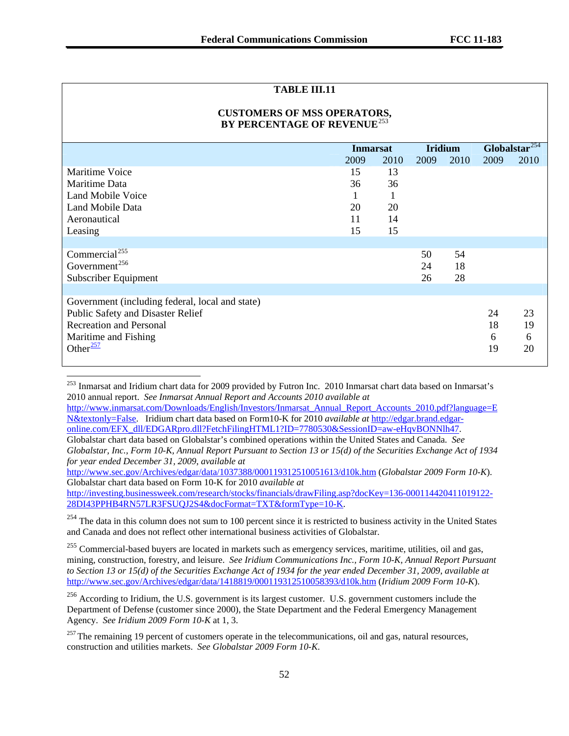**TABLE III.11**

**CUSTOMERS OF MSS OPERATORS, BY PERCENTAGE OF REVENUE**[253]

| | Inmarsat | | Iridium | | Globalstar[254] | |
|---|---|---|---|---|---|---|
| | 2009 | 2010 | 2009 | 2010 | 2009 | 2010 |
| Maritime Voice | 15 | 13 | | | | |
| Maritime Data | 36 | 36 | | | | |
| Land Mobile Voice | 1 | 1 | | | | |
| Land Mobile Data | 20 | 20 | | | | |
| Aeronautical | 11 | 14 | | | | |
| Leasing | 15 | 15 | | | | |
| | | | | | | |
| Commercial[255] | | | 50 | 54 | | |
| Government[256] | | | 24 | 18 | | |
| Subscriber Equipment | | | 26 | 28 | | |
| | | | | | | |
| Government (including federal, local and state) | | | | | | |
| Public Safety and Disaster Relief | | | | | 24 | 23 |
| Recreation and Personal | | | | | 18 | 19 |
| Maritime and Fishing | | | | | 6 | 6 |
| Other[257] | | | | | 19 | 20 |

---

[253] Inmarsat and Iridium chart data for 2009 provided by Futron Inc. 2010 Inmarsat chart data based on Inmarsat's 2010 annual report. *See Inmarsat Annual Report and Accounts 2010 available at* http://www.inmarsat.com/Downloads/English/Investors/Inmarsat_Annual_Report_Accounts_2010.pdf?language=EN&textonly=False. Iridium chart data based on Form10-K for 2010 *available at* http://edgar.brand.edgar-online.com/EFX_dll/EDGARpro.dll?FetchFilingHTML1?ID=7780530&SessionID=aw-eHqvBONNlh47. Globalstar chart data based on Globalstar's combined operations within the United States and Canada. *See Globalstar, Inc., Form 10-K, Annual Report Pursuant to Section 13 or 15(d) of the Securities Exchange Act of 1934 for year ended December 31, 2009, available at* http://www.sec.gov/Archives/edgar/data/1037388/000119312510051613/d10k.htm (*Globalstar 2009 Form 10-K*). Globalstar chart data based on Form 10-K for 2010 *available at* http://investing.businessweek.com/research/stocks/financials/drawFiling.asp?docKey=136-000114420411019122-28DI43PPHB4RN57LR3FSUQJ2S4&docFormat=TXT&formType=10-K.

[254] The data in this column does not sum to 100 percent since it is restricted to business activity in the United States and Canada and does not reflect other international business activities of Globalstar.

[255] Commercial-based buyers are located in markets such as emergency services, maritime, utilities, oil and gas, mining, construction, forestry, and leisure. *See Iridium Communications Inc., Form 10-K, Annual Report Pursuant to Section 13 or 15(d) of the Securities Exchange Act of 1934 for the year ended December 31, 2009, available at* http://www.sec.gov/Archives/edgar/data/1418819/000119312510058393/d10k.htm (*Iridium 2009 Form 10-K*).

[256] According to Iridium, the U.S. government is its largest customer. U.S. government customers include the Department of Defense (customer since 2000), the State Department and the Federal Emergency Management Agency. *See Iridium 2009 Form 10-K* at 1, 3.

[257] The remaining 19 percent of customers operate in the telecommunications, oil and gas, natural resources, construction and utilities markets. *See Globalstar 2009 Form 10-K*.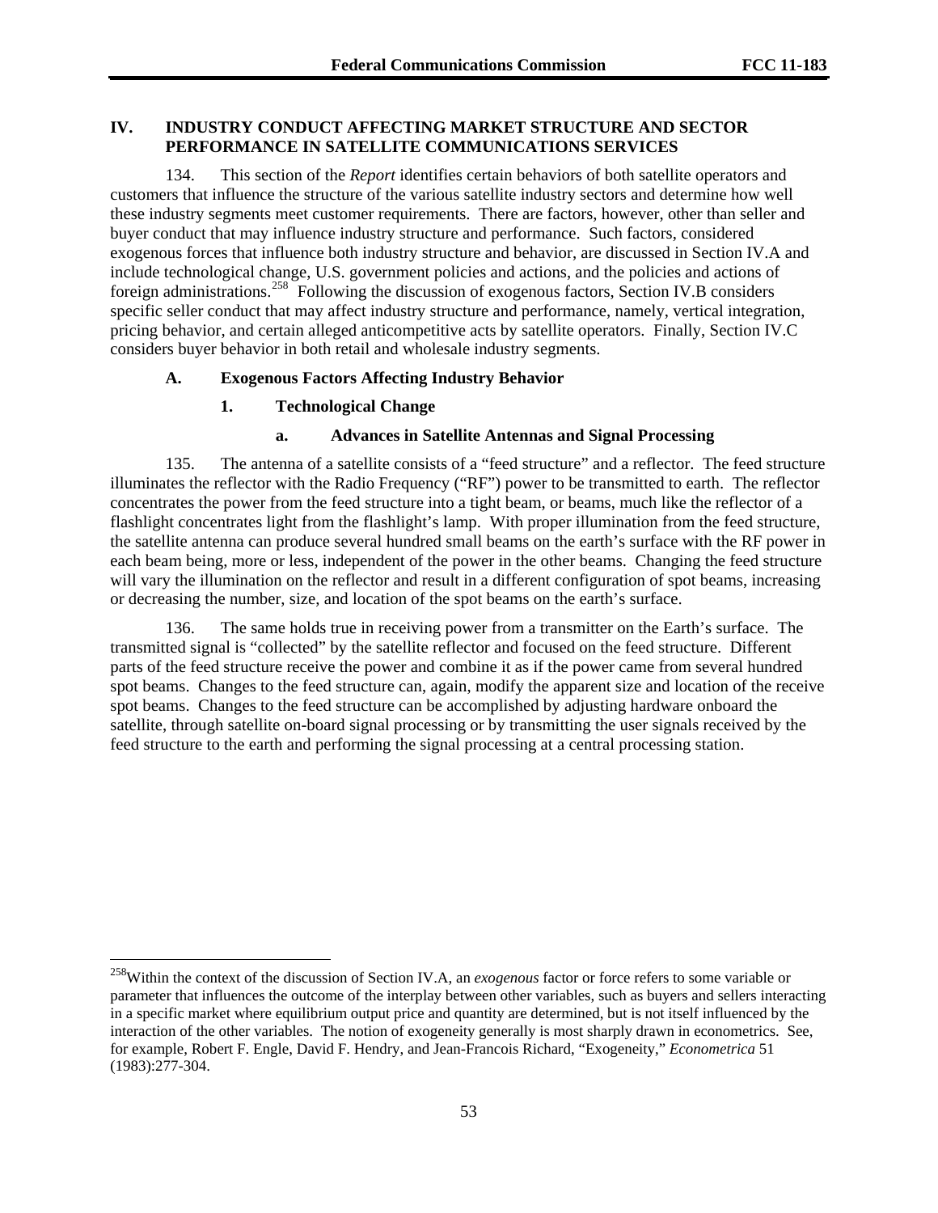## IV. INDUSTRY CONDUCT AFFECTING MARKET STRUCTURE AND SECTOR PERFORMANCE IN SATELLITE COMMUNICATIONS SERVICES

134. This section of the *Report* identifies certain behaviors of both satellite operators and customers that influence the structure of the various satellite industry sectors and determine how well these industry segments meet customer requirements. There are factors, however, other than seller and buyer conduct that may influence industry structure and performance. Such factors, considered exogenous forces that influence both industry structure and behavior, are discussed in Section IV.A and include technological change, U.S. government policies and actions, and the policies and actions of foreign administrations.[258] Following the discussion of exogenous factors, Section IV.B considers specific seller conduct that may affect industry structure and performance, namely, vertical integration, pricing behavior, and certain alleged anticompetitive acts by satellite operators. Finally, Section IV.C considers buyer behavior in both retail and wholesale industry segments.

### A. Exogenous Factors Affecting Industry Behavior

#### 1. Technological Change

##### a. Advances in Satellite Antennas and Signal Processing

135. The antenna of a satellite consists of a "feed structure" and a reflector. The feed structure illuminates the reflector with the Radio Frequency ("RF") power to be transmitted to earth. The reflector concentrates the power from the feed structure into a tight beam, or beams, much like the reflector of a flashlight concentrates light from the flashlight's lamp. With proper illumination from the feed structure, the satellite antenna can produce several hundred small beams on the earth's surface with the RF power in each beam being, more or less, independent of the power in the other beams. Changing the feed structure will vary the illumination on the reflector and result in a different configuration of spot beams, increasing or decreasing the number, size, and location of the spot beams on the earth's surface.

136. The same holds true in receiving power from a transmitter on the Earth's surface. The transmitted signal is "collected" by the satellite reflector and focused on the feed structure. Different parts of the feed structure receive the power and combine it as if the power came from several hundred spot beams. Changes to the feed structure can, again, modify the apparent size and location of the receive spot beams. Changes to the feed structure can be accomplished by adjusting hardware onboard the satellite, through satellite on-board signal processing or by transmitting the user signals received by the feed structure to the earth and performing the signal processing at a central processing station.

---

[258] Within the context of the discussion of Section IV.A, an *exogenous* factor or force refers to some variable or parameter that influences the outcome of the interplay between other variables, such as buyers and sellers interacting in a specific market where equilibrium output price and quantity are determined, but is not itself influenced by the interaction of the other variables. The notion of exogeneity generally is most sharply drawn in econometrics. See, for example, Robert F. Engle, David F. Hendry, and Jean-Francois Richard, "Exogeneity," *Econometrica* 51 (1983):277-304.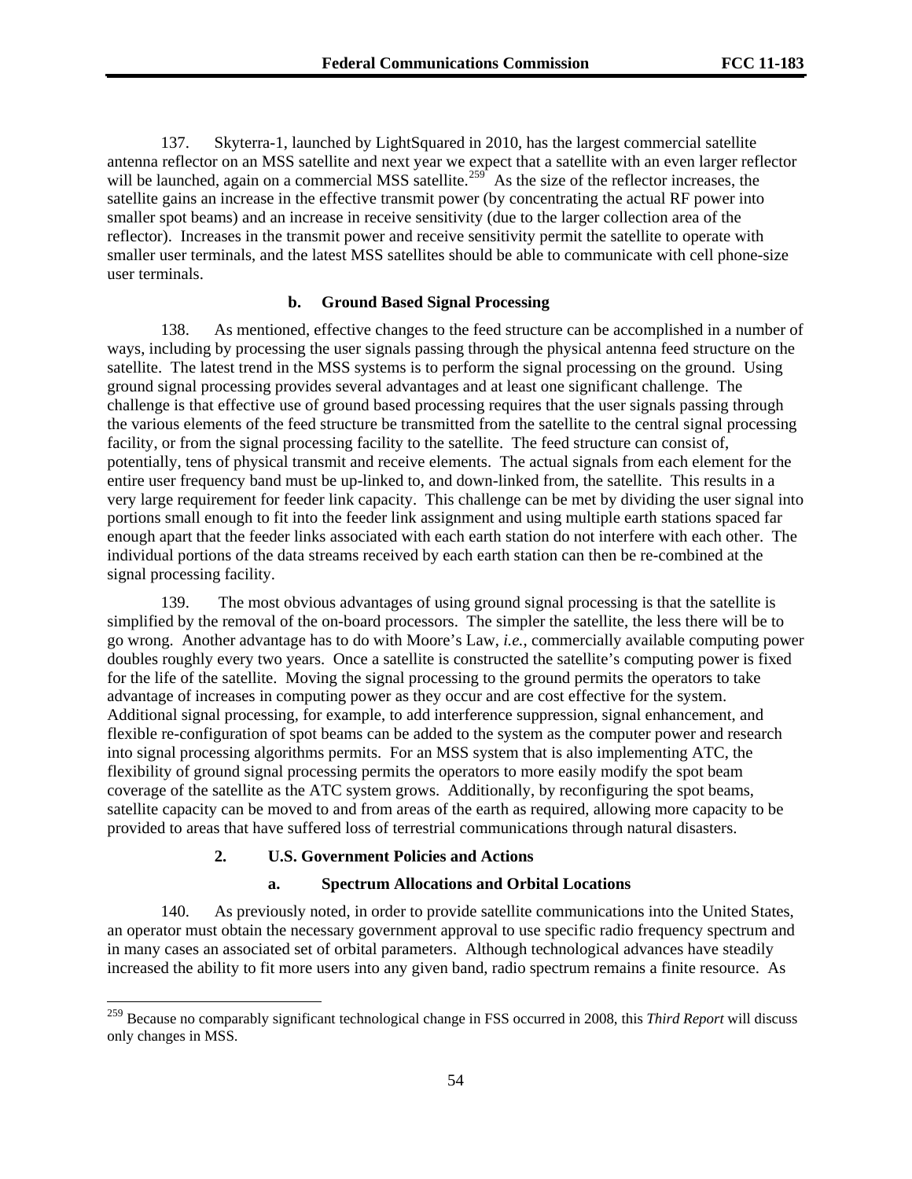137. Skyterra-1, launched by LightSquared in 2010, has the largest commercial satellite antenna reflector on an MSS satellite and next year we expect that a satellite with an even larger reflector will be launched, again on a commercial MSS satellite.[259] As the size of the reflector increases, the satellite gains an increase in the effective transmit power (by concentrating the actual RF power into smaller spot beams) and an increase in receive sensitivity (due to the larger collection area of the reflector). Increases in the transmit power and receive sensitivity permit the satellite to operate with smaller user terminals, and the latest MSS satellites should be able to communicate with cell phone-size user terminals.

#### b. Ground Based Signal Processing

138. As mentioned, effective changes to the feed structure can be accomplished in a number of ways, including by processing the user signals passing through the physical antenna feed structure on the satellite. The latest trend in the MSS systems is to perform the signal processing on the ground. Using ground signal processing provides several advantages and at least one significant challenge. The challenge is that effective use of ground based processing requires that the user signals passing through the various elements of the feed structure be transmitted from the satellite to the central signal processing facility, or from the signal processing facility to the satellite. The feed structure can consist of, potentially, tens of physical transmit and receive elements. The actual signals from each element for the entire user frequency band must be up-linked to, and down-linked from, the satellite. This results in a very large requirement for feeder link capacity. This challenge can be met by dividing the user signal into portions small enough to fit into the feeder link assignment and using multiple earth stations spaced far enough apart that the feeder links associated with each earth station do not interfere with each other. The individual portions of the data streams received by each earth station can then be re-combined at the signal processing facility.

139. The most obvious advantages of using ground signal processing is that the satellite is simplified by the removal of the on-board processors. The simpler the satellite, the less there will be to go wrong. Another advantage has to do with Moore's Law, *i.e.*, commercially available computing power doubles roughly every two years. Once a satellite is constructed the satellite's computing power is fixed for the life of the satellite. Moving the signal processing to the ground permits the operators to take advantage of increases in computing power as they occur and are cost effective for the system. Additional signal processing, for example, to add interference suppression, signal enhancement, and flexible re-configuration of spot beams can be added to the system as the computer power and research into signal processing algorithms permits. For an MSS system that is also implementing ATC, the flexibility of ground signal processing permits the operators to more easily modify the spot beam coverage of the satellite as the ATC system grows. Additionally, by reconfiguring the spot beams, satellite capacity can be moved to and from areas of the earth as required, allowing more capacity to be provided to areas that have suffered loss of terrestrial communications through natural disasters.

### 2. U.S. Government Policies and Actions

#### a. Spectrum Allocations and Orbital Locations

140. As previously noted, in order to provide satellite communications into the United States, an operator must obtain the necessary government approval to use specific radio frequency spectrum and in many cases an associated set of orbital parameters. Although technological advances have steadily increased the ability to fit more users into any given band, radio spectrum remains a finite resource. As

---

[259] Because no comparably significant technological change in FSS occurred in 2008, this *Third Report* will discuss only changes in MSS.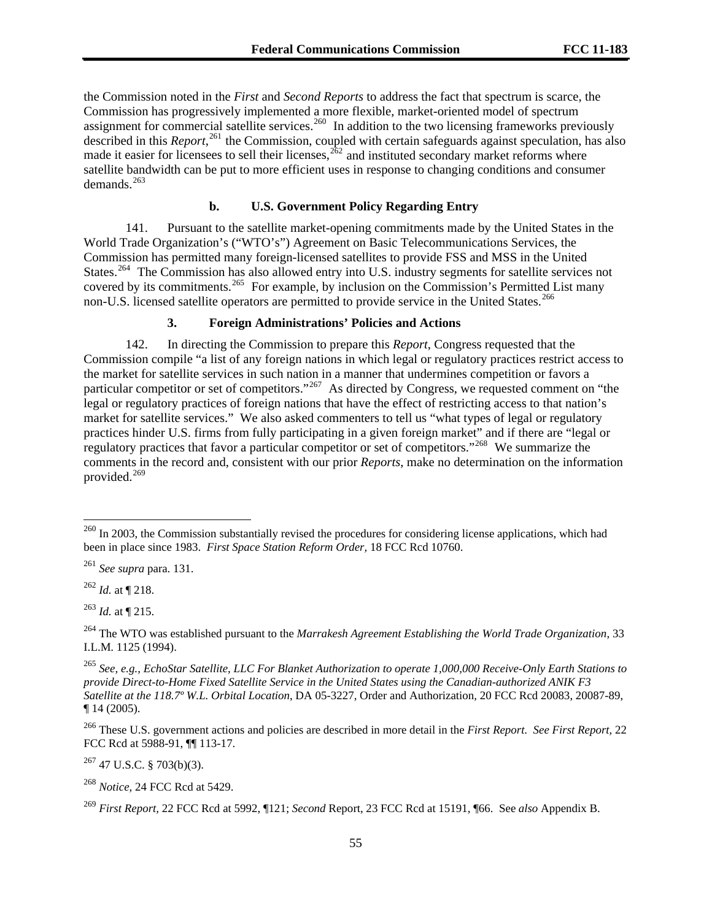the Commission noted in the *First* and *Second Reports* to address the fact that spectrum is scarce, the Commission has progressively implemented a more flexible, market-oriented model of spectrum assignment for commercial satellite services.[260] In addition to the two licensing frameworks previously described in this *Report*,[261] the Commission, coupled with certain safeguards against speculation, has also made it easier for licensees to sell their licenses,[262] and instituted secondary market reforms where satellite bandwidth can be put to more efficient uses in response to changing conditions and consumer demands.[263]

#### b. U.S. Government Policy Regarding Entry

141. Pursuant to the satellite market-opening commitments made by the United States in the World Trade Organization's ("WTO's") Agreement on Basic Telecommunications Services, the Commission has permitted many foreign-licensed satellites to provide FSS and MSS in the United States.[264] The Commission has also allowed entry into U.S. industry segments for satellite services not covered by its commitments.[265] For example, by inclusion on the Commission's Permitted List many non-U.S. licensed satellite operators are permitted to provide service in the United States.[266]

### 3. Foreign Administrations' Policies and Actions

142. In directing the Commission to prepare this *Report*, Congress requested that the Commission compile "a list of any foreign nations in which legal or regulatory practices restrict access to the market for satellite services in such nation in a manner that undermines competition or favors a particular competitor or set of competitors."[267] As directed by Congress, we requested comment on "the legal or regulatory practices of foreign nations that have the effect of restricting access to that nation's market for satellite services." We also asked commenters to tell us "what types of legal or regulatory practices hinder U.S. firms from fully participating in a given foreign market" and if there are "legal or regulatory practices that favor a particular competitor or set of competitors."[268] We summarize the comments in the record and, consistent with our prior *Reports*, make no determination on the information provided.[269]

---

[260] In 2003, the Commission substantially revised the procedures for considering license applications, which had been in place since 1983. *First Space Station Reform Order,* 18 FCC Rcd 10760.

[261] *See supra* para. 131.

[262] *Id.* at ¶ 218.

[263] *Id.* at ¶ 215.

[264] The WTO was established pursuant to the *Marrakesh Agreement Establishing the World Trade Organization*, 33 I.L.M. 1125 (1994).

[265] *See, e.g., EchoStar Satellite, LLC For Blanket Authorization to operate 1,000,000 Receive-Only Earth Stations to provide Direct-to-Home Fixed Satellite Service in the United States using the Canadian-authorized ANIK F3 Satellite at the 118.7º W.L. Orbital Location*, DA 05-3227, Order and Authorization, 20 FCC Rcd 20083, 20087-89, ¶ 14 (2005).

[266] These U.S. government actions and policies are described in more detail in the *First Report*. *See First Report,* 22 FCC Rcd at 5988-91, ¶¶ 113-17.

[267] 47 U.S.C. § 703(b)(3).

[268] *Notice*, 24 FCC Rcd at 5429.

[269] *First Report,* 22 FCC Rcd at 5992, ¶121; *Second* Report, 23 FCC Rcd at 15191, ¶66. See *also* Appendix B.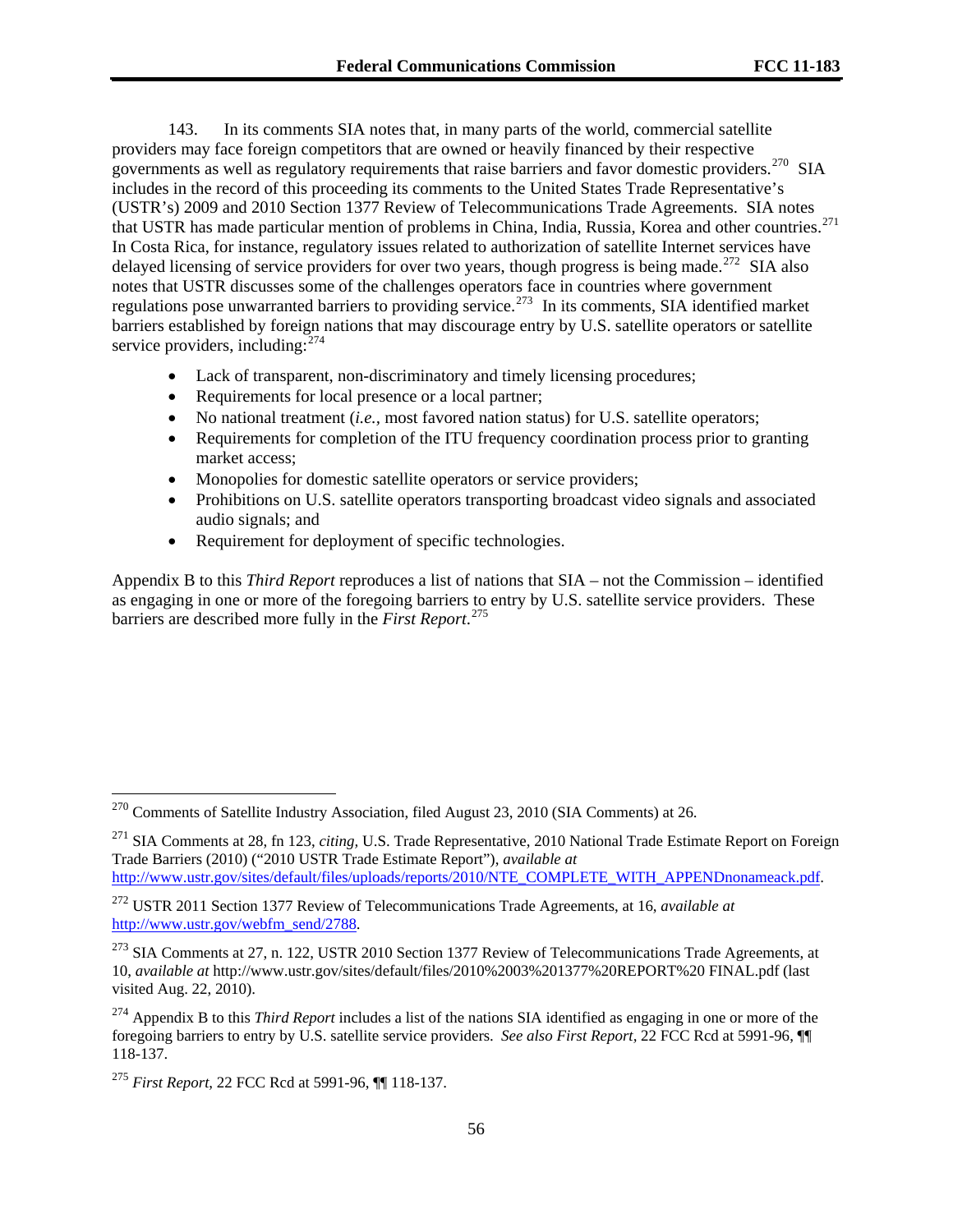143. In its comments SIA notes that, in many parts of the world, commercial satellite providers may face foreign competitors that are owned or heavily financed by their respective governments as well as regulatory requirements that raise barriers and favor domestic providers.[270] SIA includes in the record of this proceeding its comments to the United States Trade Representative's (USTR's) 2009 and 2010 Section 1377 Review of Telecommunications Trade Agreements. SIA notes that USTR has made particular mention of problems in China, India, Russia, Korea and other countries.[271] In Costa Rica, for instance, regulatory issues related to authorization of satellite Internet services have delayed licensing of service providers for over two years, though progress is being made.[272] SIA also notes that USTR discusses some of the challenges operators face in countries where government regulations pose unwarranted barriers to providing service.[273] In its comments, SIA identified market barriers established by foreign nations that may discourage entry by U.S. satellite operators or satellite service providers, including:[274]

- Lack of transparent, non-discriminatory and timely licensing procedures;
- Requirements for local presence or a local partner;
- No national treatment (*i.e.*, most favored nation status) for U.S. satellite operators;
- Requirements for completion of the ITU frequency coordination process prior to granting market access;
- Monopolies for domestic satellite operators or service providers;
- Prohibitions on U.S. satellite operators transporting broadcast video signals and associated audio signals; and
- Requirement for deployment of specific technologies.

Appendix B to this *Third Report* reproduces a list of nations that SIA – not the Commission – identified as engaging in one or more of the foregoing barriers to entry by U.S. satellite service providers. These barriers are described more fully in the *First Report*.[275]

---

[270] Comments of Satellite Industry Association, filed August 23, 2010 (SIA Comments) at 26.

[271] SIA Comments at 28, fn 123, *citing*, U.S. Trade Representative, 2010 National Trade Estimate Report on Foreign Trade Barriers (2010) ("2010 USTR Trade Estimate Report"), *available at* http://www.ustr.gov/sites/default/files/uploads/reports/2010/NTE_COMPLETE_WITH_APPENDnonameack.pdf.

[272] USTR 2011 Section 1377 Review of Telecommunications Trade Agreements, at 16, *available at* http://www.ustr.gov/webfm_send/2788.

[273] SIA Comments at 27, n. 122, USTR 2010 Section 1377 Review of Telecommunications Trade Agreements, at 10, *available at* http://www.ustr.gov/sites/default/files/2010%2003%201377%20REPORT%20 FINAL.pdf (last visited Aug. 22, 2010).

[274] Appendix B to this *Third Report* includes a list of the nations SIA identified as engaging in one or more of the foregoing barriers to entry by U.S. satellite service providers. *See also First Report*, 22 FCC Rcd at 5991-96, ¶¶ 118-137.

[275] *First Report*, 22 FCC Rcd at 5991-96, ¶¶ 118-137.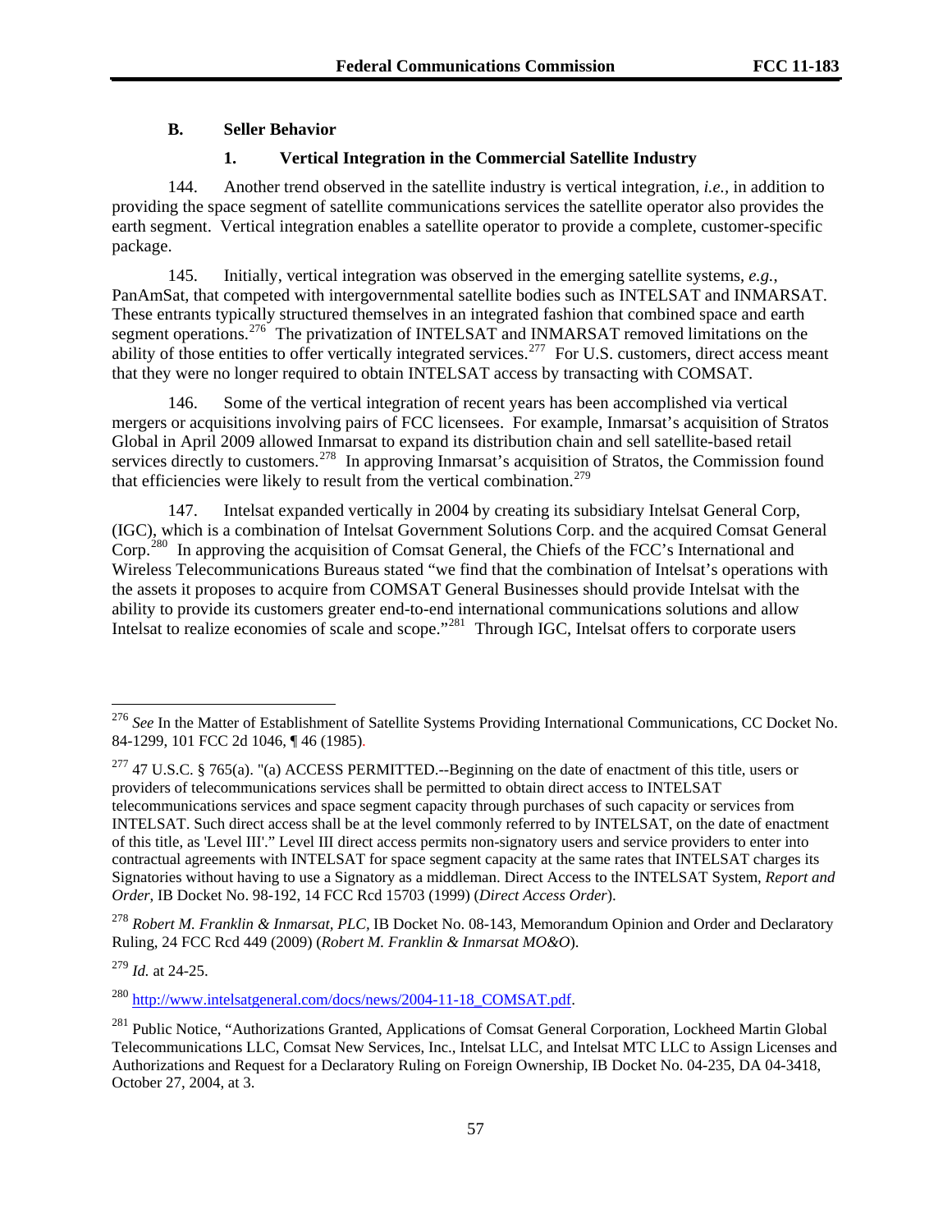### B. Seller Behavior

#### 1. Vertical Integration in the Commercial Satellite Industry

144. Another trend observed in the satellite industry is vertical integration, *i.e.*, in addition to providing the space segment of satellite communications services the satellite operator also provides the earth segment. Vertical integration enables a satellite operator to provide a complete, customer-specific package.

145. Initially, vertical integration was observed in the emerging satellite systems, *e.g.*, PanAmSat, that competed with intergovernmental satellite bodies such as INTELSAT and INMARSAT. These entrants typically structured themselves in an integrated fashion that combined space and earth segment operations.[276] The privatization of INTELSAT and INMARSAT removed limitations on the ability of those entities to offer vertically integrated services.[277] For U.S. customers, direct access meant that they were no longer required to obtain INTELSAT access by transacting with COMSAT.

146. Some of the vertical integration of recent years has been accomplished via vertical mergers or acquisitions involving pairs of FCC licensees. For example, Inmarsat's acquisition of Stratos Global in April 2009 allowed Inmarsat to expand its distribution chain and sell satellite-based retail services directly to customers.[278] In approving Inmarsat's acquisition of Stratos, the Commission found that efficiencies were likely to result from the vertical combination.[279]

147. Intelsat expanded vertically in 2004 by creating its subsidiary Intelsat General Corp, (IGC), which is a combination of Intelsat Government Solutions Corp. and the acquired Comsat General Corp.[280] In approving the acquisition of Comsat General, the Chiefs of the FCC's International and Wireless Telecommunications Bureaus stated "we find that the combination of Intelsat's operations with the assets it proposes to acquire from COMSAT General Businesses should provide Intelsat with the ability to provide its customers greater end-to-end international communications solutions and allow Intelsat to realize economies of scale and scope."[281] Through IGC, Intelsat offers to corporate users

---

[276] *See* In the Matter of Establishment of Satellite Systems Providing International Communications, CC Docket No. 84-1299, 101 FCC 2d 1046, ¶ 46 (1985).

[277] 47 U.S.C. § 765(a). "(a) ACCESS PERMITTED.--Beginning on the date of enactment of this title, users or providers of telecommunications services shall be permitted to obtain direct access to INTELSAT telecommunications services and space segment capacity through purchases of such capacity or services from INTELSAT. Such direct access shall be at the level commonly referred to by INTELSAT, on the date of enactment of this title, as 'Level III'." Level III direct access permits non-signatory users and service providers to enter into contractual agreements with INTELSAT for space segment capacity at the same rates that INTELSAT charges its Signatories without having to use a Signatory as a middleman. Direct Access to the INTELSAT System, *Report and Order,* IB Docket No. 98-192, 14 FCC Rcd 15703 (1999) (*Direct Access Order*).

[278] *Robert M. Franklin & Inmarsat, PLC*, IB Docket No. 08-143, Memorandum Opinion and Order and Declaratory Ruling, 24 FCC Rcd 449 (2009) (*Robert M. Franklin & Inmarsat MO&O*).

[279] *Id.* at 24-25.

[280] http://www.intelsatgeneral.com/docs/news/2004-11-18_COMSAT.pdf.

[281] Public Notice, "Authorizations Granted, Applications of Comsat General Corporation, Lockheed Martin Global Telecommunications LLC, Comsat New Services, Inc., Intelsat LLC, and Intelsat MTC LLC to Assign Licenses and Authorizations and Request for a Declaratory Ruling on Foreign Ownership, IB Docket No. 04-235, DA 04-3418, October 27, 2004, at 3.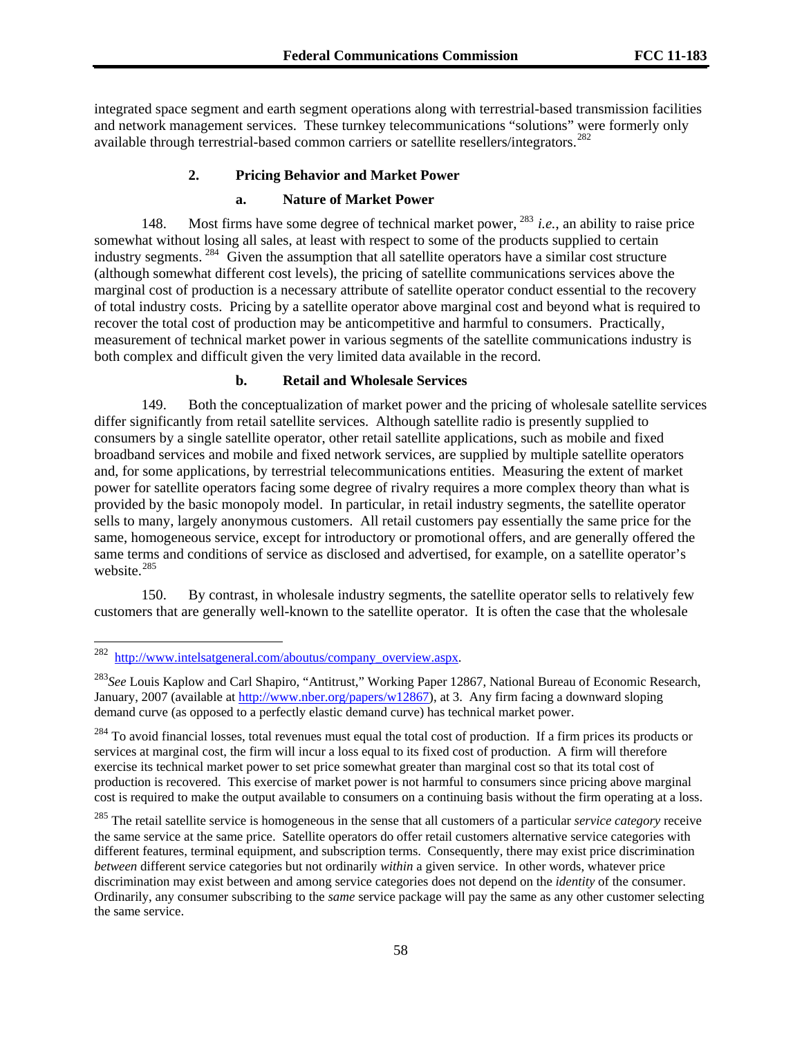integrated space segment and earth segment operations along with terrestrial-based transmission facilities and network management services. These turnkey telecommunications "solutions" were formerly only available through terrestrial-based common carriers or satellite resellers/integrators.[282]

### 2. Pricing Behavior and Market Power

#### a. Nature of Market Power

148. Most firms have some degree of technical market power,[283] *i.e.*, an ability to raise price somewhat without losing all sales, at least with respect to some of the products supplied to certain industry segments.[284] Given the assumption that all satellite operators have a similar cost structure (although somewhat different cost levels), the pricing of satellite communications services above the marginal cost of production is a necessary attribute of satellite operator conduct essential to the recovery of total industry costs. Pricing by a satellite operator above marginal cost and beyond what is required to recover the total cost of production may be anticompetitive and harmful to consumers. Practically, measurement of technical market power in various segments of the satellite communications industry is both complex and difficult given the very limited data available in the record.

#### b. Retail and Wholesale Services

149. Both the conceptualization of market power and the pricing of wholesale satellite services differ significantly from retail satellite services. Although satellite radio is presently supplied to consumers by a single satellite operator, other retail satellite applications, such as mobile and fixed broadband services and mobile and fixed network services, are supplied by multiple satellite operators and, for some applications, by terrestrial telecommunications entities. Measuring the extent of market power for satellite operators facing some degree of rivalry requires a more complex theory than what is provided by the basic monopoly model. In particular, in retail industry segments, the satellite operator sells to many, largely anonymous customers. All retail customers pay essentially the same price for the same, homogeneous service, except for introductory or promotional offers, and are generally offered the same terms and conditions of service as disclosed and advertised, for example, on a satellite operator's website.[285]

150. By contrast, in wholesale industry segments, the satellite operator sells to relatively few customers that are generally well-known to the satellite operator. It is often the case that the wholesale

---

[282] http://www.intelsatgeneral.com/aboutus/company_overview.aspx.

[283] *See* Louis Kaplow and Carl Shapiro, "Antitrust," Working Paper 12867, National Bureau of Economic Research, January, 2007 (available at http://www.nber.org/papers/w12867), at 3. Any firm facing a downward sloping demand curve (as opposed to a perfectly elastic demand curve) has technical market power.

[284] To avoid financial losses, total revenues must equal the total cost of production. If a firm prices its products or services at marginal cost, the firm will incur a loss equal to its fixed cost of production. A firm will therefore exercise its technical market power to set price somewhat greater than marginal cost so that its total cost of production is recovered. This exercise of market power is not harmful to consumers since pricing above marginal cost is required to make the output available to consumers on a continuing basis without the firm operating at a loss.

[285] The retail satellite service is homogeneous in the sense that all customers of a particular *service category* receive the same service at the same price. Satellite operators do offer retail customers alternative service categories with different features, terminal equipment, and subscription terms. Consequently, there may exist price discrimination *between* different service categories but not ordinarily *within* a given service. In other words, whatever price discrimination may exist between and among service categories does not depend on the *identity* of the consumer. Ordinarily, any consumer subscribing to the *same* service package will pay the same as any other customer selecting the same service.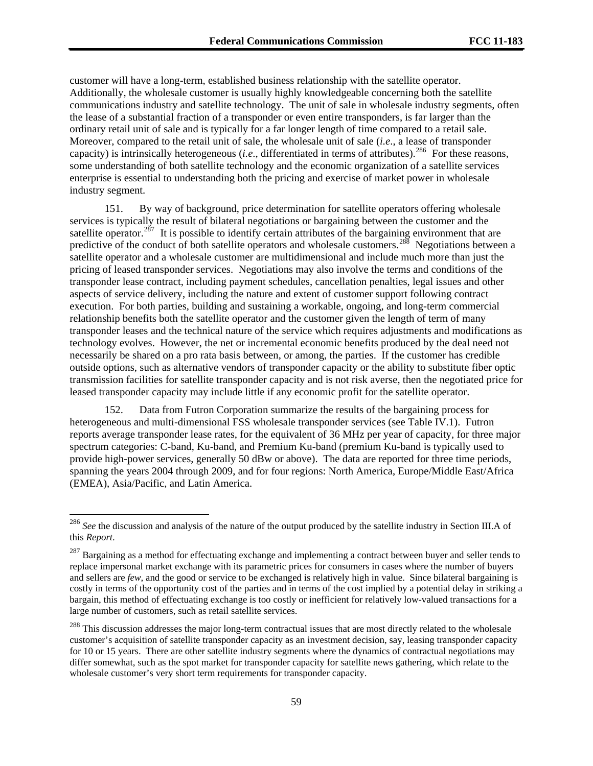customer will have a long-term, established business relationship with the satellite operator. Additionally, the wholesale customer is usually highly knowledgeable concerning both the satellite communications industry and satellite technology. The unit of sale in wholesale industry segments, often the lease of a substantial fraction of a transponder or even entire transponders, is far larger than the ordinary retail unit of sale and is typically for a far longer length of time compared to a retail sale. Moreover, compared to the retail unit of sale, the wholesale unit of sale (*i.e*., a lease of transponder capacity) is intrinsically heterogeneous (*i.e*., differentiated in terms of attributes).[286] For these reasons, some understanding of both satellite technology and the economic organization of a satellite services enterprise is essential to understanding both the pricing and exercise of market power in wholesale industry segment.

151. By way of background, price determination for satellite operators offering wholesale services is typically the result of bilateral negotiations or bargaining between the customer and the satellite operator.[287] It is possible to identify certain attributes of the bargaining environment that are predictive of the conduct of both satellite operators and wholesale customers.[288] Negotiations between a satellite operator and a wholesale customer are multidimensional and include much more than just the pricing of leased transponder services. Negotiations may also involve the terms and conditions of the transponder lease contract, including payment schedules, cancellation penalties, legal issues and other aspects of service delivery, including the nature and extent of customer support following contract execution. For both parties, building and sustaining a workable, ongoing, and long-term commercial relationship benefits both the satellite operator and the customer given the length of term of many transponder leases and the technical nature of the service which requires adjustments and modifications as technology evolves. However, the net or incremental economic benefits produced by the deal need not necessarily be shared on a pro rata basis between, or among, the parties. If the customer has credible outside options, such as alternative vendors of transponder capacity or the ability to substitute fiber optic transmission facilities for satellite transponder capacity and is not risk averse, then the negotiated price for leased transponder capacity may include little if any economic profit for the satellite operator.

152. Data from Futron Corporation summarize the results of the bargaining process for heterogeneous and multi-dimensional FSS wholesale transponder services (see Table IV.1). Futron reports average transponder lease rates, for the equivalent of 36 MHz per year of capacity, for three major spectrum categories: C-band, Ku-band, and Premium Ku-band (premium Ku-band is typically used to provide high-power services, generally 50 dBw or above). The data are reported for three time periods, spanning the years 2004 through 2009, and for four regions: North America, Europe/Middle East/Africa (EMEA), Asia/Pacific, and Latin America.

---

[286] *See* the discussion and analysis of the nature of the output produced by the satellite industry in Section III.A of this *Report*.

[287] Bargaining as a method for effectuating exchange and implementing a contract between buyer and seller tends to replace impersonal market exchange with its parametric prices for consumers in cases where the number of buyers and sellers are *few*, and the good or service to be exchanged is relatively high in value. Since bilateral bargaining is costly in terms of the opportunity cost of the parties and in terms of the cost implied by a potential delay in striking a bargain, this method of effectuating exchange is too costly or inefficient for relatively low-valued transactions for a large number of customers, such as retail satellite services.

[288] This discussion addresses the major long-term contractual issues that are most directly related to the wholesale customer's acquisition of satellite transponder capacity as an investment decision, say, leasing transponder capacity for 10 or 15 years. There are other satellite industry segments where the dynamics of contractual negotiations may differ somewhat, such as the spot market for transponder capacity for satellite news gathering, which relate to the wholesale customer's very short term requirements for transponder capacity.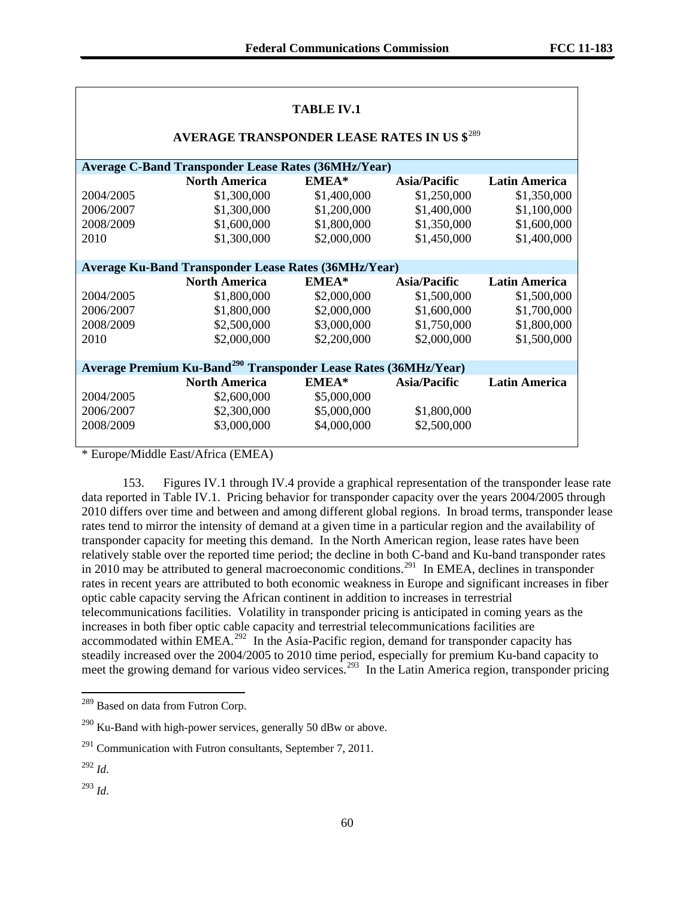**TABLE IV.1**

**AVERAGE TRANSPONDER LEASE RATES IN US $**[289]

| | North America | EMEA* | Asia/Pacific | Latin America |
|---|---|---|---|---|
| **Average C-Band Transponder Lease Rates (36MHz/Year)** | | | | |
| 2004/2005 | $1,300,000 | $1,400,000 | $1,250,000 | $1,350,000 |
| 2006/2007 | $1,300,000 | $1,200,000 | $1,400,000 | $1,100,000 |
| 2008/2009 | $1,600,000 | $1,800,000 | $1,350,000 | $1,600,000 |
| 2010 | $1,300,000 | $2,000,000 | $1,450,000 | $1,400,000 |
| **Average Ku-Band Transponder Lease Rates (36MHz/Year)** | | | | |
| 2004/2005 | $1,800,000 | $2,000,000 | $1,500,000 | $1,500,000 |
| 2006/2007 | $1,800,000 | $2,000,000 | $1,600,000 | $1,700,000 |
| 2008/2009 | $2,500,000 | $3,000,000 | $1,750,000 | $1,800,000 |
| 2010 | $2,000,000 | $2,200,000 | $2,000,000 | $1,500,000 |
| **Average Premium Ku-Band[290] Transponder Lease Rates (36MHz/Year)** | | | | |
| 2004/2005 | $2,600,000 | $5,000,000 | | |
| 2006/2007 | $2,300,000 | $5,000,000 | $1,800,000 | |
| 2008/2009 | $3,000,000 | $4,000,000 | $2,500,000 | |

* Europe/Middle East/Africa (EMEA)

153. Figures IV.1 through IV.4 provide a graphical representation of the transponder lease rate data reported in Table IV.1. Pricing behavior for transponder capacity over the years 2004/2005 through 2010 differs over time and between and among different global regions. In broad terms, transponder lease rates tend to mirror the intensity of demand at a given time in a particular region and the availability of transponder capacity for meeting this demand. In the North American region, lease rates have been relatively stable over the reported time period; the decline in both C-band and Ku-band transponder rates in 2010 may be attributed to general macroeconomic conditions.[291] In EMEA, declines in transponder rates in recent years are attributed to both economic weakness in Europe and significant increases in fiber optic cable capacity serving the African continent in addition to increases in terrestrial telecommunications facilities. Volatility in transponder pricing is anticipated in coming years as the increases in both fiber optic cable capacity and terrestrial telecommunications facilities are accommodated within EMEA.[292] In the Asia-Pacific region, demand for transponder capacity has steadily increased over the 2004/2005 to 2010 time period, especially for premium Ku-band capacity to meet the growing demand for various video services.[293] In the Latin America region, transponder pricing

---

[289] Based on data from Futron Corp.

[290] Ku-Band with high-power services, generally 50 dBw or above.

[291] Communication with Futron consultants, September 7, 2011.

[292] *Id*.

[293] *Id*.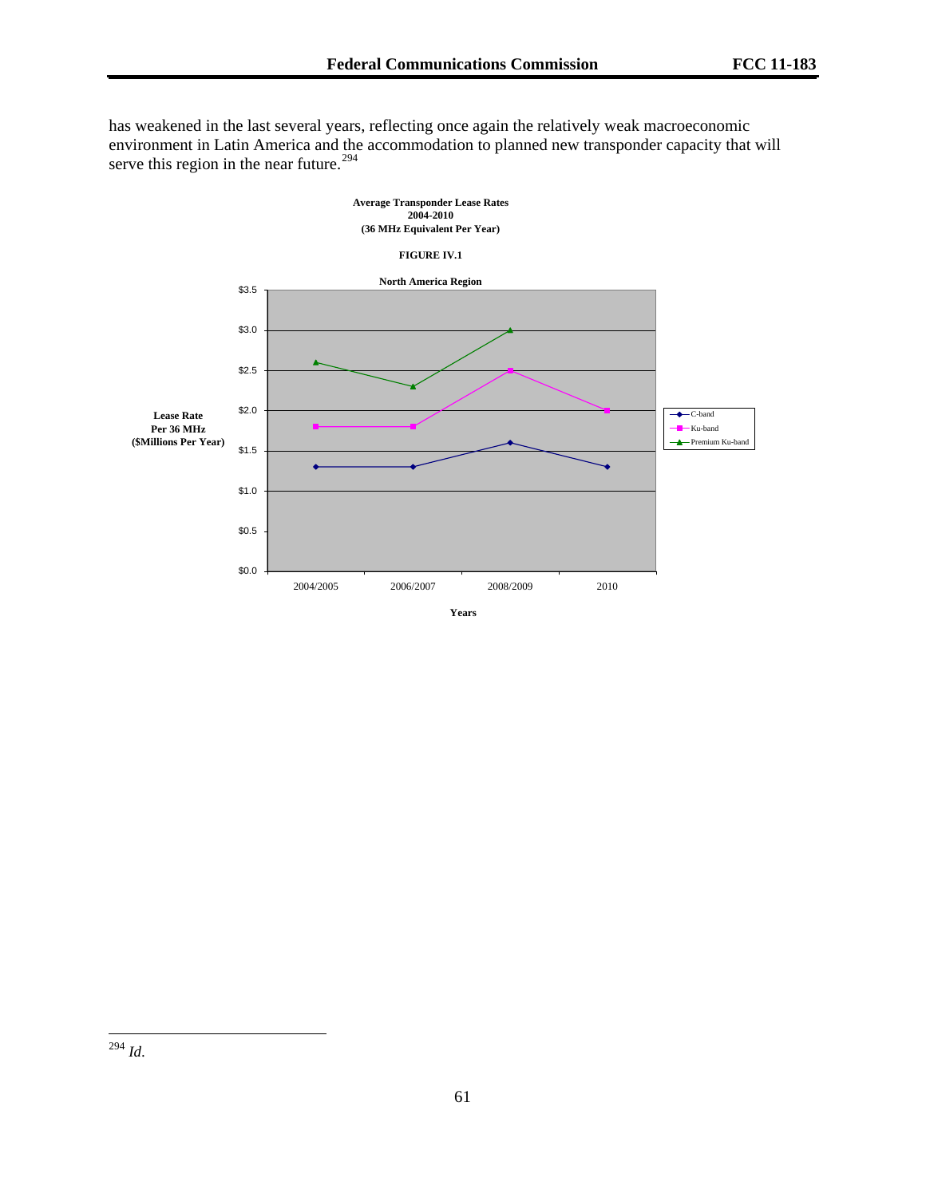has weakened in the last several years, reflecting once again the relatively weak macroeconomic environment in Latin America and the accommodation to planned new transponder capacity that will serve this region in the near future.[294]

**Average Transponder Lease Rates**
**2004-2010**
**(36 MHz Equivalent Per Year)**

**FIGURE IV.1**

**North America Region**

| Years | C-band | Ku-band | Premium Ku-band |
|---|---|---|---|
| 2004/2005 | \$1.3 | \$1.8 | \$2.6 |
| 2006/2007 | \$1.3 | \$1.8 | \$2.3 |
| 2008/2009 | \$1.6 | \$2.5 | \$3.0 |
| 2010 | \$1.3 | \$2.0 | |

Lease Rate Per 36 MHz (\$Millions Per Year)

---

[294] *Id*.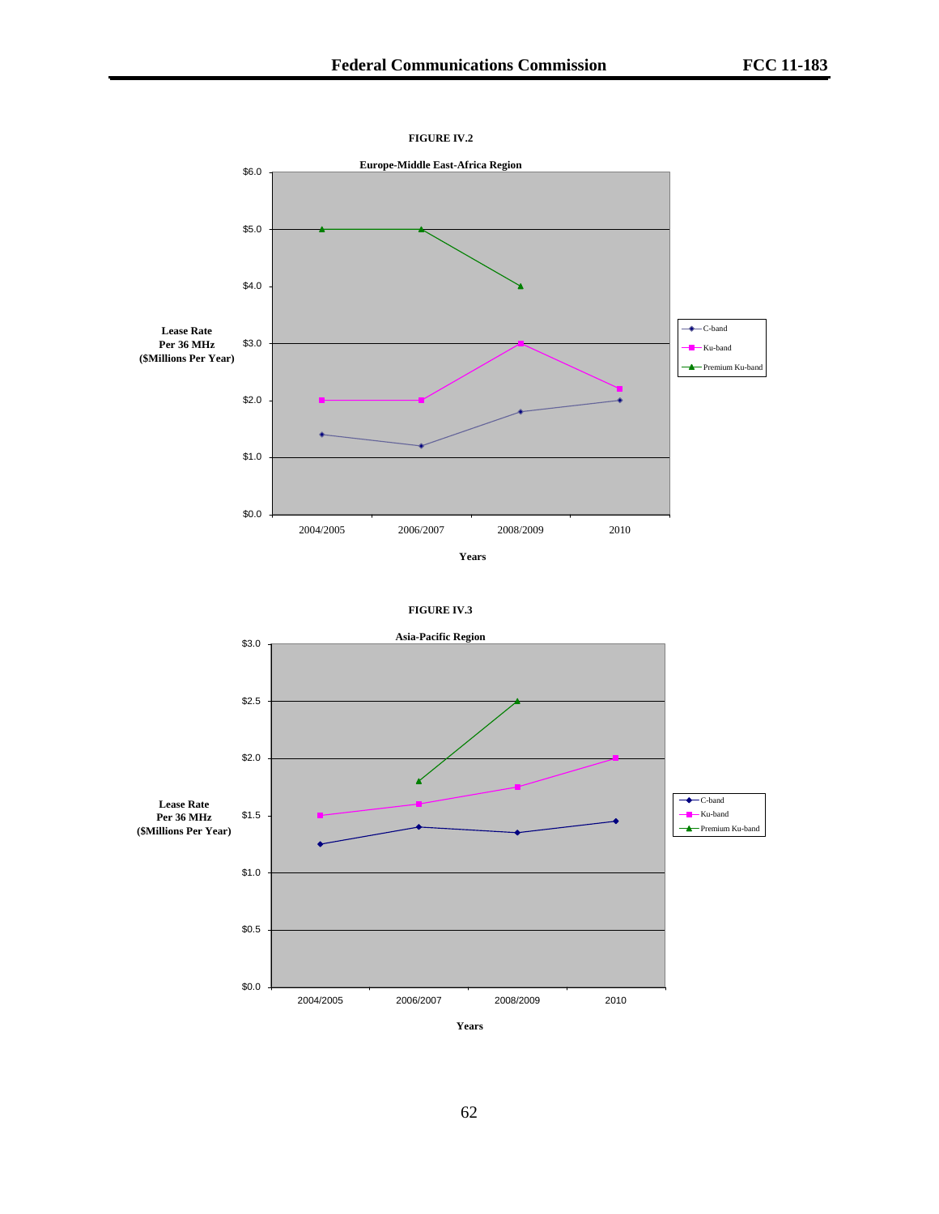**FIGURE IV.2**

**Europe-Middle East-Africa Region**

| Years | C-band | Ku-band | Premium Ku-band |
|---|---|---|---|
| 2004/2005 | $1.4 | $2.0 | $5.0 |
| 2006/2007 | $1.2 | $2.0 | $5.0 |
| 2008/2009 | $1.8 | $3.0 | $4.0 |
| 2010 | $2.0 | $2.2 | |

Lease Rate Per 36 MHz ($Millions Per Year)

**FIGURE IV.3**

**Asia-Pacific Region**

| Years | C-band | Ku-band | Premium Ku-band |
|---|---|---|---|
| 2004/2005 | $1.25 | $1.5 | |
| 2006/2007 | $1.4 | $1.6 | $1.8 |
| 2008/2009 | $1.35 | $1.75 | $2.5 |
| 2010 | $1.45 | $2.0 | |

Lease Rate Per 36 MHz ($Millions Per Year)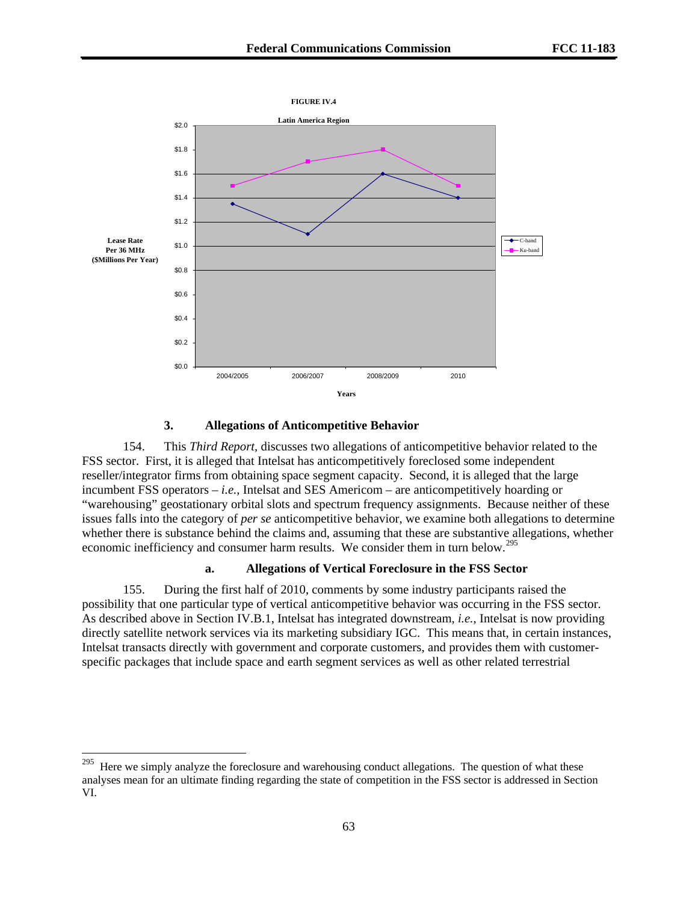FIGURE IV.4

Latin America Region

3. Allegations of Anticompetitive Behavior

154. This *Third Report,* discusses two allegations of anticompetitive behavior related to the FSS sector. First, it is alleged that Intelsat has anticompetitively foreclosed some independent reseller/integrator firms from obtaining space segment capacity. Second, it is alleged that the large incumbent FSS operators – *i.e.,* Intelsat and SES Americom – are anticompetitively hoarding or "warehousing" geostationary orbital slots and spectrum frequency assignments. Because neither of these issues falls into the category of *per se* anticompetitive behavior, we examine both allegations to determine whether there is substance behind the claims and, assuming that these are substantive allegations, whether economic inefficiency and consumer harm results. We consider them in turn below.[295]

a. Allegations of Vertical Foreclosure in the FSS Sector

155. During the first half of 2010, comments by some industry participants raised the possibility that one particular type of vertical anticompetitive behavior was occurring in the FSS sector. As described above in Section IV.B.1, Intelsat has integrated downstream, *i.e.*, Intelsat is now providing directly satellite network services via its marketing subsidiary IGC. This means that, in certain instances, Intelsat transacts directly with government and corporate customers, and provides them with customer-specific packages that include space and earth segment services as well as other related terrestrial

[295] Here we simply analyze the foreclosure and warehousing conduct allegations. The question of what these analyses mean for an ultimate finding regarding the state of competition in the FSS sector is addressed in Section VI.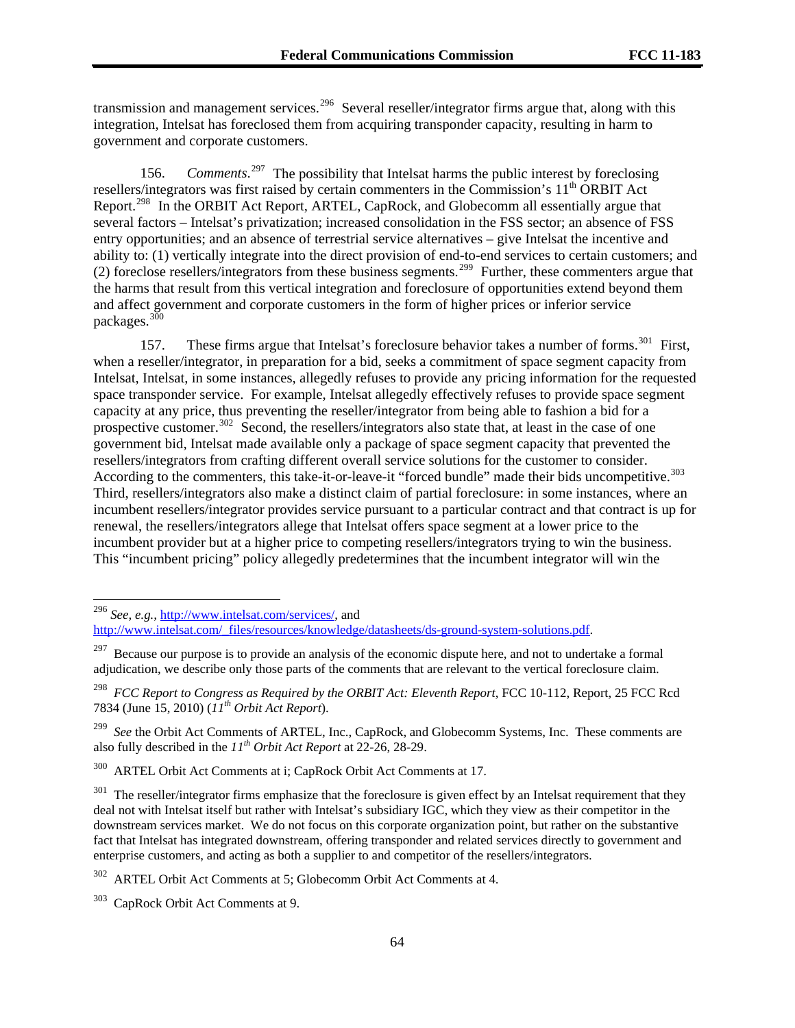transmission and management services.[296] Several reseller/integrator firms argue that, along with this integration, Intelsat has foreclosed them from acquiring transponder capacity, resulting in harm to government and corporate customers.

156. *Comments*.[297] The possibility that Intelsat harms the public interest by foreclosing resellers/integrators was first raised by certain commenters in the Commission's 11th ORBIT Act Report.[298] In the ORBIT Act Report, ARTEL, CapRock, and Globecomm all essentially argue that several factors – Intelsat's privatization; increased consolidation in the FSS sector; an absence of FSS entry opportunities; and an absence of terrestrial service alternatives – give Intelsat the incentive and ability to: (1) vertically integrate into the direct provision of end-to-end services to certain customers; and (2) foreclose resellers/integrators from these business segments.[299] Further, these commenters argue that the harms that result from this vertical integration and foreclosure of opportunities extend beyond them and affect government and corporate customers in the form of higher prices or inferior service packages.[300]

157. These firms argue that Intelsat's foreclosure behavior takes a number of forms.[301] First, when a reseller/integrator, in preparation for a bid, seeks a commitment of space segment capacity from Intelsat, Intelsat, in some instances, allegedly refuses to provide any pricing information for the requested space transponder service. For example, Intelsat allegedly effectively refuses to provide space segment capacity at any price, thus preventing the reseller/integrator from being able to fashion a bid for a prospective customer.[302] Second, the resellers/integrators also state that, at least in the case of one government bid, Intelsat made available only a package of space segment capacity that prevented the resellers/integrators from crafting different overall service solutions for the customer to consider. According to the commenters, this take-it-or-leave-it "forced bundle" made their bids uncompetitive.[303] Third, resellers/integrators also make a distinct claim of partial foreclosure: in some instances, where an incumbent resellers/integrator provides service pursuant to a particular contract and that contract is up for renewal, the resellers/integrators allege that Intelsat offers space segment at a lower price to the incumbent provider but at a higher price to competing resellers/integrators trying to win the business. This "incumbent pricing" policy allegedly predetermines that the incumbent integrator will win the

---

[296] *See, e.g.*, http://www.intelsat.com/services/, and http://www.intelsat.com/_files/resources/knowledge/datasheets/ds-ground-system-solutions.pdf.

[297] Because our purpose is to provide an analysis of the economic dispute here, and not to undertake a formal adjudication, we describe only those parts of the comments that are relevant to the vertical foreclosure claim.

[298] *FCC Report to Congress as Required by the ORBIT Act: Eleventh Report*, FCC 10-112, Report, 25 FCC Rcd 7834 (June 15, 2010) (*11th Orbit Act Report*).

[299] *See* the Orbit Act Comments of ARTEL, Inc., CapRock, and Globecomm Systems, Inc. These comments are also fully described in the *11th Orbit Act Report* at 22-26, 28-29.

[300] ARTEL Orbit Act Comments at i; CapRock Orbit Act Comments at 17.

[301] The reseller/integrator firms emphasize that the foreclosure is given effect by an Intelsat requirement that they deal not with Intelsat itself but rather with Intelsat's subsidiary IGC, which they view as their competitor in the downstream services market. We do not focus on this corporate organization point, but rather on the substantive fact that Intelsat has integrated downstream, offering transponder and related services directly to government and enterprise customers, and acting as both a supplier to and competitor of the resellers/integrators.

[302] ARTEL Orbit Act Comments at 5; Globecomm Orbit Act Comments at 4.

[303] CapRock Orbit Act Comments at 9.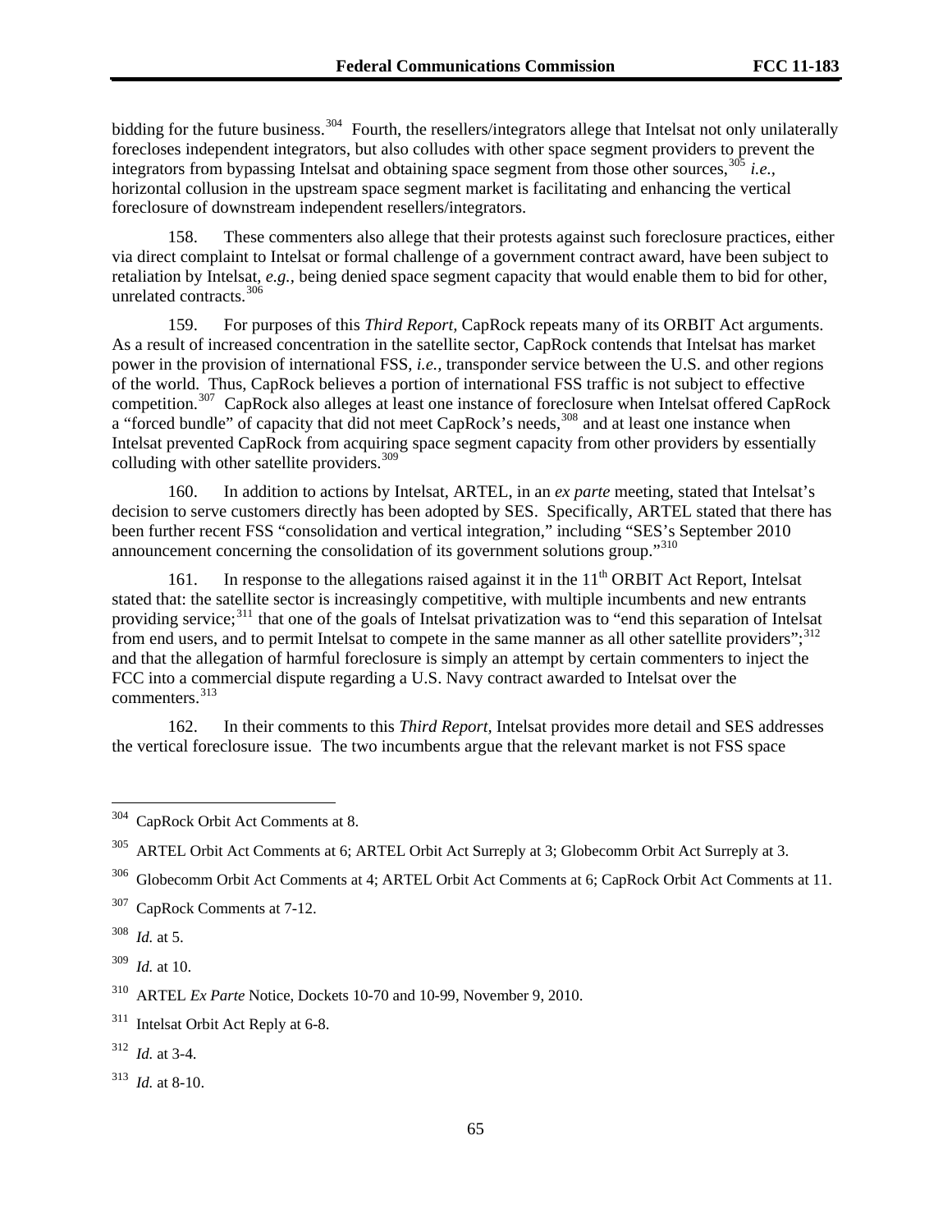bidding for the future business.[304] Fourth, the resellers/integrators allege that Intelsat not only unilaterally forecloses independent integrators, but also colludes with other space segment providers to prevent the integrators from bypassing Intelsat and obtaining space segment from those other sources,[305] *i.e.*, horizontal collusion in the upstream space segment market is facilitating and enhancing the vertical foreclosure of downstream independent resellers/integrators.

158. These commenters also allege that their protests against such foreclosure practices, either via direct complaint to Intelsat or formal challenge of a government contract award, have been subject to retaliation by Intelsat, *e.g.*, being denied space segment capacity that would enable them to bid for other, unrelated contracts.[306]

159. For purposes of this *Third Report*, CapRock repeats many of its ORBIT Act arguments. As a result of increased concentration in the satellite sector, CapRock contends that Intelsat has market power in the provision of international FSS, *i.e.*, transponder service between the U.S. and other regions of the world. Thus, CapRock believes a portion of international FSS traffic is not subject to effective competition.[307] CapRock also alleges at least one instance of foreclosure when Intelsat offered CapRock a "forced bundle" of capacity that did not meet CapRock's needs,[308] and at least one instance when Intelsat prevented CapRock from acquiring space segment capacity from other providers by essentially colluding with other satellite providers.[309]

160. In addition to actions by Intelsat, ARTEL, in an *ex parte* meeting, stated that Intelsat's decision to serve customers directly has been adopted by SES. Specifically, ARTEL stated that there has been further recent FSS "consolidation and vertical integration," including "SES's September 2010 announcement concerning the consolidation of its government solutions group."[310]

161. In response to the allegations raised against it in the 11th ORBIT Act Report, Intelsat stated that: the satellite sector is increasingly competitive, with multiple incumbents and new entrants providing service;[311] that one of the goals of Intelsat privatization was to "end this separation of Intelsat from end users, and to permit Intelsat to compete in the same manner as all other satellite providers";[312] and that the allegation of harmful foreclosure is simply an attempt by certain commenters to inject the FCC into a commercial dispute regarding a U.S. Navy contract awarded to Intelsat over the commenters.[313]

162. In their comments to this *Third Report*, Intelsat provides more detail and SES addresses the vertical foreclosure issue. The two incumbents argue that the relevant market is not FSS space

---

[304] CapRock Orbit Act Comments at 8.

[305] ARTEL Orbit Act Comments at 6; ARTEL Orbit Act Surreply at 3; Globecomm Orbit Act Surreply at 3.

[306] Globecomm Orbit Act Comments at 4; ARTEL Orbit Act Comments at 6; CapRock Orbit Act Comments at 11.

[307] CapRock Comments at 7-12.

[308] *Id.* at 5.

[309] *Id.* at 10.

[310] ARTEL *Ex Parte* Notice, Dockets 10-70 and 10-99, November 9, 2010.

[311] Intelsat Orbit Act Reply at 6-8.

[312] *Id.* at 3-4.

[313] *Id.* at 8-10.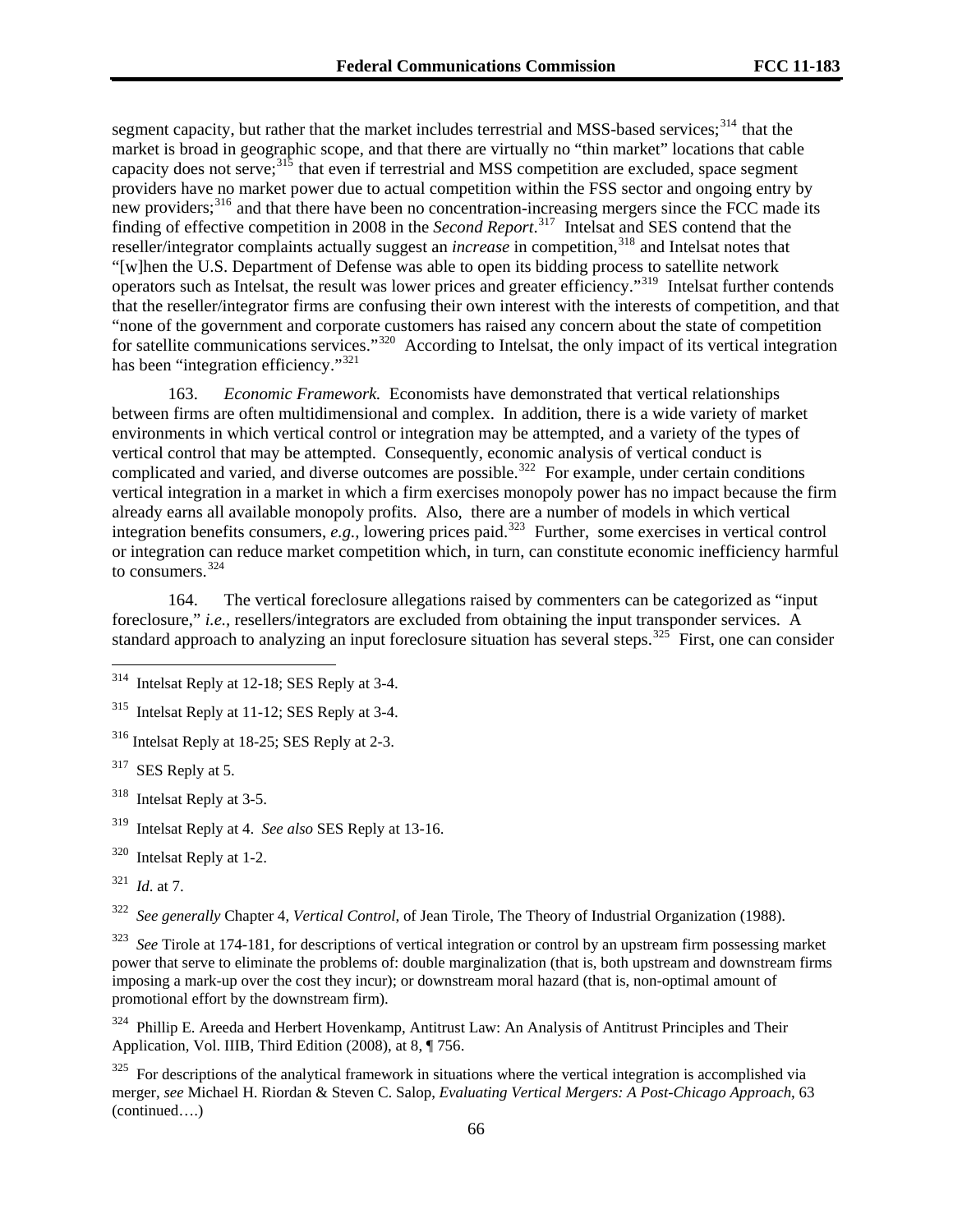segment capacity, but rather that the market includes terrestrial and MSS-based services;[314] that the market is broad in geographic scope, and that there are virtually no "thin market" locations that cable capacity does not serve;[315] that even if terrestrial and MSS competition are excluded, space segment providers have no market power due to actual competition within the FSS sector and ongoing entry by new providers;[316] and that there have been no concentration-increasing mergers since the FCC made its finding of effective competition in 2008 in the *Second Report*.[317] Intelsat and SES contend that the reseller/integrator complaints actually suggest an *increase* in competition,[318] and Intelsat notes that "[w]hen the U.S. Department of Defense was able to open its bidding process to satellite network operators such as Intelsat, the result was lower prices and greater efficiency."[319] Intelsat further contends that the reseller/integrator firms are confusing their own interest with the interests of competition, and that "none of the government and corporate customers has raised any concern about the state of competition for satellite communications services."[320] According to Intelsat, the only impact of its vertical integration has been "integration efficiency."[321]

163. *Economic Framework.* Economists have demonstrated that vertical relationships between firms are often multidimensional and complex. In addition, there is a wide variety of market environments in which vertical control or integration may be attempted, and a variety of the types of vertical control that may be attempted. Consequently, economic analysis of vertical conduct is complicated and varied, and diverse outcomes are possible.[322] For example, under certain conditions vertical integration in a market in which a firm exercises monopoly power has no impact because the firm already earns all available monopoly profits. Also, there are a number of models in which vertical integration benefits consumers, *e.g.*, lowering prices paid.[323] Further, some exercises in vertical control or integration can reduce market competition which, in turn, can constitute economic inefficiency harmful to consumers.[324]

164. The vertical foreclosure allegations raised by commenters can be categorized as "input foreclosure," *i.e.*, resellers/integrators are excluded from obtaining the input transponder services. A standard approach to analyzing an input foreclosure situation has several steps.[325] First, one can consider

---

[314] Intelsat Reply at 12-18; SES Reply at 3-4.

[315] Intelsat Reply at 11-12; SES Reply at 3-4.

[316] Intelsat Reply at 18-25; SES Reply at 2-3.

[317] SES Reply at 5.

[318] Intelsat Reply at 3-5.

[319] Intelsat Reply at 4. *See also* SES Reply at 13-16.

[320] Intelsat Reply at 1-2.

[321] *Id*. at 7.

[322] *See generally* Chapter 4, *Vertical Control*, of Jean Tirole, The Theory of Industrial Organization (1988).

[323] *See* Tirole at 174-181, for descriptions of vertical integration or control by an upstream firm possessing market power that serve to eliminate the problems of: double marginalization (that is, both upstream and downstream firms imposing a mark-up over the cost they incur); or downstream moral hazard (that is, non-optimal amount of promotional effort by the downstream firm).

[324] Phillip E. Areeda and Herbert Hovenkamp, Antitrust Law: An Analysis of Antitrust Principles and Their Application, Vol. IIIB, Third Edition (2008), at 8, ¶ 756.

[325] For descriptions of the analytical framework in situations where the vertical integration is accomplished via merger, *see* Michael H. Riordan & Steven C. Salop, *Evaluating Vertical Mergers: A Post-Chicago Approach*, 63 (continued….)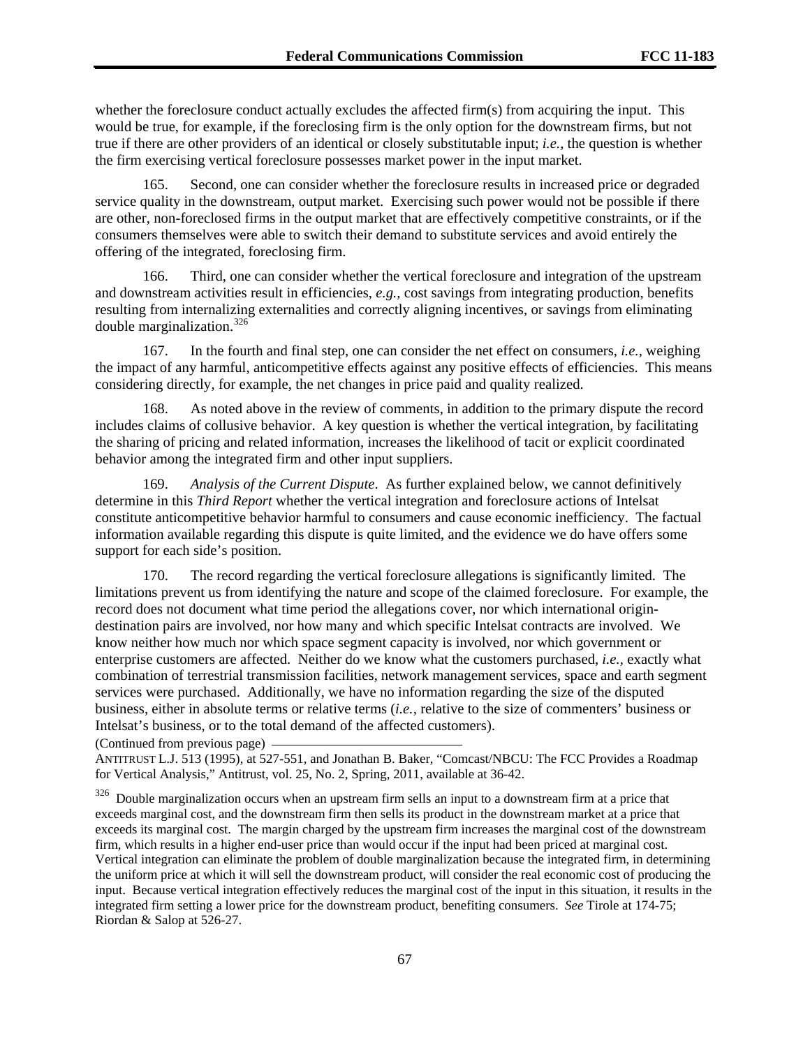whether the foreclosure conduct actually excludes the affected firm(s) from acquiring the input. This would be true, for example, if the foreclosing firm is the only option for the downstream firms, but not true if there are other providers of an identical or closely substitutable input; *i.e.,* the question is whether the firm exercising vertical foreclosure possesses market power in the input market.

165. Second, one can consider whether the foreclosure results in increased price or degraded service quality in the downstream, output market. Exercising such power would not be possible if there are other, non-foreclosed firms in the output market that are effectively competitive constraints, or if the consumers themselves were able to switch their demand to substitute services and avoid entirely the offering of the integrated, foreclosing firm.

166. Third, one can consider whether the vertical foreclosure and integration of the upstream and downstream activities result in efficiencies, *e.g.,* cost savings from integrating production, benefits resulting from internalizing externalities and correctly aligning incentives, or savings from eliminating double marginalization.[326]

167. In the fourth and final step, one can consider the net effect on consumers, *i.e.,* weighing the impact of any harmful, anticompetitive effects against any positive effects of efficiencies. This means considering directly, for example, the net changes in price paid and quality realized.

168. As noted above in the review of comments, in addition to the primary dispute the record includes claims of collusive behavior. A key question is whether the vertical integration, by facilitating the sharing of pricing and related information, increases the likelihood of tacit or explicit coordinated behavior among the integrated firm and other input suppliers.

169. *Analysis of the Current Dispute*. As further explained below, we cannot definitively determine in this *Third Report* whether the vertical integration and foreclosure actions of Intelsat constitute anticompetitive behavior harmful to consumers and cause economic inefficiency. The factual information available regarding this dispute is quite limited, and the evidence we do have offers some support for each side's position.

170. The record regarding the vertical foreclosure allegations is significantly limited. The limitations prevent us from identifying the nature and scope of the claimed foreclosure. For example, the record does not document what time period the allegations cover, nor which international origin-destination pairs are involved, nor how many and which specific Intelsat contracts are involved. We know neither how much nor which space segment capacity is involved, nor which government or enterprise customers are affected. Neither do we know what the customers purchased, *i.e.,* exactly what combination of terrestrial transmission facilities, network management services, space and earth segment services were purchased. Additionally, we have no information regarding the size of the disputed business, either in absolute terms or relative terms (*i.e.,* relative to the size of commenters' business or Intelsat's business, or to the total demand of the affected customers).

(Continued from previous page)

ANTITRUST L.J. 513 (1995), at 527-551, and Jonathan B. Baker, "Comcast/NBCU: The FCC Provides a Roadmap for Vertical Analysis," Antitrust, vol. 25, No. 2, Spring, 2011, available at 36-42.

[326] Double marginalization occurs when an upstream firm sells an input to a downstream firm at a price that exceeds marginal cost, and the downstream firm then sells its product in the downstream market at a price that exceeds its marginal cost. The margin charged by the upstream firm increases the marginal cost of the downstream firm, which results in a higher end-user price than would occur if the input had been priced at marginal cost. Vertical integration can eliminate the problem of double marginalization because the integrated firm, in determining the uniform price at which it will sell the downstream product, will consider the real economic cost of producing the input. Because vertical integration effectively reduces the marginal cost of the input in this situation, it results in the integrated firm setting a lower price for the downstream product, benefiting consumers. *See* Tirole at 174-75; Riordan & Salop at 526-27.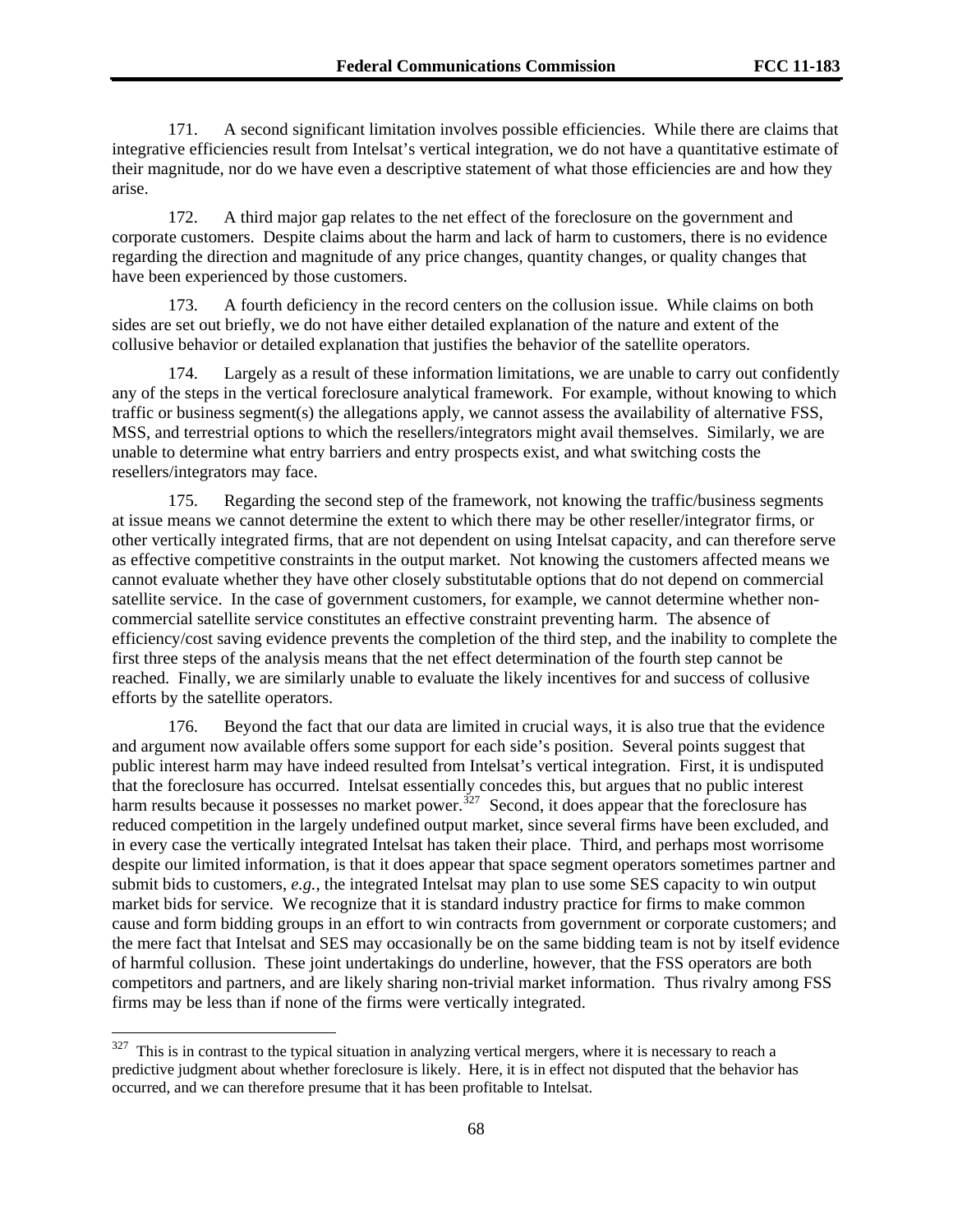171. A second significant limitation involves possible efficiencies. While there are claims that integrative efficiencies result from Intelsat's vertical integration, we do not have a quantitative estimate of their magnitude, nor do we have even a descriptive statement of what those efficiencies are and how they arise.

172. A third major gap relates to the net effect of the foreclosure on the government and corporate customers. Despite claims about the harm and lack of harm to customers, there is no evidence regarding the direction and magnitude of any price changes, quantity changes, or quality changes that have been experienced by those customers.

173. A fourth deficiency in the record centers on the collusion issue. While claims on both sides are set out briefly, we do not have either detailed explanation of the nature and extent of the collusive behavior or detailed explanation that justifies the behavior of the satellite operators.

174. Largely as a result of these information limitations, we are unable to carry out confidently any of the steps in the vertical foreclosure analytical framework. For example, without knowing to which traffic or business segment(s) the allegations apply, we cannot assess the availability of alternative FSS, MSS, and terrestrial options to which the resellers/integrators might avail themselves. Similarly, we are unable to determine what entry barriers and entry prospects exist, and what switching costs the resellers/integrators may face.

175. Regarding the second step of the framework, not knowing the traffic/business segments at issue means we cannot determine the extent to which there may be other reseller/integrator firms, or other vertically integrated firms, that are not dependent on using Intelsat capacity, and can therefore serve as effective competitive constraints in the output market. Not knowing the customers affected means we cannot evaluate whether they have other closely substitutable options that do not depend on commercial satellite service. In the case of government customers, for example, we cannot determine whether non-commercial satellite service constitutes an effective constraint preventing harm. The absence of efficiency/cost saving evidence prevents the completion of the third step, and the inability to complete the first three steps of the analysis means that the net effect determination of the fourth step cannot be reached. Finally, we are similarly unable to evaluate the likely incentives for and success of collusive efforts by the satellite operators.

176. Beyond the fact that our data are limited in crucial ways, it is also true that the evidence and argument now available offers some support for each side's position. Several points suggest that public interest harm may have indeed resulted from Intelsat's vertical integration. First, it is undisputed that the foreclosure has occurred. Intelsat essentially concedes this, but argues that no public interest harm results because it possesses no market power.[327] Second, it does appear that the foreclosure has reduced competition in the largely undefined output market, since several firms have been excluded, and in every case the vertically integrated Intelsat has taken their place. Third, and perhaps most worrisome despite our limited information, is that it does appear that space segment operators sometimes partner and submit bids to customers, *e.g.*, the integrated Intelsat may plan to use some SES capacity to win output market bids for service. We recognize that it is standard industry practice for firms to make common cause and form bidding groups in an effort to win contracts from government or corporate customers; and the mere fact that Intelsat and SES may occasionally be on the same bidding team is not by itself evidence of harmful collusion. These joint undertakings do underline, however, that the FSS operators are both competitors and partners, and are likely sharing non-trivial market information. Thus rivalry among FSS firms may be less than if none of the firms were vertically integrated.

[327] This is in contrast to the typical situation in analyzing vertical mergers, where it is necessary to reach a predictive judgment about whether foreclosure is likely. Here, it is in effect not disputed that the behavior has occurred, and we can therefore presume that it has been profitable to Intelsat.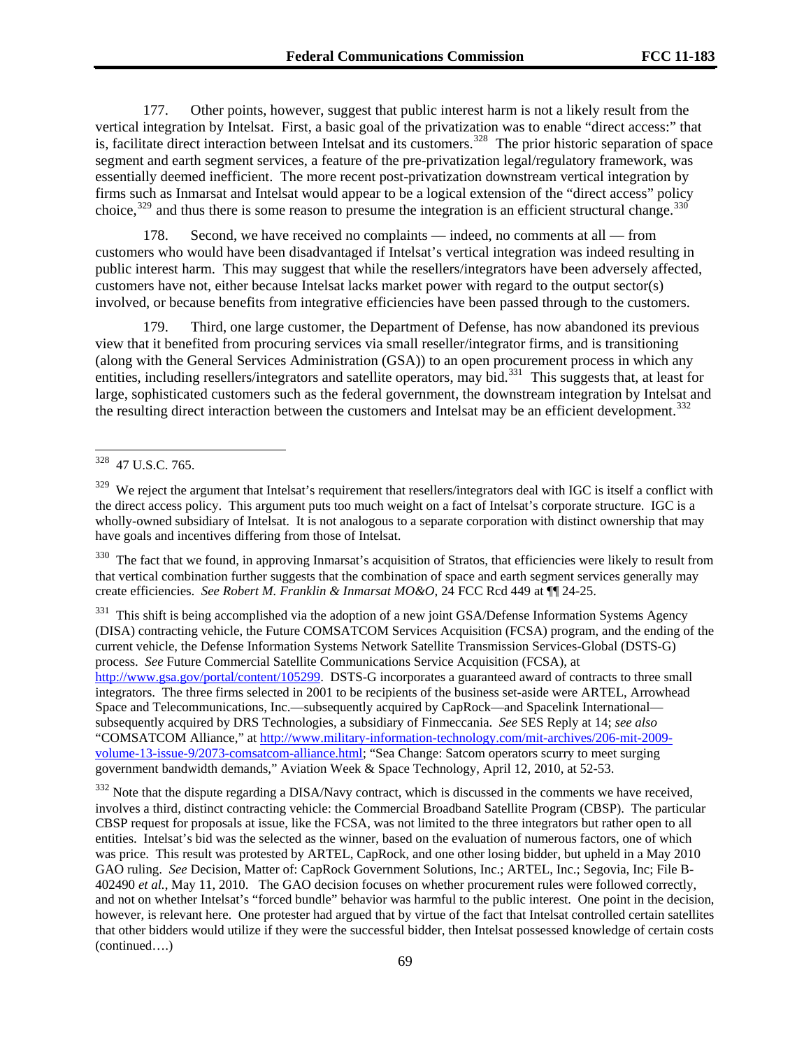177. Other points, however, suggest that public interest harm is not a likely result from the vertical integration by Intelsat. First, a basic goal of the privatization was to enable "direct access:" that is, facilitate direct interaction between Intelsat and its customers.[328] The prior historic separation of space segment and earth segment services, a feature of the pre-privatization legal/regulatory framework, was essentially deemed inefficient. The more recent post-privatization downstream vertical integration by firms such as Inmarsat and Intelsat would appear to be a logical extension of the "direct access" policy choice,[329] and thus there is some reason to presume the integration is an efficient structural change.[330]

178. Second, we have received no complaints — indeed, no comments at all — from customers who would have been disadvantaged if Intelsat's vertical integration was indeed resulting in public interest harm. This may suggest that while the resellers/integrators have been adversely affected, customers have not, either because Intelsat lacks market power with regard to the output sector(s) involved, or because benefits from integrative efficiencies have been passed through to the customers.

179. Third, one large customer, the Department of Defense, has now abandoned its previous view that it benefited from procuring services via small reseller/integrator firms, and is transitioning (along with the General Services Administration (GSA)) to an open procurement process in which any entities, including resellers/integrators and satellite operators, may bid.[331] This suggests that, at least for large, sophisticated customers such as the federal government, the downstream integration by Intelsat and the resulting direct interaction between the customers and Intelsat may be an efficient development.[332]

---

[328] 47 U.S.C. 765.

[329] We reject the argument that Intelsat's requirement that resellers/integrators deal with IGC is itself a conflict with the direct access policy. This argument puts too much weight on a fact of Intelsat's corporate structure. IGC is a wholly-owned subsidiary of Intelsat. It is not analogous to a separate corporation with distinct ownership that may have goals and incentives differing from those of Intelsat.

[330] The fact that we found, in approving Inmarsat's acquisition of Stratos, that efficiencies were likely to result from that vertical combination further suggests that the combination of space and earth segment services generally may create efficiencies. *See Robert M. Franklin & Inmarsat MO&O*, 24 FCC Rcd 449 at ¶¶ 24-25.

[331] This shift is being accomplished via the adoption of a new joint GSA/Defense Information Systems Agency (DISA) contracting vehicle, the Future COMSATCOM Services Acquisition (FCSA) program, and the ending of the current vehicle, the Defense Information Systems Network Satellite Transmission Services-Global (DSTS-G) process. *See* Future Commercial Satellite Communications Service Acquisition (FCSA), at http://www.gsa.gov/portal/content/105299. DSTS-G incorporates a guaranteed award of contracts to three small integrators. The three firms selected in 2001 to be recipients of the business set-aside were ARTEL, Arrowhead Space and Telecommunications, Inc.—subsequently acquired by CapRock—and Spacelink International—subsequently acquired by DRS Technologies, a subsidiary of Finmeccania. *See* SES Reply at 14; *see also* "COMSATCOM Alliance," at http://www.military-information-technology.com/mit-archives/206-mit-2009-volume-13-issue-9/2073-comsatcom-alliance.html; "Sea Change: Satcom operators scurry to meet surging government bandwidth demands," Aviation Week & Space Technology, April 12, 2010, at 52-53.

[332] Note that the dispute regarding a DISA/Navy contract, which is discussed in the comments we have received, involves a third, distinct contracting vehicle: the Commercial Broadband Satellite Program (CBSP). The particular CBSP request for proposals at issue, like the FCSA, was not limited to the three integrators but rather open to all entities. Intelsat's bid was the selected as the winner, based on the evaluation of numerous factors, one of which was price. This result was protested by ARTEL, CapRock, and one other losing bidder, but upheld in a May 2010 GAO ruling. *See* Decision, Matter of: CapRock Government Solutions, Inc.; ARTEL, Inc.; Segovia, Inc; File B-402490 *et al.*, May 11, 2010. The GAO decision focuses on whether procurement rules were followed correctly, and not on whether Intelsat's "forced bundle" behavior was harmful to the public interest. One point in the decision, however, is relevant here. One protester had argued that by virtue of the fact that Intelsat controlled certain satellites that other bidders would utilize if they were the successful bidder, then Intelsat possessed knowledge of certain costs (continued….)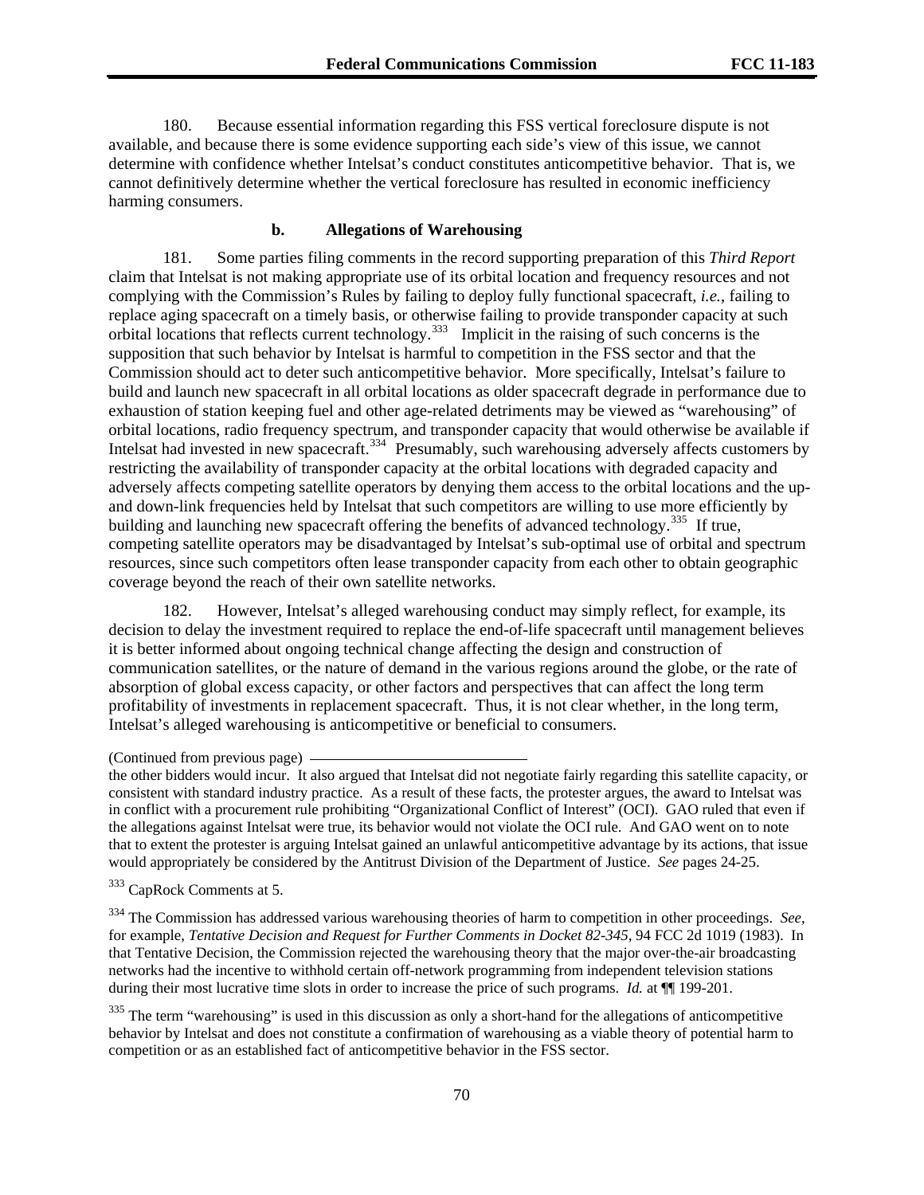180. Because essential information regarding this FSS vertical foreclosure dispute is not available, and because there is some evidence supporting each side's view of this issue, we cannot determine with confidence whether Intelsat's conduct constitutes anticompetitive behavior. That is, we cannot definitively determine whether the vertical foreclosure has resulted in economic inefficiency harming consumers.

### b. Allegations of Warehousing

181. Some parties filing comments in the record supporting preparation of this *Third Report* claim that Intelsat is not making appropriate use of its orbital location and frequency resources and not complying with the Commission's Rules by failing to deploy fully functional spacecraft, *i.e.*, failing to replace aging spacecraft on a timely basis, or otherwise failing to provide transponder capacity at such orbital locations that reflects current technology.[333] Implicit in the raising of such concerns is the supposition that such behavior by Intelsat is harmful to competition in the FSS sector and that the Commission should act to deter such anticompetitive behavior. More specifically, Intelsat's failure to build and launch new spacecraft in all orbital locations as older spacecraft degrade in performance due to exhaustion of station keeping fuel and other age-related detriments may be viewed as "warehousing" of orbital locations, radio frequency spectrum, and transponder capacity that would otherwise be available if Intelsat had invested in new spacecraft.[334] Presumably, such warehousing adversely affects customers by restricting the availability of transponder capacity at the orbital locations with degraded capacity and adversely affects competing satellite operators by denying them access to the orbital locations and the up- and down-link frequencies held by Intelsat that such competitors are willing to use more efficiently by building and launching new spacecraft offering the benefits of advanced technology.[335] If true, competing satellite operators may be disadvantaged by Intelsat's sub-optimal use of orbital and spectrum resources, since such competitors often lease transponder capacity from each other to obtain geographic coverage beyond the reach of their own satellite networks.

182. However, Intelsat's alleged warehousing conduct may simply reflect, for example, its decision to delay the investment required to replace the end-of-life spacecraft until management believes it is better informed about ongoing technical change affecting the design and construction of communication satellites, or the nature of demand in the various regions around the globe, or the rate of absorption of global excess capacity, or other factors and perspectives that can affect the long term profitability of investments in replacement spacecraft. Thus, it is not clear whether, in the long term, Intelsat's alleged warehousing is anticompetitive or beneficial to consumers.

(Continued from previous page)

the other bidders would incur. It also argued that Intelsat did not negotiate fairly regarding this satellite capacity, or consistent with standard industry practice. As a result of these facts, the protester argues, the award to Intelsat was in conflict with a procurement rule prohibiting "Organizational Conflict of Interest" (OCI). GAO ruled that even if the allegations against Intelsat were true, its behavior would not violate the OCI rule. And GAO went on to note that to extent the protester is arguing Intelsat gained an unlawful anticompetitive advantage by its actions, that issue would appropriately be considered by the Antitrust Division of the Department of Justice. *See* pages 24-25.

[333] CapRock Comments at 5.

[334] The Commission has addressed various warehousing theories of harm to competition in other proceedings. *See*, for example, *Tentative Decision and Request for Further Comments in Docket 82-345,* 94 FCC 2d 1019 (1983). In that Tentative Decision, the Commission rejected the warehousing theory that the major over-the-air broadcasting networks had the incentive to withhold certain off-network programming from independent television stations during their most lucrative time slots in order to increase the price of such programs. *Id.* at ¶¶ 199-201.

[335] The term "warehousing" is used in this discussion as only a short-hand for the allegations of anticompetitive behavior by Intelsat and does not constitute a confirmation of warehousing as a viable theory of potential harm to competition or as an established fact of anticompetitive behavior in the FSS sector.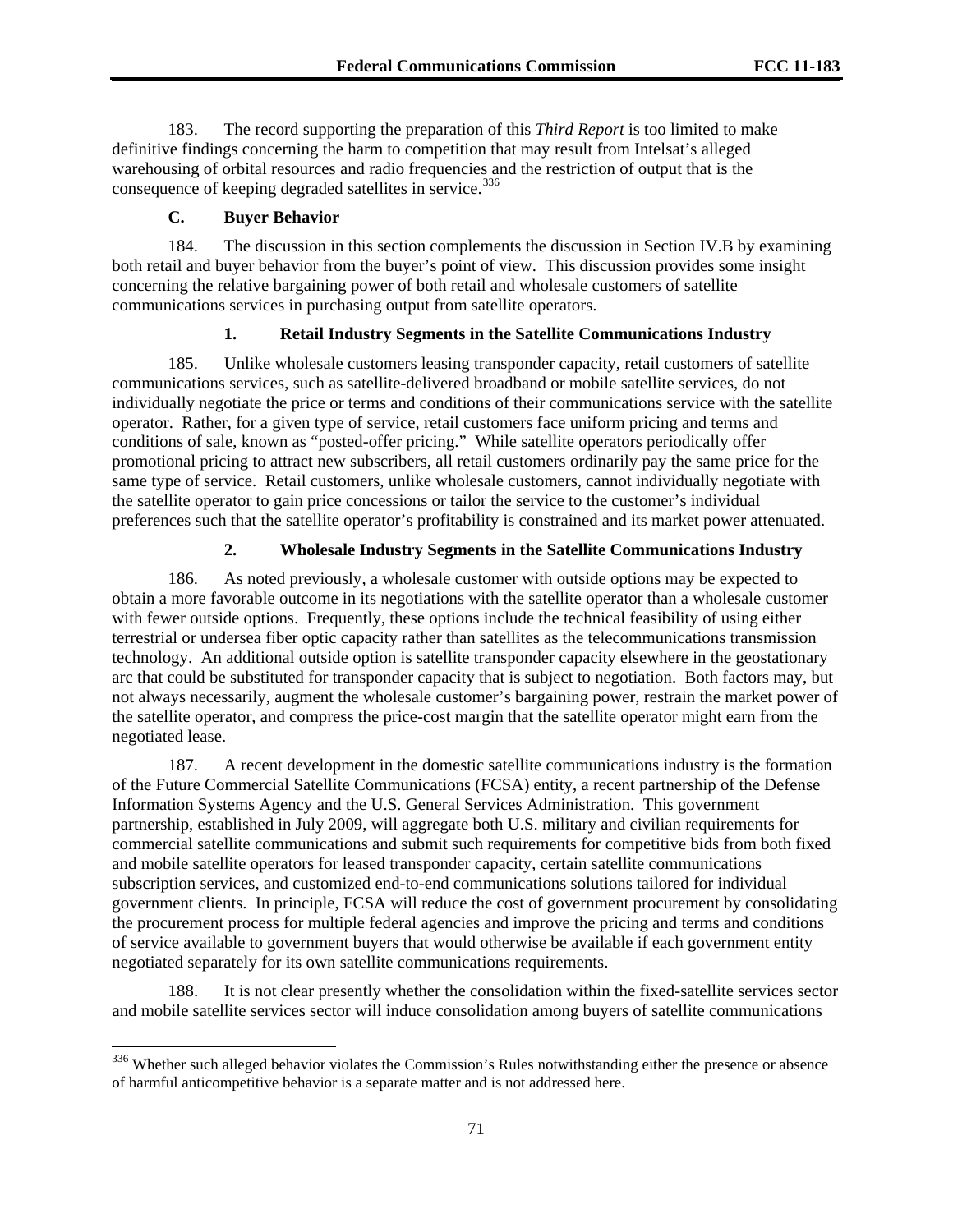183. The record supporting the preparation of this *Third Report* is too limited to make definitive findings concerning the harm to competition that may result from Intelsat's alleged warehousing of orbital resources and radio frequencies and the restriction of output that is the consequence of keeping degraded satellites in service.[336]

### C. Buyer Behavior

184. The discussion in this section complements the discussion in Section IV.B by examining both retail and buyer behavior from the buyer's point of view. This discussion provides some insight concerning the relative bargaining power of both retail and wholesale customers of satellite communications services in purchasing output from satellite operators.

#### 1. Retail Industry Segments in the Satellite Communications Industry

185. Unlike wholesale customers leasing transponder capacity, retail customers of satellite communications services, such as satellite-delivered broadband or mobile satellite services, do not individually negotiate the price or terms and conditions of their communications service with the satellite operator. Rather, for a given type of service, retail customers face uniform pricing and terms and conditions of sale, known as "posted-offer pricing." While satellite operators periodically offer promotional pricing to attract new subscribers, all retail customers ordinarily pay the same price for the same type of service. Retail customers, unlike wholesale customers, cannot individually negotiate with the satellite operator to gain price concessions or tailor the service to the customer's individual preferences such that the satellite operator's profitability is constrained and its market power attenuated.

#### 2. Wholesale Industry Segments in the Satellite Communications Industry

186. As noted previously, a wholesale customer with outside options may be expected to obtain a more favorable outcome in its negotiations with the satellite operator than a wholesale customer with fewer outside options. Frequently, these options include the technical feasibility of using either terrestrial or undersea fiber optic capacity rather than satellites as the telecommunications transmission technology. An additional outside option is satellite transponder capacity elsewhere in the geostationary arc that could be substituted for transponder capacity that is subject to negotiation. Both factors may, but not always necessarily, augment the wholesale customer's bargaining power, restrain the market power of the satellite operator, and compress the price-cost margin that the satellite operator might earn from the negotiated lease.

187. A recent development in the domestic satellite communications industry is the formation of the Future Commercial Satellite Communications (FCSA) entity, a recent partnership of the Defense Information Systems Agency and the U.S. General Services Administration. This government partnership, established in July 2009, will aggregate both U.S. military and civilian requirements for commercial satellite communications and submit such requirements for competitive bids from both fixed and mobile satellite operators for leased transponder capacity, certain satellite communications subscription services, and customized end-to-end communications solutions tailored for individual government clients. In principle, FCSA will reduce the cost of government procurement by consolidating the procurement process for multiple federal agencies and improve the pricing and terms and conditions of service available to government buyers that would otherwise be available if each government entity negotiated separately for its own satellite communications requirements.

188. It is not clear presently whether the consolidation within the fixed-satellite services sector and mobile satellite services sector will induce consolidation among buyers of satellite communications

---

[336] Whether such alleged behavior violates the Commission's Rules notwithstanding either the presence or absence of harmful anticompetitive behavior is a separate matter and is not addressed here.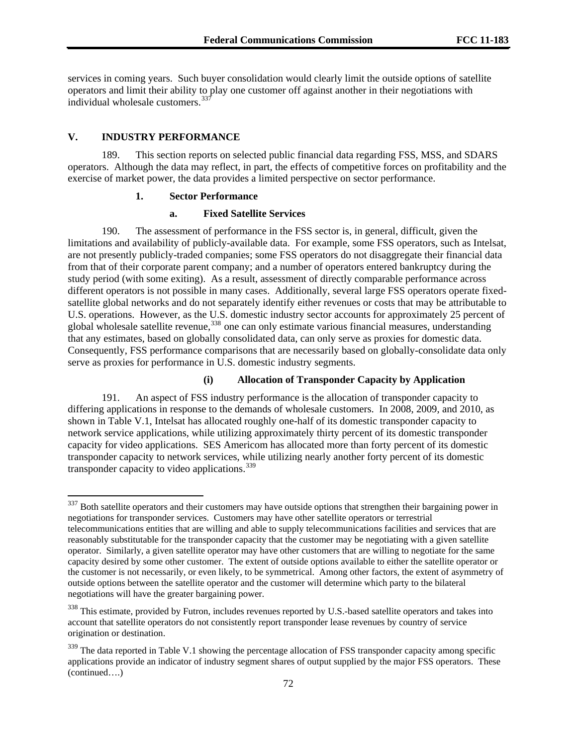services in coming years. Such buyer consolidation would clearly limit the outside options of satellite operators and limit their ability to play one customer off against another in their negotiations with individual wholesale customers.[337]

## V. INDUSTRY PERFORMANCE

189. This section reports on selected public financial data regarding FSS, MSS, and SDARS operators. Although the data may reflect, in part, the effects of competitive forces on profitability and the exercise of market power, the data provides a limited perspective on sector performance.

### 1. Sector Performance

#### a. Fixed Satellite Services

190. The assessment of performance in the FSS sector is, in general, difficult, given the limitations and availability of publicly-available data. For example, some FSS operators, such as Intelsat, are not presently publicly-traded companies; some FSS operators do not disaggregate their financial data from that of their corporate parent company; and a number of operators entered bankruptcy during the study period (with some exiting). As a result, assessment of directly comparable performance across different operators is not possible in many cases. Additionally, several large FSS operators operate fixed-satellite global networks and do not separately identify either revenues or costs that may be attributable to U.S. operations. However, as the U.S. domestic industry sector accounts for approximately 25 percent of global wholesale satellite revenue,[338] one can only estimate various financial measures, understanding that any estimates, based on globally consolidated data, can only serve as proxies for domestic data. Consequently, FSS performance comparisons that are necessarily based on globally-consolidate data only serve as proxies for performance in U.S. domestic industry segments.

##### (i) Allocation of Transponder Capacity by Application

191. An aspect of FSS industry performance is the allocation of transponder capacity to differing applications in response to the demands of wholesale customers. In 2008, 2009, and 2010, as shown in Table V.1, Intelsat has allocated roughly one-half of its domestic transponder capacity to network service applications, while utilizing approximately thirty percent of its domestic transponder capacity for video applications. SES Americom has allocated more than forty percent of its domestic transponder capacity to network services, while utilizing nearly another forty percent of its domestic transponder capacity to video applications.[339]

---

[337] Both satellite operators and their customers may have outside options that strengthen their bargaining power in negotiations for transponder services. Customers may have other satellite operators or terrestrial telecommunications entities that are willing and able to supply telecommunications facilities and services that are reasonably substitutable for the transponder capacity that the customer may be negotiating with a given satellite operator. Similarly, a given satellite operator may have other customers that are willing to negotiate for the same capacity desired by some other customer. The extent of outside options available to either the satellite operator or the customer is not necessarily, or even likely, to be symmetrical. Among other factors, the extent of asymmetry of outside options between the satellite operator and the customer will determine which party to the bilateral negotiations will have the greater bargaining power.

[338] This estimate, provided by Futron, includes revenues reported by U.S.-based satellite operators and takes into account that satellite operators do not consistently report transponder lease revenues by country of service origination or destination.

[339] The data reported in Table V.1 showing the percentage allocation of FSS transponder capacity among specific applications provide an indicator of industry segment shares of output supplied by the major FSS operators. These (continued….)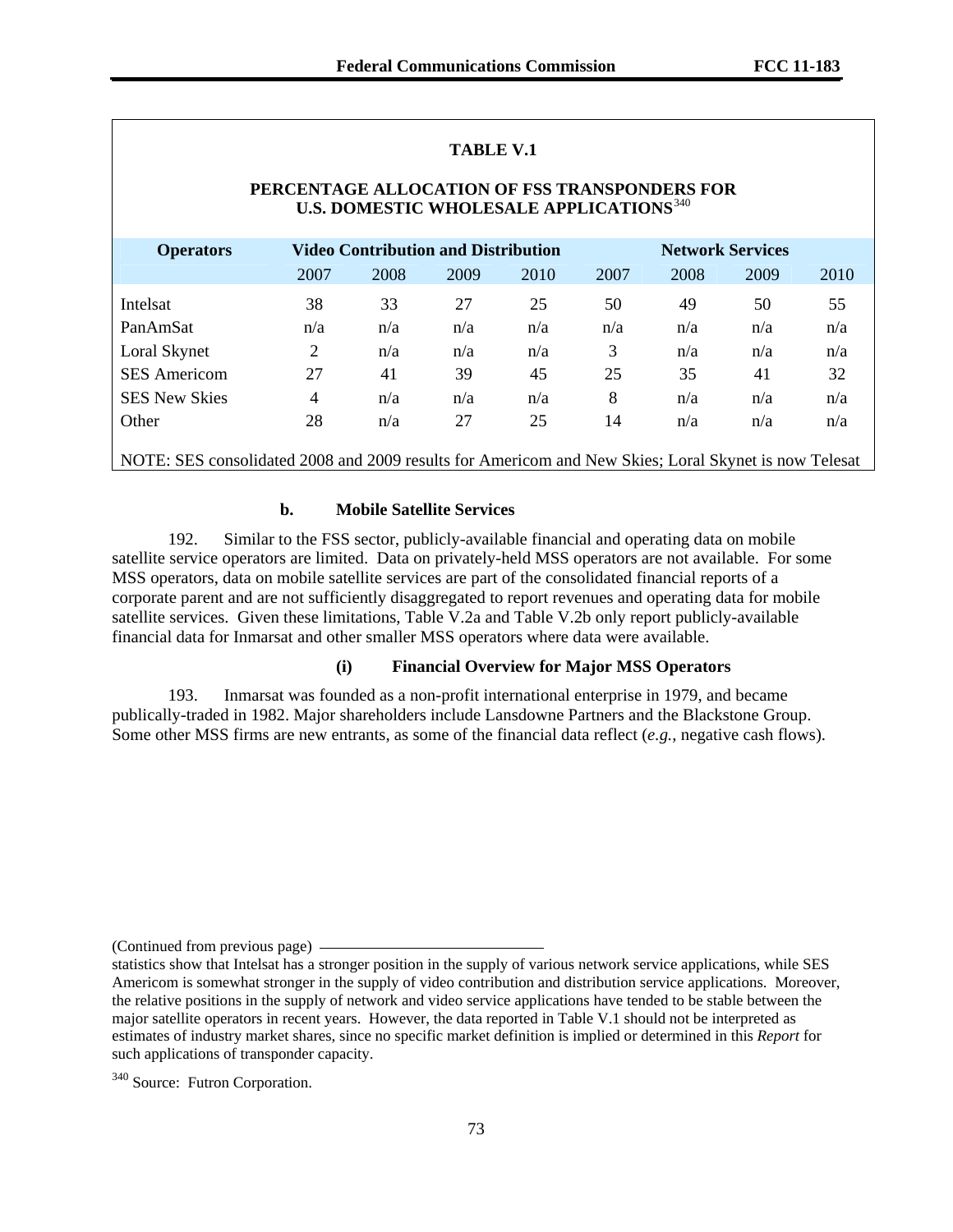**TABLE V.1**

**PERCENTAGE ALLOCATION OF FSS TRANSPONDERS FOR U.S. DOMESTIC WHOLESALE APPLICATIONS**[340]

| Operators | Video Contribution and Distribution | | | | Network Services | | | |
|---|---|---|---|---|---|---|---|---|
| | 2007 | 2008 | 2009 | 2010 | 2007 | 2008 | 2009 | 2010 |
| Intelsat | 38 | 33 | 27 | 25 | 50 | 49 | 50 | 55 |
| PanAmSat | n/a | n/a | n/a | n/a | n/a | n/a | n/a | n/a |
| Loral Skynet | 2 | n/a | n/a | n/a | 3 | n/a | n/a | n/a |
| SES Americom | 27 | 41 | 39 | 45 | 25 | 35 | 41 | 32 |
| SES New Skies | 4 | n/a | n/a | n/a | 8 | n/a | n/a | n/a |
| Other | 28 | n/a | 27 | 25 | 14 | n/a | n/a | n/a |

NOTE: SES consolidated 2008 and 2009 results for Americom and New Skies; Loral Skynet is now Telesat

### b. Mobile Satellite Services

192. Similar to the FSS sector, publicly-available financial and operating data on mobile satellite service operators are limited. Data on privately-held MSS operators are not available. For some MSS operators, data on mobile satellite services are part of the consolidated financial reports of a corporate parent and are not sufficiently disaggregated to report revenues and operating data for mobile satellite services. Given these limitations, Table V.2a and Table V.2b only report publicly-available financial data for Inmarsat and other smaller MSS operators where data were available.

#### (i) Financial Overview for Major MSS Operators

193. Inmarsat was founded as a non-profit international enterprise in 1979, and became publically-traded in 1982. Major shareholders include Lansdowne Partners and the Blackstone Group. Some other MSS firms are new entrants, as some of the financial data reflect (*e.g.*, negative cash flows).

(Continued from previous page)

statistics show that Intelsat has a stronger position in the supply of various network service applications, while SES Americom is somewhat stronger in the supply of video contribution and distribution service applications. Moreover, the relative positions in the supply of network and video service applications have tended to be stable between the major satellite operators in recent years. However, the data reported in Table V.1 should not be interpreted as estimates of industry market shares, since no specific market definition is implied or determined in this *Report* for such applications of transponder capacity.

[340] Source: Futron Corporation.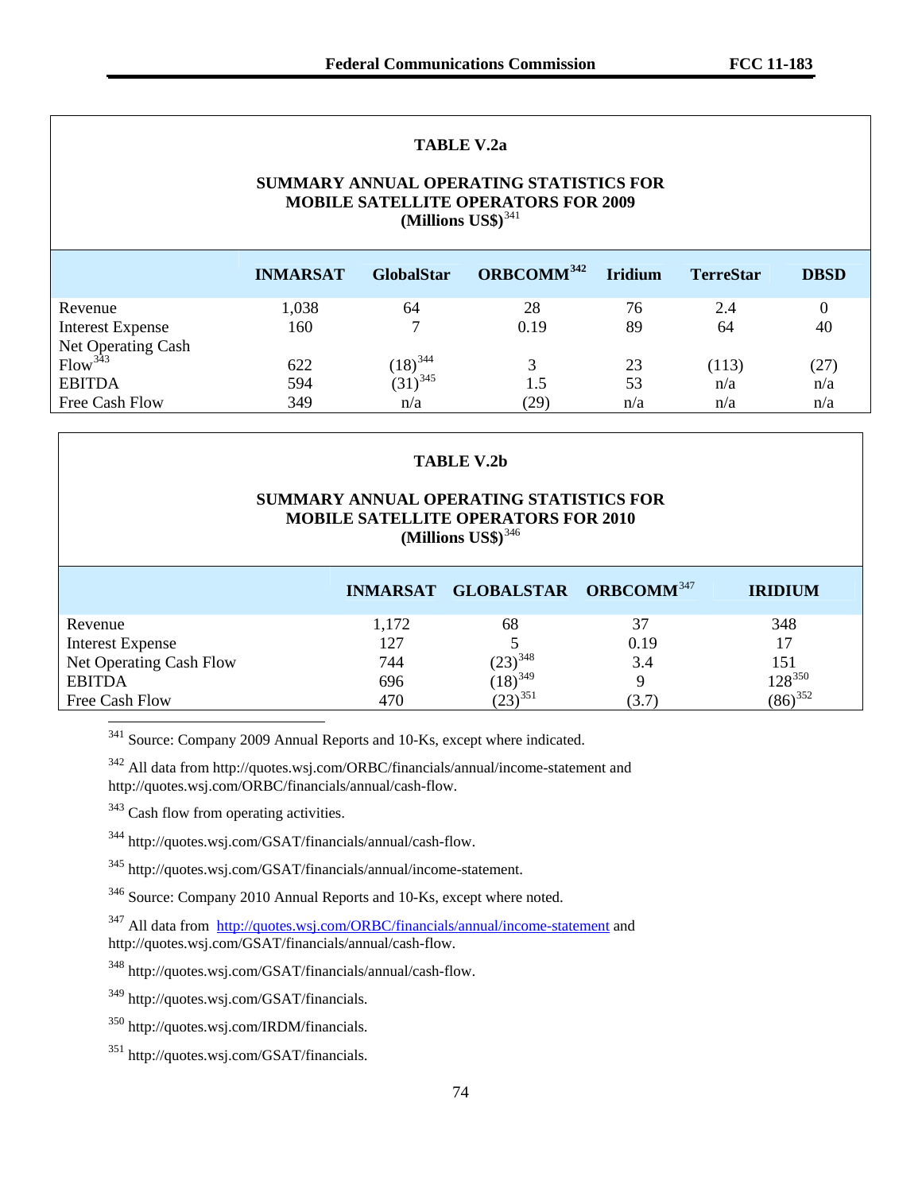**TABLE V.2a**

**SUMMARY ANNUAL OPERATING STATISTICS FOR MOBILE SATELLITE OPERATORS FOR 2009 (Millions US$)**[341]

| | INMARSAT | GlobalStar | ORBCOMM[342] | Iridium | TerreStar | DBSD |
|---|---|---|---|---|---|---|
| Revenue | 1,038 | 64 | 28 | 76 | 2.4 | 0 |
| Interest Expense | 160 | 7 | 0.19 | 89 | 64 | 40 |
| Net Operating Cash Flow[343] | 622 | (18)[344] | 3 | 23 | (113) | (27) |
| EBITDA | 594 | (31)[345] | 1.5 | 53 | n/a | n/a |
| Free Cash Flow | 349 | n/a | (29) | n/a | n/a | n/a |

**TABLE V.2b**

**SUMMARY ANNUAL OPERATING STATISTICS FOR MOBILE SATELLITE OPERATORS FOR 2010 (Millions US$)**[346]

| | INMARSAT | GLOBALSTAR | ORBCOMM[347] | IRIDIUM |
|---|---|---|---|---|
| Revenue | 1,172 | 68 | 37 | 348 |
| Interest Expense | 127 | 5 | 0.19 | 17 |
| Net Operating Cash Flow | 744 | (23)[348] | 3.4 | 151 |
| EBITDA | 696 | (18)[349] | 9 | 128[350] |
| Free Cash Flow | 470 | (23)[351] | (3.7) | (86)[352] |

---

[341] Source: Company 2009 Annual Reports and 10-Ks, except where indicated.

[342] All data from http://quotes.wsj.com/ORBC/financials/annual/income-statement and http://quotes.wsj.com/ORBC/financials/annual/cash-flow.

[343] Cash flow from operating activities.

[344] http://quotes.wsj.com/GSAT/financials/annual/cash-flow.

[345] http://quotes.wsj.com/GSAT/financials/annual/income-statement.

[346] Source: Company 2010 Annual Reports and 10-Ks, except where noted.

[347] All data from http://quotes.wsj.com/ORBC/financials/annual/income-statement and http://quotes.wsj.com/GSAT/financials/annual/cash-flow.

[348] http://quotes.wsj.com/GSAT/financials/annual/cash-flow.

[349] http://quotes.wsj.com/GSAT/financials.

[350] http://quotes.wsj.com/IRDM/financials.

[351] http://quotes.wsj.com/GSAT/financials.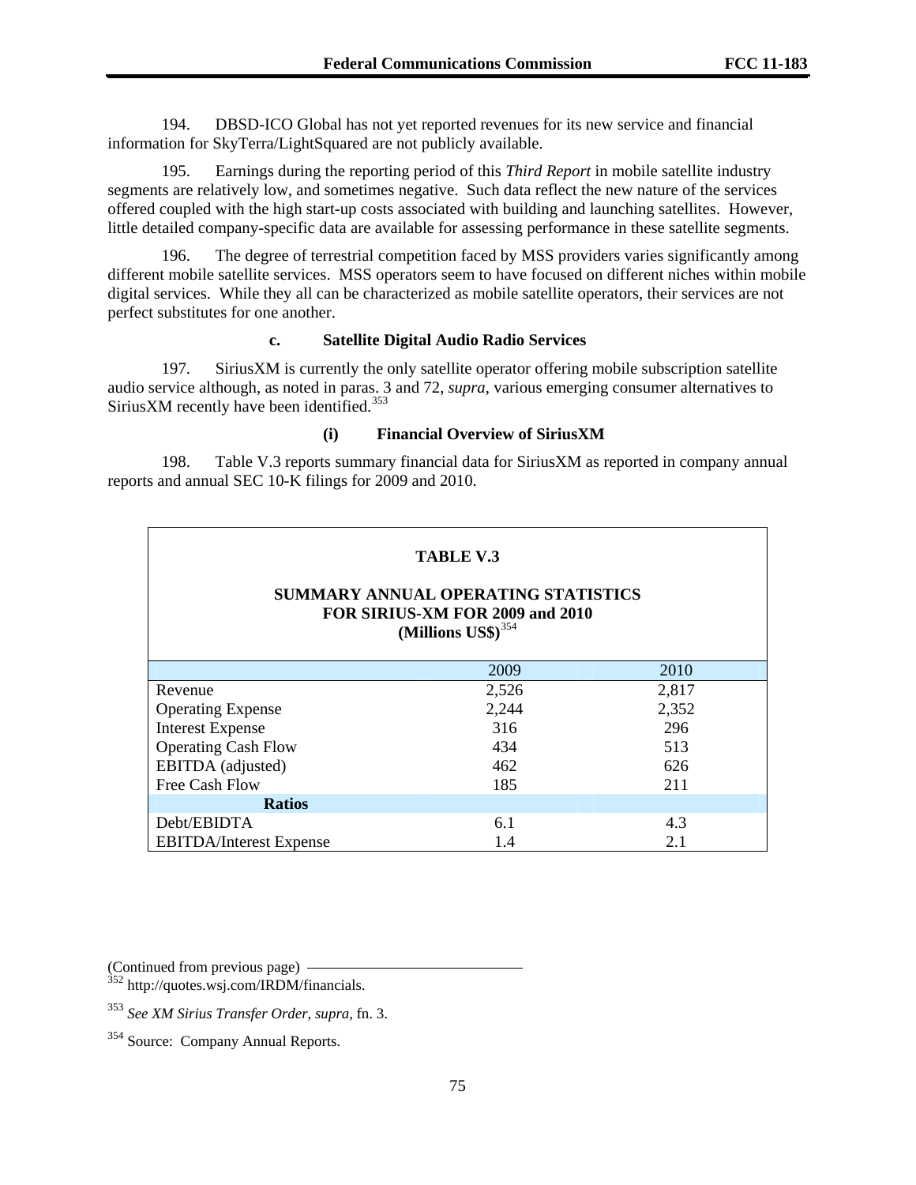194. DBSD-ICO Global has not yet reported revenues for its new service and financial information for SkyTerra/LightSquared are not publicly available.

195. Earnings during the reporting period of this *Third Report* in mobile satellite industry segments are relatively low, and sometimes negative. Such data reflect the new nature of the services offered coupled with the high start-up costs associated with building and launching satellites. However, little detailed company-specific data are available for assessing performance in these satellite segments.

196. The degree of terrestrial competition faced by MSS providers varies significantly among different mobile satellite services. MSS operators seem to have focused on different niches within mobile digital services. While they all can be characterized as mobile satellite operators, their services are not perfect substitutes for one another.

### c. Satellite Digital Audio Radio Services

197. SiriusXM is currently the only satellite operator offering mobile subscription satellite audio service although, as noted in paras. 3 and 72, *supra*, various emerging consumer alternatives to SiriusXM recently have been identified.[353]

#### (i) Financial Overview of SiriusXM

198. Table V.3 reports summary financial data for SiriusXM as reported in company annual reports and annual SEC 10-K filings for 2009 and 2010.

**TABLE V.3**

**SUMMARY ANNUAL OPERATING STATISTICS FOR SIRIUS-XM FOR 2009 and 2010 (Millions US$)**[354]

| | 2009 | 2010 |
|---|---|---|
| Revenue | 2,526 | 2,817 |
| Operating Expense | 2,244 | 2,352 |
| Interest Expense | 316 | 296 |
| Operating Cash Flow | 434 | 513 |
| EBITDA (adjusted) | 462 | 626 |
| Free Cash Flow | 185 | 211 |
| **Ratios** | | |
| Debt/EBIDTA | 6.1 | 4.3 |
| EBITDA/Interest Expense | 1.4 | 2.1 |

(Continued from previous page)

[352] http://quotes.wsj.com/IRDM/financials.

[353] *See XM Sirius Transfer Order, supra*, fn. 3.

[354] Source: Company Annual Reports.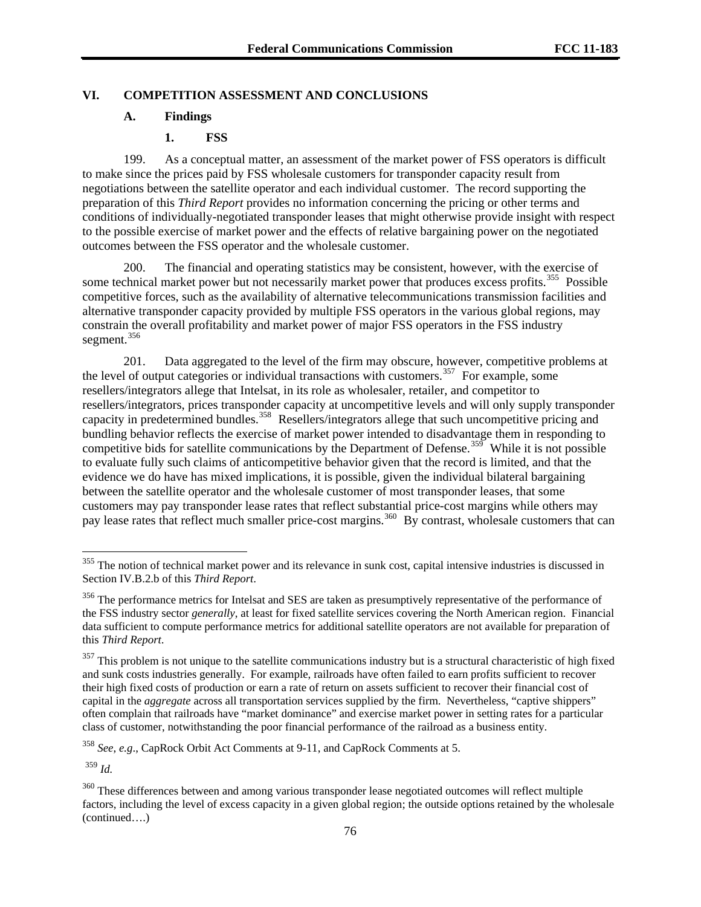## VI. COMPETITION ASSESSMENT AND CONCLUSIONS

### A. Findings

#### 1. FSS

199. As a conceptual matter, an assessment of the market power of FSS operators is difficult to make since the prices paid by FSS wholesale customers for transponder capacity result from negotiations between the satellite operator and each individual customer. The record supporting the preparation of this *Third Report* provides no information concerning the pricing or other terms and conditions of individually-negotiated transponder leases that might otherwise provide insight with respect to the possible exercise of market power and the effects of relative bargaining power on the negotiated outcomes between the FSS operator and the wholesale customer.

200. The financial and operating statistics may be consistent, however, with the exercise of some technical market power but not necessarily market power that produces excess profits.[355] Possible competitive forces, such as the availability of alternative telecommunications transmission facilities and alternative transponder capacity provided by multiple FSS operators in the various global regions, may constrain the overall profitability and market power of major FSS operators in the FSS industry segment.[356]

201. Data aggregated to the level of the firm may obscure, however, competitive problems at the level of output categories or individual transactions with customers.[357] For example, some resellers/integrators allege that Intelsat, in its role as wholesaler, retailer, and competitor to resellers/integrators, prices transponder capacity at uncompetitive levels and will only supply transponder capacity in predetermined bundles.[358] Resellers/integrators allege that such uncompetitive pricing and bundling behavior reflects the exercise of market power intended to disadvantage them in responding to competitive bids for satellite communications by the Department of Defense.[359] While it is not possible to evaluate fully such claims of anticompetitive behavior given that the record is limited, and that the evidence we do have has mixed implications, it is possible, given the individual bilateral bargaining between the satellite operator and the wholesale customer of most transponder leases, that some customers may pay transponder lease rates that reflect substantial price-cost margins while others may pay lease rates that reflect much smaller price-cost margins.[360] By contrast, wholesale customers that can

---

[355] The notion of technical market power and its relevance in sunk cost, capital intensive industries is discussed in Section IV.B.2.b of this *Third Report*.

[356] The performance metrics for Intelsat and SES are taken as presumptively representative of the performance of the FSS industry sector *generally*, at least for fixed satellite services covering the North American region. Financial data sufficient to compute performance metrics for additional satellite operators are not available for preparation of this *Third Report*.

[357] This problem is not unique to the satellite communications industry but is a structural characteristic of high fixed and sunk costs industries generally. For example, railroads have often failed to earn profits sufficient to recover their high fixed costs of production or earn a rate of return on assets sufficient to recover their financial cost of capital in the *aggregate* across all transportation services supplied by the firm. Nevertheless, "captive shippers" often complain that railroads have "market dominance" and exercise market power in setting rates for a particular class of customer, notwithstanding the poor financial performance of the railroad as a business entity.

[358] *See*, *e.g*., CapRock Orbit Act Comments at 9-11, and CapRock Comments at 5.

[359] *Id.*

[360] These differences between and among various transponder lease negotiated outcomes will reflect multiple factors, including the level of excess capacity in a given global region; the outside options retained by the wholesale (continued….)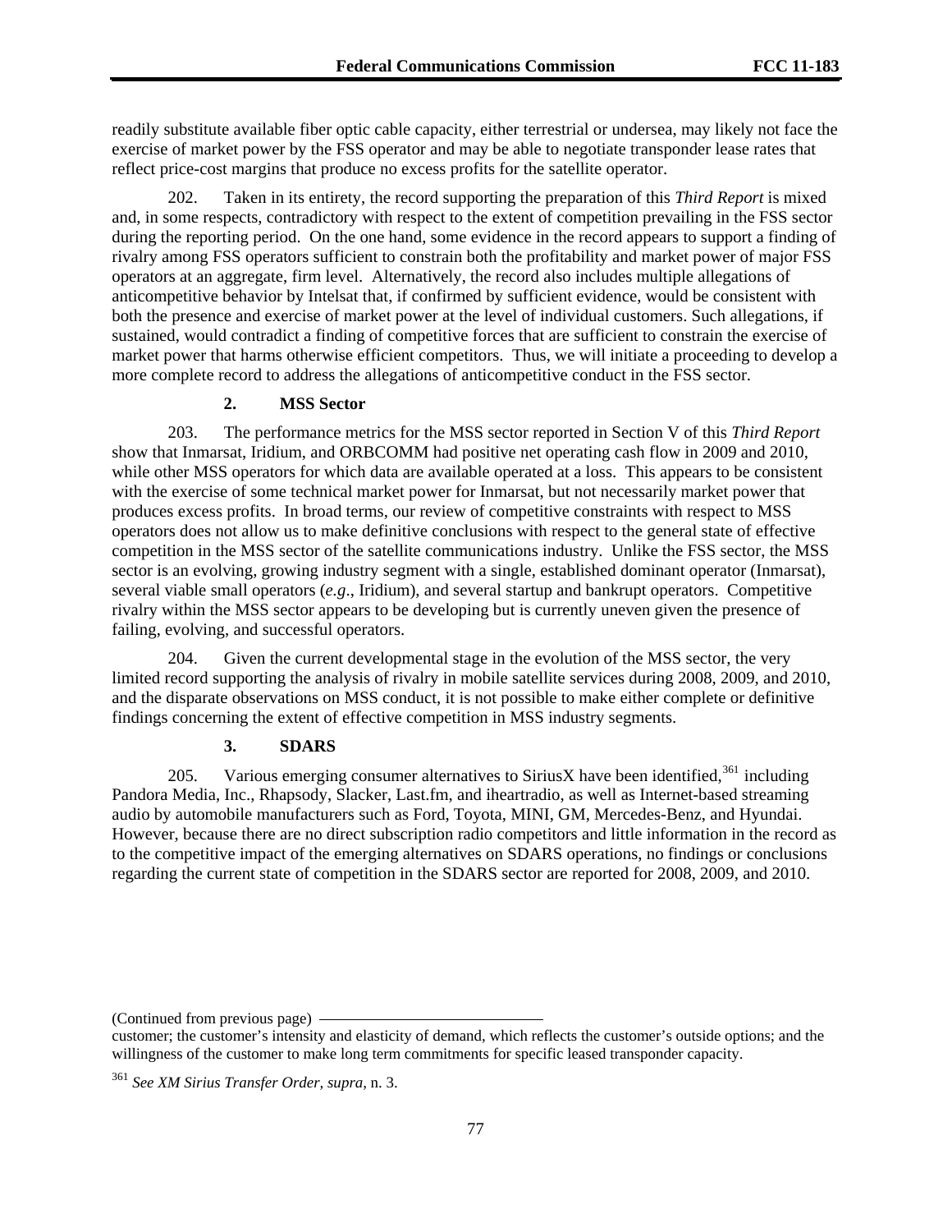readily substitute available fiber optic cable capacity, either terrestrial or undersea, may likely not face the exercise of market power by the FSS operator and may be able to negotiate transponder lease rates that reflect price-cost margins that produce no excess profits for the satellite operator.

202. Taken in its entirety, the record supporting the preparation of this *Third Report* is mixed and, in some respects, contradictory with respect to the extent of competition prevailing in the FSS sector during the reporting period. On the one hand, some evidence in the record appears to support a finding of rivalry among FSS operators sufficient to constrain both the profitability and market power of major FSS operators at an aggregate, firm level. Alternatively, the record also includes multiple allegations of anticompetitive behavior by Intelsat that, if confirmed by sufficient evidence, would be consistent with both the presence and exercise of market power at the level of individual customers. Such allegations, if sustained, would contradict a finding of competitive forces that are sufficient to constrain the exercise of market power that harms otherwise efficient competitors. Thus, we will initiate a proceeding to develop a more complete record to address the allegations of anticompetitive conduct in the FSS sector.

### 2. MSS Sector

203. The performance metrics for the MSS sector reported in Section V of this *Third Report* show that Inmarsat, Iridium, and ORBCOMM had positive net operating cash flow in 2009 and 2010, while other MSS operators for which data are available operated at a loss. This appears to be consistent with the exercise of some technical market power for Inmarsat, but not necessarily market power that produces excess profits. In broad terms, our review of competitive constraints with respect to MSS operators does not allow us to make definitive conclusions with respect to the general state of effective competition in the MSS sector of the satellite communications industry. Unlike the FSS sector, the MSS sector is an evolving, growing industry segment with a single, established dominant operator (Inmarsat), several viable small operators (*e.g*., Iridium), and several startup and bankrupt operators. Competitive rivalry within the MSS sector appears to be developing but is currently uneven given the presence of failing, evolving, and successful operators.

204. Given the current developmental stage in the evolution of the MSS sector, the very limited record supporting the analysis of rivalry in mobile satellite services during 2008, 2009, and 2010, and the disparate observations on MSS conduct, it is not possible to make either complete or definitive findings concerning the extent of effective competition in MSS industry segments.

### 3. SDARS

205. Various emerging consumer alternatives to SiriusX have been identified,[361] including Pandora Media, Inc., Rhapsody, Slacker, Last.fm, and iheartradio, as well as Internet-based streaming audio by automobile manufacturers such as Ford, Toyota, MINI, GM, Mercedes-Benz, and Hyundai. However, because there are no direct subscription radio competitors and little information in the record as to the competitive impact of the emerging alternatives on SDARS operations, no findings or conclusions regarding the current state of competition in the SDARS sector are reported for 2008, 2009, and 2010.

(Continued from previous page)

customer; the customer's intensity and elasticity of demand, which reflects the customer's outside options; and the willingness of the customer to make long term commitments for specific leased transponder capacity.

[361] *See XM Sirius Transfer Order, supra,* n. 3.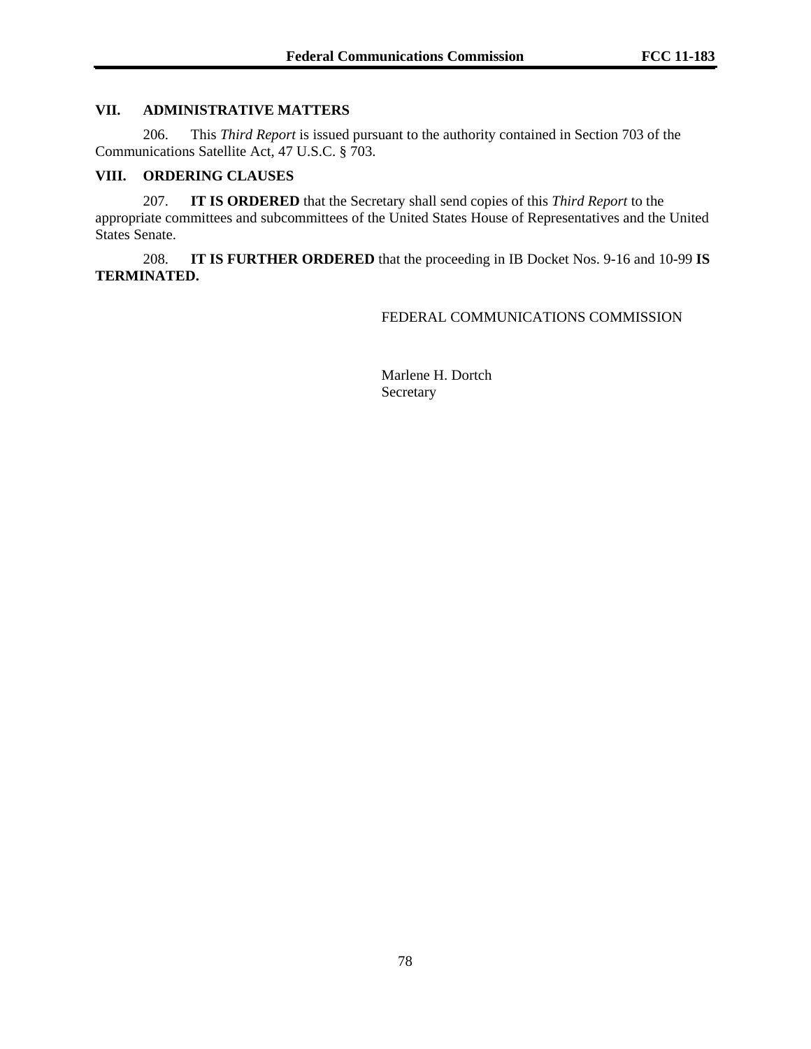## VII. ADMINISTRATIVE MATTERS

206. This *Third Report* is issued pursuant to the authority contained in Section 703 of the Communications Satellite Act, 47 U.S.C. § 703.

## VIII. ORDERING CLAUSES

207. **IT IS ORDERED** that the Secretary shall send copies of this *Third Report* to the appropriate committees and subcommittees of the United States House of Representatives and the United States Senate.

208. **IT IS FURTHER ORDERED** that the proceeding in IB Docket Nos. 9-16 and 10-99 **IS TERMINATED.**

FEDERAL COMMUNICATIONS COMMISSION

Marlene H. Dortch
Secretary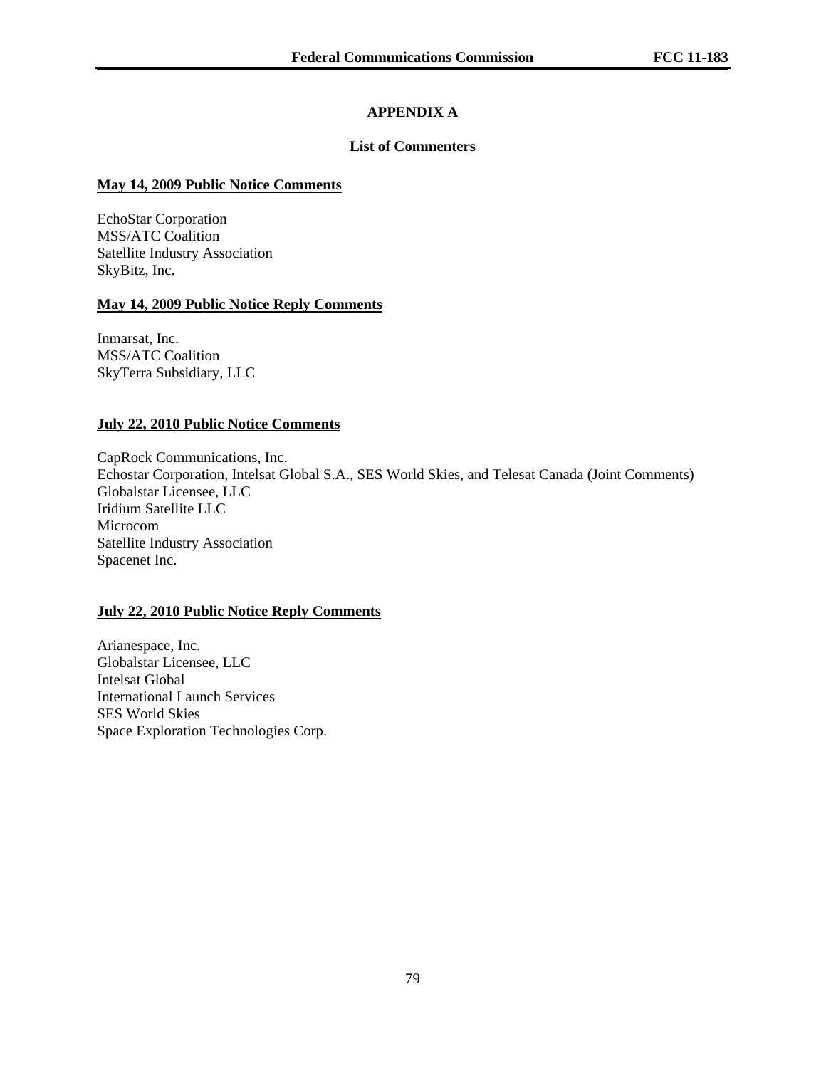# APPENDIX A

## List of Commenters

**May 14, 2009 Public Notice Comments**

EchoStar Corporation
MSS/ATC Coalition
Satellite Industry Association
SkyBitz, Inc.

**May 14, 2009 Public Notice Reply Comments**

Inmarsat, Inc.
MSS/ATC Coalition
SkyTerra Subsidiary, LLC

**July 22, 2010 Public Notice Comments**

CapRock Communications, Inc.
Echostar Corporation, Intelsat Global S.A., SES World Skies, and Telesat Canada (Joint Comments)
Globalstar Licensee, LLC
Iridium Satellite LLC
Microcom
Satellite Industry Association
Spacenet Inc.

**July 22, 2010 Public Notice Reply Comments**

Arianespace, Inc.
Globalstar Licensee, LLC
Intelsat Global
International Launch Services
SES World Skies
Space Exploration Technologies Corp.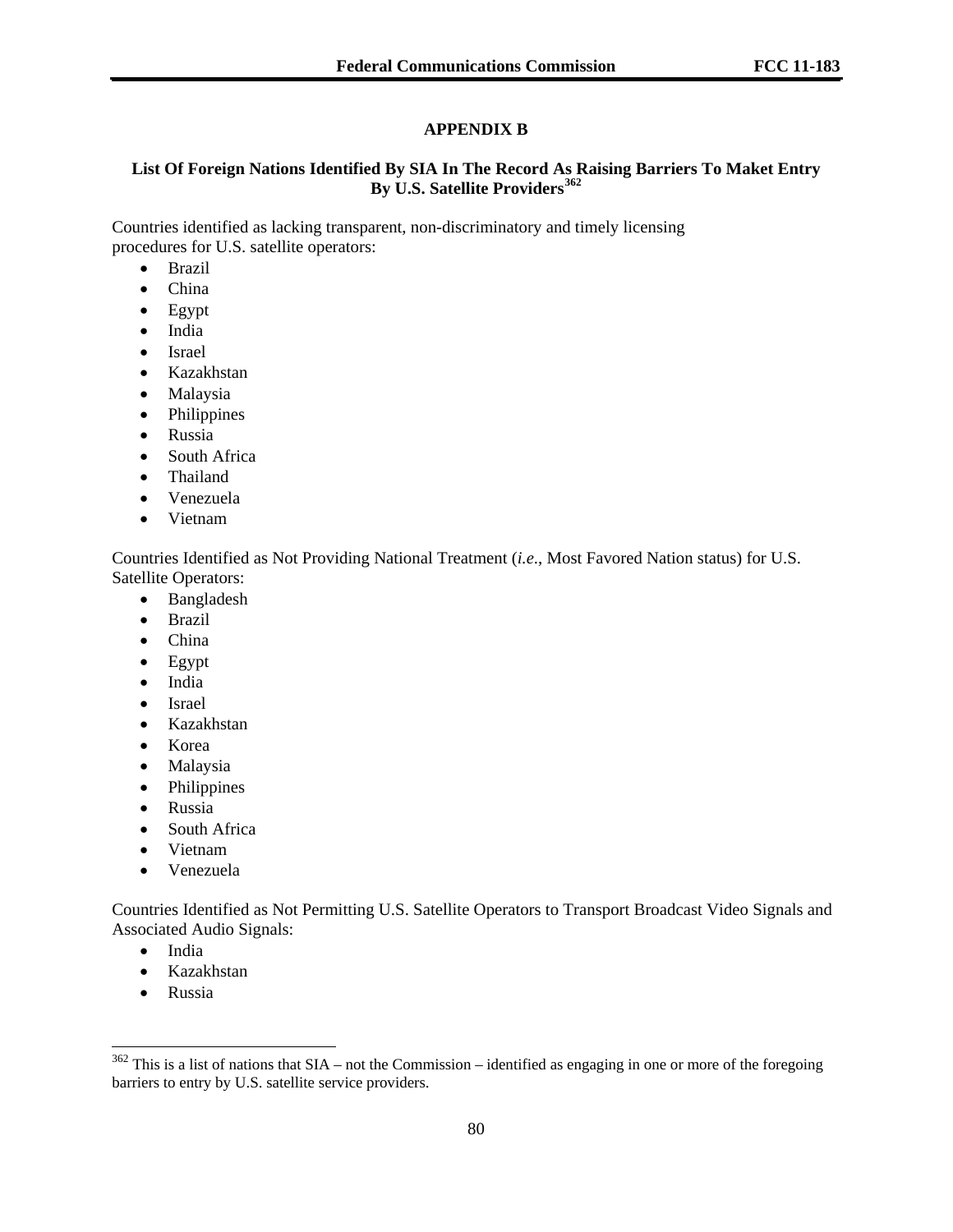## APPENDIX B

### List Of Foreign Nations Identified By SIA In The Record As Raising Barriers To Maket Entry By U.S. Satellite Providers[362]

Countries identified as lacking transparent, non-discriminatory and timely licensing procedures for U.S. satellite operators:

- Brazil
- China
- Egypt
- India
- Israel
- Kazakhstan
- Malaysia
- Philippines
- Russia
- South Africa
- Thailand
- Venezuela
- Vietnam

Countries Identified as Not Providing National Treatment (*i.e.*, Most Favored Nation status) for U.S. Satellite Operators:

- Bangladesh
- Brazil
- China
- Egypt
- India
- Israel
- Kazakhstan
- Korea
- Malaysia
- Philippines
- Russia
- South Africa
- Vietnam
- Venezuela

Countries Identified as Not Permitting U.S. Satellite Operators to Transport Broadcast Video Signals and Associated Audio Signals:

- India
- Kazakhstan
- Russia

---

[362] This is a list of nations that SIA – not the Commission – identified as engaging in one or more of the foregoing barriers to entry by U.S. satellite service providers.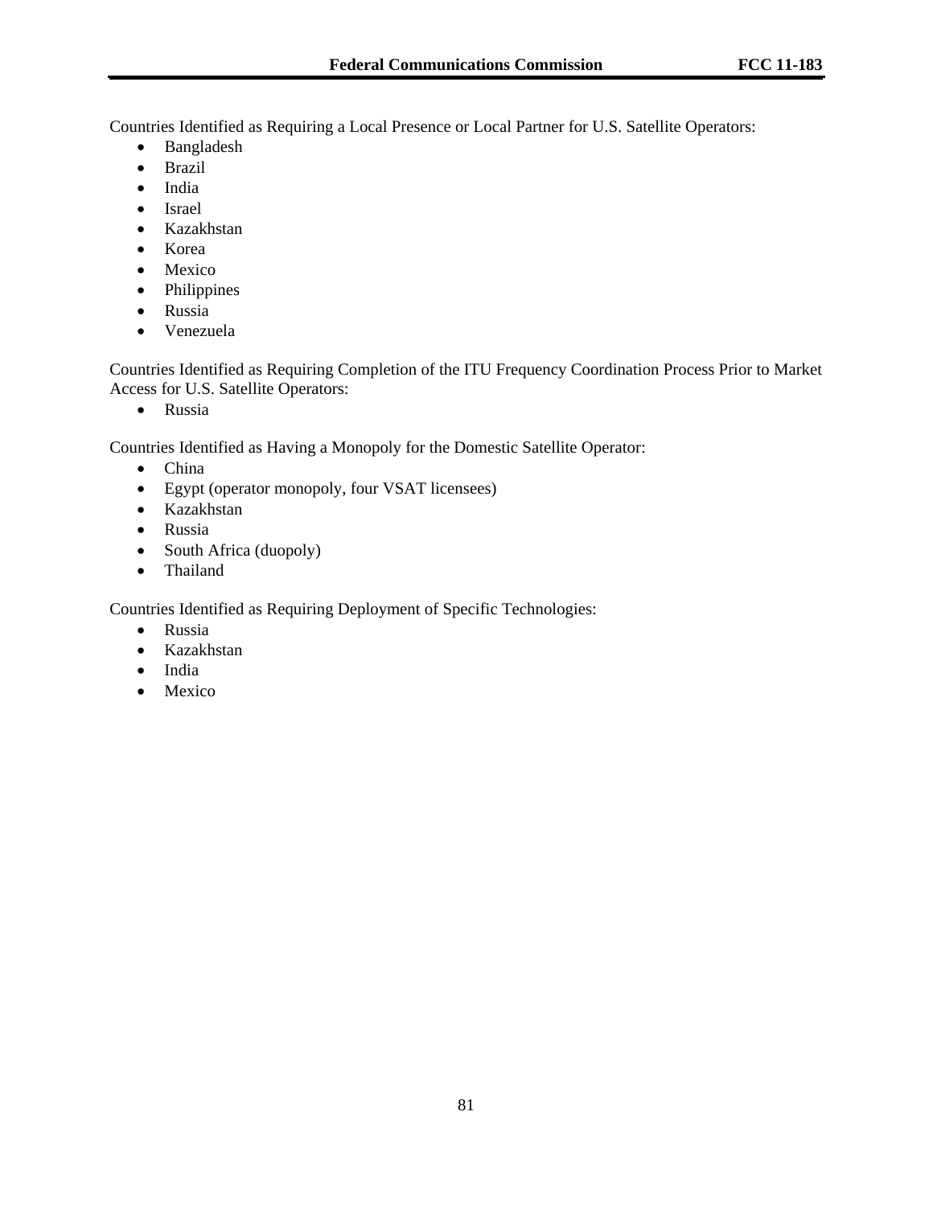Countries Identified as Requiring a Local Presence or Local Partner for U.S. Satellite Operators:

- Bangladesh
- Brazil
- India
- Israel
- Kazakhstan
- Korea
- Mexico
- Philippines
- Russia
- Venezuela

Countries Identified as Requiring Completion of the ITU Frequency Coordination Process Prior to Market Access for U.S. Satellite Operators:

- Russia

Countries Identified as Having a Monopoly for the Domestic Satellite Operator:

- China
- Egypt (operator monopoly, four VSAT licensees)
- Kazakhstan
- Russia
- South Africa (duopoly)
- Thailand

Countries Identified as Requiring Deployment of Specific Technologies:

- Russia
- Kazakhstan
- India
- Mexico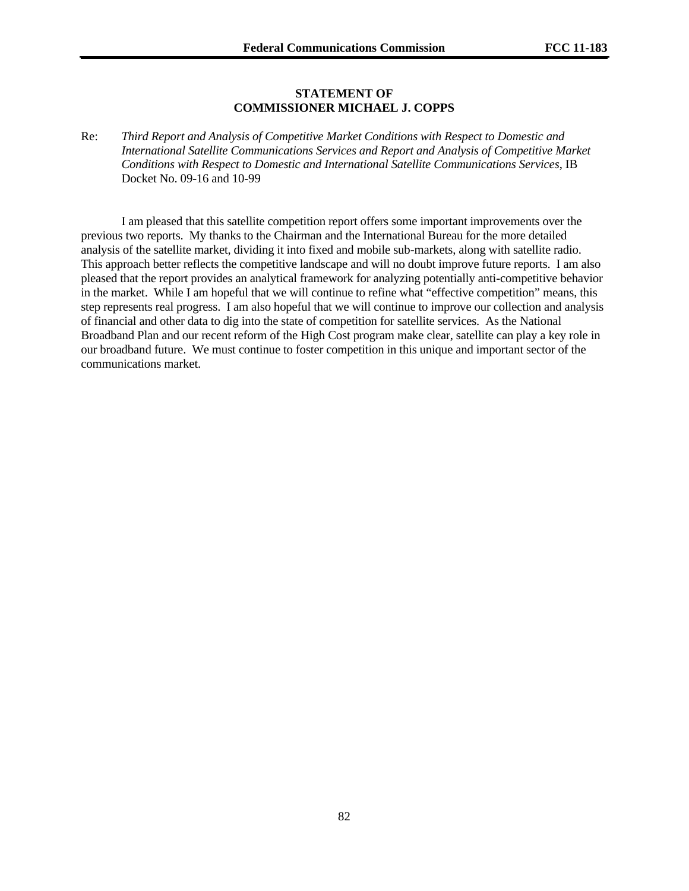**STATEMENT OF**
**COMMISSIONER MICHAEL J. COPPS**

Re: *Third Report and Analysis of Competitive Market Conditions with Respect to Domestic and International Satellite Communications Services and Report and Analysis of Competitive Market Conditions with Respect to Domestic and International Satellite Communications Services*, IB Docket No. 09-16 and 10-99

I am pleased that this satellite competition report offers some important improvements over the previous two reports. My thanks to the Chairman and the International Bureau for the more detailed analysis of the satellite market, dividing it into fixed and mobile sub-markets, along with satellite radio. This approach better reflects the competitive landscape and will no doubt improve future reports. I am also pleased that the report provides an analytical framework for analyzing potentially anti-competitive behavior in the market. While I am hopeful that we will continue to refine what "effective competition" means, this step represents real progress. I am also hopeful that we will continue to improve our collection and analysis of financial and other data to dig into the state of competition for satellite services. As the National Broadband Plan and our recent reform of the High Cost program make clear, satellite can play a key role in our broadband future. We must continue to foster competition in this unique and important sector of the communications market.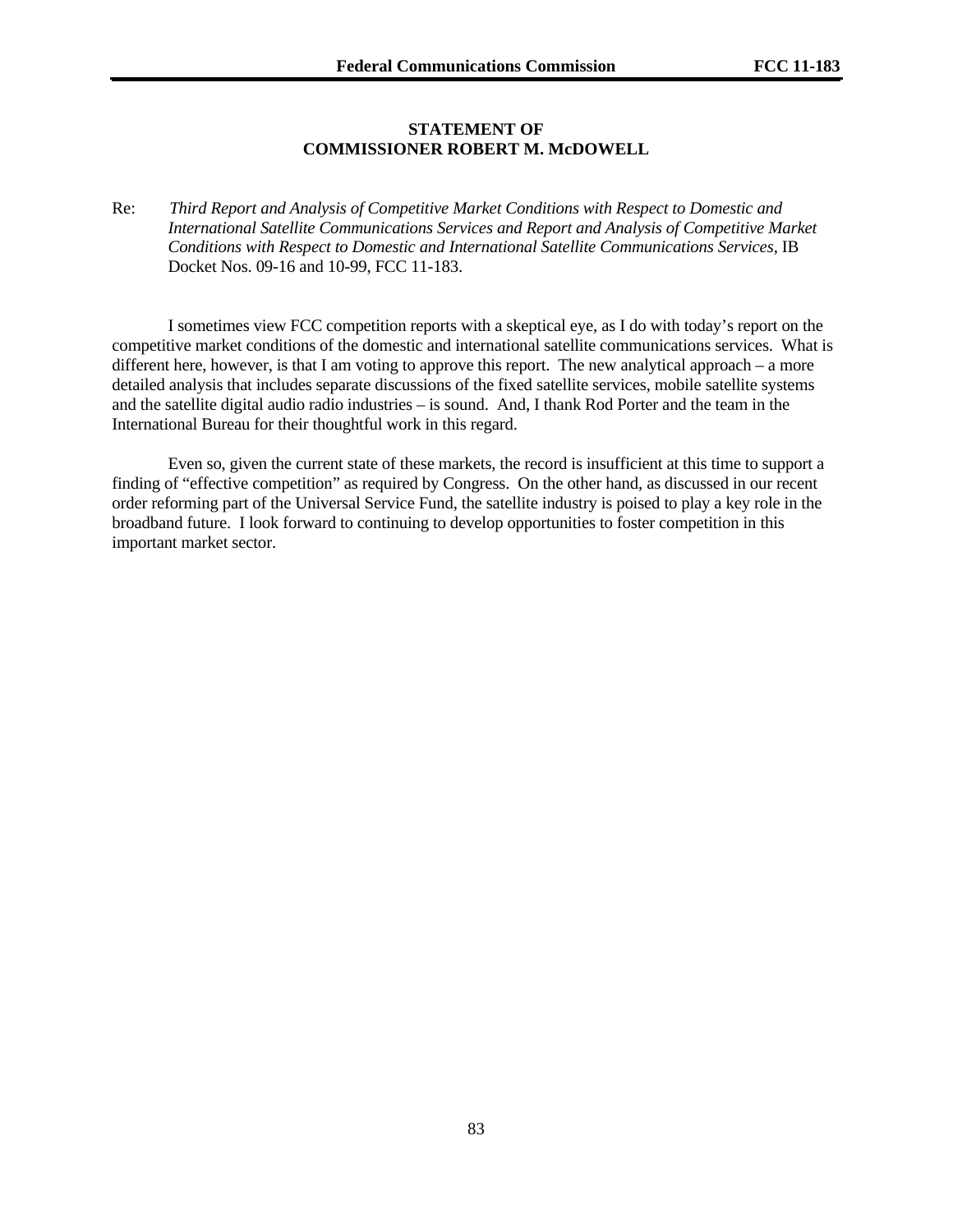## STATEMENT OF
## COMMISSIONER ROBERT M. McDOWELL

Re: *Third Report and Analysis of Competitive Market Conditions with Respect to Domestic and International Satellite Communications Services and Report and Analysis of Competitive Market Conditions with Respect to Domestic and International Satellite Communications Services*, IB Docket Nos. 09-16 and 10-99, FCC 11-183.

I sometimes view FCC competition reports with a skeptical eye, as I do with today's report on the competitive market conditions of the domestic and international satellite communications services. What is different here, however, is that I am voting to approve this report. The new analytical approach – a more detailed analysis that includes separate discussions of the fixed satellite services, mobile satellite systems and the satellite digital audio radio industries – is sound. And, I thank Rod Porter and the team in the International Bureau for their thoughtful work in this regard.

Even so, given the current state of these markets, the record is insufficient at this time to support a finding of "effective competition" as required by Congress. On the other hand, as discussed in our recent order reforming part of the Universal Service Fund, the satellite industry is poised to play a key role in the broadband future. I look forward to continuing to develop opportunities to foster competition in this important market sector.